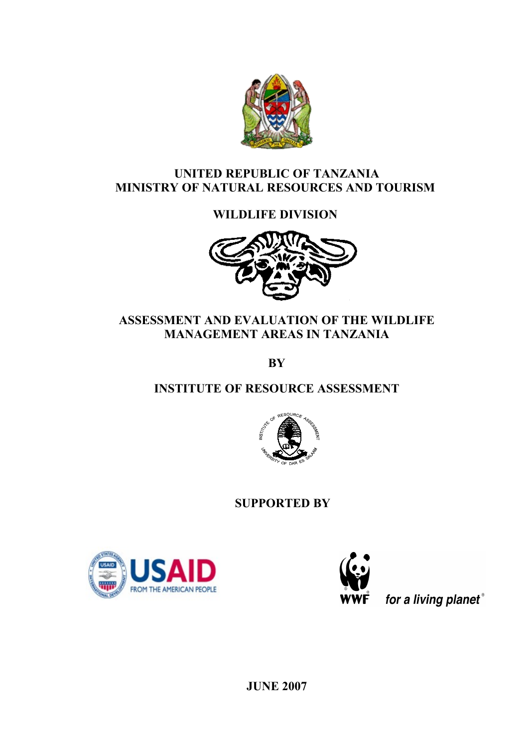**UNITED REPUBLIC OF TANZANIA**
**MINISTRY OF NATURAL RESOURCES AND TOURISM**

**WILDLIFE DIVISION**

# ASSESSMENT AND EVALUATION OF THE WILDLIFE MANAGEMENT AREAS IN TANZANIA

**BY**

**INSTITUTE OF RESOURCE ASSESSMENT**

**SUPPORTED BY**

**JUNE 2007**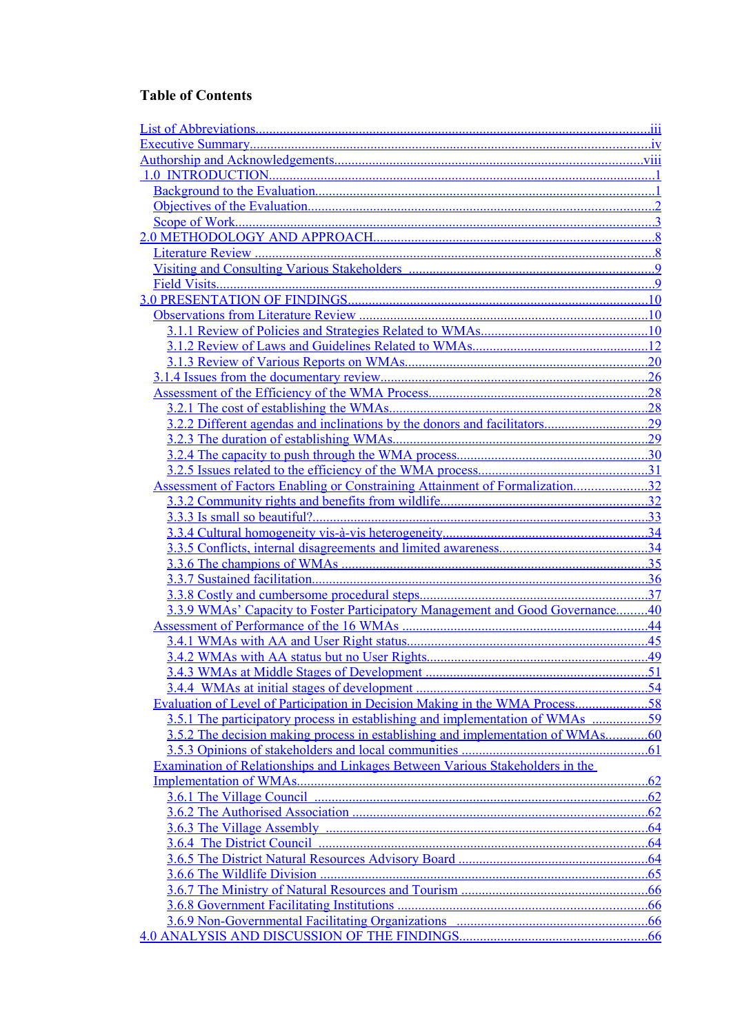# Table of Contents

- List of Abbreviations ........ iii
- Executive Summary ........ iv
- Authorship and Acknowledgements ........ viii
- 1.0 INTRODUCTION ........ 1
  - Background to the Evaluation ........ 1
  - Objectives of the Evaluation ........ 2
  - Scope of Work ........ 3
- 2.0 METHODOLOGY AND APPROACH ........ 8
  - Literature Review ........ 8
  - Visiting and Consulting Various Stakeholders ........ 9
  - Field Visits ........ 9
- 3.0 PRESENTATION OF FINDINGS ........ 10
  - Observations from Literature Review ........ 10
    - 3.1.1 Review of Policies and Strategies Related to WMAs ........ 10
    - 3.1.2 Review of Laws and Guidelines Related to WMAs ........ 12
    - 3.1.3 Review of Various Reports on WMAs ........ 20
  - 3.1.4 Issues from the documentary review ........ 26
  - Assessment of the Efficiency of the WMA Process ........ 28
    - 3.2.1 The cost of establishing the WMAs ........ 28
    - 3.2.2 Different agendas and inclinations by the donors and facilitators ........ 29
    - 3.2.3 The duration of establishing WMAs ........ 29
    - 3.2.4 The capacity to push through the WMA process ........ 30
    - 3.2.5 Issues related to the efficiency of the WMA process ........ 31
  - Assessment of Factors Enabling or Constraining Attainment of Formalization ........ 32
    - 3.3.2 Community rights and benefits from wildlife ........ 32
    - 3.3.3 Is small so beautiful? ........ 33
    - 3.3.4 Cultural homogeneity vis-à-vis heterogeneity ........ 34
    - 3.3.5 Conflicts, internal disagreements and limited awareness ........ 34
    - 3.3.6 The champions of WMAs ........ 35
    - 3.3.7 Sustained facilitation ........ 36
    - 3.3.8 Costly and cumbersome procedural steps ........ 37
    - 3.3.9 WMAs' Capacity to Foster Participatory Management and Good Governance ........ 40
  - Assessment of Performance of the 16 WMAs ........ 44
    - 3.4.1 WMAs with AA and User Right status ........ 45
    - 3.4.2 WMAs with AA status but no User Rights ........ 49
    - 3.4.3 WMAs at Middle Stages of Development ........ 51
    - 3.4.4 WMAs at initial stages of development ........ 54
  - Evaluation of Level of Participation in Decision Making in the WMA Process ........ 58
    - 3.5.1 The participatory process in establishing and implementation of WMAs ........ 59
    - 3.5.2 The decision making process in establishing and implementation of WMAs ........ 60
    - 3.5.3 Opinions of stakeholders and local communities ........ 61
  - Examination of Relationships and Linkages Between Various Stakeholders in the Implementation of WMAs ........ 62
    - 3.6.1 The Village Council ........ 62
    - 3.6.2 The Authorised Association ........ 62
    - 3.6.3 The Village Assembly ........ 64
    - 3.6.4 The District Council ........ 64
    - 3.6.5 The District Natural Resources Advisory Board ........ 64
    - 3.6.6 The Wildlife Division ........ 65
    - 3.6.7 The Ministry of Natural Resources and Tourism ........ 66
    - 3.6.8 Government Facilitating Institutions ........ 66
    - 3.6.9 Non-Governmental Facilitating Organizations ........ 66
- 4.0 ANALYSIS AND DISCUSSION OF THE FINDINGS ........ 66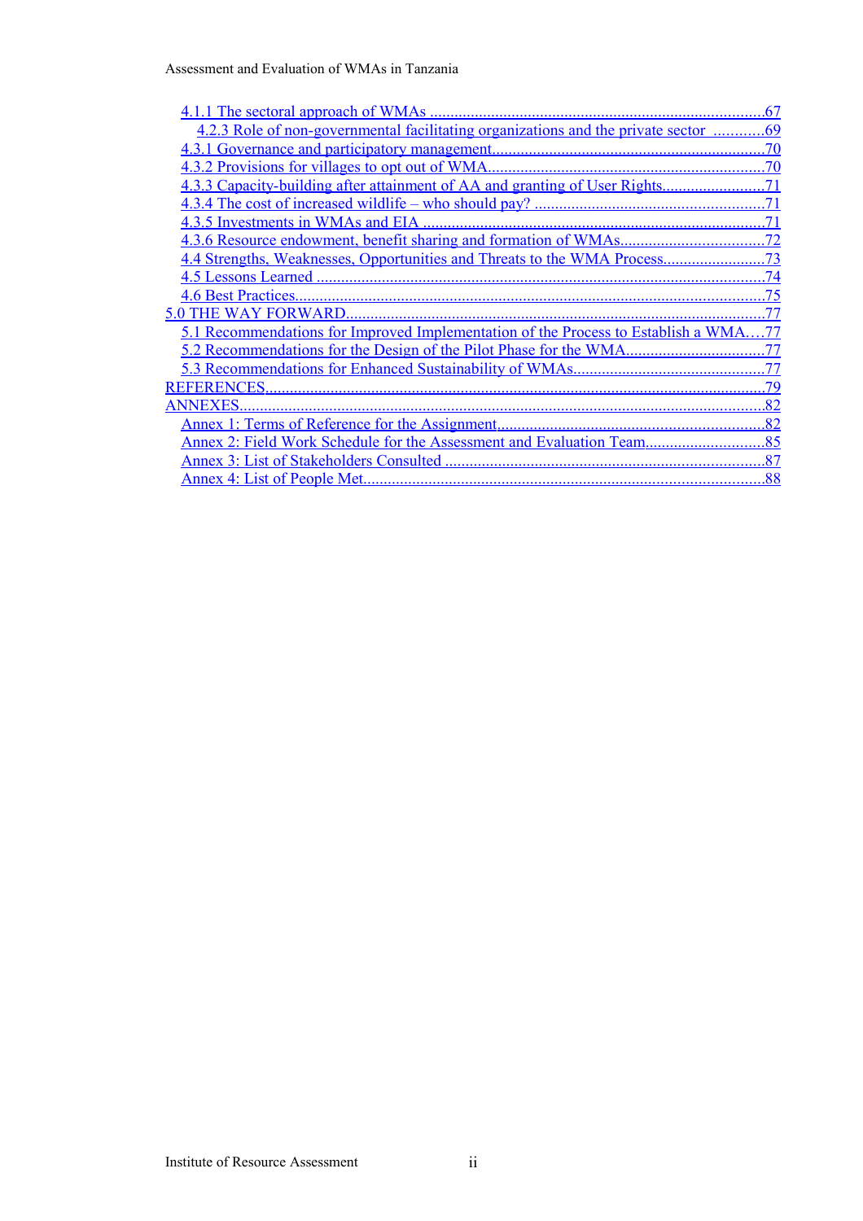4.1.1 The sectoral approach of WMAs ....................................................................................67
  4.2.3 Role of non-governmental facilitating organizations and the private sector ............69
4.3.1 Governance and participatory management..................................................................70
4.3.2 Provisions for villages to opt out of WMA....................................................................70
4.3.3 Capacity-building after attainment of AA and granting of User Rights.........................71
4.3.4 The cost of increased wildlife – who should pay? ........................................................71
4.3.5 Investments in WMAs and EIA ...................................................................................71
4.3.6 Resource endowment, benefit sharing and formation of WMAs...................................72
4.4 Strengths, Weaknesses, Opportunities and Threats to the WMA Process.........................73
4.5 Lessons Learned ............................................................................................................74
4.6 Best Practices..................................................................................................................75
5.0 THE WAY FORWARD......................................................................................................77
5.1 Recommendations for Improved Implementation of the Process to Establish a WMA….77
5.2 Recommendations for the Design of the Pilot Phase for the WMA.................................77
5.3 Recommendations for Enhanced Sustainability of WMAs...............................................77
REFERENCES.........................................................................................................................79
ANNEXES................................................................................................................................82
Annex 1: Terms of Reference for the Assignment.................................................................82
Annex 2: Field Work Schedule for the Assessment and Evaluation Team.............................85
Annex 3: List of Stakeholders Consulted .............................................................................87
Annex 4: List of People Met.................................................................................................88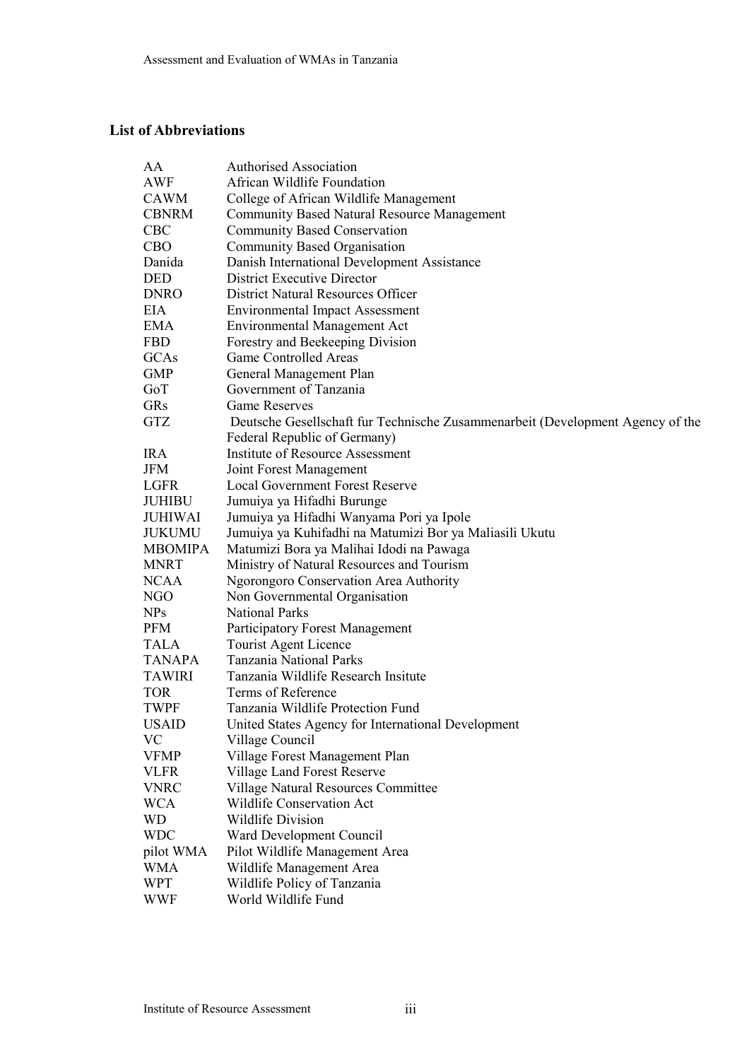## List of Abbreviations

| | |
|---|---|
| AA | Authorised Association |
| AWF | African Wildlife Foundation |
| CAWM | College of African Wildlife Management |
| CBNRM | Community Based Natural Resource Management |
| CBC | Community Based Conservation |
| CBO | Community Based Organisation |
| Danida | Danish International Development Assistance |
| DED | District Executive Director |
| DNRO | District Natural Resources Officer |
| EIA | Environmental Impact Assessment |
| EMA | Environmental Management Act |
| FBD | Forestry and Beekeeping Division |
| GCAs | Game Controlled Areas |
| GMP | General Management Plan |
| GoT | Government of Tanzania |
| GRs | Game Reserves |
| GTZ | Deutsche Gesellschaft fur Technische Zusammenarbeit (Development Agency of the Federal Republic of Germany) |
| IRA | Institute of Resource Assessment |
| JFM | Joint Forest Management |
| LGFR | Local Government Forest Reserve |
| JUHIBU | Jumuiya ya Hifadhi Burunge |
| JUHIWAI | Jumuiya ya Hifadhi Wanyama Pori ya Ipole |
| JUKUMU | Jumuiya ya Kuhifadhi na Matumizi Bor ya Maliasili Ukutu |
| MBOMIPA | Matumizi Bora ya Malihai Idodi na Pawaga |
| MNRT | Ministry of Natural Resources and Tourism |
| NCAA | Ngorongoro Conservation Area Authority |
| NGO | Non Governmental Organisation |
| NPs | National Parks |
| PFM | Participatory Forest Management |
| TALA | Tourist Agent Licence |
| TANAPA | Tanzania National Parks |
| TAWIRI | Tanzania Wildlife Research Insitute |
| TOR | Terms of Reference |
| TWPF | Tanzania Wildlife Protection Fund |
| USAID | United States Agency for International Development |
| VC | Village Council |
| VFMP | Village Forest Management Plan |
| VLFR | Village Land Forest Reserve |
| VNRC | Village Natural Resources Committee |
| WCA | Wildlife Conservation Act |
| WD | Wildlife Division |
| WDC | Ward Development Council |
| pilot WMA | Pilot Wildlife Management Area |
| WMA | Wildlife Management Area |
| WPT | Wildlife Policy of Tanzania |
| WWF | World Wildlife Fund |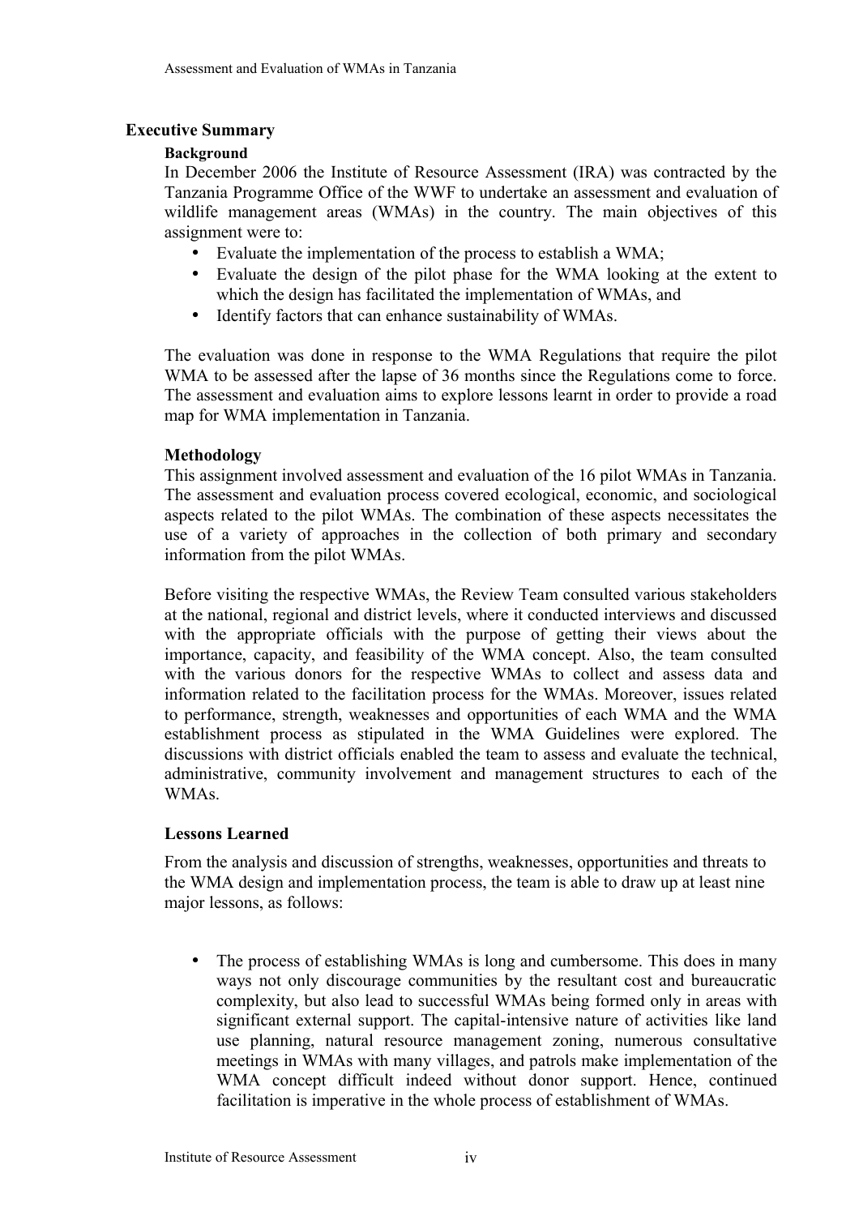## Executive Summary

### Background

In December 2006 the Institute of Resource Assessment (IRA) was contracted by the Tanzania Programme Office of the WWF to undertake an assessment and evaluation of wildlife management areas (WMAs) in the country. The main objectives of this assignment were to:

- Evaluate the implementation of the process to establish a WMA;
- Evaluate the design of the pilot phase for the WMA looking at the extent to which the design has facilitated the implementation of WMAs, and
- Identify factors that can enhance sustainability of WMAs.

The evaluation was done in response to the WMA Regulations that require the pilot WMA to be assessed after the lapse of 36 months since the Regulations come to force. The assessment and evaluation aims to explore lessons learnt in order to provide a road map for WMA implementation in Tanzania.

### Methodology

This assignment involved assessment and evaluation of the 16 pilot WMAs in Tanzania. The assessment and evaluation process covered ecological, economic, and sociological aspects related to the pilot WMAs. The combination of these aspects necessitates the use of a variety of approaches in the collection of both primary and secondary information from the pilot WMAs.

Before visiting the respective WMAs, the Review Team consulted various stakeholders at the national, regional and district levels, where it conducted interviews and discussed with the appropriate officials with the purpose of getting their views about the importance, capacity, and feasibility of the WMA concept. Also, the team consulted with the various donors for the respective WMAs to collect and assess data and information related to the facilitation process for the WMAs. Moreover, issues related to performance, strength, weaknesses and opportunities of each WMA and the WMA establishment process as stipulated in the WMA Guidelines were explored. The discussions with district officials enabled the team to assess and evaluate the technical, administrative, community involvement and management structures to each of the WMAs.

### Lessons Learned

From the analysis and discussion of strengths, weaknesses, opportunities and threats to the WMA design and implementation process, the team is able to draw up at least nine major lessons, as follows:

- The process of establishing WMAs is long and cumbersome. This does in many ways not only discourage communities by the resultant cost and bureaucratic complexity, but also lead to successful WMAs being formed only in areas with significant external support. The capital-intensive nature of activities like land use planning, natural resource management zoning, numerous consultative meetings in WMAs with many villages, and patrols make implementation of the WMA concept difficult indeed without donor support. Hence, continued facilitation is imperative in the whole process of establishment of WMAs.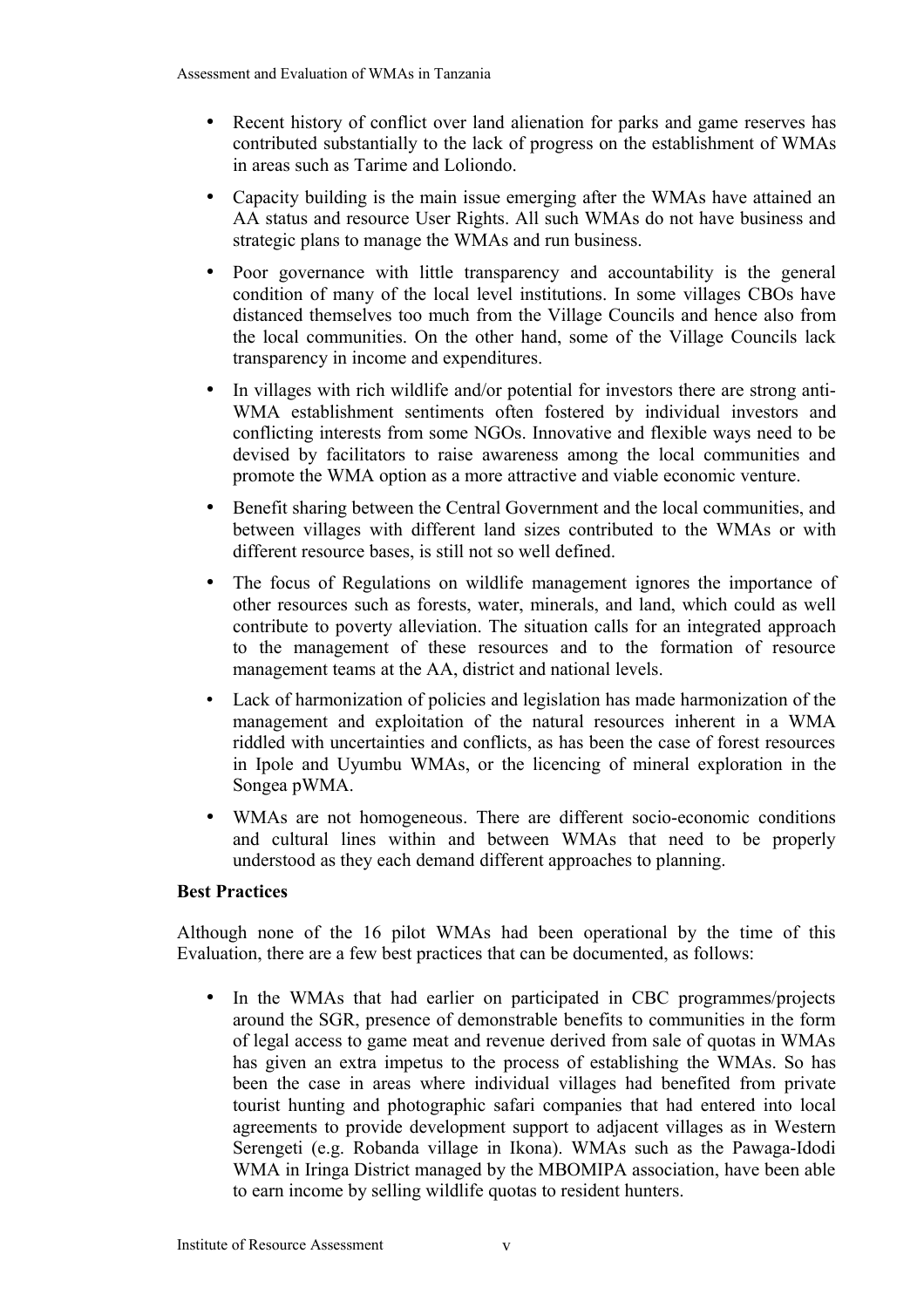- Recent history of conflict over land alienation for parks and game reserves has contributed substantially to the lack of progress on the establishment of WMAs in areas such as Tarime and Loliondo.

- Capacity building is the main issue emerging after the WMAs have attained an AA status and resource User Rights. All such WMAs do not have business and strategic plans to manage the WMAs and run business.

- Poor governance with little transparency and accountability is the general condition of many of the local level institutions. In some villages CBOs have distanced themselves too much from the Village Councils and hence also from the local communities. On the other hand, some of the Village Councils lack transparency in income and expenditures.

- In villages with rich wildlife and/or potential for investors there are strong anti-WMA establishment sentiments often fostered by individual investors and conflicting interests from some NGOs. Innovative and flexible ways need to be devised by facilitators to raise awareness among the local communities and promote the WMA option as a more attractive and viable economic venture.

- Benefit sharing between the Central Government and the local communities, and between villages with different land sizes contributed to the WMAs or with different resource bases, is still not so well defined.

- The focus of Regulations on wildlife management ignores the importance of other resources such as forests, water, minerals, and land, which could as well contribute to poverty alleviation. The situation calls for an integrated approach to the management of these resources and to the formation of resource management teams at the AA, district and national levels.

- Lack of harmonization of policies and legislation has made harmonization of the management and exploitation of the natural resources inherent in a WMA riddled with uncertainties and conflicts, as has been the case of forest resources in Ipole and Uyumbu WMAs, or the licencing of mineral exploration in the Songea pWMA.

- WMAs are not homogeneous. There are different socio-economic conditions and cultural lines within and between WMAs that need to be properly understood as they each demand different approaches to planning.

**Best Practices**

Although none of the 16 pilot WMAs had been operational by the time of this Evaluation, there are a few best practices that can be documented, as follows:

- In the WMAs that had earlier on participated in CBC programmes/projects around the SGR, presence of demonstrable benefits to communities in the form of legal access to game meat and revenue derived from sale of quotas in WMAs has given an extra impetus to the process of establishing the WMAs. So has been the case in areas where individual villages had benefited from private tourist hunting and photographic safari companies that had entered into local agreements to provide development support to adjacent villages as in Western Serengeti (e.g. Robanda village in Ikona). WMAs such as the Pawaga-Idodi WMA in Iringa District managed by the MBOMIPA association, have been able to earn income by selling wildlife quotas to resident hunters.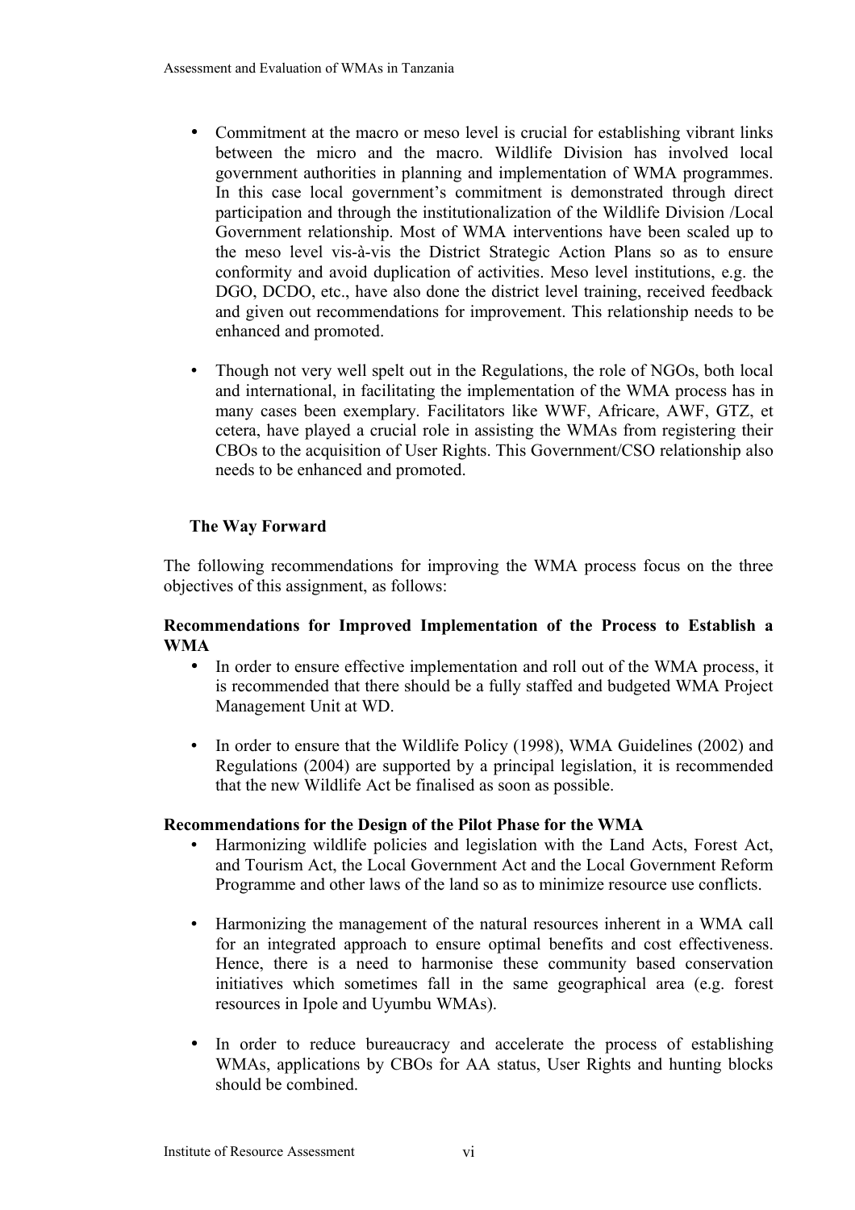- Commitment at the macro or meso level is crucial for establishing vibrant links between the micro and the macro. Wildlife Division has involved local government authorities in planning and implementation of WMA programmes. In this case local government's commitment is demonstrated through direct participation and through the institutionalization of the Wildlife Division /Local Government relationship. Most of WMA interventions have been scaled up to the meso level vis-à-vis the District Strategic Action Plans so as to ensure conformity and avoid duplication of activities. Meso level institutions, e.g. the DGO, DCDO, etc., have also done the district level training, received feedback and given out recommendations for improvement. This relationship needs to be enhanced and promoted.

- Though not very well spelt out in the Regulations, the role of NGOs, both local and international, in facilitating the implementation of the WMA process has in many cases been exemplary. Facilitators like WWF, Africare, AWF, GTZ, et cetera, have played a crucial role in assisting the WMAs from registering their CBOs to the acquisition of User Rights. This Government/CSO relationship also needs to be enhanced and promoted.

## The Way Forward

The following recommendations for improving the WMA process focus on the three objectives of this assignment, as follows:

### Recommendations for Improved Implementation of the Process to Establish a WMA

- In order to ensure effective implementation and roll out of the WMA process, it is recommended that there should be a fully staffed and budgeted WMA Project Management Unit at WD.

- In order to ensure that the Wildlife Policy (1998), WMA Guidelines (2002) and Regulations (2004) are supported by a principal legislation, it is recommended that the new Wildlife Act be finalised as soon as possible.

### Recommendations for the Design of the Pilot Phase for the WMA

- Harmonizing wildlife policies and legislation with the Land Acts, Forest Act, and Tourism Act, the Local Government Act and the Local Government Reform Programme and other laws of the land so as to minimize resource use conflicts.

- Harmonizing the management of the natural resources inherent in a WMA call for an integrated approach to ensure optimal benefits and cost effectiveness. Hence, there is a need to harmonise these community based conservation initiatives which sometimes fall in the same geographical area (e.g. forest resources in Ipole and Uyumbu WMAs).

- In order to reduce bureaucracy and accelerate the process of establishing WMAs, applications by CBOs for AA status, User Rights and hunting blocks should be combined.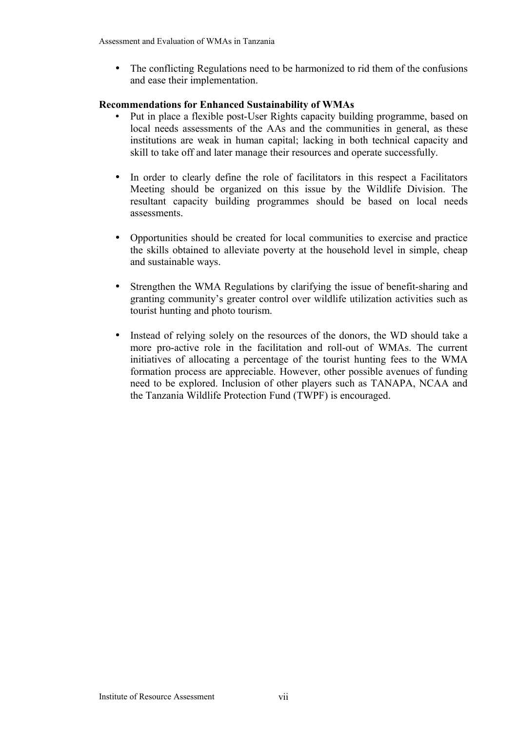- The conflicting Regulations need to be harmonized to rid them of the confusions and ease their implementation.

**Recommendations for Enhanced Sustainability of WMAs**

- Put in place a flexible post-User Rights capacity building programme, based on local needs assessments of the AAs and the communities in general, as these institutions are weak in human capital; lacking in both technical capacity and skill to take off and later manage their resources and operate successfully.

- In order to clearly define the role of facilitators in this respect a Facilitators Meeting should be organized on this issue by the Wildlife Division. The resultant capacity building programmes should be based on local needs assessments.

- Opportunities should be created for local communities to exercise and practice the skills obtained to alleviate poverty at the household level in simple, cheap and sustainable ways.

- Strengthen the WMA Regulations by clarifying the issue of benefit-sharing and granting community's greater control over wildlife utilization activities such as tourist hunting and photo tourism.

- Instead of relying solely on the resources of the donors, the WD should take a more pro-active role in the facilitation and roll-out of WMAs. The current initiatives of allocating a percentage of the tourist hunting fees to the WMA formation process are appreciable. However, other possible avenues of funding need to be explored. Inclusion of other players such as TANAPA, NCAA and the Tanzania Wildlife Protection Fund (TWPF) is encouraged.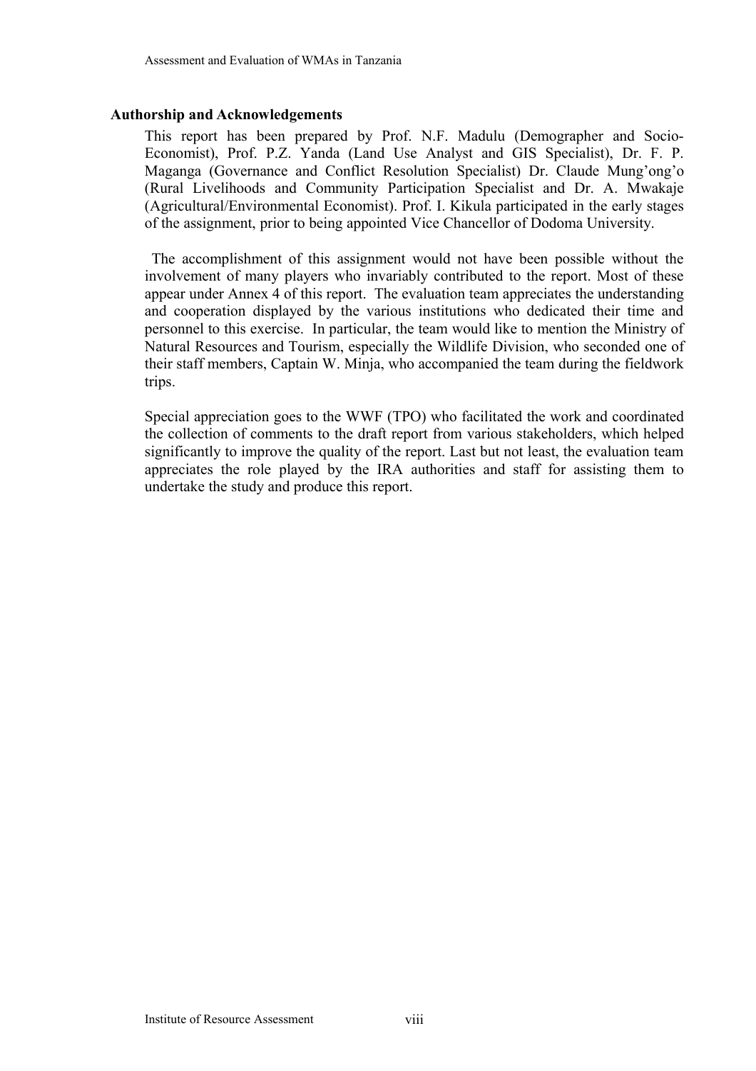### Authorship and Acknowledgements

This report has been prepared by Prof. N.F. Madulu (Demographer and Socio-Economist), Prof. P.Z. Yanda (Land Use Analyst and GIS Specialist), Dr. F. P. Maganga (Governance and Conflict Resolution Specialist) Dr. Claude Mung'ong'o (Rural Livelihoods and Community Participation Specialist and Dr. A. Mwakaje (Agricultural/Environmental Economist). Prof. I. Kikula participated in the early stages of the assignment, prior to being appointed Vice Chancellor of Dodoma University.

The accomplishment of this assignment would not have been possible without the involvement of many players who invariably contributed to the report. Most of these appear under Annex 4 of this report. The evaluation team appreciates the understanding and cooperation displayed by the various institutions who dedicated their time and personnel to this exercise. In particular, the team would like to mention the Ministry of Natural Resources and Tourism, especially the Wildlife Division, who seconded one of their staff members, Captain W. Minja, who accompanied the team during the fieldwork trips.

Special appreciation goes to the WWF (TPO) who facilitated the work and coordinated the collection of comments to the draft report from various stakeholders, which helped significantly to improve the quality of the report. Last but not least, the evaluation team appreciates the role played by the IRA authorities and staff for assisting them to undertake the study and produce this report.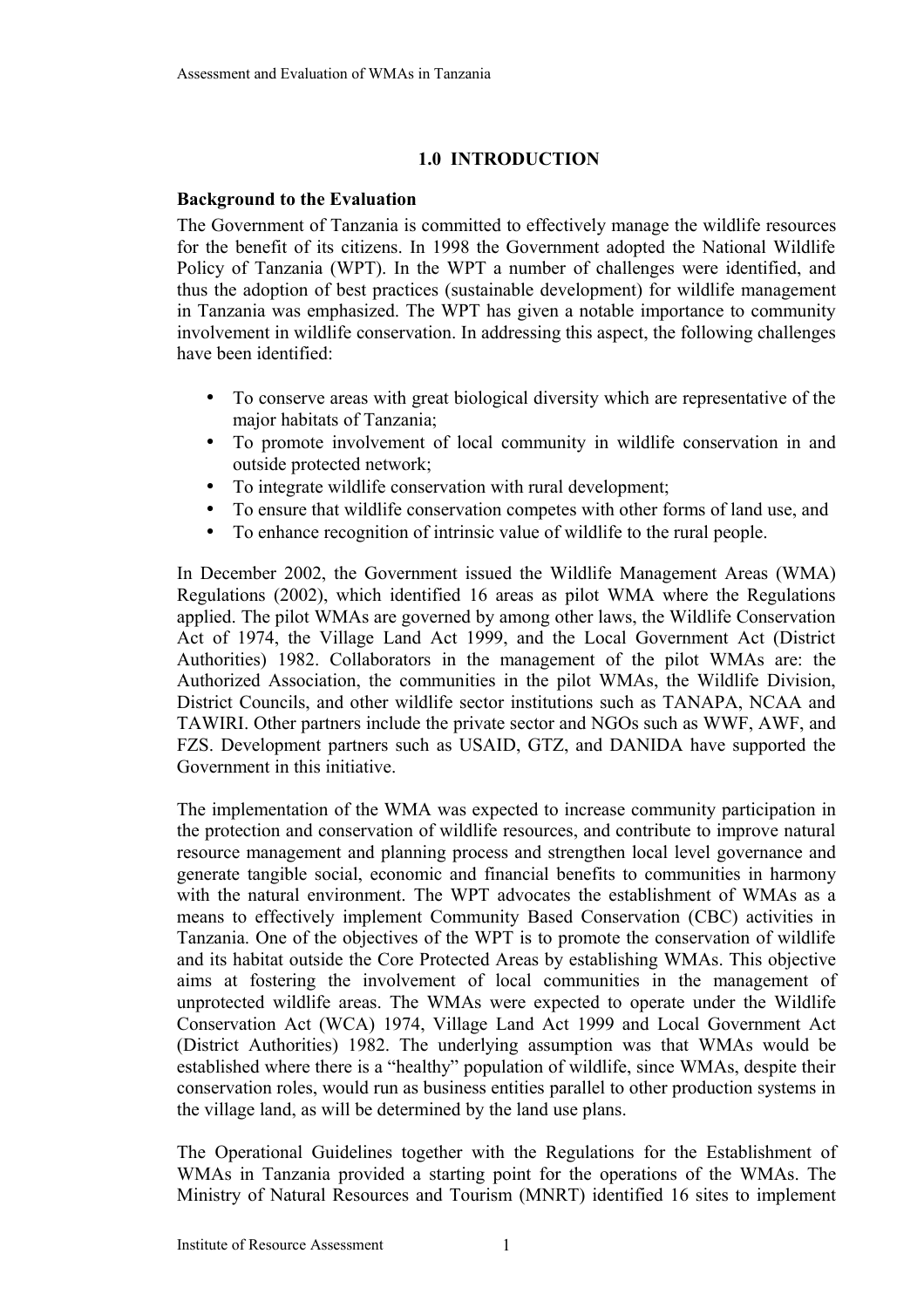# 1.0 INTRODUCTION

**Background to the Evaluation**

The Government of Tanzania is committed to effectively manage the wildlife resources for the benefit of its citizens. In 1998 the Government adopted the National Wildlife Policy of Tanzania (WPT). In the WPT a number of challenges were identified, and thus the adoption of best practices (sustainable development) for wildlife management in Tanzania was emphasized. The WPT has given a notable importance to community involvement in wildlife conservation. In addressing this aspect, the following challenges have been identified:

- To conserve areas with great biological diversity which are representative of the major habitats of Tanzania;
- To promote involvement of local community in wildlife conservation in and outside protected network;
- To integrate wildlife conservation with rural development;
- To ensure that wildlife conservation competes with other forms of land use, and
- To enhance recognition of intrinsic value of wildlife to the rural people.

In December 2002, the Government issued the Wildlife Management Areas (WMA) Regulations (2002), which identified 16 areas as pilot WMA where the Regulations applied. The pilot WMAs are governed by among other laws, the Wildlife Conservation Act of 1974, the Village Land Act 1999, and the Local Government Act (District Authorities) 1982. Collaborators in the management of the pilot WMAs are: the Authorized Association, the communities in the pilot WMAs, the Wildlife Division, District Councils, and other wildlife sector institutions such as TANAPA, NCAA and TAWIRI. Other partners include the private sector and NGOs such as WWF, AWF, and FZS. Development partners such as USAID, GTZ, and DANIDA have supported the Government in this initiative.

The implementation of the WMA was expected to increase community participation in the protection and conservation of wildlife resources, and contribute to improve natural resource management and planning process and strengthen local level governance and generate tangible social, economic and financial benefits to communities in harmony with the natural environment. The WPT advocates the establishment of WMAs as a means to effectively implement Community Based Conservation (CBC) activities in Tanzania. One of the objectives of the WPT is to promote the conservation of wildlife and its habitat outside the Core Protected Areas by establishing WMAs. This objective aims at fostering the involvement of local communities in the management of unprotected wildlife areas. The WMAs were expected to operate under the Wildlife Conservation Act (WCA) 1974, Village Land Act 1999 and Local Government Act (District Authorities) 1982. The underlying assumption was that WMAs would be established where there is a "healthy" population of wildlife, since WMAs, despite their conservation roles, would run as business entities parallel to other production systems in the village land, as will be determined by the land use plans.

The Operational Guidelines together with the Regulations for the Establishment of WMAs in Tanzania provided a starting point for the operations of the WMAs. The Ministry of Natural Resources and Tourism (MNRT) identified 16 sites to implement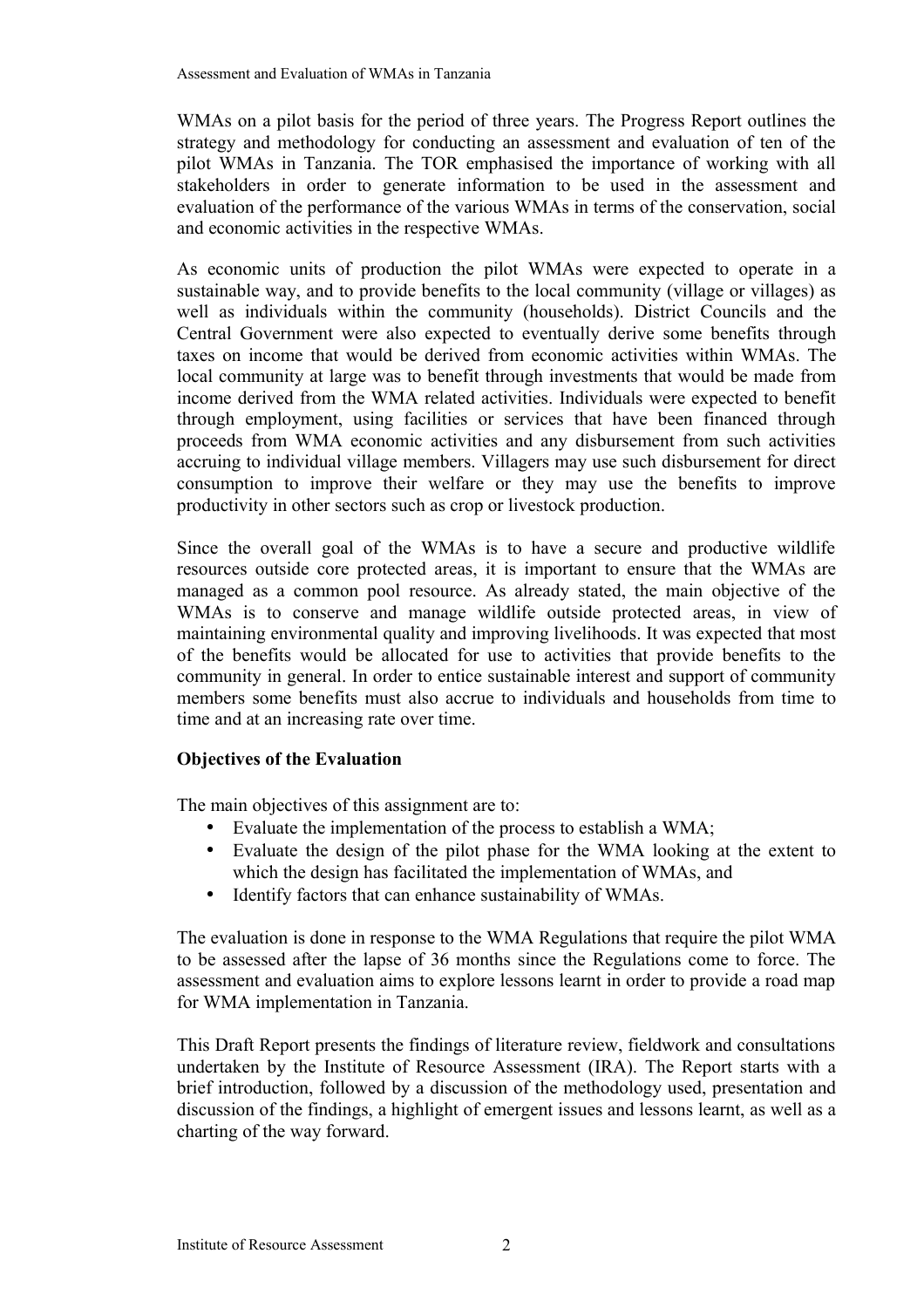WMAs on a pilot basis for the period of three years. The Progress Report outlines the strategy and methodology for conducting an assessment and evaluation of ten of the pilot WMAs in Tanzania. The TOR emphasised the importance of working with all stakeholders in order to generate information to be used in the assessment and evaluation of the performance of the various WMAs in terms of the conservation, social and economic activities in the respective WMAs.

As economic units of production the pilot WMAs were expected to operate in a sustainable way, and to provide benefits to the local community (village or villages) as well as individuals within the community (households). District Councils and the Central Government were also expected to eventually derive some benefits through taxes on income that would be derived from economic activities within WMAs. The local community at large was to benefit through investments that would be made from income derived from the WMA related activities. Individuals were expected to benefit through employment, using facilities or services that have been financed through proceeds from WMA economic activities and any disbursement from such activities accruing to individual village members. Villagers may use such disbursement for direct consumption to improve their welfare or they may use the benefits to improve productivity in other sectors such as crop or livestock production.

Since the overall goal of the WMAs is to have a secure and productive wildlife resources outside core protected areas, it is important to ensure that the WMAs are managed as a common pool resource. As already stated, the main objective of the WMAs is to conserve and manage wildlife outside protected areas, in view of maintaining environmental quality and improving livelihoods. It was expected that most of the benefits would be allocated for use to activities that provide benefits to the community in general. In order to entice sustainable interest and support of community members some benefits must also accrue to individuals and households from time to time and at an increasing rate over time.

**Objectives of the Evaluation**

The main objectives of this assignment are to:

- Evaluate the implementation of the process to establish a WMA;
- Evaluate the design of the pilot phase for the WMA looking at the extent to which the design has facilitated the implementation of WMAs, and
- Identify factors that can enhance sustainability of WMAs.

The evaluation is done in response to the WMA Regulations that require the pilot WMA to be assessed after the lapse of 36 months since the Regulations come to force. The assessment and evaluation aims to explore lessons learnt in order to provide a road map for WMA implementation in Tanzania.

This Draft Report presents the findings of literature review, fieldwork and consultations undertaken by the Institute of Resource Assessment (IRA). The Report starts with a brief introduction, followed by a discussion of the methodology used, presentation and discussion of the findings, a highlight of emergent issues and lessons learnt, as well as a charting of the way forward.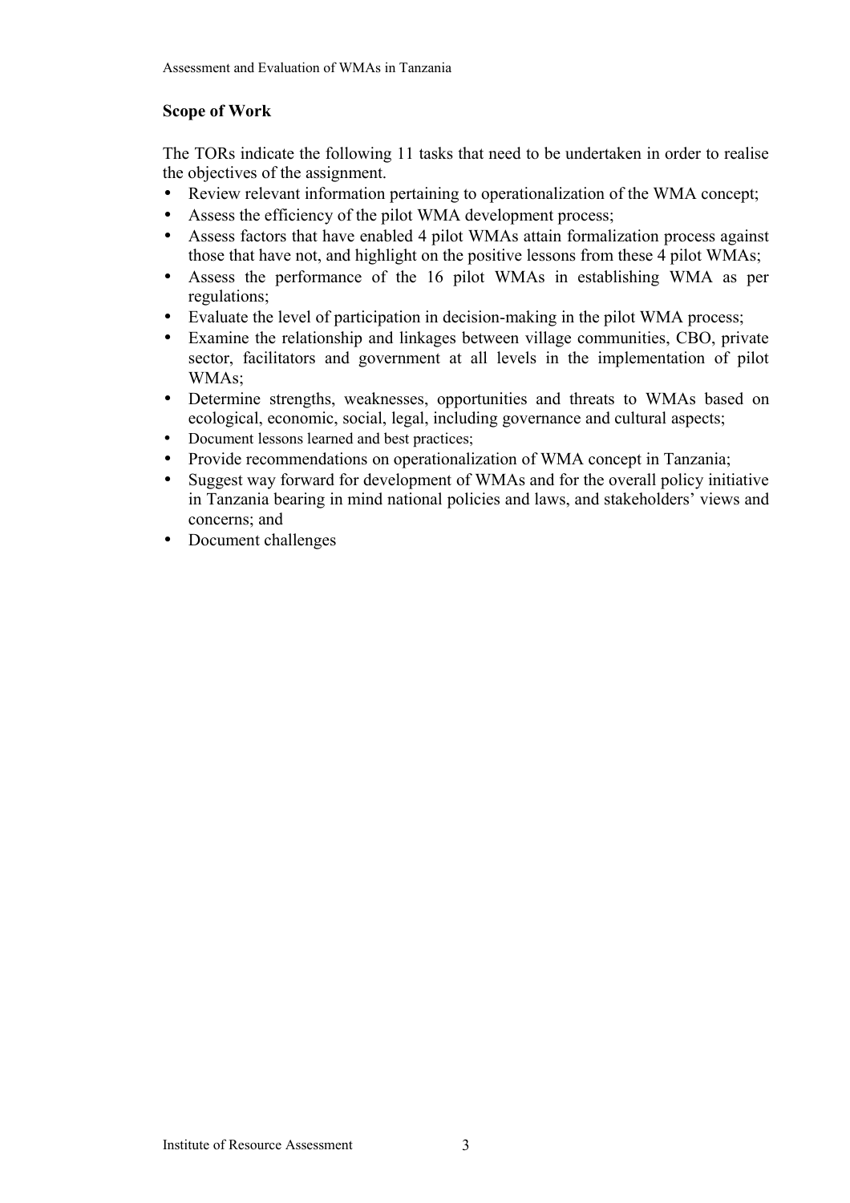**Scope of Work**

The TORs indicate the following 11 tasks that need to be undertaken in order to realise the objectives of the assignment.

- Review relevant information pertaining to operationalization of the WMA concept;
- Assess the efficiency of the pilot WMA development process;
- Assess factors that have enabled 4 pilot WMAs attain formalization process against those that have not, and highlight on the positive lessons from these 4 pilot WMAs;
- Assess the performance of the 16 pilot WMAs in establishing WMA as per regulations;
- Evaluate the level of participation in decision-making in the pilot WMA process;
- Examine the relationship and linkages between village communities, CBO, private sector, facilitators and government at all levels in the implementation of pilot WMAs;
- Determine strengths, weaknesses, opportunities and threats to WMAs based on ecological, economic, social, legal, including governance and cultural aspects;
- Document lessons learned and best practices;
- Provide recommendations on operationalization of WMA concept in Tanzania;
- Suggest way forward for development of WMAs and for the overall policy initiative in Tanzania bearing in mind national policies and laws, and stakeholders' views and concerns; and
- Document challenges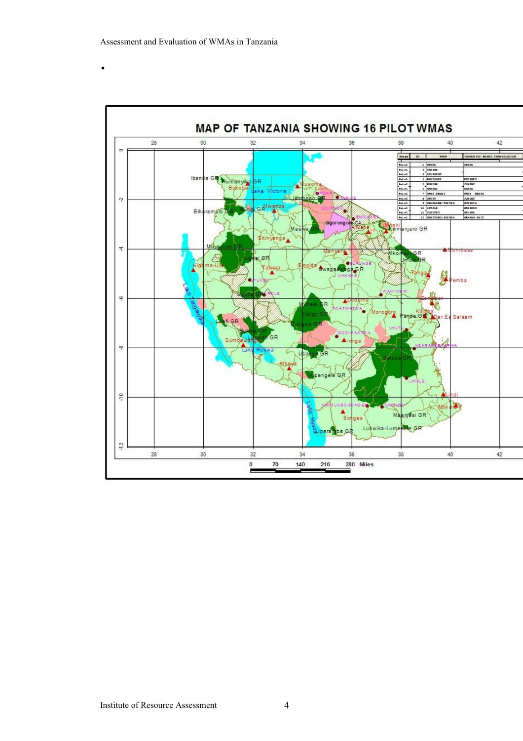**MAP OF TANZANIA SHOWING 16 PILOT WMAS**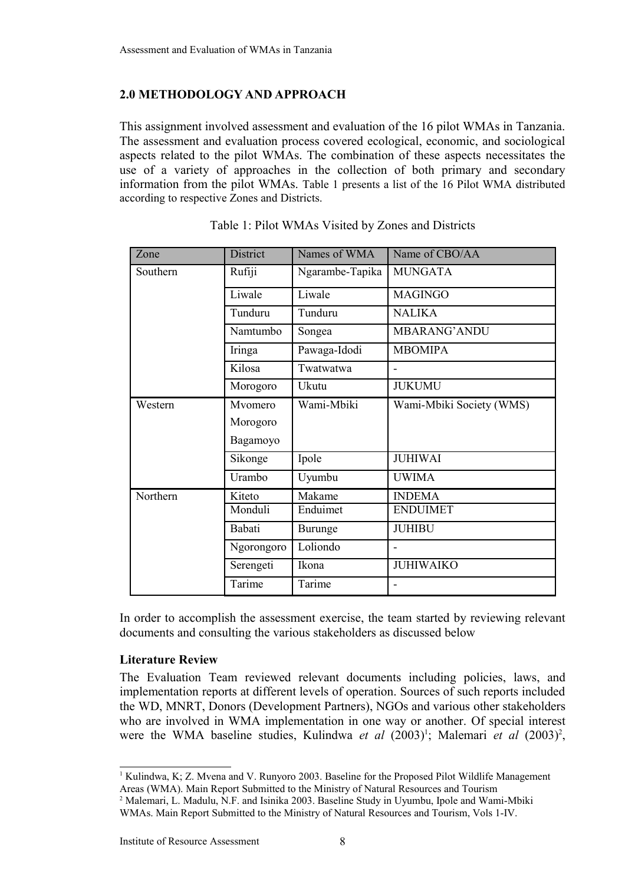## 2.0 METHODOLOGY AND APPROACH

This assignment involved assessment and evaluation of the 16 pilot WMAs in Tanzania. The assessment and evaluation process covered ecological, economic, and sociological aspects related to the pilot WMAs. The combination of these aspects necessitates the use of a variety of approaches in the collection of both primary and secondary information from the pilot WMAs. Table 1 presents a list of the 16 Pilot WMA distributed according to respective Zones and Districts.

Table 1: Pilot WMAs Visited by Zones and Districts

| Zone | District | Names of WMA | Name of CBO/AA |
|---|---|---|---|
| Southern | Rufiji | Ngarambe-Tapika | MUNGATA |
| | Liwale | Liwale | MAGINGO |
| | Tunduru | Tunduru | NALIKA |
| | Namtumbo | Songea | MBARANG'ANDU |
| | Iringa | Pawaga-Idodi | MBOMIPA |
| | Kilosa | Twatwatwa | - |
| | Morogoro | Ukutu | JUKUMU |
| Western | Mvomero Morogoro Bagamoyo | Wami-Mbiki | Wami-Mbiki Society (WMS) |
| | Sikonge | Ipole | JUHIWAI |
| | Urambo | Uyumbu | UWIMA |
| Northern | Kiteto | Makame | INDEMA |
| | Monduli | Enduimet | ENDUIMET |
| | Babati | Burunge | JUHIBU |
| | Ngorongoro | Loliondo | - |
| | Serengeti | Ikona | JUHIWAIKO |
| | Tarime | Tarime | - |

In order to accomplish the assessment exercise, the team started by reviewing relevant documents and consulting the various stakeholders as discussed below

**Literature Review**

The Evaluation Team reviewed relevant documents including policies, laws, and implementation reports at different levels of operation. Sources of such reports included the WD, MNRT, Donors (Development Partners), NGOs and various other stakeholders who are involved in WMA implementation in one way or another. Of special interest were the WMA baseline studies, Kulindwa *et al* (2003)[1]; Malemari *et al* (2003)[2],

[1] Kulindwa, K; Z. Mvena and V. Runyoro 2003. Baseline for the Proposed Pilot Wildlife Management Areas (WMA). Main Report Submitted to the Ministry of Natural Resources and Tourism

[2] Malemari, L. Madulu, N.F. and Isinika 2003. Baseline Study in Uyumbu, Ipole and Wami-Mbiki WMAs. Main Report Submitted to the Ministry of Natural Resources and Tourism, Vols 1-IV.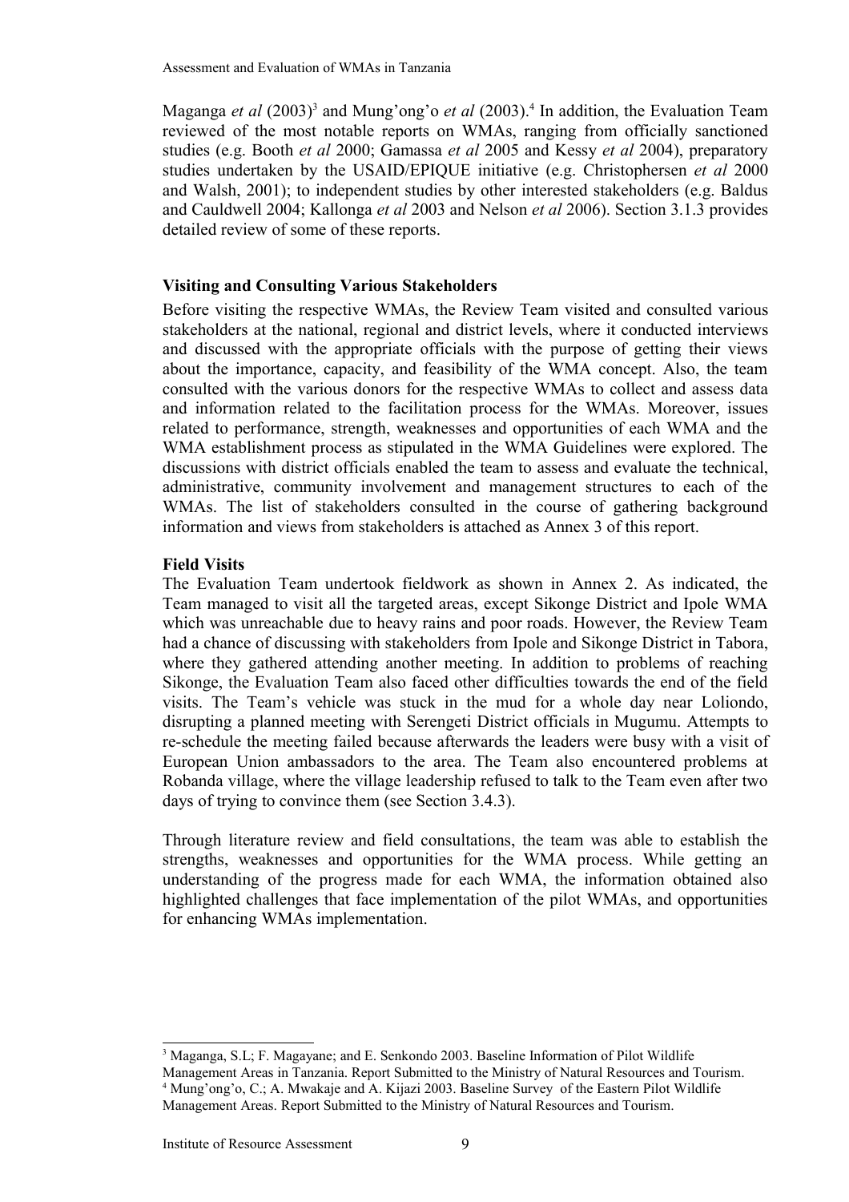Maganga *et al* (2003)[3] and Mung'ong'o *et al* (2003).[4] In addition, the Evaluation Team reviewed of the most notable reports on WMAs, ranging from officially sanctioned studies (e.g. Booth *et al* 2000; Gamassa *et al* 2005 and Kessy *et al* 2004), preparatory studies undertaken by the USAID/EPIQUE initiative (e.g. Christophersen *et al* 2000 and Walsh, 2001); to independent studies by other interested stakeholders (e.g. Baldus and Cauldwell 2004; Kallonga *et al* 2003 and Nelson *et al* 2006). Section 3.1.3 provides detailed review of some of these reports.

**Visiting and Consulting Various Stakeholders**

Before visiting the respective WMAs, the Review Team visited and consulted various stakeholders at the national, regional and district levels, where it conducted interviews and discussed with the appropriate officials with the purpose of getting their views about the importance, capacity, and feasibility of the WMA concept. Also, the team consulted with the various donors for the respective WMAs to collect and assess data and information related to the facilitation process for the WMAs. Moreover, issues related to performance, strength, weaknesses and opportunities of each WMA and the WMA establishment process as stipulated in the WMA Guidelines were explored. The discussions with district officials enabled the team to assess and evaluate the technical, administrative, community involvement and management structures to each of the WMAs. The list of stakeholders consulted in the course of gathering background information and views from stakeholders is attached as Annex 3 of this report.

**Field Visits**

The Evaluation Team undertook fieldwork as shown in Annex 2. As indicated, the Team managed to visit all the targeted areas, except Sikonge District and Ipole WMA which was unreachable due to heavy rains and poor roads. However, the Review Team had a chance of discussing with stakeholders from Ipole and Sikonge District in Tabora, where they gathered attending another meeting. In addition to problems of reaching Sikonge, the Evaluation Team also faced other difficulties towards the end of the field visits. The Team's vehicle was stuck in the mud for a whole day near Loliondo, disrupting a planned meeting with Serengeti District officials in Mugumu. Attempts to re-schedule the meeting failed because afterwards the leaders were busy with a visit of European Union ambassadors to the area. The Team also encountered problems at Robanda village, where the village leadership refused to talk to the Team even after two days of trying to convince them (see Section 3.4.3).

Through literature review and field consultations, the team was able to establish the strengths, weaknesses and opportunities for the WMA process. While getting an understanding of the progress made for each WMA, the information obtained also highlighted challenges that face implementation of the pilot WMAs, and opportunities for enhancing WMAs implementation.

---

[3] Maganga, S.L; F. Magayane; and E. Senkondo 2003. Baseline Information of Pilot Wildlife Management Areas in Tanzania. Report Submitted to the Ministry of Natural Resources and Tourism.

[4] Mung'ong'o, C.; A. Mwakaje and A. Kijazi 2003. Baseline Survey of the Eastern Pilot Wildlife Management Areas. Report Submitted to the Ministry of Natural Resources and Tourism.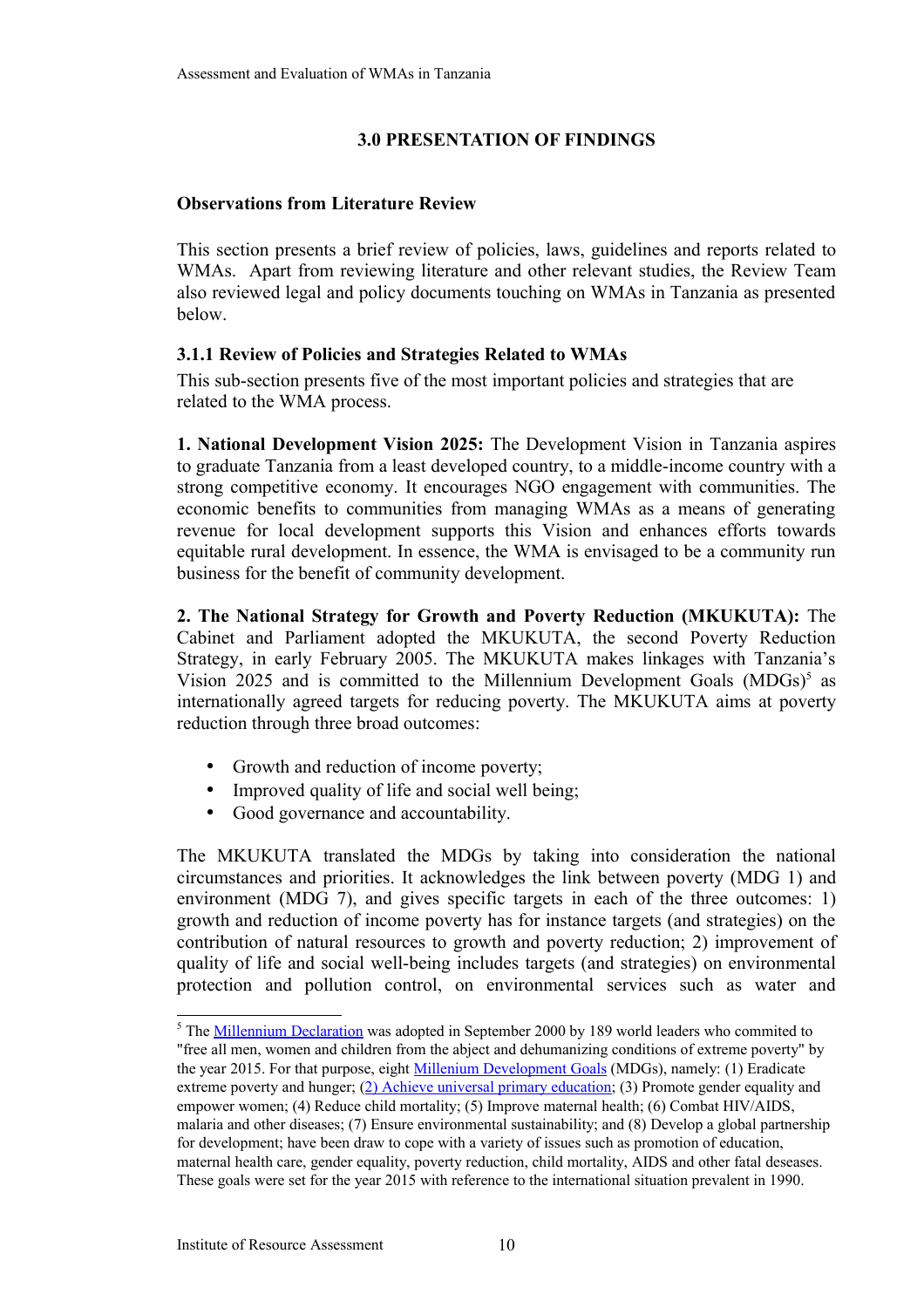# 3.0 PRESENTATION OF FINDINGS

## Observations from Literature Review

This section presents a brief review of policies, laws, guidelines and reports related to WMAs. Apart from reviewing literature and other relevant studies, the Review Team also reviewed legal and policy documents touching on WMAs in Tanzania as presented below.

### 3.1.1 Review of Policies and Strategies Related to WMAs

This sub-section presents five of the most important policies and strategies that are related to the WMA process.

**1. National Development Vision 2025:** The Development Vision in Tanzania aspires to graduate Tanzania from a least developed country, to a middle-income country with a strong competitive economy. It encourages NGO engagement with communities. The economic benefits to communities from managing WMAs as a means of generating revenue for local development supports this Vision and enhances efforts towards equitable rural development. In essence, the WMA is envisaged to be a community run business for the benefit of community development.

**2. The National Strategy for Growth and Poverty Reduction (MKUKUTA):** The Cabinet and Parliament adopted the MKUKUTA, the second Poverty Reduction Strategy, in early February 2005. The MKUKUTA makes linkages with Tanzania's Vision 2025 and is committed to the Millennium Development Goals (MDGs)[5] as internationally agreed targets for reducing poverty. The MKUKUTA aims at poverty reduction through three broad outcomes:

- Growth and reduction of income poverty;
- Improved quality of life and social well being;
- Good governance and accountability.

The MKUKUTA translated the MDGs by taking into consideration the national circumstances and priorities. It acknowledges the link between poverty (MDG 1) and environment (MDG 7), and gives specific targets in each of the three outcomes: 1) growth and reduction of income poverty has for instance targets (and strategies) on the contribution of natural resources to growth and poverty reduction; 2) improvement of quality of life and social well-being includes targets (and strategies) on environmental protection and pollution control, on environmental services such as water and

---

[5] The Millennium Declaration was adopted in September 2000 by 189 world leaders who commited to "free all men, women and children from the abject and dehumanizing conditions of extreme poverty" by the year 2015. For that purpose, eight Millenium Development Goals (MDGs), namely: (1) Eradicate extreme poverty and hunger; (2) Achieve universal primary education; (3) Promote gender equality and empower women; (4) Reduce child mortality; (5) Improve maternal health; (6) Combat HIV/AIDS, malaria and other diseases; (7) Ensure environmental sustainability; and (8) Develop a global partnership for development; have been draw to cope with a variety of issues such as promotion of education, maternal health care, gender equality, poverty reduction, child mortality, AIDS and other fatal deseases. These goals were set for the year 2015 with reference to the international situation prevalent in 1990.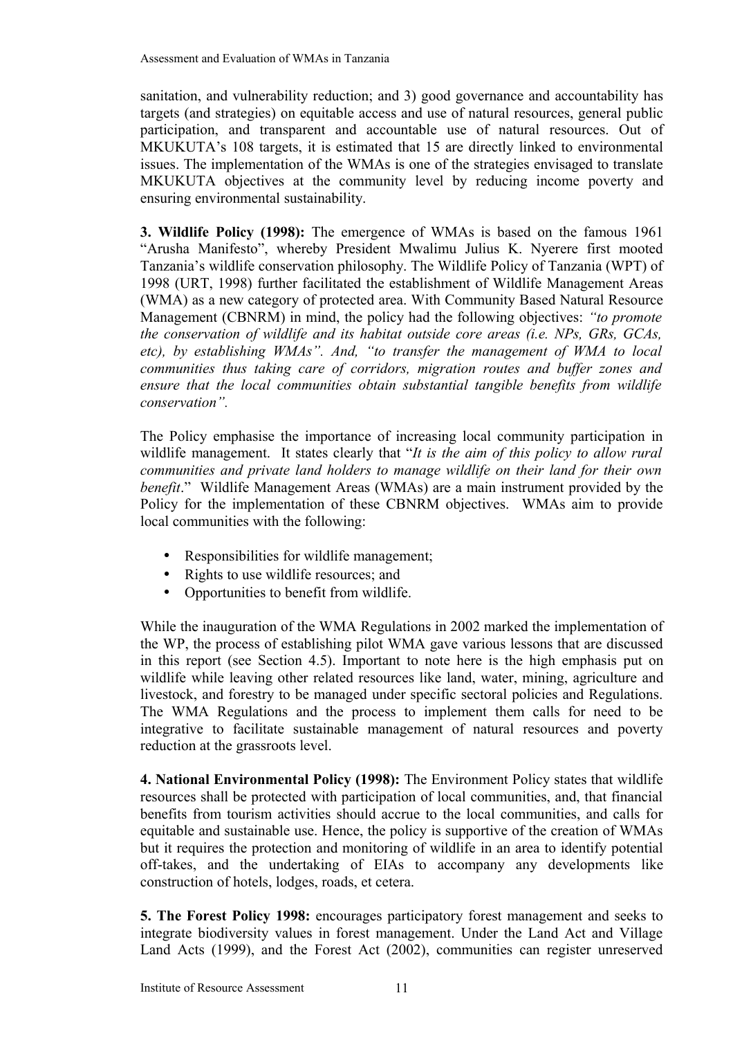sanitation, and vulnerability reduction; and 3) good governance and accountability has targets (and strategies) on equitable access and use of natural resources, general public participation, and transparent and accountable use of natural resources. Out of MKUKUTA's 108 targets, it is estimated that 15 are directly linked to environmental issues. The implementation of the WMAs is one of the strategies envisaged to translate MKUKUTA objectives at the community level by reducing income poverty and ensuring environmental sustainability.

**3. Wildlife Policy (1998):** The emergence of WMAs is based on the famous 1961 "Arusha Manifesto", whereby President Mwalimu Julius K. Nyerere first mooted Tanzania's wildlife conservation philosophy. The Wildlife Policy of Tanzania (WPT) of 1998 (URT, 1998) further facilitated the establishment of Wildlife Management Areas (WMA) as a new category of protected area. With Community Based Natural Resource Management (CBNRM) in mind, the policy had the following objectives: *"to promote the conservation of wildlife and its habitat outside core areas (i.e. NPs, GRs, GCAs, etc), by establishing WMAs". And, "to transfer the management of WMA to local communities thus taking care of corridors, migration routes and buffer zones and ensure that the local communities obtain substantial tangible benefits from wildlife conservation".*

The Policy emphasise the importance of increasing local community participation in wildlife management. It states clearly that "*It is the aim of this policy to allow rural communities and private land holders to manage wildlife on their land for their own benefit*." Wildlife Management Areas (WMAs) are a main instrument provided by the Policy for the implementation of these CBNRM objectives. WMAs aim to provide local communities with the following:

- Responsibilities for wildlife management;
- Rights to use wildlife resources; and
- Opportunities to benefit from wildlife.

While the inauguration of the WMA Regulations in 2002 marked the implementation of the WP, the process of establishing pilot WMA gave various lessons that are discussed in this report (see Section 4.5). Important to note here is the high emphasis put on wildlife while leaving other related resources like land, water, mining, agriculture and livestock, and forestry to be managed under specific sectoral policies and Regulations. The WMA Regulations and the process to implement them calls for need to be integrative to facilitate sustainable management of natural resources and poverty reduction at the grassroots level.

**4. National Environmental Policy (1998):** The Environment Policy states that wildlife resources shall be protected with participation of local communities, and, that financial benefits from tourism activities should accrue to the local communities, and calls for equitable and sustainable use. Hence, the policy is supportive of the creation of WMAs but it requires the protection and monitoring of wildlife in an area to identify potential off-takes, and the undertaking of EIAs to accompany any developments like construction of hotels, lodges, roads, et cetera.

**5. The Forest Policy 1998:** encourages participatory forest management and seeks to integrate biodiversity values in forest management. Under the Land Act and Village Land Acts (1999), and the Forest Act (2002), communities can register unreserved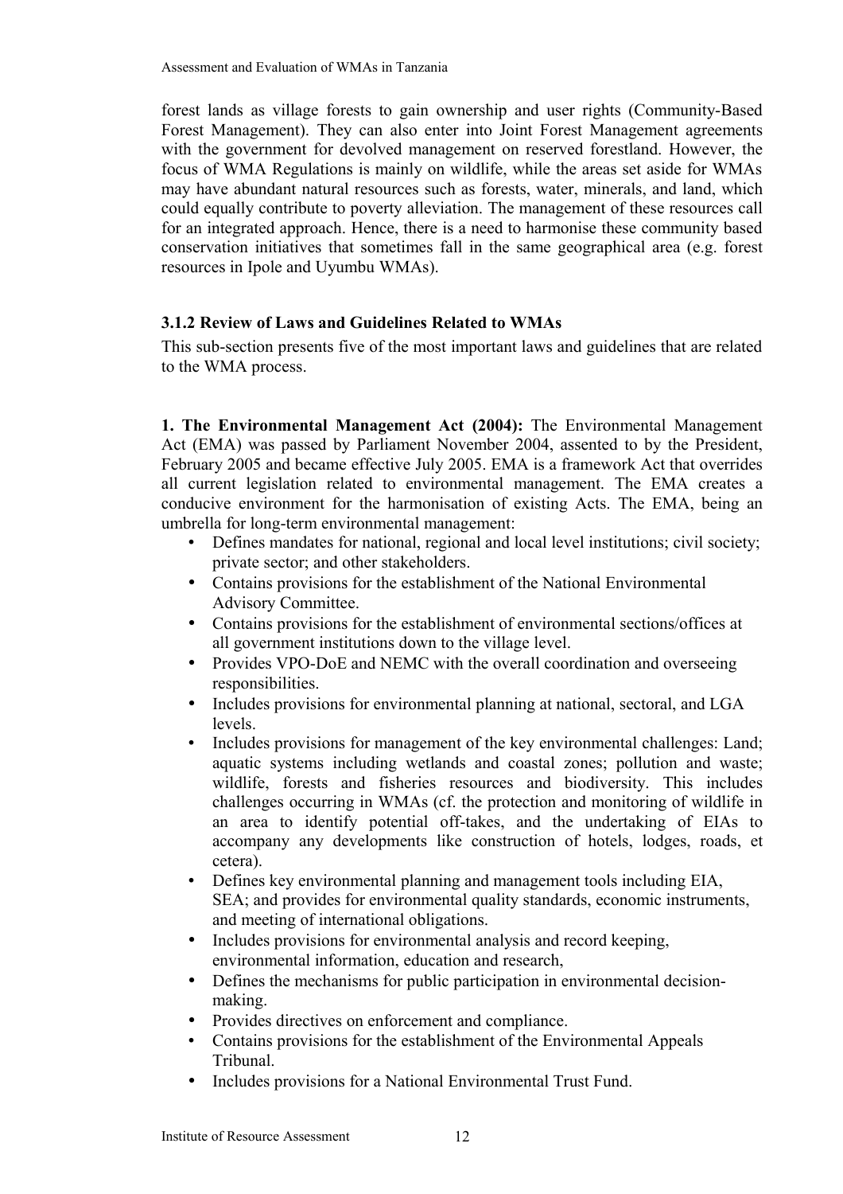forest lands as village forests to gain ownership and user rights (Community-Based Forest Management). They can also enter into Joint Forest Management agreements with the government for devolved management on reserved forestland. However, the focus of WMA Regulations is mainly on wildlife, while the areas set aside for WMAs may have abundant natural resources such as forests, water, minerals, and land, which could equally contribute to poverty alleviation. The management of these resources call for an integrated approach. Hence, there is a need to harmonise these community based conservation initiatives that sometimes fall in the same geographical area (e.g. forest resources in Ipole and Uyumbu WMAs).

### 3.1.2 Review of Laws and Guidelines Related to WMAs

This sub-section presents five of the most important laws and guidelines that are related to the WMA process.

**1. The Environmental Management Act (2004):** The Environmental Management Act (EMA) was passed by Parliament November 2004, assented to by the President, February 2005 and became effective July 2005. EMA is a framework Act that overrides all current legislation related to environmental management. The EMA creates a conducive environment for the harmonisation of existing Acts. The EMA, being an umbrella for long-term environmental management:

- Defines mandates for national, regional and local level institutions; civil society; private sector; and other stakeholders.
- Contains provisions for the establishment of the National Environmental Advisory Committee.
- Contains provisions for the establishment of environmental sections/offices at all government institutions down to the village level.
- Provides VPO-DoE and NEMC with the overall coordination and overseeing responsibilities.
- Includes provisions for environmental planning at national, sectoral, and LGA levels.
- Includes provisions for management of the key environmental challenges: Land; aquatic systems including wetlands and coastal zones; pollution and waste; wildlife, forests and fisheries resources and biodiversity. This includes challenges occurring in WMAs (cf. the protection and monitoring of wildlife in an area to identify potential off-takes, and the undertaking of EIAs to accompany any developments like construction of hotels, lodges, roads, et cetera).
- Defines key environmental planning and management tools including EIA, SEA; and provides for environmental quality standards, economic instruments, and meeting of international obligations.
- Includes provisions for environmental analysis and record keeping, environmental information, education and research,
- Defines the mechanisms for public participation in environmental decision-making.
- Provides directives on enforcement and compliance.
- Contains provisions for the establishment of the Environmental Appeals Tribunal.
- Includes provisions for a National Environmental Trust Fund.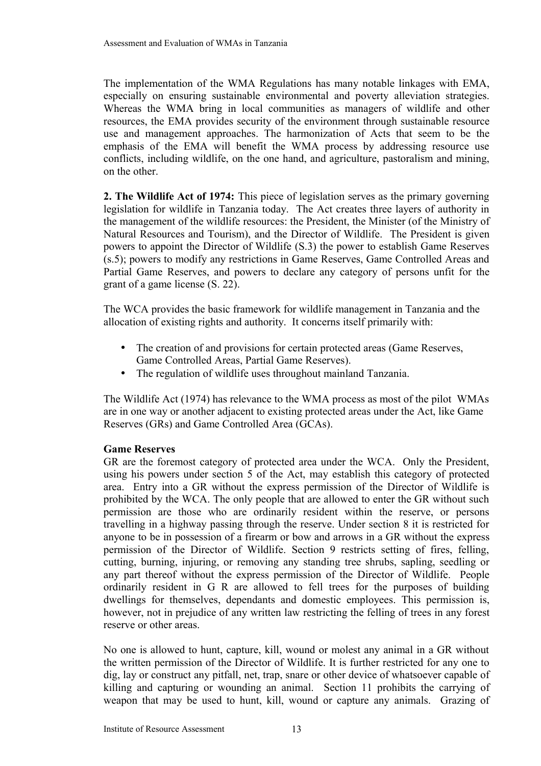The implementation of the WMA Regulations has many notable linkages with EMA, especially on ensuring sustainable environmental and poverty alleviation strategies. Whereas the WMA bring in local communities as managers of wildlife and other resources, the EMA provides security of the environment through sustainable resource use and management approaches. The harmonization of Acts that seem to be the emphasis of the EMA will benefit the WMA process by addressing resource use conflicts, including wildlife, on the one hand, and agriculture, pastoralism and mining, on the other.

**2. The Wildlife Act of 1974:** This piece of legislation serves as the primary governing legislation for wildlife in Tanzania today. The Act creates three layers of authority in the management of the wildlife resources: the President, the Minister (of the Ministry of Natural Resources and Tourism), and the Director of Wildlife. The President is given powers to appoint the Director of Wildlife (S.3) the power to establish Game Reserves (s.5); powers to modify any restrictions in Game Reserves, Game Controlled Areas and Partial Game Reserves, and powers to declare any category of persons unfit for the grant of a game license (S. 22).

The WCA provides the basic framework for wildlife management in Tanzania and the allocation of existing rights and authority. It concerns itself primarily with:

- The creation of and provisions for certain protected areas (Game Reserves, Game Controlled Areas, Partial Game Reserves).
- The regulation of wildlife uses throughout mainland Tanzania.

The Wildlife Act (1974) has relevance to the WMA process as most of the pilot WMAs are in one way or another adjacent to existing protected areas under the Act, like Game Reserves (GRs) and Game Controlled Area (GCAs).

**Game Reserves**

GR are the foremost category of protected area under the WCA. Only the President, using his powers under section 5 of the Act, may establish this category of protected area. Entry into a GR without the express permission of the Director of Wildlife is prohibited by the WCA. The only people that are allowed to enter the GR without such permission are those who are ordinarily resident within the reserve, or persons travelling in a highway passing through the reserve. Under section 8 it is restricted for anyone to be in possession of a firearm or bow and arrows in a GR without the express permission of the Director of Wildlife. Section 9 restricts setting of fires, felling, cutting, burning, injuring, or removing any standing tree shrubs, sapling, seedling or any part thereof without the express permission of the Director of Wildlife. People ordinarily resident in G R are allowed to fell trees for the purposes of building dwellings for themselves, dependants and domestic employees. This permission is, however, not in prejudice of any written law restricting the felling of trees in any forest reserve or other areas.

No one is allowed to hunt, capture, kill, wound or molest any animal in a GR without the written permission of the Director of Wildlife. It is further restricted for any one to dig, lay or construct any pitfall, net, trap, snare or other device of whatsoever capable of killing and capturing or wounding an animal. Section 11 prohibits the carrying of weapon that may be used to hunt, kill, wound or capture any animals. Grazing of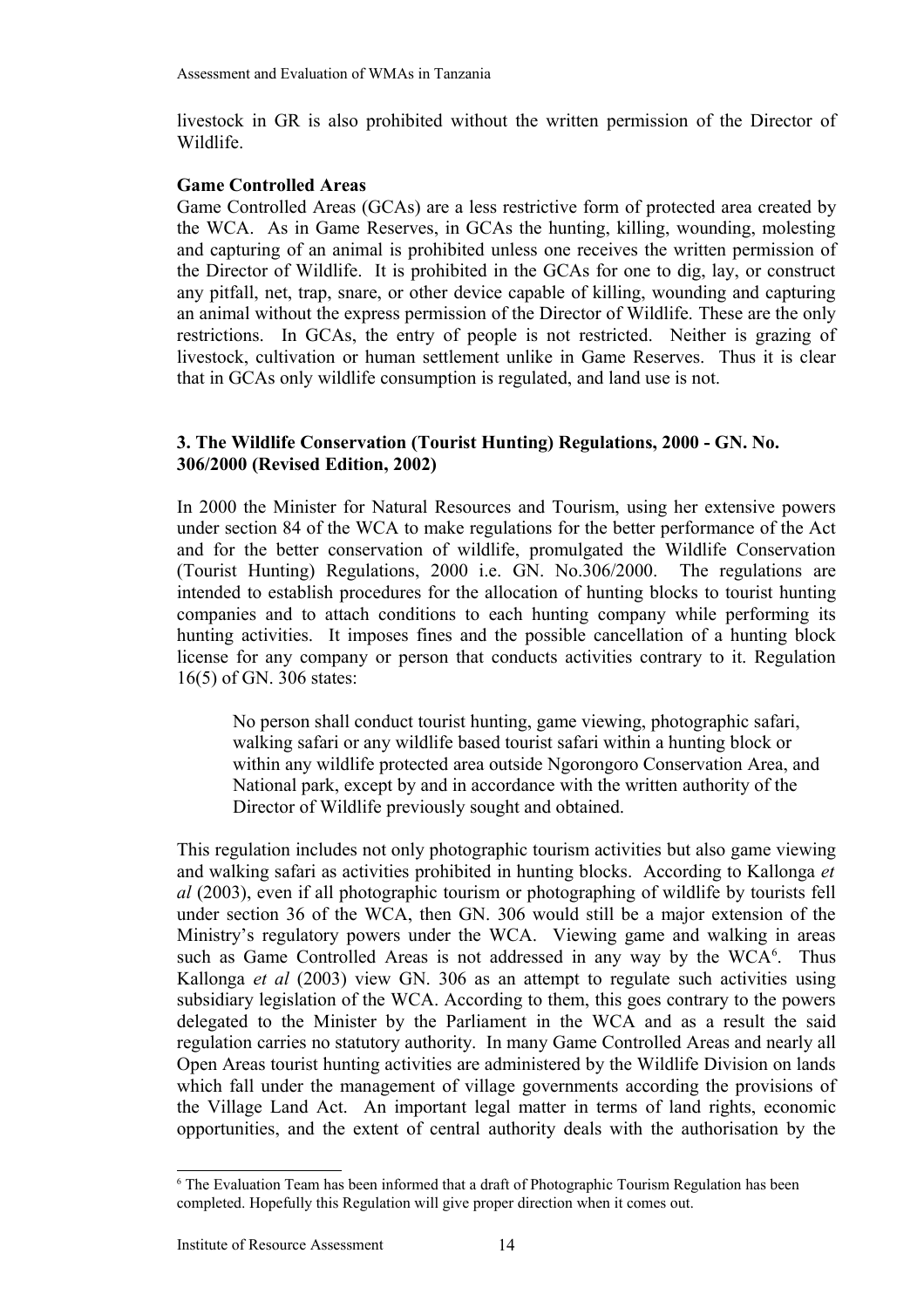livestock in GR is also prohibited without the written permission of the Director of Wildlife.

**Game Controlled Areas**

Game Controlled Areas (GCAs) are a less restrictive form of protected area created by the WCA. As in Game Reserves, in GCAs the hunting, killing, wounding, molesting and capturing of an animal is prohibited unless one receives the written permission of the Director of Wildlife. It is prohibited in the GCAs for one to dig, lay, or construct any pitfall, net, trap, snare, or other device capable of killing, wounding and capturing an animal without the express permission of the Director of Wildlife. These are the only restrictions. In GCAs, the entry of people is not restricted. Neither is grazing of livestock, cultivation or human settlement unlike in Game Reserves. Thus it is clear that in GCAs only wildlife consumption is regulated, and land use is not.

### 3. The Wildlife Conservation (Tourist Hunting) Regulations, 2000 - GN. No. 306/2000 (Revised Edition, 2002)

In 2000 the Minister for Natural Resources and Tourism, using her extensive powers under section 84 of the WCA to make regulations for the better performance of the Act and for the better conservation of wildlife, promulgated the Wildlife Conservation (Tourist Hunting) Regulations, 2000 i.e. GN. No.306/2000. The regulations are intended to establish procedures for the allocation of hunting blocks to tourist hunting companies and to attach conditions to each hunting company while performing its hunting activities. It imposes fines and the possible cancellation of a hunting block license for any company or person that conducts activities contrary to it. Regulation 16(5) of GN. 306 states:

> No person shall conduct tourist hunting, game viewing, photographic safari, walking safari or any wildlife based tourist safari within a hunting block or within any wildlife protected area outside Ngorongoro Conservation Area, and National park, except by and in accordance with the written authority of the Director of Wildlife previously sought and obtained.

This regulation includes not only photographic tourism activities but also game viewing and walking safari as activities prohibited in hunting blocks. According to Kallonga *et al* (2003), even if all photographic tourism or photographing of wildlife by tourists fell under section 36 of the WCA, then GN. 306 would still be a major extension of the Ministry's regulatory powers under the WCA. Viewing game and walking in areas such as Game Controlled Areas is not addressed in any way by the WCA[6]. Thus Kallonga *et al* (2003) view GN. 306 as an attempt to regulate such activities using subsidiary legislation of the WCA. According to them, this goes contrary to the powers delegated to the Minister by the Parliament in the WCA and as a result the said regulation carries no statutory authority. In many Game Controlled Areas and nearly all Open Areas tourist hunting activities are administered by the Wildlife Division on lands which fall under the management of village governments according the provisions of the Village Land Act. An important legal matter in terms of land rights, economic opportunities, and the extent of central authority deals with the authorisation by the

[6] The Evaluation Team has been informed that a draft of Photographic Tourism Regulation has been completed. Hopefully this Regulation will give proper direction when it comes out.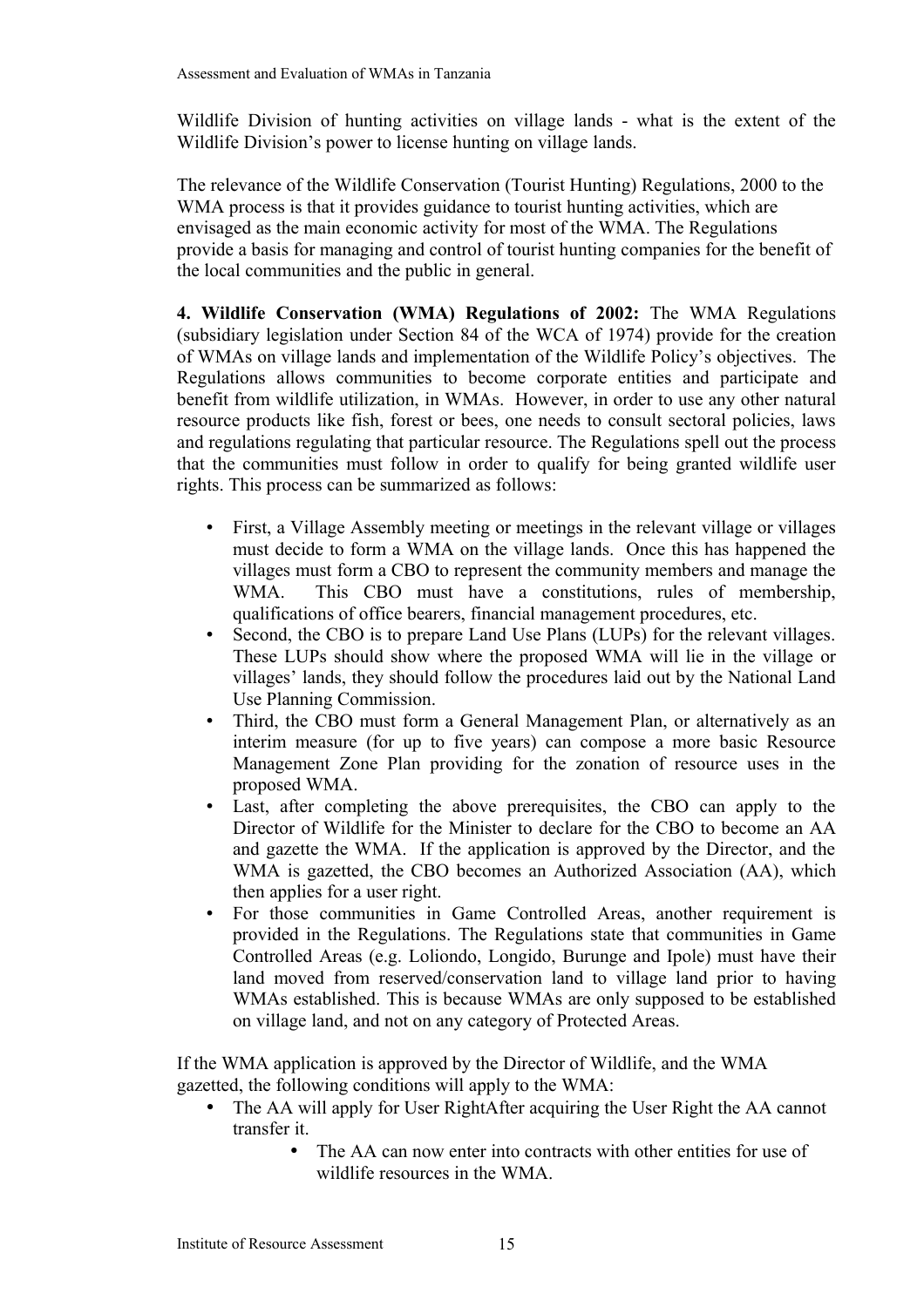Wildlife Division of hunting activities on village lands - what is the extent of the Wildlife Division's power to license hunting on village lands.

The relevance of the Wildlife Conservation (Tourist Hunting) Regulations, 2000 to the WMA process is that it provides guidance to tourist hunting activities, which are envisaged as the main economic activity for most of the WMA. The Regulations provide a basis for managing and control of tourist hunting companies for the benefit of the local communities and the public in general.

**4. Wildlife Conservation (WMA) Regulations of 2002:** The WMA Regulations (subsidiary legislation under Section 84 of the WCA of 1974) provide for the creation of WMAs on village lands and implementation of the Wildlife Policy's objectives. The Regulations allows communities to become corporate entities and participate and benefit from wildlife utilization, in WMAs. However, in order to use any other natural resource products like fish, forest or bees, one needs to consult sectoral policies, laws and regulations regulating that particular resource. The Regulations spell out the process that the communities must follow in order to qualify for being granted wildlife user rights. This process can be summarized as follows:

- First, a Village Assembly meeting or meetings in the relevant village or villages must decide to form a WMA on the village lands. Once this has happened the villages must form a CBO to represent the community members and manage the WMA. This CBO must have a constitutions, rules of membership, qualifications of office bearers, financial management procedures, etc.
- Second, the CBO is to prepare Land Use Plans (LUPs) for the relevant villages. These LUPs should show where the proposed WMA will lie in the village or villages' lands, they should follow the procedures laid out by the National Land Use Planning Commission.
- Third, the CBO must form a General Management Plan, or alternatively as an interim measure (for up to five years) can compose a more basic Resource Management Zone Plan providing for the zonation of resource uses in the proposed WMA.
- Last, after completing the above prerequisites, the CBO can apply to the Director of Wildlife for the Minister to declare for the CBO to become an AA and gazette the WMA. If the application is approved by the Director, and the WMA is gazetted, the CBO becomes an Authorized Association (AA), which then applies for a user right.
- For those communities in Game Controlled Areas, another requirement is provided in the Regulations. The Regulations state that communities in Game Controlled Areas (e.g. Loliondo, Longido, Burunge and Ipole) must have their land moved from reserved/conservation land to village land prior to having WMAs established. This is because WMAs are only supposed to be established on village land, and not on any category of Protected Areas.

If the WMA application is approved by the Director of Wildlife, and the WMA gazetted, the following conditions will apply to the WMA:

- The AA will apply for User RightAfter acquiring the User Right the AA cannot transfer it.
    - The AA can now enter into contracts with other entities for use of wildlife resources in the WMA.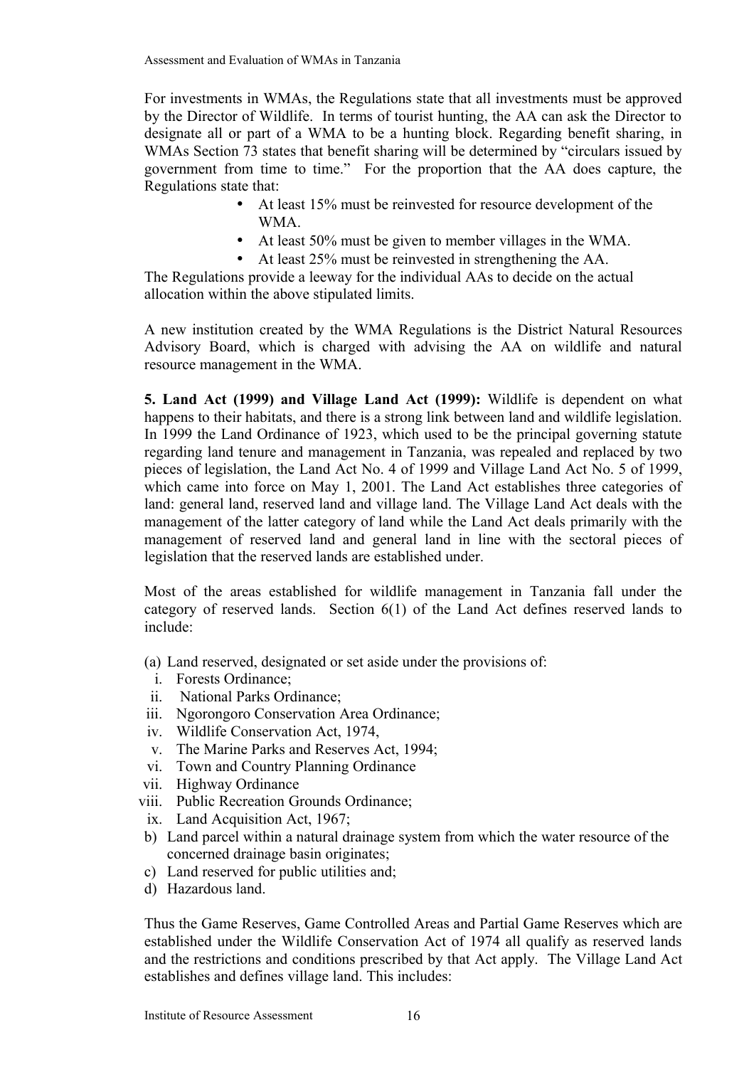For investments in WMAs, the Regulations state that all investments must be approved by the Director of Wildlife. In terms of tourist hunting, the AA can ask the Director to designate all or part of a WMA to be a hunting block. Regarding benefit sharing, in WMAs Section 73 states that benefit sharing will be determined by "circulars issued by government from time to time." For the proportion that the AA does capture, the Regulations state that:

- At least 15% must be reinvested for resource development of the WMA.
- At least 50% must be given to member villages in the WMA.
- At least 25% must be reinvested in strengthening the AA.

The Regulations provide a leeway for the individual AAs to decide on the actual allocation within the above stipulated limits.

A new institution created by the WMA Regulations is the District Natural Resources Advisory Board, which is charged with advising the AA on wildlife and natural resource management in the WMA.

**5. Land Act (1999) and Village Land Act (1999):** Wildlife is dependent on what happens to their habitats, and there is a strong link between land and wildlife legislation. In 1999 the Land Ordinance of 1923, which used to be the principal governing statute regarding land tenure and management in Tanzania, was repealed and replaced by two pieces of legislation, the Land Act No. 4 of 1999 and Village Land Act No. 5 of 1999, which came into force on May 1, 2001. The Land Act establishes three categories of land: general land, reserved land and village land. The Village Land Act deals with the management of the latter category of land while the Land Act deals primarily with the management of reserved land and general land in line with the sectoral pieces of legislation that the reserved lands are established under.

Most of the areas established for wildlife management in Tanzania fall under the category of reserved lands. Section 6(1) of the Land Act defines reserved lands to include:

(a) Land reserved, designated or set aside under the provisions of:
  i. Forests Ordinance;
  ii. National Parks Ordinance;
  iii. Ngorongoro Conservation Area Ordinance;
  iv. Wildlife Conservation Act, 1974,
  v. The Marine Parks and Reserves Act, 1994;
  vi. Town and Country Planning Ordinance
  vii. Highway Ordinance
  viii. Public Recreation Grounds Ordinance;
  ix. Land Acquisition Act, 1967;

b) Land parcel within a natural drainage system from which the water resource of the concerned drainage basin originates;
c) Land reserved for public utilities and;
d) Hazardous land.

Thus the Game Reserves, Game Controlled Areas and Partial Game Reserves which are established under the Wildlife Conservation Act of 1974 all qualify as reserved lands and the restrictions and conditions prescribed by that Act apply. The Village Land Act establishes and defines village land. This includes: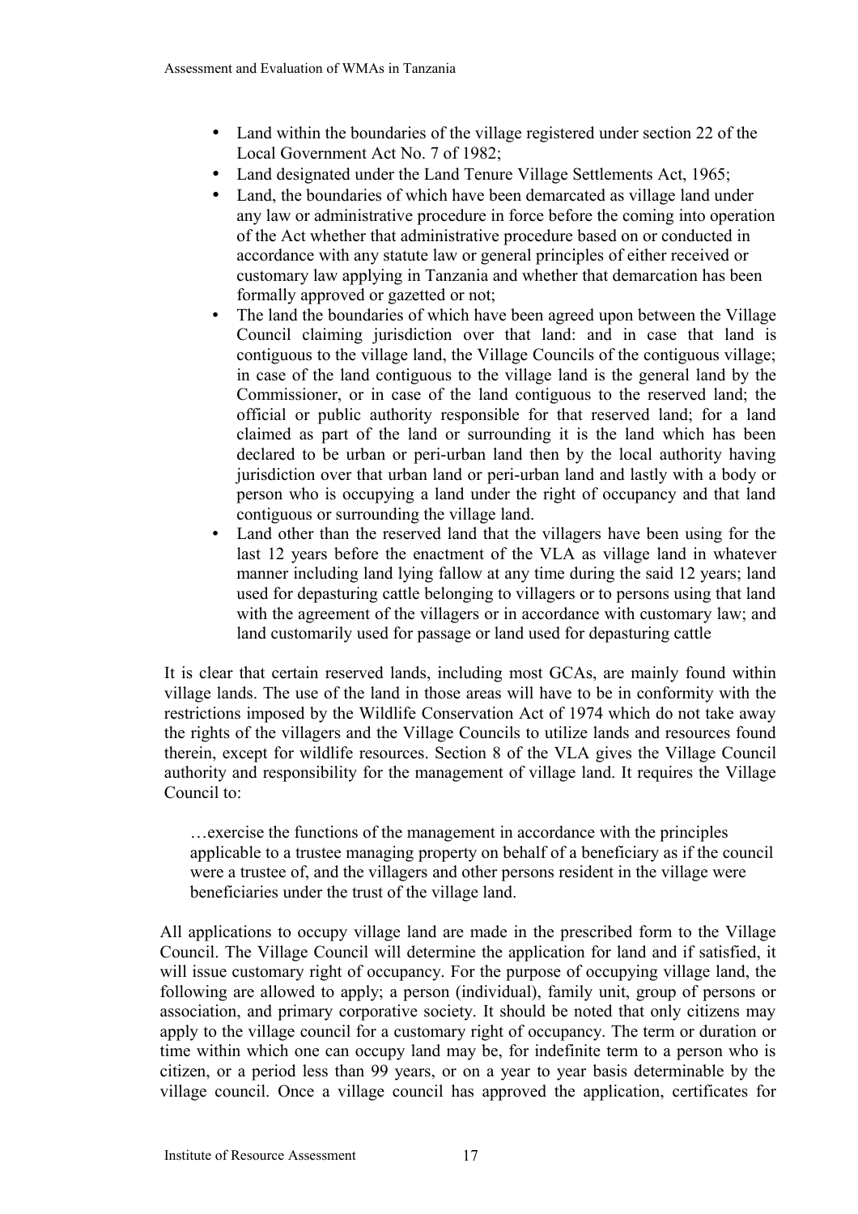- Land within the boundaries of the village registered under section 22 of the Local Government Act No. 7 of 1982;
- Land designated under the Land Tenure Village Settlements Act, 1965;
- Land, the boundaries of which have been demarcated as village land under any law or administrative procedure in force before the coming into operation of the Act whether that administrative procedure based on or conducted in accordance with any statute law or general principles of either received or customary law applying in Tanzania and whether that demarcation has been formally approved or gazetted or not;
- The land the boundaries of which have been agreed upon between the Village Council claiming jurisdiction over that land: and in case that land is contiguous to the village land, the Village Councils of the contiguous village; in case of the land contiguous to the village land is the general land by the Commissioner, or in case of the land contiguous to the reserved land; the official or public authority responsible for that reserved land; for a land claimed as part of the land or surrounding it is the land which has been declared to be urban or peri-urban land then by the local authority having jurisdiction over that urban land or peri-urban land and lastly with a body or person who is occupying a land under the right of occupancy and that land contiguous or surrounding the village land.
- Land other than the reserved land that the villagers have been using for the last 12 years before the enactment of the VLA as village land in whatever manner including land lying fallow at any time during the said 12 years; land used for depasturing cattle belonging to villagers or to persons using that land with the agreement of the villagers or in accordance with customary law; and land customarily used for passage or land used for depasturing cattle

It is clear that certain reserved lands, including most GCAs, are mainly found within village lands. The use of the land in those areas will have to be in conformity with the restrictions imposed by the Wildlife Conservation Act of 1974 which do not take away the rights of the villagers and the Village Councils to utilize lands and resources found therein, except for wildlife resources. Section 8 of the VLA gives the Village Council authority and responsibility for the management of village land. It requires the Village Council to:

> …exercise the functions of the management in accordance with the principles applicable to a trustee managing property on behalf of a beneficiary as if the council were a trustee of, and the villagers and other persons resident in the village were beneficiaries under the trust of the village land.

All applications to occupy village land are made in the prescribed form to the Village Council. The Village Council will determine the application for land and if satisfied, it will issue customary right of occupancy. For the purpose of occupying village land, the following are allowed to apply; a person (individual), family unit, group of persons or association, and primary corporative society. It should be noted that only citizens may apply to the village council for a customary right of occupancy. The term or duration or time within which one can occupy land may be, for indefinite term to a person who is citizen, or a period less than 99 years, or on a year to year basis determinable by the village council. Once a village council has approved the application, certificates for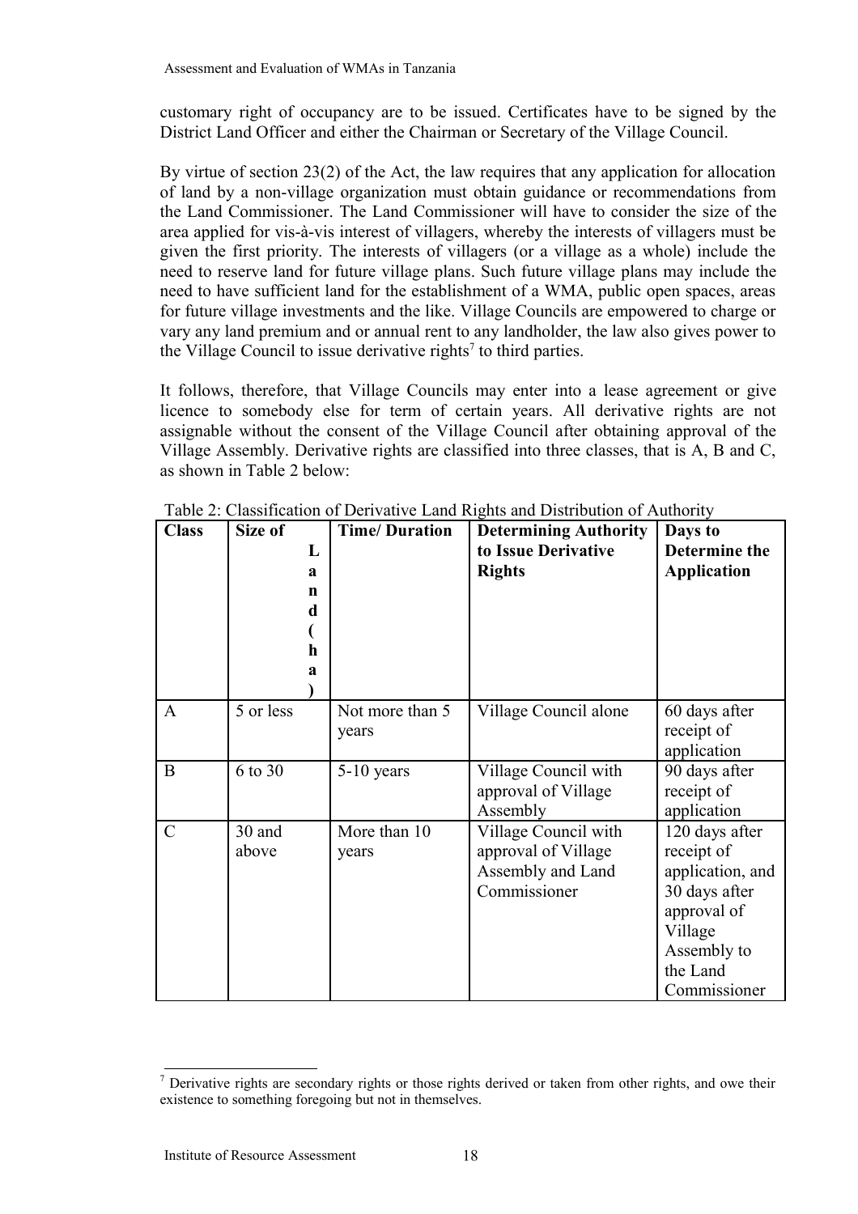customary right of occupancy are to be issued. Certificates have to be signed by the District Land Officer and either the Chairman or Secretary of the Village Council.

By virtue of section 23(2) of the Act, the law requires that any application for allocation of land by a non-village organization must obtain guidance or recommendations from the Land Commissioner. The Land Commissioner will have to consider the size of the area applied for vis-à-vis interest of villagers, whereby the interests of villagers must be given the first priority. The interests of villagers (or a village as a whole) include the need to reserve land for future village plans. Such future village plans may include the need to have sufficient land for the establishment of a WMA, public open spaces, areas for future village investments and the like. Village Councils are empowered to charge or vary any land premium and or annual rent to any landholder, the law also gives power to the Village Council to issue derivative rights[7] to third parties.

It follows, therefore, that Village Councils may enter into a lease agreement or give licence to somebody else for term of certain years. All derivative rights are not assignable without the consent of the Village Council after obtaining approval of the Village Assembly. Derivative rights are classified into three classes, that is A, B and C, as shown in Table 2 below:

Table 2: Classification of Derivative Land Rights and Distribution of Authority

| Class | Size of Land (ha) | Time/ Duration | Determining Authority to Issue Derivative Rights | Days to Determine the Application |
|---|---|---|---|---|
| A | 5 or less | Not more than 5 years | Village Council alone | 60 days after receipt of application |
| B | 6 to 30 | 5-10 years | Village Council with approval of Village Assembly | 90 days after receipt of application |
| C | 30 and above | More than 10 years | Village Council with approval of Village Assembly and Land Commissioner | 120 days after receipt of application, and 30 days after approval of Village Assembly to the Land Commissioner |

[7] Derivative rights are secondary rights or those rights derived or taken from other rights, and owe their existence to something foregoing but not in themselves.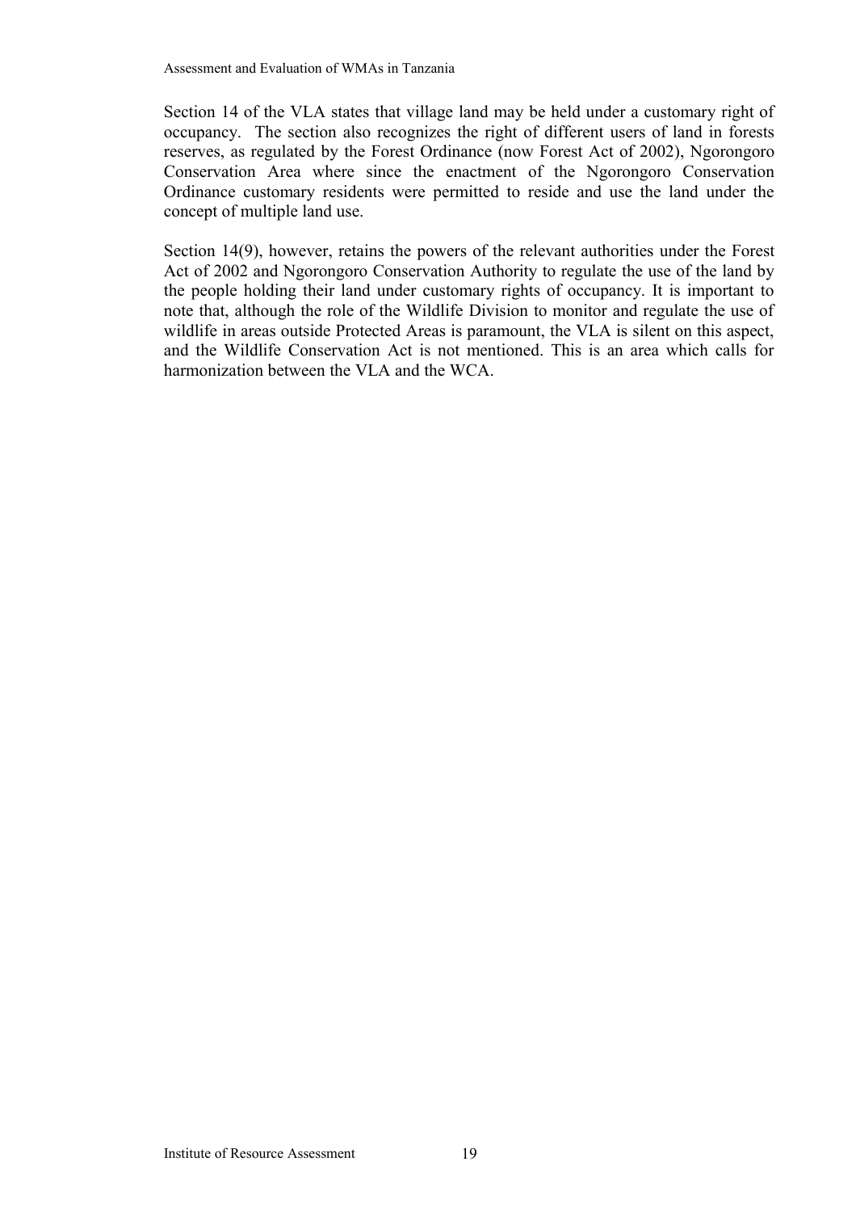Section 14 of the VLA states that village land may be held under a customary right of occupancy. The section also recognizes the right of different users of land in forests reserves, as regulated by the Forest Ordinance (now Forest Act of 2002), Ngorongoro Conservation Area where since the enactment of the Ngorongoro Conservation Ordinance customary residents were permitted to reside and use the land under the concept of multiple land use.

Section 14(9), however, retains the powers of the relevant authorities under the Forest Act of 2002 and Ngorongoro Conservation Authority to regulate the use of the land by the people holding their land under customary rights of occupancy. It is important to note that, although the role of the Wildlife Division to monitor and regulate the use of wildlife in areas outside Protected Areas is paramount, the VLA is silent on this aspect, and the Wildlife Conservation Act is not mentioned. This is an area which calls for harmonization between the VLA and the WCA.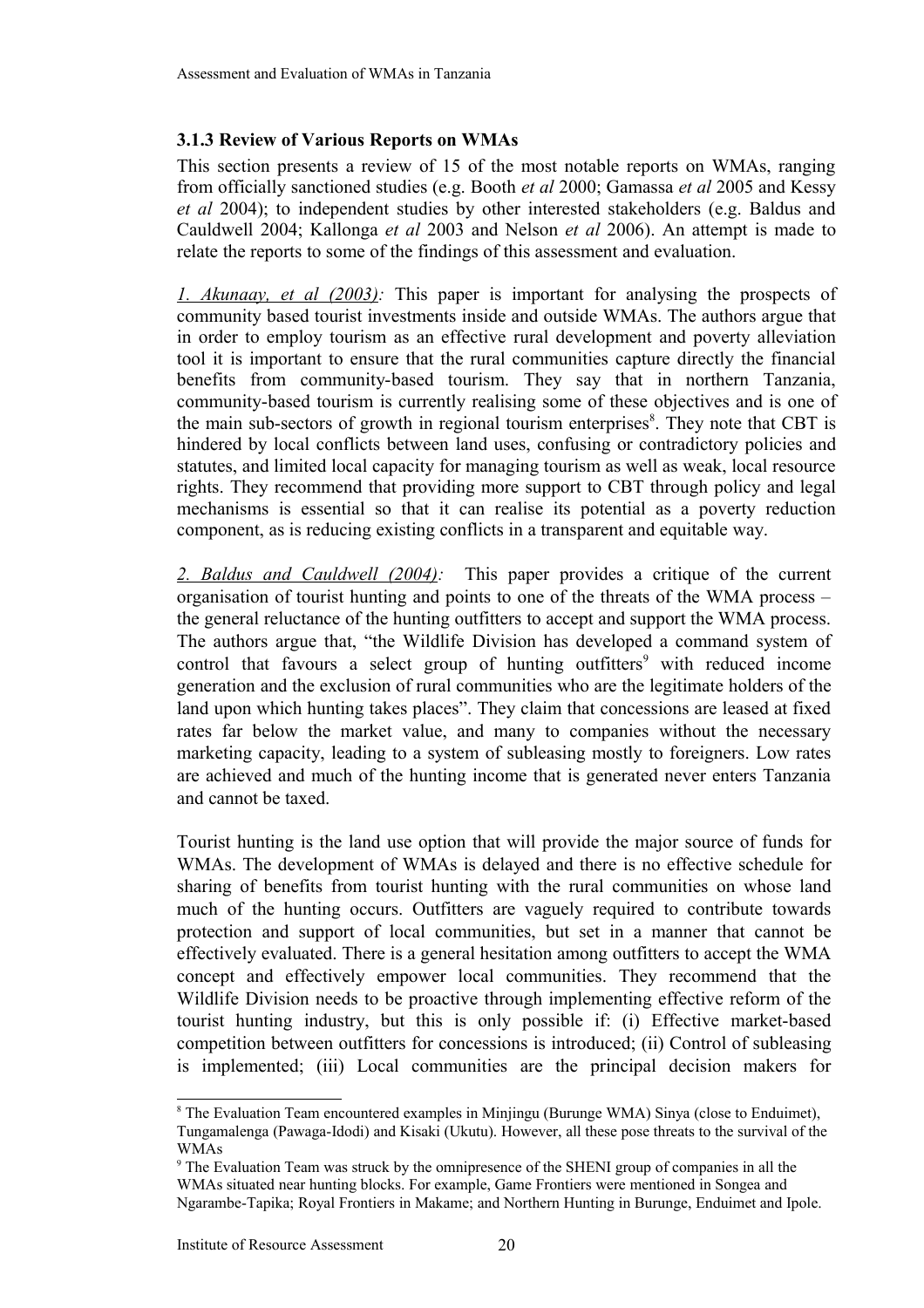### 3.1.3 Review of Various Reports on WMAs

This section presents a review of 15 of the most notable reports on WMAs, ranging from officially sanctioned studies (e.g. Booth *et al* 2000; Gamassa *et al* 2005 and Kessy *et al* 2004); to independent studies by other interested stakeholders (e.g. Baldus and Cauldwell 2004; Kallonga *et al* 2003 and Nelson *et al* 2006). An attempt is made to relate the reports to some of the findings of this assessment and evaluation.

*1. Akunaay, et al (2003):* This paper is important for analysing the prospects of community based tourist investments inside and outside WMAs. The authors argue that in order to employ tourism as an effective rural development and poverty alleviation tool it is important to ensure that the rural communities capture directly the financial benefits from community-based tourism. They say that in northern Tanzania, community-based tourism is currently realising some of these objectives and is one of the main sub-sectors of growth in regional tourism enterprises[8]. They note that CBT is hindered by local conflicts between land uses, confusing or contradictory policies and statutes, and limited local capacity for managing tourism as well as weak, local resource rights. They recommend that providing more support to CBT through policy and legal mechanisms is essential so that it can realise its potential as a poverty reduction component, as is reducing existing conflicts in a transparent and equitable way.

*2. Baldus and Cauldwell (2004):* This paper provides a critique of the current organisation of tourist hunting and points to one of the threats of the WMA process – the general reluctance of the hunting outfitters to accept and support the WMA process. The authors argue that, "the Wildlife Division has developed a command system of control that favours a select group of hunting outfitters[9] with reduced income generation and the exclusion of rural communities who are the legitimate holders of the land upon which hunting takes places". They claim that concessions are leased at fixed rates far below the market value, and many to companies without the necessary marketing capacity, leading to a system of subleasing mostly to foreigners. Low rates are achieved and much of the hunting income that is generated never enters Tanzania and cannot be taxed.

Tourist hunting is the land use option that will provide the major source of funds for WMAs. The development of WMAs is delayed and there is no effective schedule for sharing of benefits from tourist hunting with the rural communities on whose land much of the hunting occurs. Outfitters are vaguely required to contribute towards protection and support of local communities, but set in a manner that cannot be effectively evaluated. There is a general hesitation among outfitters to accept the WMA concept and effectively empower local communities. They recommend that the Wildlife Division needs to be proactive through implementing effective reform of the tourist hunting industry, but this is only possible if: (i) Effective market-based competition between outfitters for concessions is introduced; (ii) Control of subleasing is implemented; (iii) Local communities are the principal decision makers for

---

[8] The Evaluation Team encountered examples in Minjingu (Burunge WMA) Sinya (close to Enduimet), Tungamalenga (Pawaga-Idodi) and Kisaki (Ukutu). However, all these pose threats to the survival of the WMAs

[9] The Evaluation Team was struck by the omnipresence of the SHENI group of companies in all the WMAs situated near hunting blocks. For example, Game Frontiers were mentioned in Songea and Ngarambe-Tapika; Royal Frontiers in Makame; and Northern Hunting in Burunge, Enduimet and Ipole.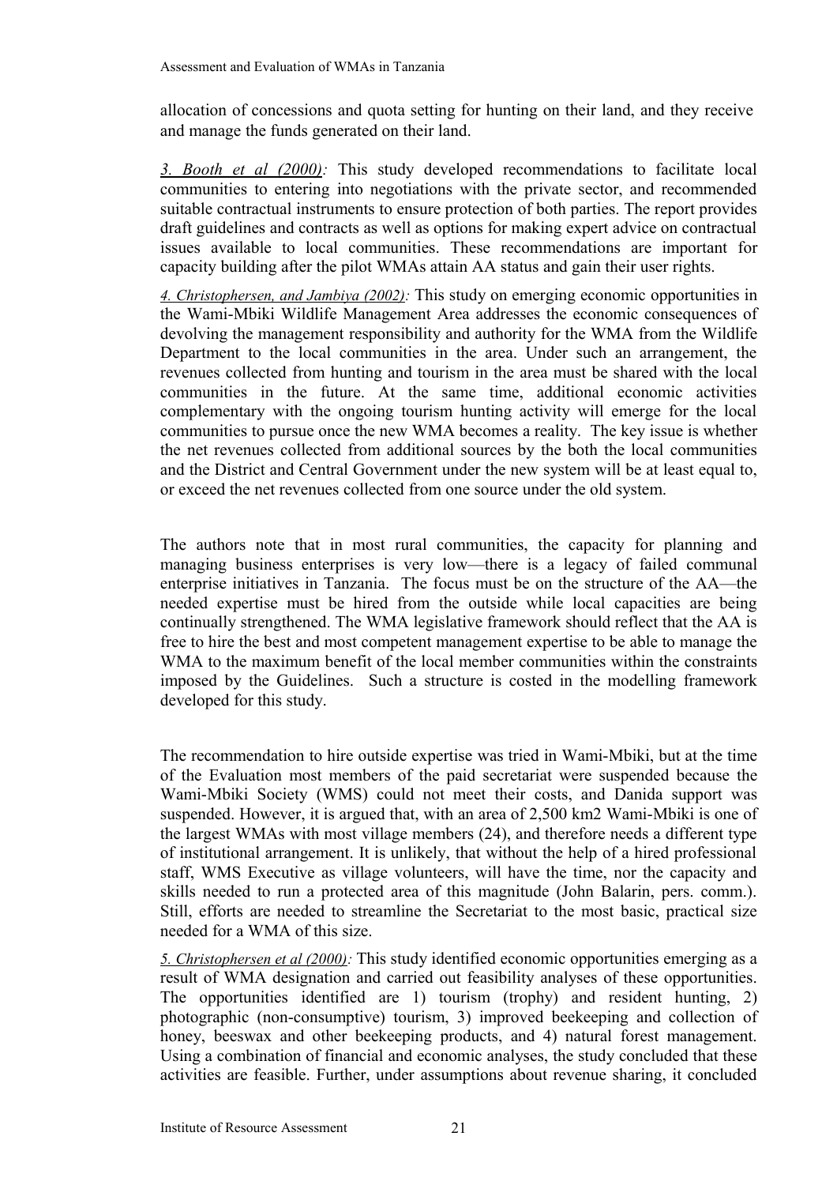allocation of concessions and quota setting for hunting on their land, and they receive and manage the funds generated on their land.

*3. Booth et al (2000):* This study developed recommendations to facilitate local communities to entering into negotiations with the private sector, and recommended suitable contractual instruments to ensure protection of both parties. The report provides draft guidelines and contracts as well as options for making expert advice on contractual issues available to local communities. These recommendations are important for capacity building after the pilot WMAs attain AA status and gain their user rights.

*4. Christophersen, and Jambiya (2002):* This study on emerging economic opportunities in the Wami-Mbiki Wildlife Management Area addresses the economic consequences of devolving the management responsibility and authority for the WMA from the Wildlife Department to the local communities in the area. Under such an arrangement, the revenues collected from hunting and tourism in the area must be shared with the local communities in the future. At the same time, additional economic activities complementary with the ongoing tourism hunting activity will emerge for the local communities to pursue once the new WMA becomes a reality. The key issue is whether the net revenues collected from additional sources by the both the local communities and the District and Central Government under the new system will be at least equal to, or exceed the net revenues collected from one source under the old system.

The authors note that in most rural communities, the capacity for planning and managing business enterprises is very low—there is a legacy of failed communal enterprise initiatives in Tanzania. The focus must be on the structure of the AA—the needed expertise must be hired from the outside while local capacities are being continually strengthened. The WMA legislative framework should reflect that the AA is free to hire the best and most competent management expertise to be able to manage the WMA to the maximum benefit of the local member communities within the constraints imposed by the Guidelines. Such a structure is costed in the modelling framework developed for this study.

The recommendation to hire outside expertise was tried in Wami-Mbiki, but at the time of the Evaluation most members of the paid secretariat were suspended because the Wami-Mbiki Society (WMS) could not meet their costs, and Danida support was suspended. However, it is argued that, with an area of 2,500 km2 Wami-Mbiki is one of the largest WMAs with most village members (24), and therefore needs a different type of institutional arrangement. It is unlikely, that without the help of a hired professional staff, WMS Executive as village volunteers, will have the time, nor the capacity and skills needed to run a protected area of this magnitude (John Balarin, pers. comm.). Still, efforts are needed to streamline the Secretariat to the most basic, practical size needed for a WMA of this size.

*5. Christophersen et al (2000):* This study identified economic opportunities emerging as a result of WMA designation and carried out feasibility analyses of these opportunities. The opportunities identified are 1) tourism (trophy) and resident hunting, 2) photographic (non-consumptive) tourism, 3) improved beekeeping and collection of honey, beeswax and other beekeeping products, and 4) natural forest management. Using a combination of financial and economic analyses, the study concluded that these activities are feasible. Further, under assumptions about revenue sharing, it concluded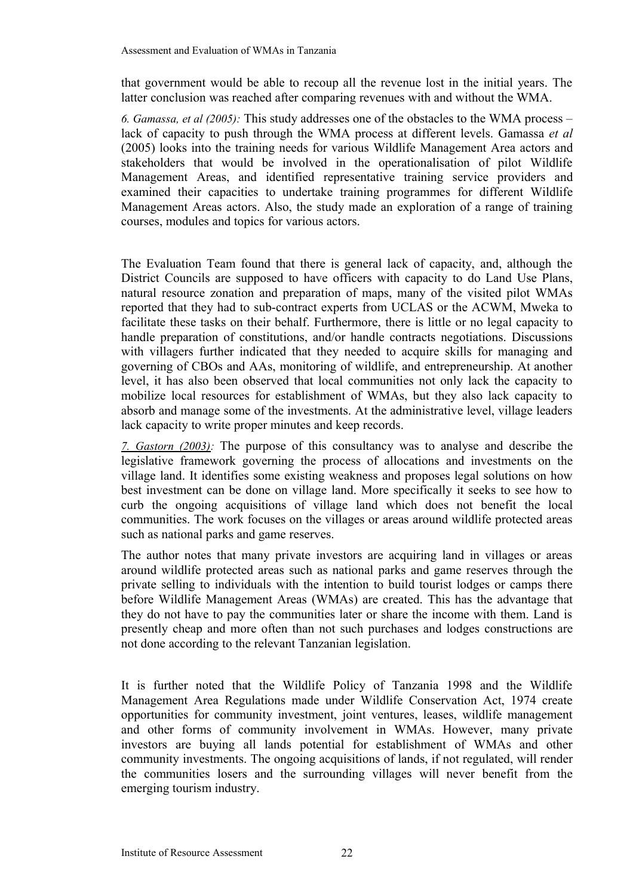that government would be able to recoup all the revenue lost in the initial years. The latter conclusion was reached after comparing revenues with and without the WMA.

*6. Gamassa, et al (2005):* This study addresses one of the obstacles to the WMA process – lack of capacity to push through the WMA process at different levels. Gamassa *et al* (2005) looks into the training needs for various Wildlife Management Area actors and stakeholders that would be involved in the operationalisation of pilot Wildlife Management Areas, and identified representative training service providers and examined their capacities to undertake training programmes for different Wildlife Management Areas actors. Also, the study made an exploration of a range of training courses, modules and topics for various actors.

The Evaluation Team found that there is general lack of capacity, and, although the District Councils are supposed to have officers with capacity to do Land Use Plans, natural resource zonation and preparation of maps, many of the visited pilot WMAs reported that they had to sub-contract experts from UCLAS or the ACWM, Mweka to facilitate these tasks on their behalf. Furthermore, there is little or no legal capacity to handle preparation of constitutions, and/or handle contracts negotiations. Discussions with villagers further indicated that they needed to acquire skills for managing and governing of CBOs and AAs, monitoring of wildlife, and entrepreneurship. At another level, it has also been observed that local communities not only lack the capacity to mobilize local resources for establishment of WMAs, but they also lack capacity to absorb and manage some of the investments. At the administrative level, village leaders lack capacity to write proper minutes and keep records.

*7. Gastorn (2003):* The purpose of this consultancy was to analyse and describe the legislative framework governing the process of allocations and investments on the village land. It identifies some existing weakness and proposes legal solutions on how best investment can be done on village land. More specifically it seeks to see how to curb the ongoing acquisitions of village land which does not benefit the local communities. The work focuses on the villages or areas around wildlife protected areas such as national parks and game reserves.

The author notes that many private investors are acquiring land in villages or areas around wildlife protected areas such as national parks and game reserves through the private selling to individuals with the intention to build tourist lodges or camps there before Wildlife Management Areas (WMAs) are created. This has the advantage that they do not have to pay the communities later or share the income with them. Land is presently cheap and more often than not such purchases and lodges constructions are not done according to the relevant Tanzanian legislation.

It is further noted that the Wildlife Policy of Tanzania 1998 and the Wildlife Management Area Regulations made under Wildlife Conservation Act, 1974 create opportunities for community investment, joint ventures, leases, wildlife management and other forms of community involvement in WMAs. However, many private investors are buying all lands potential for establishment of WMAs and other community investments. The ongoing acquisitions of lands, if not regulated, will render the communities losers and the surrounding villages will never benefit from the emerging tourism industry.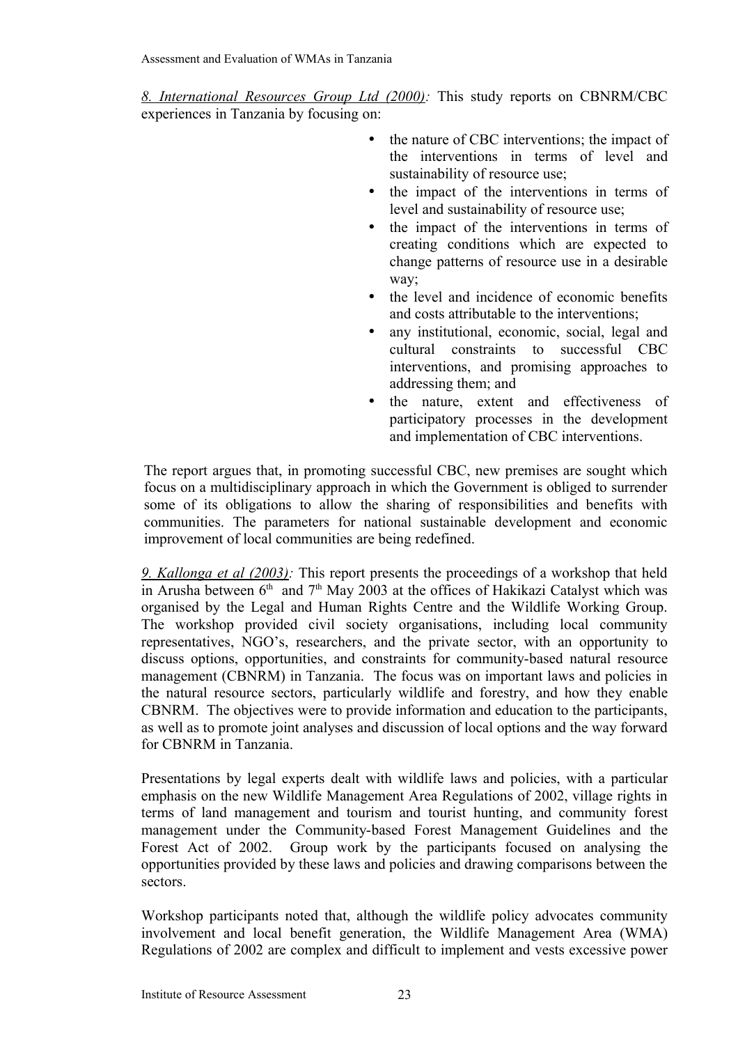*8. International Resources Group Ltd (2000):* This study reports on CBNRM/CBC experiences in Tanzania by focusing on:

- the nature of CBC interventions; the impact of the interventions in terms of level and sustainability of resource use;
- the impact of the interventions in terms of level and sustainability of resource use;
- the impact of the interventions in terms of creating conditions which are expected to change patterns of resource use in a desirable way;
- the level and incidence of economic benefits and costs attributable to the interventions;
- any institutional, economic, social, legal and cultural constraints to successful CBC interventions, and promising approaches to addressing them; and
- the nature, extent and effectiveness of participatory processes in the development and implementation of CBC interventions.

The report argues that, in promoting successful CBC, new premises are sought which focus on a multidisciplinary approach in which the Government is obliged to surrender some of its obligations to allow the sharing of responsibilities and benefits with communities. The parameters for national sustainable development and economic improvement of local communities are being redefined.

*9. Kallonga et al (2003):* This report presents the proceedings of a workshop that held in Arusha between 6th and 7th May 2003 at the offices of Hakikazi Catalyst which was organised by the Legal and Human Rights Centre and the Wildlife Working Group. The workshop provided civil society organisations, including local community representatives, NGO's, researchers, and the private sector, with an opportunity to discuss options, opportunities, and constraints for community-based natural resource management (CBNRM) in Tanzania. The focus was on important laws and policies in the natural resource sectors, particularly wildlife and forestry, and how they enable CBNRM. The objectives were to provide information and education to the participants, as well as to promote joint analyses and discussion of local options and the way forward for CBNRM in Tanzania.

Presentations by legal experts dealt with wildlife laws and policies, with a particular emphasis on the new Wildlife Management Area Regulations of 2002, village rights in terms of land management and tourism and tourist hunting, and community forest management under the Community-based Forest Management Guidelines and the Forest Act of 2002. Group work by the participants focused on analysing the opportunities provided by these laws and policies and drawing comparisons between the sectors.

Workshop participants noted that, although the wildlife policy advocates community involvement and local benefit generation, the Wildlife Management Area (WMA) Regulations of 2002 are complex and difficult to implement and vests excessive power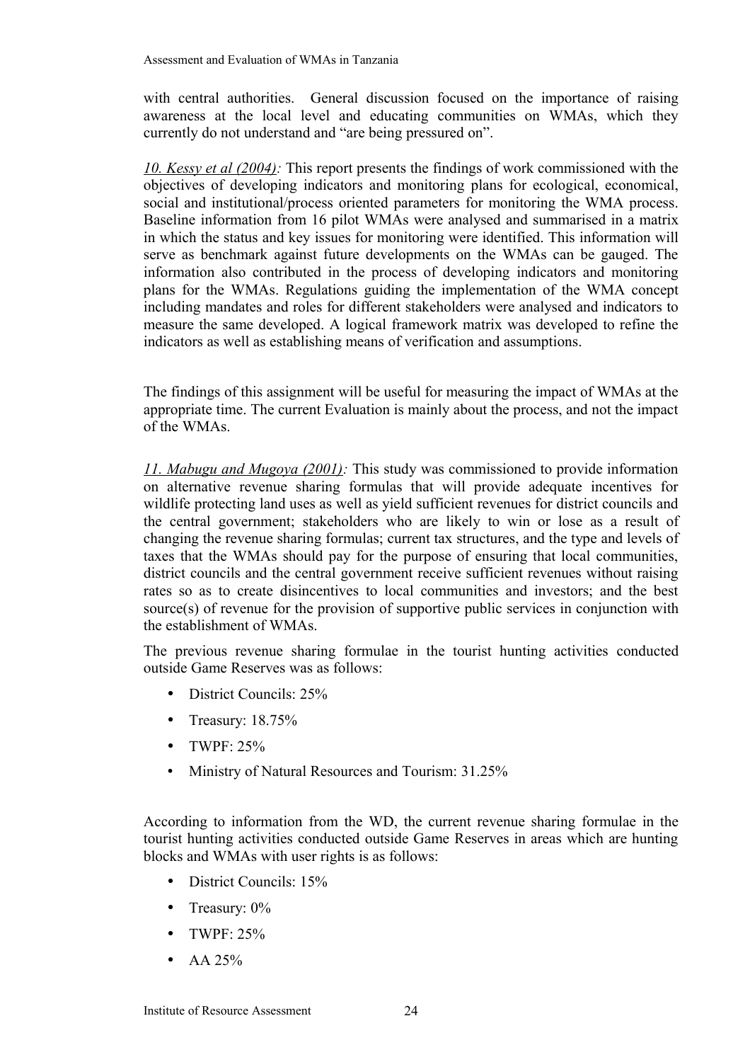with central authorities. General discussion focused on the importance of raising awareness at the local level and educating communities on WMAs, which they currently do not understand and "are being pressured on".

*10. Kessy et al (2004):* This report presents the findings of work commissioned with the objectives of developing indicators and monitoring plans for ecological, economical, social and institutional/process oriented parameters for monitoring the WMA process. Baseline information from 16 pilot WMAs were analysed and summarised in a matrix in which the status and key issues for monitoring were identified. This information will serve as benchmark against future developments on the WMAs can be gauged. The information also contributed in the process of developing indicators and monitoring plans for the WMAs. Regulations guiding the implementation of the WMA concept including mandates and roles for different stakeholders were analysed and indicators to measure the same developed. A logical framework matrix was developed to refine the indicators as well as establishing means of verification and assumptions.

The findings of this assignment will be useful for measuring the impact of WMAs at the appropriate time. The current Evaluation is mainly about the process, and not the impact of the WMAs.

*11. Mabugu and Mugoya (2001):* This study was commissioned to provide information on alternative revenue sharing formulas that will provide adequate incentives for wildlife protecting land uses as well as yield sufficient revenues for district councils and the central government; stakeholders who are likely to win or lose as a result of changing the revenue sharing formulas; current tax structures, and the type and levels of taxes that the WMAs should pay for the purpose of ensuring that local communities, district councils and the central government receive sufficient revenues without raising rates so as to create disincentives to local communities and investors; and the best source(s) of revenue for the provision of supportive public services in conjunction with the establishment of WMAs.

The previous revenue sharing formulae in the tourist hunting activities conducted outside Game Reserves was as follows:

- District Councils: 25%
- Treasury: 18.75%
- TWPF: 25%
- Ministry of Natural Resources and Tourism: 31.25%

According to information from the WD, the current revenue sharing formulae in the tourist hunting activities conducted outside Game Reserves in areas which are hunting blocks and WMAs with user rights is as follows:

- District Councils: 15%
- Treasury: 0%
- TWPF: 25%
- AA 25%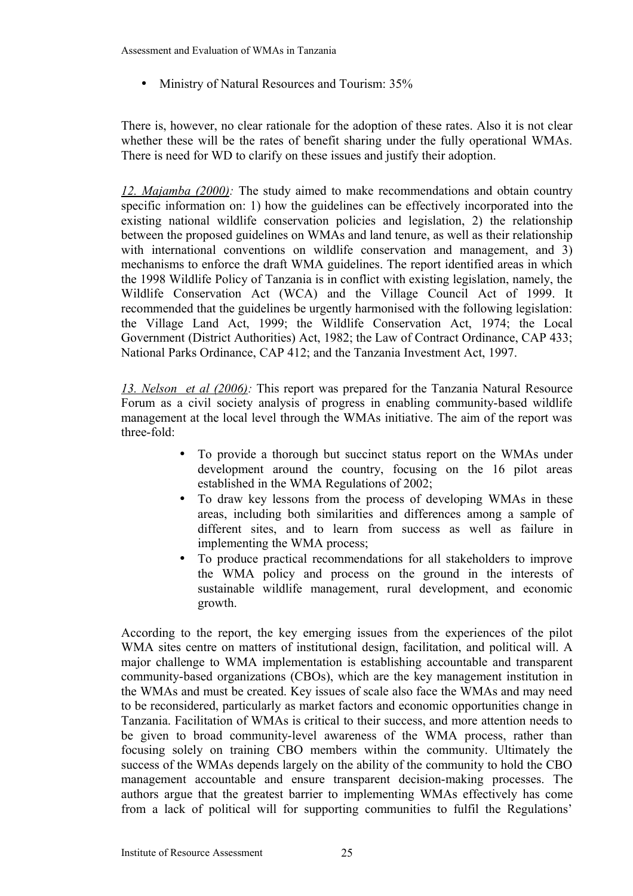- Ministry of Natural Resources and Tourism: 35%

There is, however, no clear rationale for the adoption of these rates. Also it is not clear whether these will be the rates of benefit sharing under the fully operational WMAs. There is need for WD to clarify on these issues and justify their adoption.

*12. Majamba (2000):* The study aimed to make recommendations and obtain country specific information on: 1) how the guidelines can be effectively incorporated into the existing national wildlife conservation policies and legislation, 2) the relationship between the proposed guidelines on WMAs and land tenure, as well as their relationship with international conventions on wildlife conservation and management, and 3) mechanisms to enforce the draft WMA guidelines. The report identified areas in which the 1998 Wildlife Policy of Tanzania is in conflict with existing legislation, namely, the Wildlife Conservation Act (WCA) and the Village Council Act of 1999. It recommended that the guidelines be urgently harmonised with the following legislation: the Village Land Act, 1999; the Wildlife Conservation Act, 1974; the Local Government (District Authorities) Act, 1982; the Law of Contract Ordinance, CAP 433; National Parks Ordinance, CAP 412; and the Tanzania Investment Act, 1997.

*13. Nelson et al (2006):* This report was prepared for the Tanzania Natural Resource Forum as a civil society analysis of progress in enabling community-based wildlife management at the local level through the WMAs initiative. The aim of the report was three-fold:

- To provide a thorough but succinct status report on the WMAs under development around the country, focusing on the 16 pilot areas established in the WMA Regulations of 2002;
- To draw key lessons from the process of developing WMAs in these areas, including both similarities and differences among a sample of different sites, and to learn from success as well as failure in implementing the WMA process;
- To produce practical recommendations for all stakeholders to improve the WMA policy and process on the ground in the interests of sustainable wildlife management, rural development, and economic growth.

According to the report, the key emerging issues from the experiences of the pilot WMA sites centre on matters of institutional design, facilitation, and political will. A major challenge to WMA implementation is establishing accountable and transparent community-based organizations (CBOs), which are the key management institution in the WMAs and must be created. Key issues of scale also face the WMAs and may need to be reconsidered, particularly as market factors and economic opportunities change in Tanzania. Facilitation of WMAs is critical to their success, and more attention needs to be given to broad community-level awareness of the WMA process, rather than focusing solely on training CBO members within the community. Ultimately the success of the WMAs depends largely on the ability of the community to hold the CBO management accountable and ensure transparent decision-making processes. The authors argue that the greatest barrier to implementing WMAs effectively has come from a lack of political will for supporting communities to fulfil the Regulations'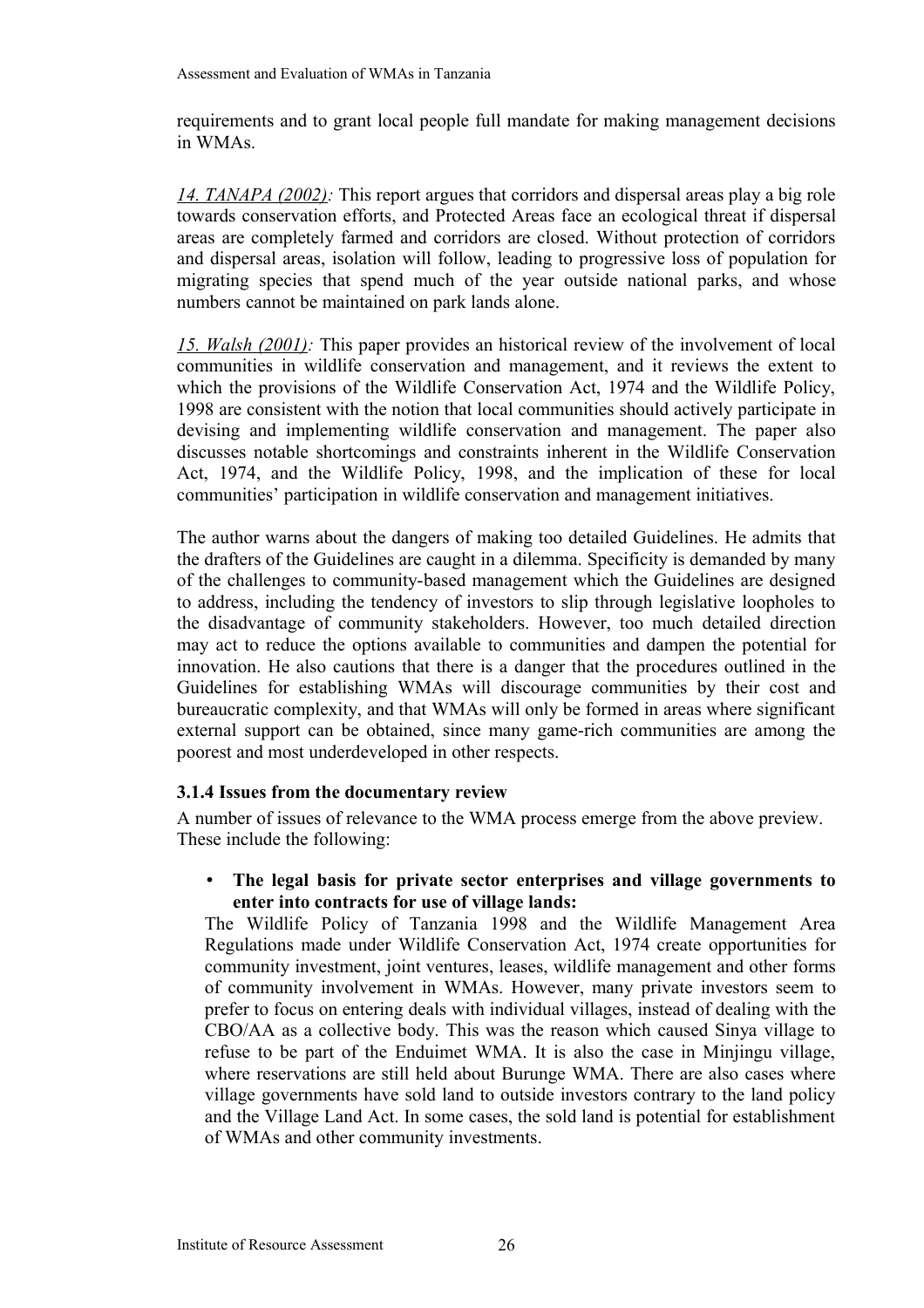requirements and to grant local people full mandate for making management decisions in WMAs.

*14. TANAPA (2002):* This report argues that corridors and dispersal areas play a big role towards conservation efforts, and Protected Areas face an ecological threat if dispersal areas are completely farmed and corridors are closed. Without protection of corridors and dispersal areas, isolation will follow, leading to progressive loss of population for migrating species that spend much of the year outside national parks, and whose numbers cannot be maintained on park lands alone.

*15. Walsh (2001):* This paper provides an historical review of the involvement of local communities in wildlife conservation and management, and it reviews the extent to which the provisions of the Wildlife Conservation Act, 1974 and the Wildlife Policy, 1998 are consistent with the notion that local communities should actively participate in devising and implementing wildlife conservation and management. The paper also discusses notable shortcomings and constraints inherent in the Wildlife Conservation Act, 1974, and the Wildlife Policy, 1998, and the implication of these for local communities' participation in wildlife conservation and management initiatives.

The author warns about the dangers of making too detailed Guidelines. He admits that the drafters of the Guidelines are caught in a dilemma. Specificity is demanded by many of the challenges to community-based management which the Guidelines are designed to address, including the tendency of investors to slip through legislative loopholes to the disadvantage of community stakeholders. However, too much detailed direction may act to reduce the options available to communities and dampen the potential for innovation. He also cautions that there is a danger that the procedures outlined in the Guidelines for establishing WMAs will discourage communities by their cost and bureaucratic complexity, and that WMAs will only be formed in areas where significant external support can be obtained, since many game-rich communities are among the poorest and most underdeveloped in other respects.

### 3.1.4 Issues from the documentary review

A number of issues of relevance to the WMA process emerge from the above preview. These include the following:

- **The legal basis for private sector enterprises and village governments to enter into contracts for use of village lands:**

  The Wildlife Policy of Tanzania 1998 and the Wildlife Management Area Regulations made under Wildlife Conservation Act, 1974 create opportunities for community investment, joint ventures, leases, wildlife management and other forms of community involvement in WMAs. However, many private investors seem to prefer to focus on entering deals with individual villages, instead of dealing with the CBO/AA as a collective body. This was the reason which caused Sinya village to refuse to be part of the Enduimet WMA. It is also the case in Minjingu village, where reservations are still held about Burunge WMA. There are also cases where village governments have sold land to outside investors contrary to the land policy and the Village Land Act. In some cases, the sold land is potential for establishment of WMAs and other community investments.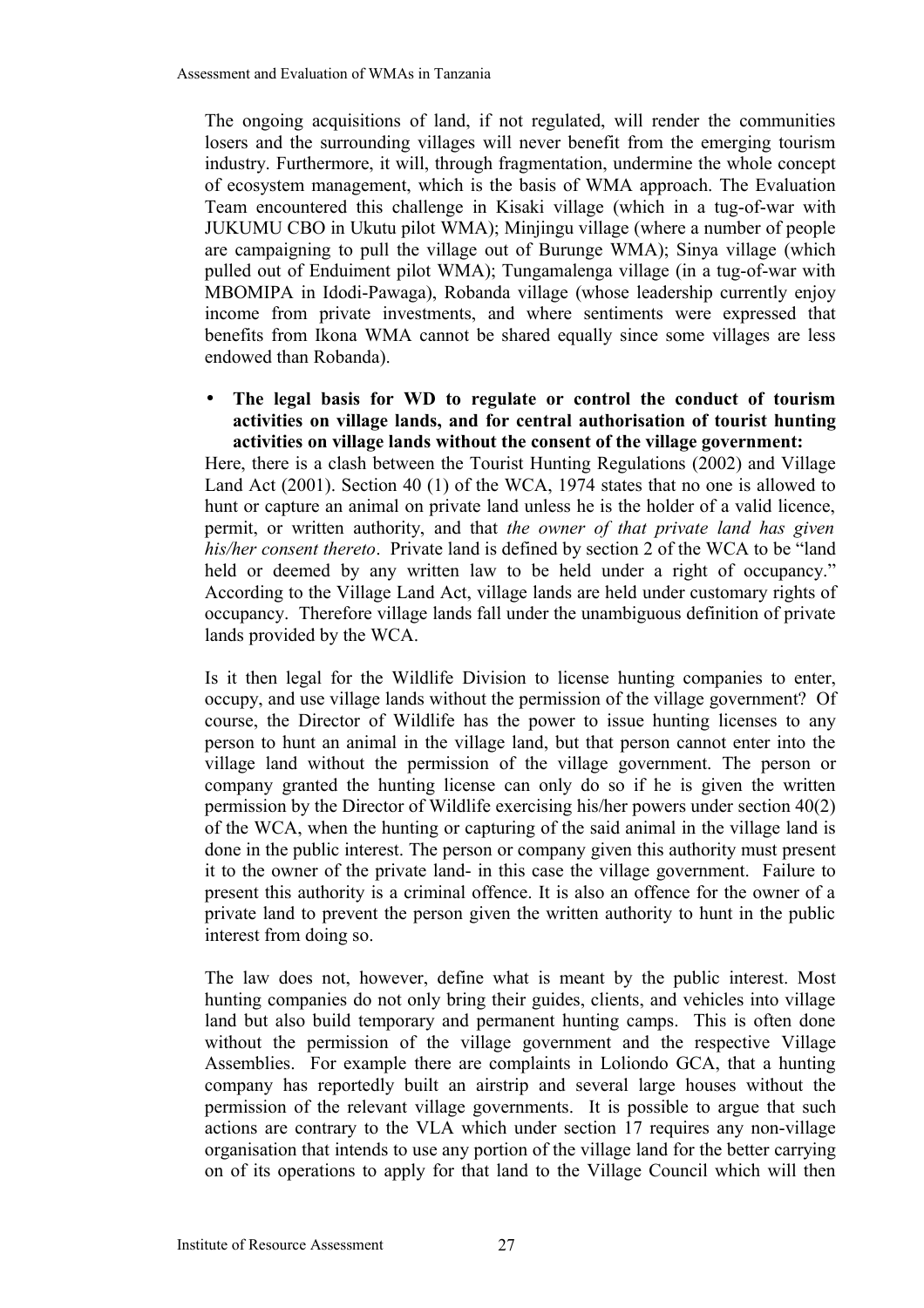The ongoing acquisitions of land, if not regulated, will render the communities losers and the surrounding villages will never benefit from the emerging tourism industry. Furthermore, it will, through fragmentation, undermine the whole concept of ecosystem management, which is the basis of WMA approach. The Evaluation Team encountered this challenge in Kisaki village (which in a tug-of-war with JUKUMU CBO in Ukutu pilot WMA); Minjingu village (where a number of people are campaigning to pull the village out of Burunge WMA); Sinya village (which pulled out of Enduiment pilot WMA); Tungamalenga village (in a tug-of-war with MBOMIPA in Idodi-Pawaga), Robanda village (whose leadership currently enjoy income from private investments, and where sentiments were expressed that benefits from Ikona WMA cannot be shared equally since some villages are less endowed than Robanda).

- **The legal basis for WD to regulate or control the conduct of tourism activities on village lands, and for central authorisation of tourist hunting activities on village lands without the consent of the village government:**

Here, there is a clash between the Tourist Hunting Regulations (2002) and Village Land Act (2001). Section 40 (1) of the WCA, 1974 states that no one is allowed to hunt or capture an animal on private land unless he is the holder of a valid licence, permit, or written authority, and that *the owner of that private land has given his/her consent thereto*. Private land is defined by section 2 of the WCA to be "land held or deemed by any written law to be held under a right of occupancy." According to the Village Land Act, village lands are held under customary rights of occupancy. Therefore village lands fall under the unambiguous definition of private lands provided by the WCA.

Is it then legal for the Wildlife Division to license hunting companies to enter, occupy, and use village lands without the permission of the village government? Of course, the Director of Wildlife has the power to issue hunting licenses to any person to hunt an animal in the village land, but that person cannot enter into the village land without the permission of the village government. The person or company granted the hunting license can only do so if he is given the written permission by the Director of Wildlife exercising his/her powers under section 40(2) of the WCA, when the hunting or capturing of the said animal in the village land is done in the public interest. The person or company given this authority must present it to the owner of the private land- in this case the village government. Failure to present this authority is a criminal offence. It is also an offence for the owner of a private land to prevent the person given the written authority to hunt in the public interest from doing so.

The law does not, however, define what is meant by the public interest. Most hunting companies do not only bring their guides, clients, and vehicles into village land but also build temporary and permanent hunting camps. This is often done without the permission of the village government and the respective Village Assemblies. For example there are complaints in Loliondo GCA, that a hunting company has reportedly built an airstrip and several large houses without the permission of the relevant village governments. It is possible to argue that such actions are contrary to the VLA which under section 17 requires any non-village organisation that intends to use any portion of the village land for the better carrying on of its operations to apply for that land to the Village Council which will then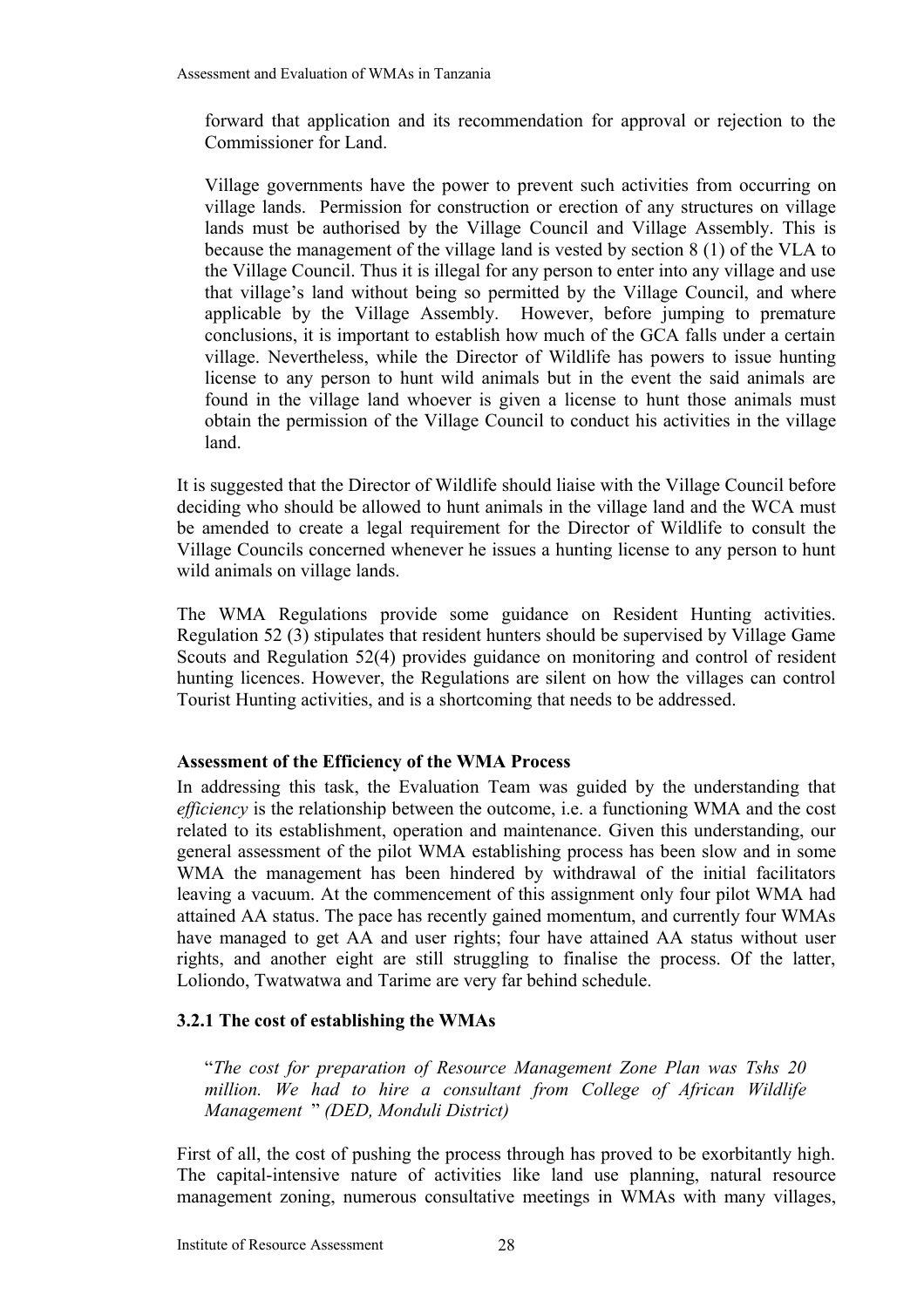forward that application and its recommendation for approval or rejection to the Commissioner for Land.

Village governments have the power to prevent such activities from occurring on village lands. Permission for construction or erection of any structures on village lands must be authorised by the Village Council and Village Assembly. This is because the management of the village land is vested by section 8 (1) of the VLA to the Village Council. Thus it is illegal for any person to enter into any village and use that village's land without being so permitted by the Village Council, and where applicable by the Village Assembly. However, before jumping to premature conclusions, it is important to establish how much of the GCA falls under a certain village. Nevertheless, while the Director of Wildlife has powers to issue hunting license to any person to hunt wild animals but in the event the said animals are found in the village land whoever is given a license to hunt those animals must obtain the permission of the Village Council to conduct his activities in the village land.

It is suggested that the Director of Wildlife should liaise with the Village Council before deciding who should be allowed to hunt animals in the village land and the WCA must be amended to create a legal requirement for the Director of Wildlife to consult the Village Councils concerned whenever he issues a hunting license to any person to hunt wild animals on village lands.

The WMA Regulations provide some guidance on Resident Hunting activities. Regulation 52 (3) stipulates that resident hunters should be supervised by Village Game Scouts and Regulation 52(4) provides guidance on monitoring and control of resident hunting licences. However, the Regulations are silent on how the villages can control Tourist Hunting activities, and is a shortcoming that needs to be addressed.

**Assessment of the Efficiency of the WMA Process**

In addressing this task, the Evaluation Team was guided by the understanding that *efficiency* is the relationship between the outcome, i.e. a functioning WMA and the cost related to its establishment, operation and maintenance. Given this understanding, our general assessment of the pilot WMA establishing process has been slow and in some WMA the management has been hindered by withdrawal of the initial facilitators leaving a vacuum. At the commencement of this assignment only four pilot WMA had attained AA status. The pace has recently gained momentum, and currently four WMAs have managed to get AA and user rights; four have attained AA status without user rights, and another eight are still struggling to finalise the process. Of the latter, Loliondo, Twatwatwa and Tarime are very far behind schedule.

### 3.2.1 The cost of establishing the WMAs

"*The cost for preparation of Resource Management Zone Plan was Tshs 20 million. We had to hire a consultant from College of African Wildlife Management* " *(DED, Monduli District)*

First of all, the cost of pushing the process through has proved to be exorbitantly high. The capital-intensive nature of activities like land use planning, natural resource management zoning, numerous consultative meetings in WMAs with many villages,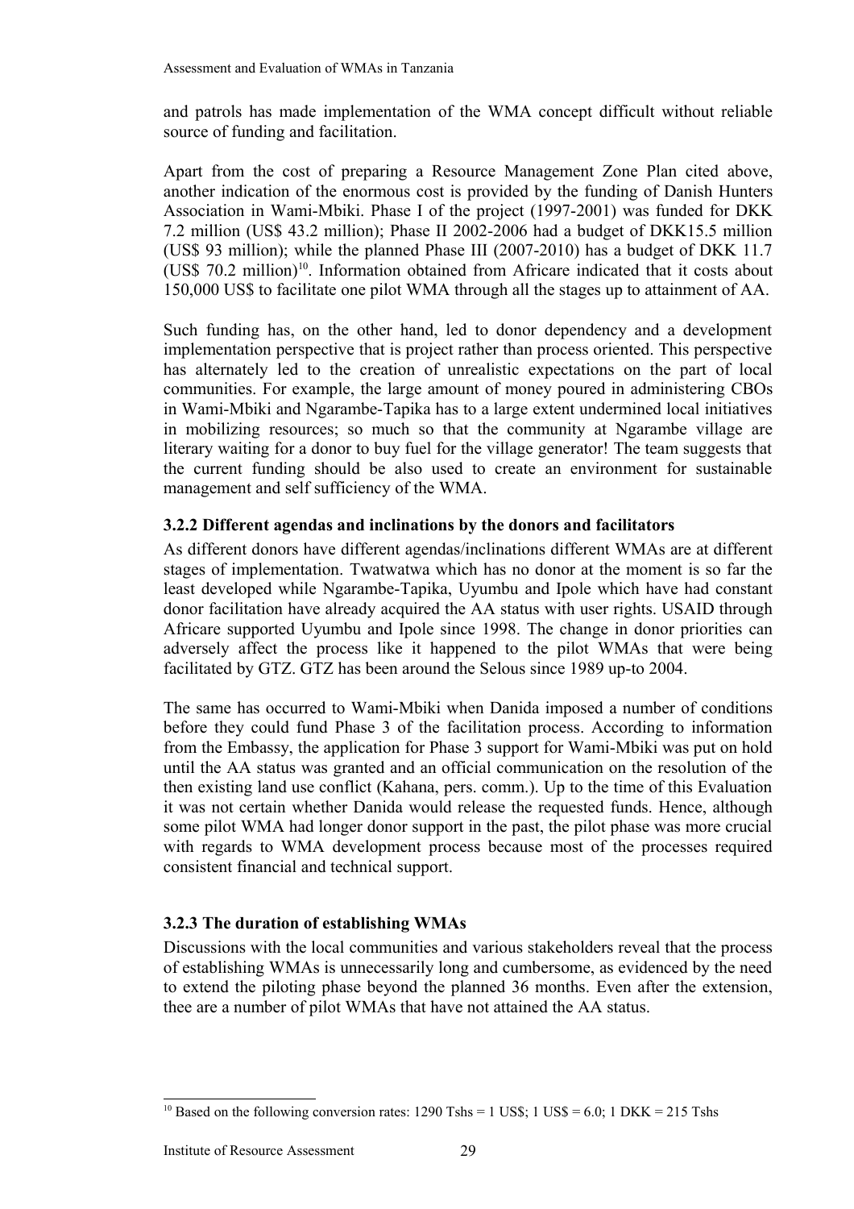and patrols has made implementation of the WMA concept difficult without reliable source of funding and facilitation.

Apart from the cost of preparing a Resource Management Zone Plan cited above, another indication of the enormous cost is provided by the funding of Danish Hunters Association in Wami-Mbiki. Phase I of the project (1997-2001) was funded for DKK 7.2 million (US$ 43.2 million); Phase II 2002-2006 had a budget of DKK15.5 million (US$ 93 million); while the planned Phase III (2007-2010) has a budget of DKK 11.7 (US$ 70.2 million)[10]. Information obtained from Africare indicated that it costs about 150,000 US$ to facilitate one pilot WMA through all the stages up to attainment of AA.

Such funding has, on the other hand, led to donor dependency and a development implementation perspective that is project rather than process oriented. This perspective has alternately led to the creation of unrealistic expectations on the part of local communities. For example, the large amount of money poured in administering CBOs in Wami-Mbiki and Ngarambe-Tapika has to a large extent undermined local initiatives in mobilizing resources; so much so that the community at Ngarambe village are literary waiting for a donor to buy fuel for the village generator! The team suggests that the current funding should be also used to create an environment for sustainable management and self sufficiency of the WMA.

### 3.2.2 Different agendas and inclinations by the donors and facilitators

As different donors have different agendas/inclinations different WMAs are at different stages of implementation. Twatwatwa which has no donor at the moment is so far the least developed while Ngarambe-Tapika, Uyumbu and Ipole which have had constant donor facilitation have already acquired the AA status with user rights. USAID through Africare supported Uyumbu and Ipole since 1998. The change in donor priorities can adversely affect the process like it happened to the pilot WMAs that were being facilitated by GTZ. GTZ has been around the Selous since 1989 up-to 2004.

The same has occurred to Wami-Mbiki when Danida imposed a number of conditions before they could fund Phase 3 of the facilitation process. According to information from the Embassy, the application for Phase 3 support for Wami-Mbiki was put on hold until the AA status was granted and an official communication on the resolution of the then existing land use conflict (Kahana, pers. comm.). Up to the time of this Evaluation it was not certain whether Danida would release the requested funds. Hence, although some pilot WMA had longer donor support in the past, the pilot phase was more crucial with regards to WMA development process because most of the processes required consistent financial and technical support.

### 3.2.3 The duration of establishing WMAs

Discussions with the local communities and various stakeholders reveal that the process of establishing WMAs is unnecessarily long and cumbersome, as evidenced by the need to extend the piloting phase beyond the planned 36 months. Even after the extension, thee are a number of pilot WMAs that have not attained the AA status.

---

[10] Based on the following conversion rates: 1290 Tshs = 1 US$; 1 US$ = 6.0; 1 DKK = 215 Tshs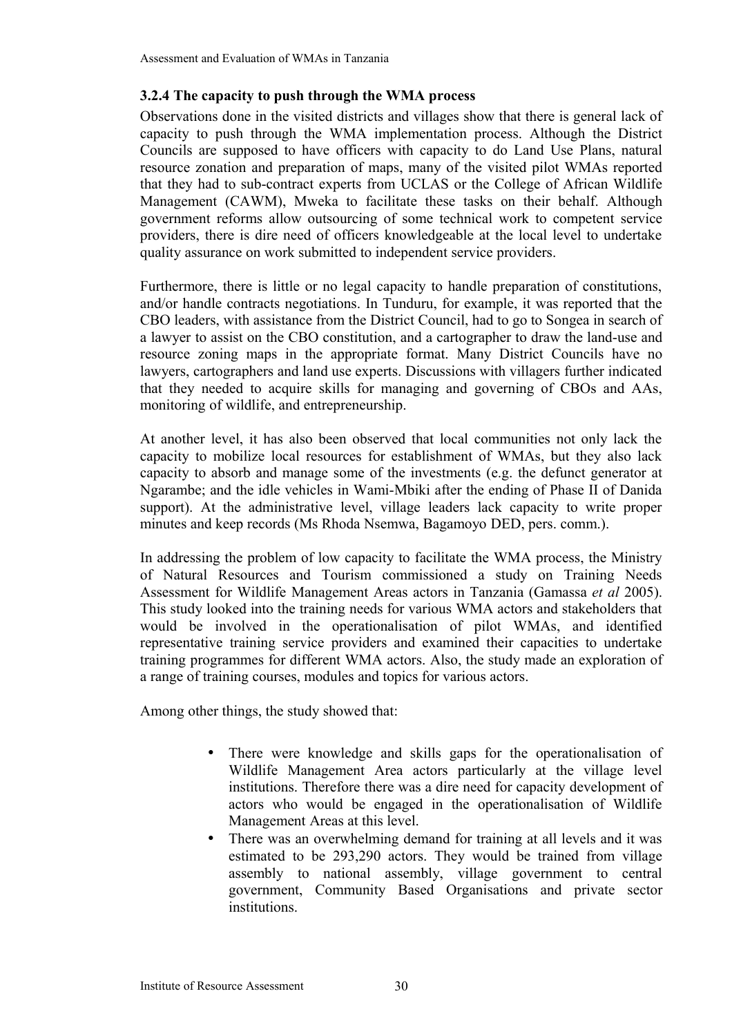### 3.2.4 The capacity to push through the WMA process

Observations done in the visited districts and villages show that there is general lack of capacity to push through the WMA implementation process. Although the District Councils are supposed to have officers with capacity to do Land Use Plans, natural resource zonation and preparation of maps, many of the visited pilot WMAs reported that they had to sub-contract experts from UCLAS or the College of African Wildlife Management (CAWM), Mweka to facilitate these tasks on their behalf. Although government reforms allow outsourcing of some technical work to competent service providers, there is dire need of officers knowledgeable at the local level to undertake quality assurance on work submitted to independent service providers.

Furthermore, there is little or no legal capacity to handle preparation of constitutions, and/or handle contracts negotiations. In Tunduru, for example, it was reported that the CBO leaders, with assistance from the District Council, had to go to Songea in search of a lawyer to assist on the CBO constitution, and a cartographer to draw the land-use and resource zoning maps in the appropriate format. Many District Councils have no lawyers, cartographers and land use experts. Discussions with villagers further indicated that they needed to acquire skills for managing and governing of CBOs and AAs, monitoring of wildlife, and entrepreneurship.

At another level, it has also been observed that local communities not only lack the capacity to mobilize local resources for establishment of WMAs, but they also lack capacity to absorb and manage some of the investments (e.g. the defunct generator at Ngarambe; and the idle vehicles in Wami-Mbiki after the ending of Phase II of Danida support). At the administrative level, village leaders lack capacity to write proper minutes and keep records (Ms Rhoda Nsemwa, Bagamoyo DED, pers. comm.).

In addressing the problem of low capacity to facilitate the WMA process, the Ministry of Natural Resources and Tourism commissioned a study on Training Needs Assessment for Wildlife Management Areas actors in Tanzania (Gamassa *et al* 2005). This study looked into the training needs for various WMA actors and stakeholders that would be involved in the operationalisation of pilot WMAs, and identified representative training service providers and examined their capacities to undertake training programmes for different WMA actors. Also, the study made an exploration of a range of training courses, modules and topics for various actors.

Among other things, the study showed that:

- There were knowledge and skills gaps for the operationalisation of Wildlife Management Area actors particularly at the village level institutions. Therefore there was a dire need for capacity development of actors who would be engaged in the operationalisation of Wildlife Management Areas at this level.
- There was an overwhelming demand for training at all levels and it was estimated to be 293,290 actors. They would be trained from village assembly to national assembly, village government to central government, Community Based Organisations and private sector institutions.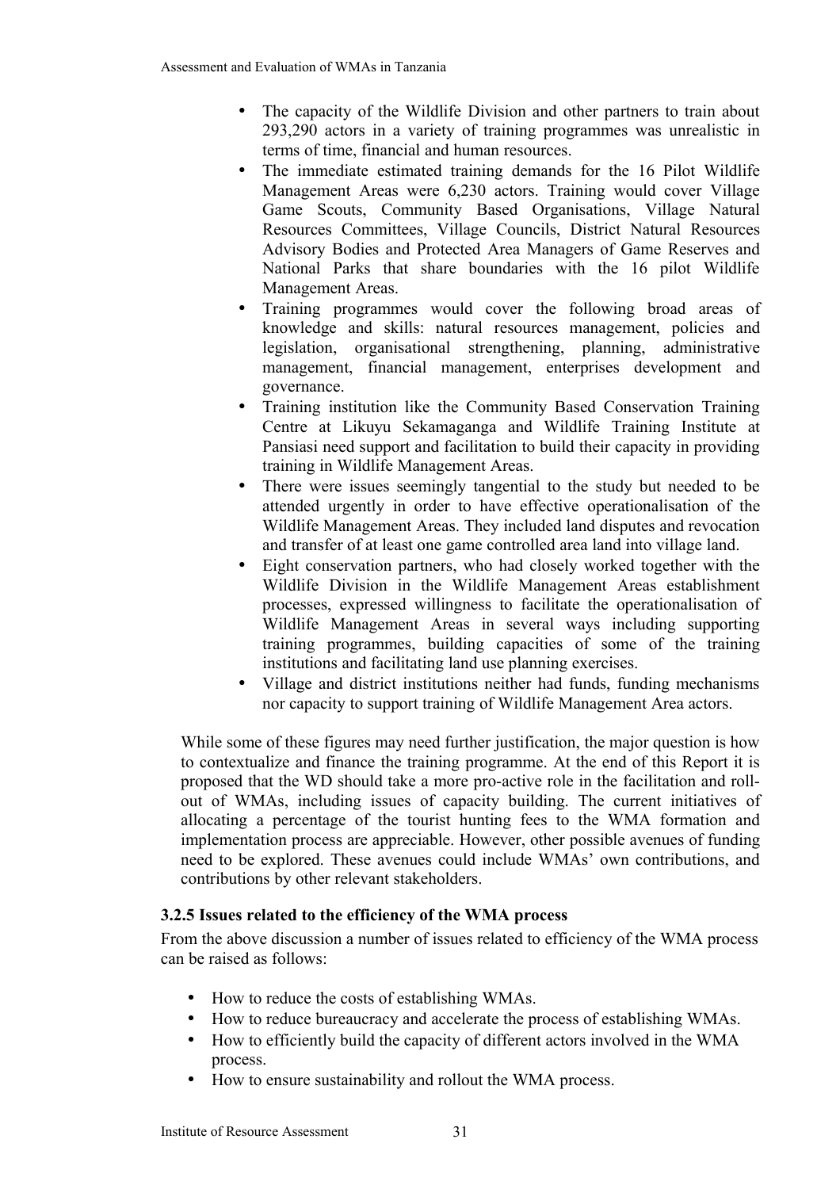- The capacity of the Wildlife Division and other partners to train about 293,290 actors in a variety of training programmes was unrealistic in terms of time, financial and human resources.
- The immediate estimated training demands for the 16 Pilot Wildlife Management Areas were 6,230 actors. Training would cover Village Game Scouts, Community Based Organisations, Village Natural Resources Committees, Village Councils, District Natural Resources Advisory Bodies and Protected Area Managers of Game Reserves and National Parks that share boundaries with the 16 pilot Wildlife Management Areas.
- Training programmes would cover the following broad areas of knowledge and skills: natural resources management, policies and legislation, organisational strengthening, planning, administrative management, financial management, enterprises development and governance.
- Training institution like the Community Based Conservation Training Centre at Likuyu Sekamaganga and Wildlife Training Institute at Pansiasi need support and facilitation to build their capacity in providing training in Wildlife Management Areas.
- There were issues seemingly tangential to the study but needed to be attended urgently in order to have effective operationalisation of the Wildlife Management Areas. They included land disputes and revocation and transfer of at least one game controlled area land into village land.
- Eight conservation partners, who had closely worked together with the Wildlife Division in the Wildlife Management Areas establishment processes, expressed willingness to facilitate the operationalisation of Wildlife Management Areas in several ways including supporting training programmes, building capacities of some of the training institutions and facilitating land use planning exercises.
- Village and district institutions neither had funds, funding mechanisms nor capacity to support training of Wildlife Management Area actors.

While some of these figures may need further justification, the major question is how to contextualize and finance the training programme. At the end of this Report it is proposed that the WD should take a more pro-active role in the facilitation and roll-out of WMAs, including issues of capacity building. The current initiatives of allocating a percentage of the tourist hunting fees to the WMA formation and implementation process are appreciable. However, other possible avenues of funding need to be explored. These avenues could include WMAs' own contributions, and contributions by other relevant stakeholders.

### 3.2.5 Issues related to the efficiency of the WMA process

From the above discussion a number of issues related to efficiency of the WMA process can be raised as follows:

- How to reduce the costs of establishing WMAs.
- How to reduce bureaucracy and accelerate the process of establishing WMAs.
- How to efficiently build the capacity of different actors involved in the WMA process.
- How to ensure sustainability and rollout the WMA process.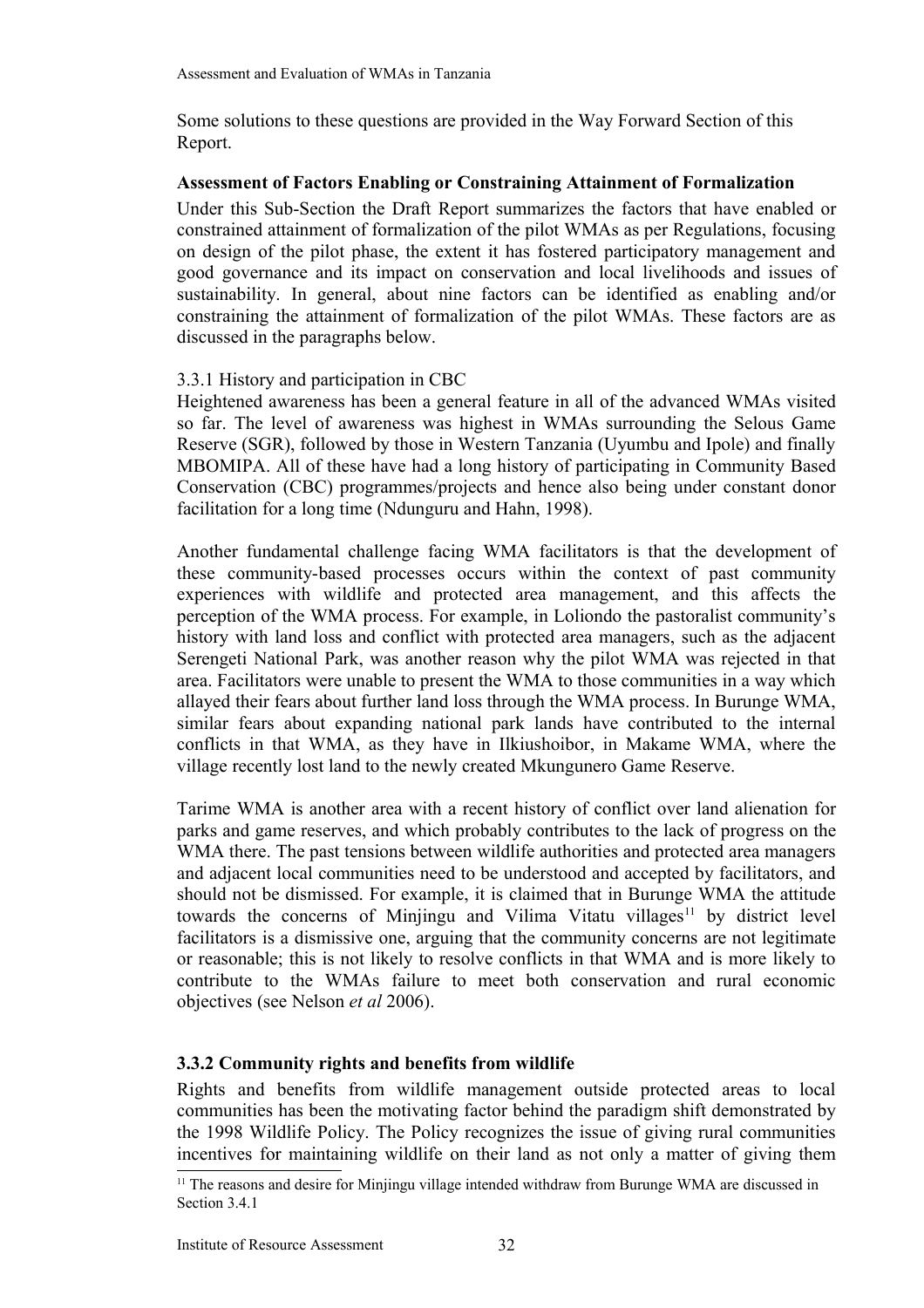Some solutions to these questions are provided in the Way Forward Section of this Report.

**Assessment of Factors Enabling or Constraining Attainment of Formalization**

Under this Sub-Section the Draft Report summarizes the factors that have enabled or constrained attainment of formalization of the pilot WMAs as per Regulations, focusing on design of the pilot phase, the extent it has fostered participatory management and good governance and its impact on conservation and local livelihoods and issues of sustainability. In general, about nine factors can be identified as enabling and/or constraining the attainment of formalization of the pilot WMAs. These factors are as discussed in the paragraphs below.

3.3.1 History and participation in CBC

Heightened awareness has been a general feature in all of the advanced WMAs visited so far. The level of awareness was highest in WMAs surrounding the Selous Game Reserve (SGR), followed by those in Western Tanzania (Uyumbu and Ipole) and finally MBOMIPA. All of these have had a long history of participating in Community Based Conservation (CBC) programmes/projects and hence also being under constant donor facilitation for a long time (Ndunguru and Hahn, 1998).

Another fundamental challenge facing WMA facilitators is that the development of these community-based processes occurs within the context of past community experiences with wildlife and protected area management, and this affects the perception of the WMA process. For example, in Loliondo the pastoralist community's history with land loss and conflict with protected area managers, such as the adjacent Serengeti National Park, was another reason why the pilot WMA was rejected in that area. Facilitators were unable to present the WMA to those communities in a way which allayed their fears about further land loss through the WMA process. In Burunge WMA, similar fears about expanding national park lands have contributed to the internal conflicts in that WMA, as they have in Ilkiushoibor, in Makame WMA, where the village recently lost land to the newly created Mkungunero Game Reserve.

Tarime WMA is another area with a recent history of conflict over land alienation for parks and game reserves, and which probably contributes to the lack of progress on the WMA there. The past tensions between wildlife authorities and protected area managers and adjacent local communities need to be understood and accepted by facilitators, and should not be dismissed. For example, it is claimed that in Burunge WMA the attitude towards the concerns of Minjingu and Vilima Vitatu villages[11] by district level facilitators is a dismissive one, arguing that the community concerns are not legitimate or reasonable; this is not likely to resolve conflicts in that WMA and is more likely to contribute to the WMAs failure to meet both conservation and rural economic objectives (see Nelson *et al* 2006).

### 3.3.2 Community rights and benefits from wildlife

Rights and benefits from wildlife management outside protected areas to local communities has been the motivating factor behind the paradigm shift demonstrated by the 1998 Wildlife Policy. The Policy recognizes the issue of giving rural communities incentives for maintaining wildlife on their land as not only a matter of giving them

[11] The reasons and desire for Minjingu village intended withdraw from Burunge WMA are discussed in Section 3.4.1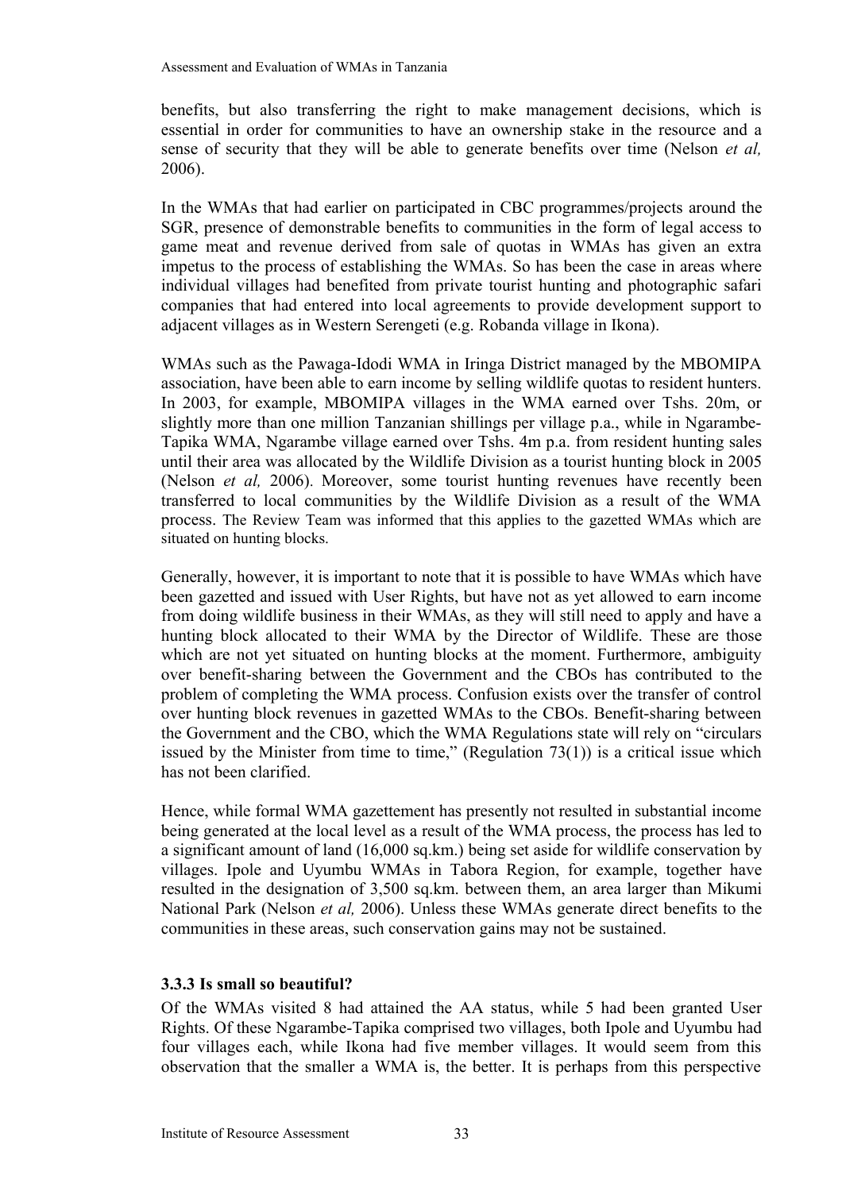benefits, but also transferring the right to make management decisions, which is essential in order for communities to have an ownership stake in the resource and a sense of security that they will be able to generate benefits over time (Nelson *et al,* 2006).

In the WMAs that had earlier on participated in CBC programmes/projects around the SGR, presence of demonstrable benefits to communities in the form of legal access to game meat and revenue derived from sale of quotas in WMAs has given an extra impetus to the process of establishing the WMAs. So has been the case in areas where individual villages had benefited from private tourist hunting and photographic safari companies that had entered into local agreements to provide development support to adjacent villages as in Western Serengeti (e.g. Robanda village in Ikona).

WMAs such as the Pawaga-Idodi WMA in Iringa District managed by the MBOMIPA association, have been able to earn income by selling wildlife quotas to resident hunters. In 2003, for example, MBOMIPA villages in the WMA earned over Tshs. 20m, or slightly more than one million Tanzanian shillings per village p.a., while in Ngarambe-Tapika WMA, Ngarambe village earned over Tshs. 4m p.a. from resident hunting sales until their area was allocated by the Wildlife Division as a tourist hunting block in 2005 (Nelson *et al,* 2006). Moreover, some tourist hunting revenues have recently been transferred to local communities by the Wildlife Division as a result of the WMA process. The Review Team was informed that this applies to the gazetted WMAs which are situated on hunting blocks.

Generally, however, it is important to note that it is possible to have WMAs which have been gazetted and issued with User Rights, but have not as yet allowed to earn income from doing wildlife business in their WMAs, as they will still need to apply and have a hunting block allocated to their WMA by the Director of Wildlife. These are those which are not yet situated on hunting blocks at the moment. Furthermore, ambiguity over benefit-sharing between the Government and the CBOs has contributed to the problem of completing the WMA process. Confusion exists over the transfer of control over hunting block revenues in gazetted WMAs to the CBOs. Benefit-sharing between the Government and the CBO, which the WMA Regulations state will rely on "circulars issued by the Minister from time to time," (Regulation 73(1)) is a critical issue which has not been clarified.

Hence, while formal WMA gazettement has presently not resulted in substantial income being generated at the local level as a result of the WMA process, the process has led to a significant amount of land (16,000 sq.km.) being set aside for wildlife conservation by villages. Ipole and Uyumbu WMAs in Tabora Region, for example, together have resulted in the designation of 3,500 sq.km. between them, an area larger than Mikumi National Park (Nelson *et al,* 2006). Unless these WMAs generate direct benefits to the communities in these areas, such conservation gains may not be sustained.

### 3.3.3 Is small so beautiful?

Of the WMAs visited 8 had attained the AA status, while 5 had been granted User Rights. Of these Ngarambe-Tapika comprised two villages, both Ipole and Uyumbu had four villages each, while Ikona had five member villages. It would seem from this observation that the smaller a WMA is, the better. It is perhaps from this perspective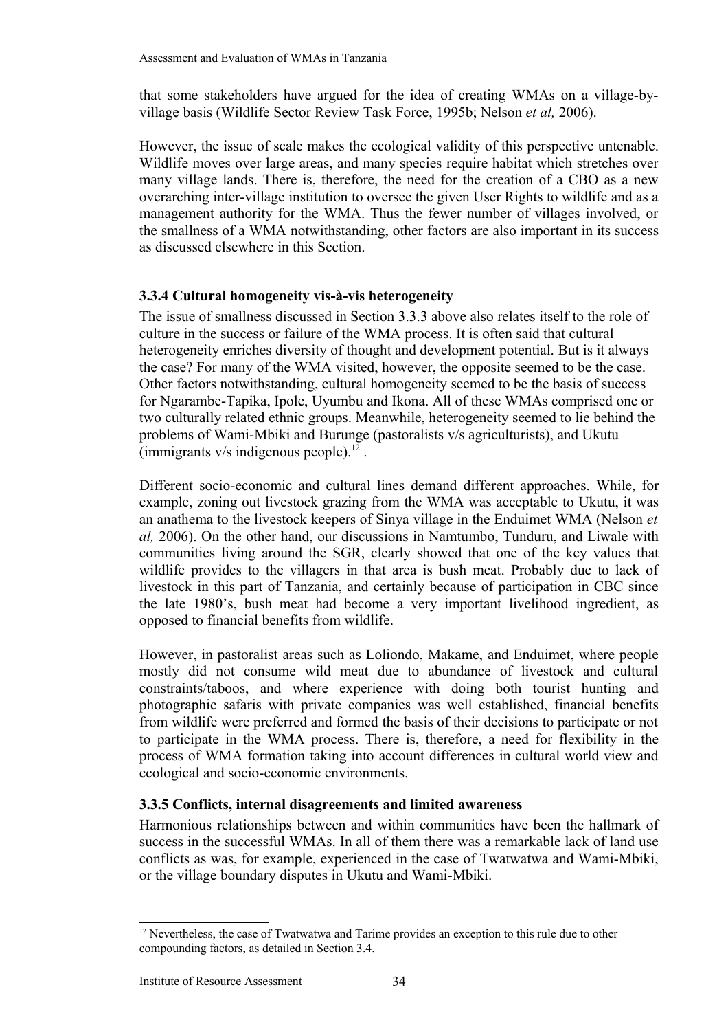that some stakeholders have argued for the idea of creating WMAs on a village-by-village basis (Wildlife Sector Review Task Force, 1995b; Nelson *et al,* 2006).

However, the issue of scale makes the ecological validity of this perspective untenable. Wildlife moves over large areas, and many species require habitat which stretches over many village lands. There is, therefore, the need for the creation of a CBO as a new overarching inter-village institution to oversee the given User Rights to wildlife and as a management authority for the WMA. Thus the fewer number of villages involved, or the smallness of a WMA notwithstanding, other factors are also important in its success as discussed elsewhere in this Section.

### 3.3.4 Cultural homogeneity vis-à-vis heterogeneity

The issue of smallness discussed in Section 3.3.3 above also relates itself to the role of culture in the success or failure of the WMA process. It is often said that cultural heterogeneity enriches diversity of thought and development potential. But is it always the case? For many of the WMA visited, however, the opposite seemed to be the case. Other factors notwithstanding, cultural homogeneity seemed to be the basis of success for Ngarambe-Tapika, Ipole, Uyumbu and Ikona. All of these WMAs comprised one or two culturally related ethnic groups. Meanwhile, heterogeneity seemed to lie behind the problems of Wami-Mbiki and Burunge (pastoralists v/s agriculturists), and Ukutu (immigrants v/s indigenous people).[12] .

Different socio-economic and cultural lines demand different approaches. While, for example, zoning out livestock grazing from the WMA was acceptable to Ukutu, it was an anathema to the livestock keepers of Sinya village in the Enduimet WMA (Nelson *et al,* 2006). On the other hand, our discussions in Namtumbo, Tunduru, and Liwale with communities living around the SGR, clearly showed that one of the key values that wildlife provides to the villagers in that area is bush meat. Probably due to lack of livestock in this part of Tanzania, and certainly because of participation in CBC since the late 1980's, bush meat had become a very important livelihood ingredient, as opposed to financial benefits from wildlife.

However, in pastoralist areas such as Loliondo, Makame, and Enduimet, where people mostly did not consume wild meat due to abundance of livestock and cultural constraints/taboos, and where experience with doing both tourist hunting and photographic safaris with private companies was well established, financial benefits from wildlife were preferred and formed the basis of their decisions to participate or not to participate in the WMA process. There is, therefore, a need for flexibility in the process of WMA formation taking into account differences in cultural world view and ecological and socio-economic environments.

### 3.3.5 Conflicts, internal disagreements and limited awareness

Harmonious relationships between and within communities have been the hallmark of success in the successful WMAs. In all of them there was a remarkable lack of land use conflicts as was, for example, experienced in the case of Twatwatwa and Wami-Mbiki, or the village boundary disputes in Ukutu and Wami-Mbiki.

[12] Nevertheless, the case of Twatwatwa and Tarime provides an exception to this rule due to other compounding factors, as detailed in Section 3.4.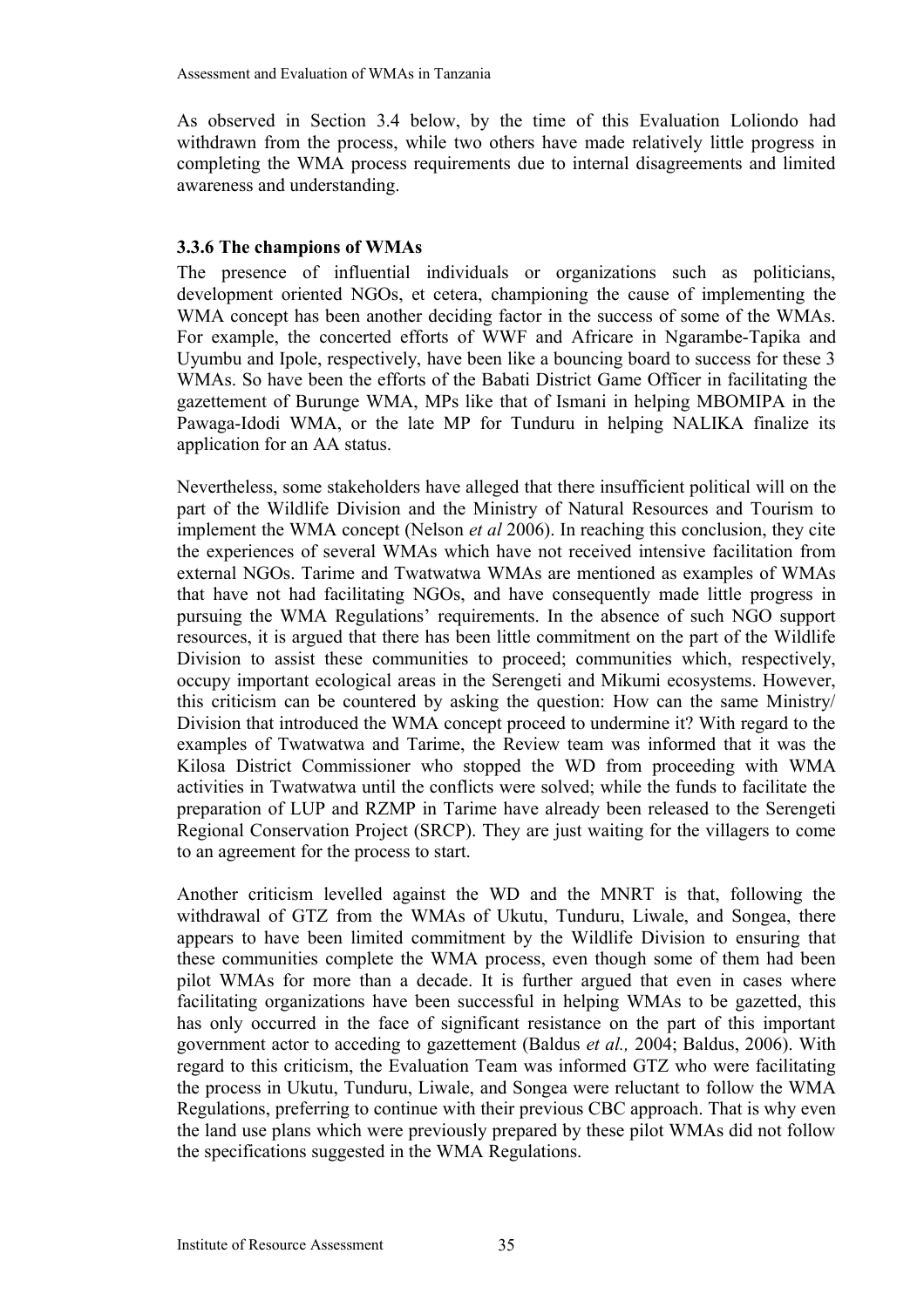As observed in Section 3.4 below, by the time of this Evaluation Loliondo had withdrawn from the process, while two others have made relatively little progress in completing the WMA process requirements due to internal disagreements and limited awareness and understanding.

### 3.3.6 The champions of WMAs

The presence of influential individuals or organizations such as politicians, development oriented NGOs, et cetera, championing the cause of implementing the WMA concept has been another deciding factor in the success of some of the WMAs. For example, the concerted efforts of WWF and Africare in Ngarambe-Tapika and Uyumbu and Ipole, respectively, have been like a bouncing board to success for these 3 WMAs. So have been the efforts of the Babati District Game Officer in facilitating the gazettement of Burunge WMA, MPs like that of Ismani in helping MBOMIPA in the Pawaga-Idodi WMA, or the late MP for Tunduru in helping NALIKA finalize its application for an AA status.

Nevertheless, some stakeholders have alleged that there insufficient political will on the part of the Wildlife Division and the Ministry of Natural Resources and Tourism to implement the WMA concept (Nelson *et al* 2006). In reaching this conclusion, they cite the experiences of several WMAs which have not received intensive facilitation from external NGOs. Tarime and Twatwatwa WMAs are mentioned as examples of WMAs that have not had facilitating NGOs, and have consequently made little progress in pursuing the WMA Regulations' requirements. In the absence of such NGO support resources, it is argued that there has been little commitment on the part of the Wildlife Division to assist these communities to proceed; communities which, respectively, occupy important ecological areas in the Serengeti and Mikumi ecosystems. However, this criticism can be countered by asking the question: How can the same Ministry/ Division that introduced the WMA concept proceed to undermine it? With regard to the examples of Twatwatwa and Tarime, the Review team was informed that it was the Kilosa District Commissioner who stopped the WD from proceeding with WMA activities in Twatwatwa until the conflicts were solved; while the funds to facilitate the preparation of LUP and RZMP in Tarime have already been released to the Serengeti Regional Conservation Project (SRCP). They are just waiting for the villagers to come to an agreement for the process to start.

Another criticism levelled against the WD and the MNRT is that, following the withdrawal of GTZ from the WMAs of Ukutu, Tunduru, Liwale, and Songea, there appears to have been limited commitment by the Wildlife Division to ensuring that these communities complete the WMA process, even though some of them had been pilot WMAs for more than a decade. It is further argued that even in cases where facilitating organizations have been successful in helping WMAs to be gazetted, this has only occurred in the face of significant resistance on the part of this important government actor to acceding to gazettement (Baldus *et al.,* 2004; Baldus, 2006). With regard to this criticism, the Evaluation Team was informed GTZ who were facilitating the process in Ukutu, Tunduru, Liwale, and Songea were reluctant to follow the WMA Regulations, preferring to continue with their previous CBC approach. That is why even the land use plans which were previously prepared by these pilot WMAs did not follow the specifications suggested in the WMA Regulations.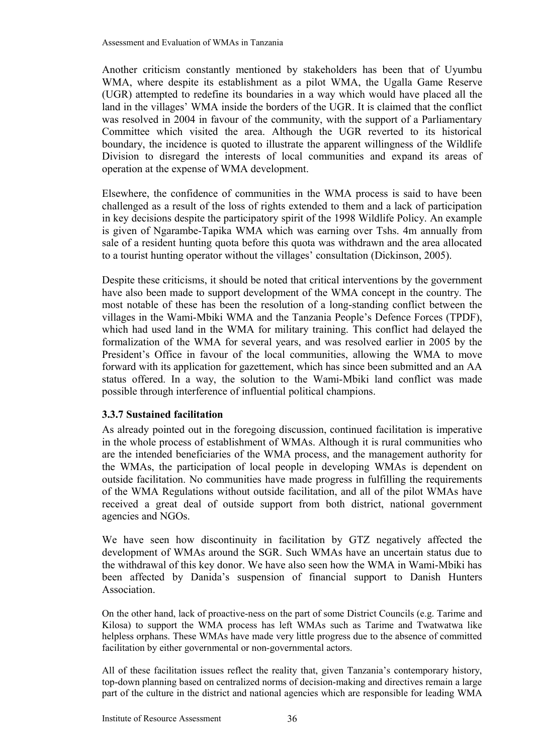Another criticism constantly mentioned by stakeholders has been that of Uyumbu WMA, where despite its establishment as a pilot WMA, the Ugalla Game Reserve (UGR) attempted to redefine its boundaries in a way which would have placed all the land in the villages' WMA inside the borders of the UGR. It is claimed that the conflict was resolved in 2004 in favour of the community, with the support of a Parliamentary Committee which visited the area. Although the UGR reverted to its historical boundary, the incidence is quoted to illustrate the apparent willingness of the Wildlife Division to disregard the interests of local communities and expand its areas of operation at the expense of WMA development.

Elsewhere, the confidence of communities in the WMA process is said to have been challenged as a result of the loss of rights extended to them and a lack of participation in key decisions despite the participatory spirit of the 1998 Wildlife Policy. An example is given of Ngarambe-Tapika WMA which was earning over Tshs. 4m annually from sale of a resident hunting quota before this quota was withdrawn and the area allocated to a tourist hunting operator without the villages' consultation (Dickinson, 2005).

Despite these criticisms, it should be noted that critical interventions by the government have also been made to support development of the WMA concept in the country. The most notable of these has been the resolution of a long-standing conflict between the villages in the Wami-Mbiki WMA and the Tanzania People's Defence Forces (TPDF), which had used land in the WMA for military training. This conflict had delayed the formalization of the WMA for several years, and was resolved earlier in 2005 by the President's Office in favour of the local communities, allowing the WMA to move forward with its application for gazettement, which has since been submitted and an AA status offered. In a way, the solution to the Wami-Mbiki land conflict was made possible through interference of influential political champions.

### 3.3.7 Sustained facilitation

As already pointed out in the foregoing discussion, continued facilitation is imperative in the whole process of establishment of WMAs. Although it is rural communities who are the intended beneficiaries of the WMA process, and the management authority for the WMAs, the participation of local people in developing WMAs is dependent on outside facilitation. No communities have made progress in fulfilling the requirements of the WMA Regulations without outside facilitation, and all of the pilot WMAs have received a great deal of outside support from both district, national government agencies and NGOs.

We have seen how discontinuity in facilitation by GTZ negatively affected the development of WMAs around the SGR. Such WMAs have an uncertain status due to the withdrawal of this key donor. We have also seen how the WMA in Wami-Mbiki has been affected by Danida's suspension of financial support to Danish Hunters Association.

On the other hand, lack of proactive-ness on the part of some District Councils (e.g. Tarime and Kilosa) to support the WMA process has left WMAs such as Tarime and Twatwatwa like helpless orphans. These WMAs have made very little progress due to the absence of committed facilitation by either governmental or non-governmental actors.

All of these facilitation issues reflect the reality that, given Tanzania's contemporary history, top-down planning based on centralized norms of decision-making and directives remain a large part of the culture in the district and national agencies which are responsible for leading WMA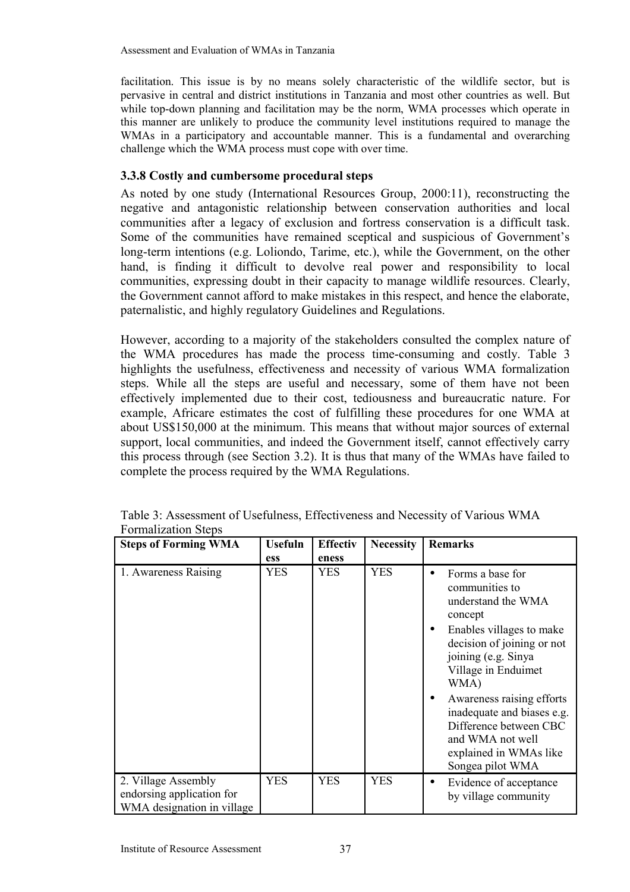facilitation. This issue is by no means solely characteristic of the wildlife sector, but is pervasive in central and district institutions in Tanzania and most other countries as well. But while top-down planning and facilitation may be the norm, WMA processes which operate in this manner are unlikely to produce the community level institutions required to manage the WMAs in a participatory and accountable manner. This is a fundamental and overarching challenge which the WMA process must cope with over time.

### 3.3.8 Costly and cumbersome procedural steps

As noted by one study (International Resources Group, 2000:11), reconstructing the negative and antagonistic relationship between conservation authorities and local communities after a legacy of exclusion and fortress conservation is a difficult task. Some of the communities have remained sceptical and suspicious of Government's long-term intentions (e.g. Loliondo, Tarime, etc.), while the Government, on the other hand, is finding it difficult to devolve real power and responsibility to local communities, expressing doubt in their capacity to manage wildlife resources. Clearly, the Government cannot afford to make mistakes in this respect, and hence the elaborate, paternalistic, and highly regulatory Guidelines and Regulations.

However, according to a majority of the stakeholders consulted the complex nature of the WMA procedures has made the process time-consuming and costly. Table 3 highlights the usefulness, effectiveness and necessity of various WMA formalization steps. While all the steps are useful and necessary, some of them have not been effectively implemented due to their cost, tediousness and bureaucratic nature. For example, Africare estimates the cost of fulfilling these procedures for one WMA at about US$150,000 at the minimum. This means that without major sources of external support, local communities, and indeed the Government itself, cannot effectively carry this process through (see Section 3.2). It is thus that many of the WMAs have failed to complete the process required by the WMA Regulations.

Table 3: Assessment of Usefulness, Effectiveness and Necessity of Various WMA Formalization Steps

| Steps of Forming WMA | Usefulness | Effectiveness | Necessity | Remarks |
|---|---|---|---|---|
| 1. Awareness Raising | YES | YES | YES | • Forms a base for communities to understand the WMA concept<br>• Enables villages to make decision of joining or not joining (e.g. Sinya Village in Enduimet WMA)<br>• Awareness raising efforts inadequate and biases e.g. Difference between CBC and WMA not well explained in WMAs like Songea pilot WMA |
| 2. Village Assembly endorsing application for WMA designation in village | YES | YES | YES | • Evidence of acceptance by village community |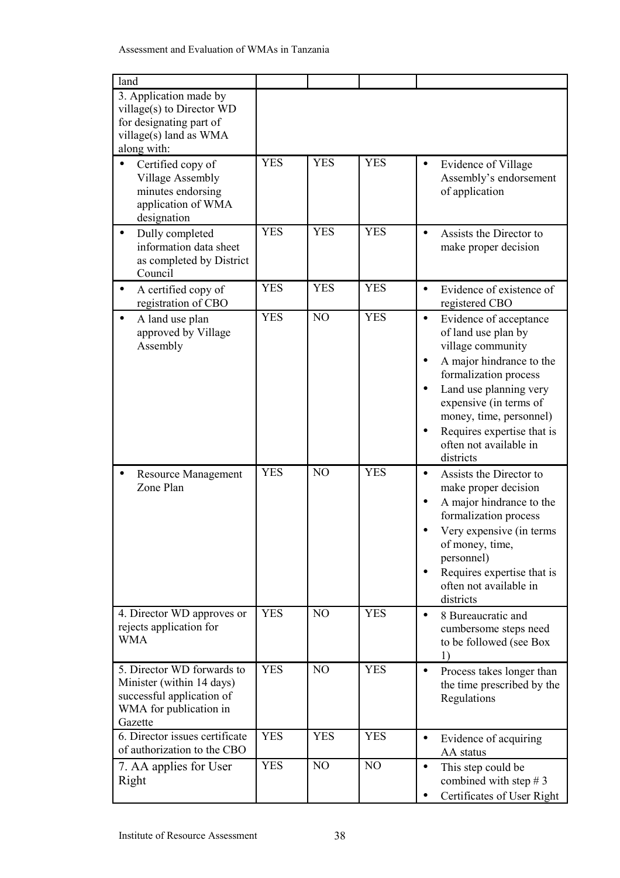| land | | | | |
|---|---|---|---|---|
| 3. Application made by village(s) to Director WD for designating part of village(s) land as WMA along with: | | | | |
| • Certified copy of Village Assembly minutes endorsing application of WMA designation | YES | YES | YES | • Evidence of Village Assembly's endorsement of application |
| • Dully completed information data sheet as completed by District Council | YES | YES | YES | • Assists the Director to make proper decision |
| • A certified copy of registration of CBO | YES | YES | YES | • Evidence of existence of registered CBO |
| • A land use plan approved by Village Assembly | YES | NO | YES | • Evidence of acceptance of land use plan by village community<br>• A major hindrance to the formalization process<br>• Land use planning very expensive (in terms of money, time, personnel)<br>• Requires expertise that is often not available in districts |
| • Resource Management Zone Plan | YES | NO | YES | • Assists the Director to make proper decision<br>• A major hindrance to the formalization process<br>• Very expensive (in terms of money, time, personnel)<br>• Requires expertise that is often not available in districts |
| 4. Director WD approves or rejects application for WMA | YES | NO | YES | • 8 Bureaucratic and cumbersome steps need to be followed (see Box 1) |
| 5. Director WD forwards to Minister (within 14 days) successful application of WMA for publication in Gazette | YES | NO | YES | • Process takes longer than the time prescribed by the Regulations |
| 6. Director issues certificate of authorization to the CBO | YES | YES | YES | • Evidence of acquiring AA status |
| 7. AA applies for User Right | YES | NO | NO | • This step could be combined with step # 3<br>• Certificates of User Right |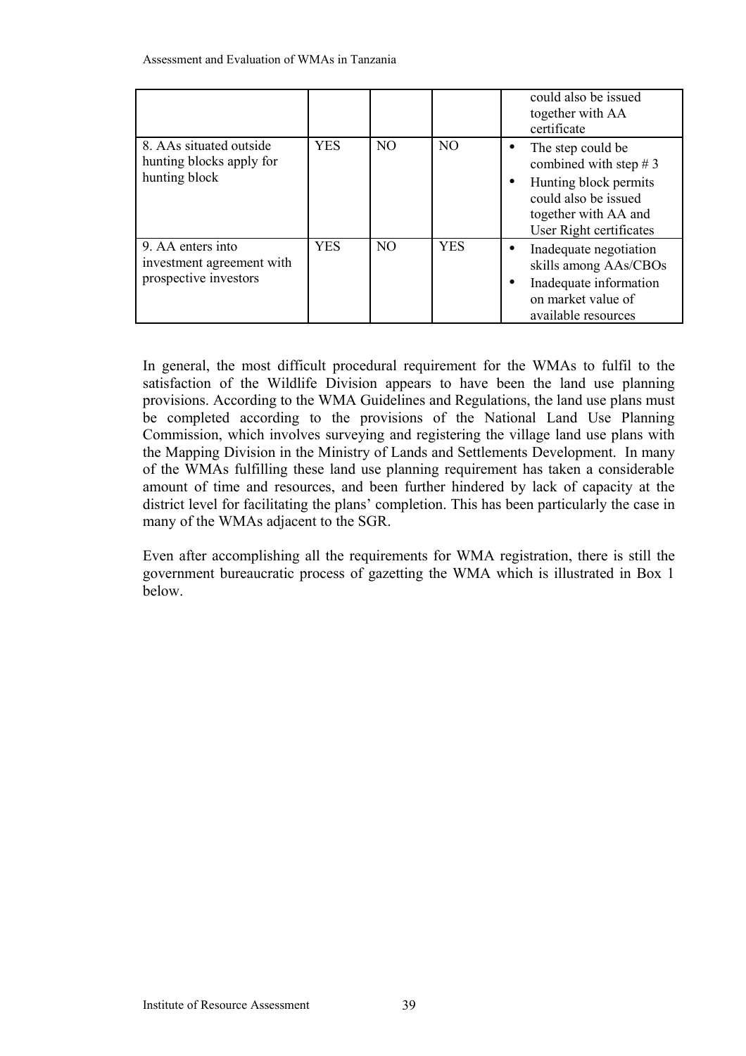|  |  |  |  | could also be issued together with AA certificate |
|---|---|---|---|---|
| 8. AAs situated outside hunting blocks apply for hunting block | YES | NO | NO | • The step could be combined with step # 3<br>• Hunting block permits could also be issued together with AA and User Right certificates |
| 9. AA enters into investment agreement with prospective investors | YES | NO | YES | • Inadequate negotiation skills among AAs/CBOs<br>• Inadequate information on market value of available resources |

In general, the most difficult procedural requirement for the WMAs to fulfil to the satisfaction of the Wildlife Division appears to have been the land use planning provisions. According to the WMA Guidelines and Regulations, the land use plans must be completed according to the provisions of the National Land Use Planning Commission, which involves surveying and registering the village land use plans with the Mapping Division in the Ministry of Lands and Settlements Development. In many of the WMAs fulfilling these land use planning requirement has taken a considerable amount of time and resources, and been further hindered by lack of capacity at the district level for facilitating the plans' completion. This has been particularly the case in many of the WMAs adjacent to the SGR.

Even after accomplishing all the requirements for WMA registration, there is still the government bureaucratic process of gazetting the WMA which is illustrated in Box 1 below.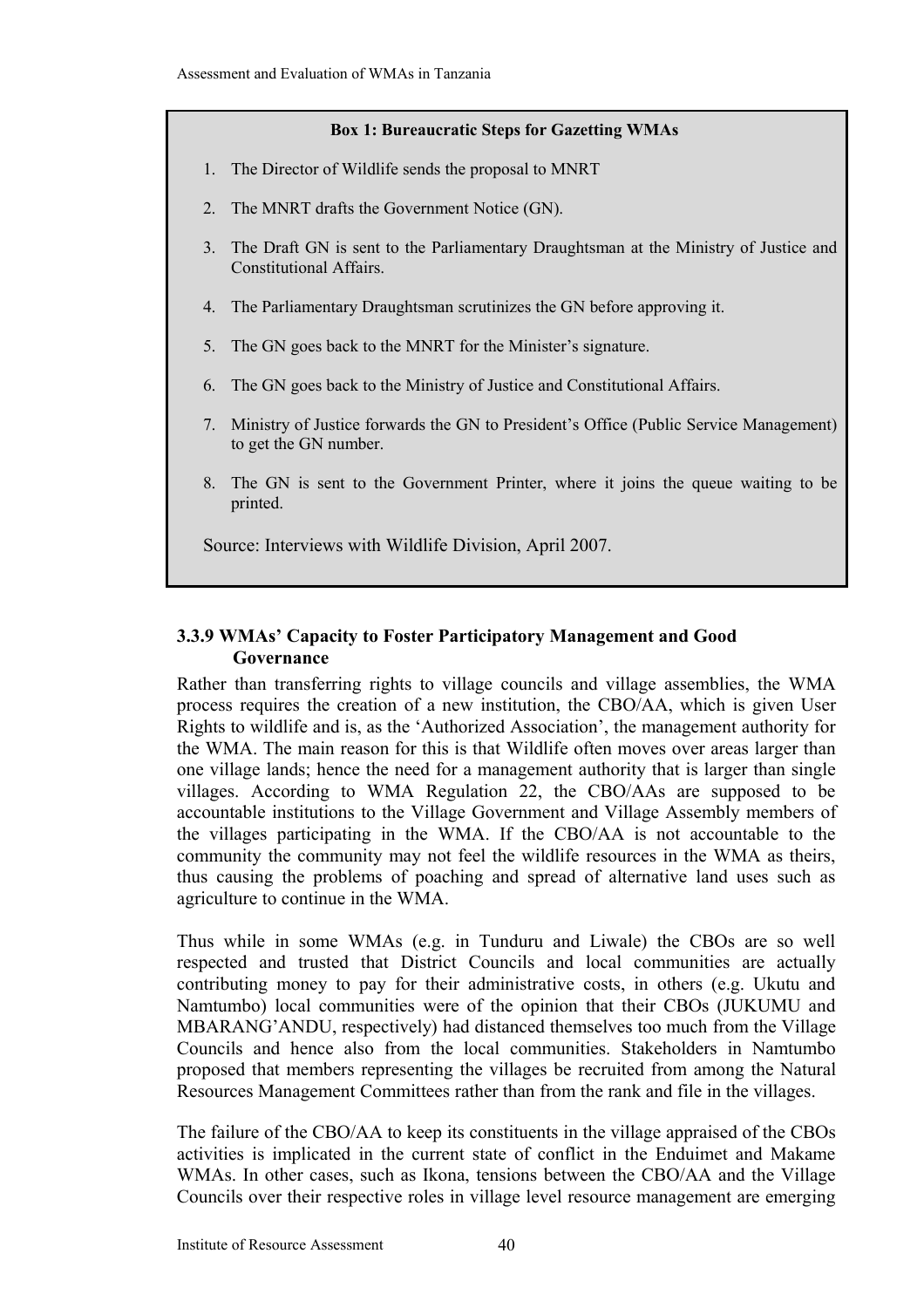**Box 1: Bureaucratic Steps for Gazetting WMAs**

1. The Director of Wildlife sends the proposal to MNRT
2. The MNRT drafts the Government Notice (GN).
3. The Draft GN is sent to the Parliamentary Draughtsman at the Ministry of Justice and Constitutional Affairs.
4. The Parliamentary Draughtsman scrutinizes the GN before approving it.
5. The GN goes back to the MNRT for the Minister's signature.
6. The GN goes back to the Ministry of Justice and Constitutional Affairs.
7. Ministry of Justice forwards the GN to President's Office (Public Service Management) to get the GN number.
8. The GN is sent to the Government Printer, where it joins the queue waiting to be printed.

Source: Interviews with Wildlife Division, April 2007.

### 3.3.9 WMAs' Capacity to Foster Participatory Management and Good Governance

Rather than transferring rights to village councils and village assemblies, the WMA process requires the creation of a new institution, the CBO/AA, which is given User Rights to wildlife and is, as the 'Authorized Association', the management authority for the WMA. The main reason for this is that Wildlife often moves over areas larger than one village lands; hence the need for a management authority that is larger than single villages. According to WMA Regulation 22, the CBO/AAs are supposed to be accountable institutions to the Village Government and Village Assembly members of the villages participating in the WMA. If the CBO/AA is not accountable to the community the community may not feel the wildlife resources in the WMA as theirs, thus causing the problems of poaching and spread of alternative land uses such as agriculture to continue in the WMA.

Thus while in some WMAs (e.g. in Tunduru and Liwale) the CBOs are so well respected and trusted that District Councils and local communities are actually contributing money to pay for their administrative costs, in others (e.g. Ukutu and Namtumbo) local communities were of the opinion that their CBOs (JUKUMU and MBARANG'ANDU, respectively) had distanced themselves too much from the Village Councils and hence also from the local communities. Stakeholders in Namtumbo proposed that members representing the villages be recruited from among the Natural Resources Management Committees rather than from the rank and file in the villages.

The failure of the CBO/AA to keep its constituents in the village appraised of the CBOs activities is implicated in the current state of conflict in the Enduimet and Makame WMAs. In other cases, such as Ikona, tensions between the CBO/AA and the Village Councils over their respective roles in village level resource management are emerging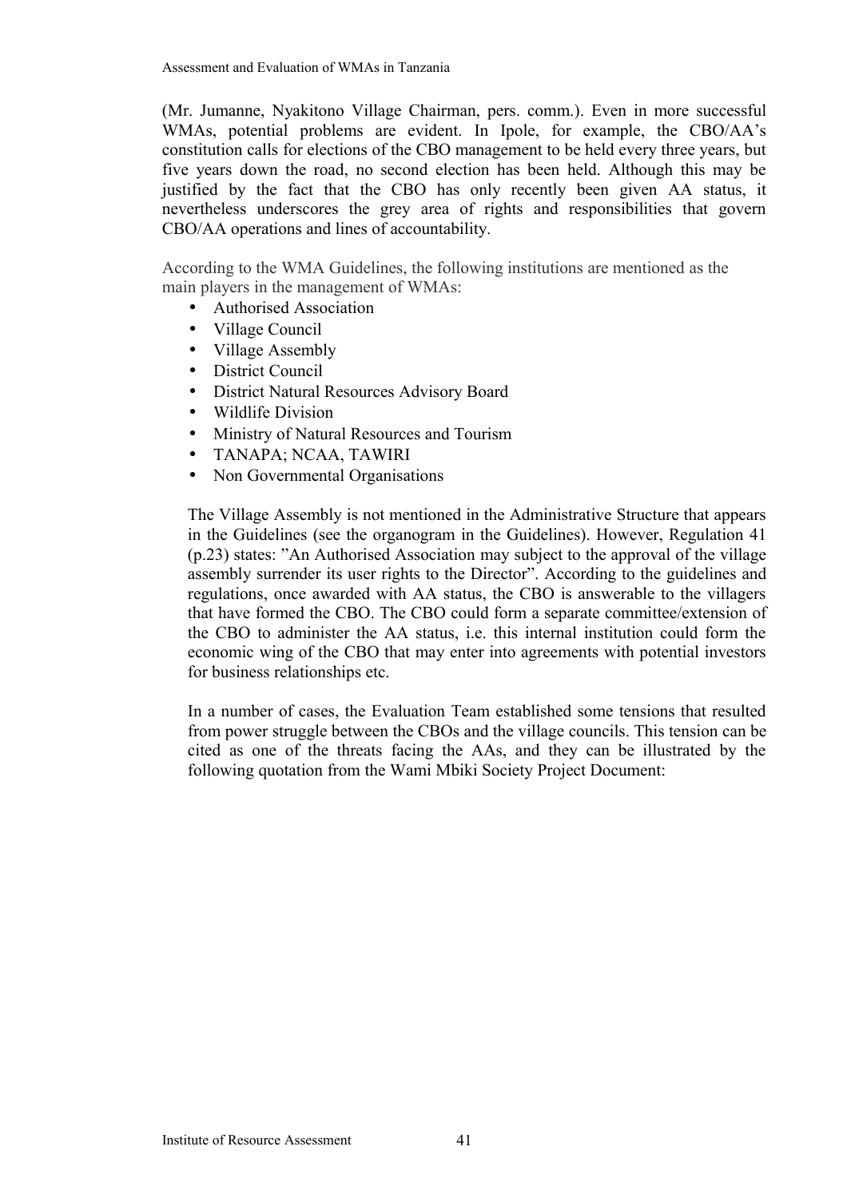(Mr. Jumanne, Nyakitono Village Chairman, pers. comm.). Even in more successful WMAs, potential problems are evident. In Ipole, for example, the CBO/AA's constitution calls for elections of the CBO management to be held every three years, but five years down the road, no second election has been held. Although this may be justified by the fact that the CBO has only recently been given AA status, it nevertheless underscores the grey area of rights and responsibilities that govern CBO/AA operations and lines of accountability.

According to the WMA Guidelines, the following institutions are mentioned as the main players in the management of WMAs:

- Authorised Association
- Village Council
- Village Assembly
- District Council
- District Natural Resources Advisory Board
- Wildlife Division
- Ministry of Natural Resources and Tourism
- TANAPA; NCAA, TAWIRI
- Non Governmental Organisations

The Village Assembly is not mentioned in the Administrative Structure that appears in the Guidelines (see the organogram in the Guidelines). However, Regulation 41 (p.23) states: "An Authorised Association may subject to the approval of the village assembly surrender its user rights to the Director". According to the guidelines and regulations, once awarded with AA status, the CBO is answerable to the villagers that have formed the CBO. The CBO could form a separate committee/extension of the CBO to administer the AA status, i.e. this internal institution could form the economic wing of the CBO that may enter into agreements with potential investors for business relationships etc.

In a number of cases, the Evaluation Team established some tensions that resulted from power struggle between the CBOs and the village councils. This tension can be cited as one of the threats facing the AAs, and they can be illustrated by the following quotation from the Wami Mbiki Society Project Document: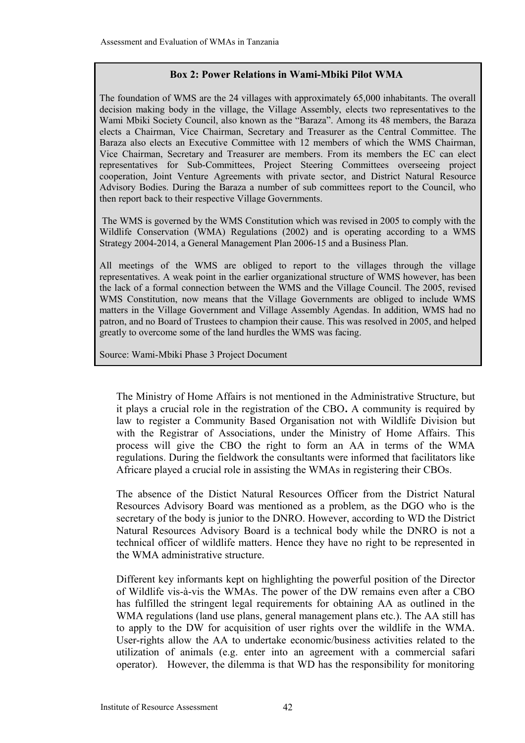**Box 2: Power Relations in Wami-Mbiki Pilot WMA**

The foundation of WMS are the 24 villages with approximately 65,000 inhabitants. The overall decision making body in the village, the Village Assembly, elects two representatives to the Wami Mbiki Society Council, also known as the "Baraza". Among its 48 members, the Baraza elects a Chairman, Vice Chairman, Secretary and Treasurer as the Central Committee. The Baraza also elects an Executive Committee with 12 members of which the WMS Chairman, Vice Chairman, Secretary and Treasurer are members. From its members the EC can elect representatives for Sub-Committees, Project Steering Committees overseeing project cooperation, Joint Venture Agreements with private sector, and District Natural Resource Advisory Bodies. During the Baraza a number of sub committees report to the Council, who then report back to their respective Village Governments.

The WMS is governed by the WMS Constitution which was revised in 2005 to comply with the Wildlife Conservation (WMA) Regulations (2002) and is operating according to a WMS Strategy 2004-2014, a General Management Plan 2006-15 and a Business Plan.

All meetings of the WMS are obliged to report to the villages through the village representatives. A weak point in the earlier organizational structure of WMS however, has been the lack of a formal connection between the WMS and the Village Council. The 2005, revised WMS Constitution, now means that the Village Governments are obliged to include WMS matters in the Village Government and Village Assembly Agendas. In addition, WMS had no patron, and no Board of Trustees to champion their cause. This was resolved in 2005, and helped greatly to overcome some of the land hurdles the WMS was facing.

Source: Wami-Mbiki Phase 3 Project Document

The Ministry of Home Affairs is not mentioned in the Administrative Structure, but it plays a crucial role in the registration of the CBO**.** A community is required by law to register a Community Based Organisation not with Wildlife Division but with the Registrar of Associations, under the Ministry of Home Affairs. This process will give the CBO the right to form an AA in terms of the WMA regulations. During the fieldwork the consultants were informed that facilitators like Africare played a crucial role in assisting the WMAs in registering their CBOs.

The absence of the Distict Natural Resources Officer from the District Natural Resources Advisory Board was mentioned as a problem, as the DGO who is the secretary of the body is junior to the DNRO. However, according to WD the District Natural Resources Advisory Board is a technical body while the DNRO is not a technical officer of wildlife matters. Hence they have no right to be represented in the WMA administrative structure.

Different key informants kept on highlighting the powerful position of the Director of Wildlife vis-à-vis the WMAs. The power of the DW remains even after a CBO has fulfilled the stringent legal requirements for obtaining AA as outlined in the WMA regulations (land use plans, general management plans etc.). The AA still has to apply to the DW for acquisition of user rights over the wildlife in the WMA. User-rights allow the AA to undertake economic/business activities related to the utilization of animals (e.g. enter into an agreement with a commercial safari operator). However, the dilemma is that WD has the responsibility for monitoring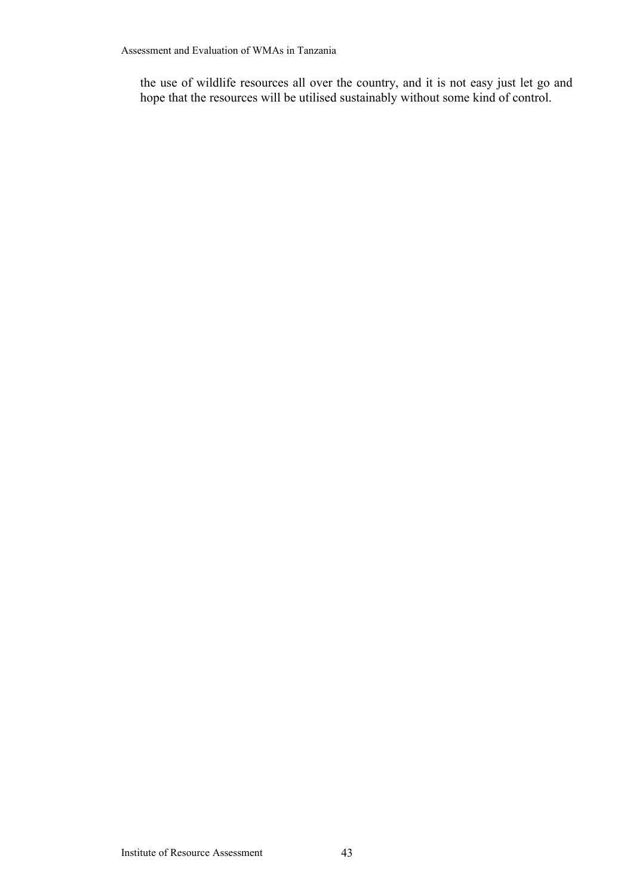the use of wildlife resources all over the country, and it is not easy just let go and hope that the resources will be utilised sustainably without some kind of control.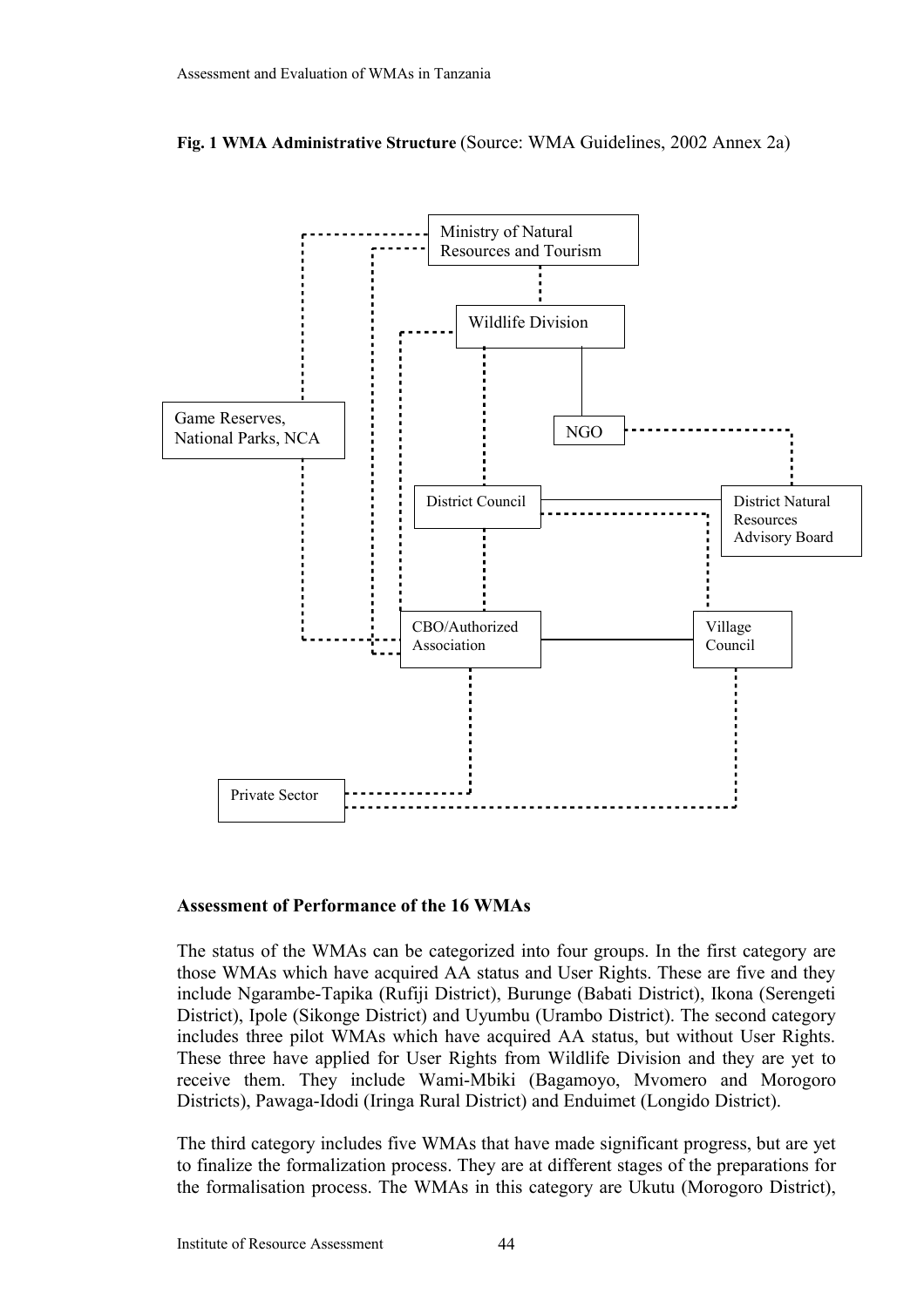**Fig. 1 WMA Administrative Structure** (Source: WMA Guidelines, 2002 Annex 2a)

Ministry of Natural Resources and Tourism

Wildlife Division

Game Reserves, National Parks, NCA

NGO

District Council

District Natural Resources Advisory Board

CBO/Authorized Association

Village Council

Private Sector

**Assessment of Performance of the 16 WMAs**

The status of the WMAs can be categorized into four groups. In the first category are those WMAs which have acquired AA status and User Rights. These are five and they include Ngarambe-Tapika (Rufiji District), Burunge (Babati District), Ikona (Serengeti District), Ipole (Sikonge District) and Uyumbu (Urambo District). The second category includes three pilot WMAs which have acquired AA status, but without User Rights. These three have applied for User Rights from Wildlife Division and they are yet to receive them. They include Wami-Mbiki (Bagamoyo, Mvomero and Morogoro Districts), Pawaga-Idodi (Iringa Rural District) and Enduimet (Longido District).

The third category includes five WMAs that have made significant progress, but are yet to finalize the formalization process. They are at different stages of the preparations for the formalisation process. The WMAs in this category are Ukutu (Morogoro District),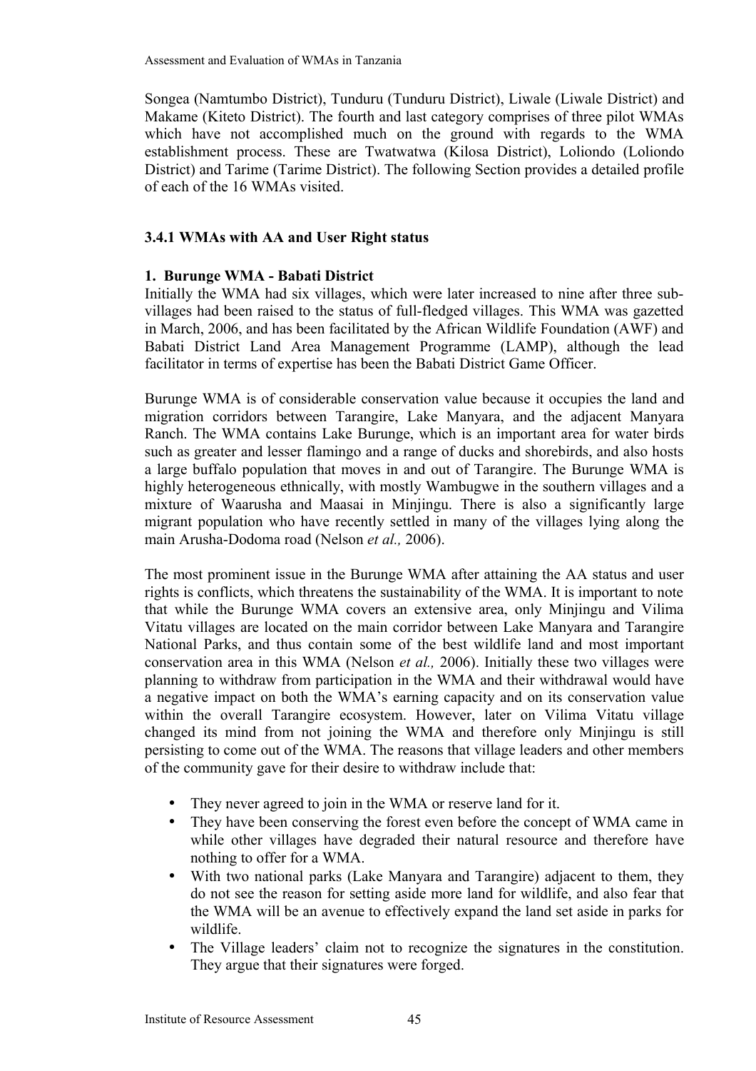Songea (Namtumbo District), Tunduru (Tunduru District), Liwale (Liwale District) and Makame (Kiteto District). The fourth and last category comprises of three pilot WMAs which have not accomplished much on the ground with regards to the WMA establishment process. These are Twatwatwa (Kilosa District), Loliondo (Loliondo District) and Tarime (Tarime District). The following Section provides a detailed profile of each of the 16 WMAs visited.

### 3.4.1 WMAs with AA and User Right status

#### 1. Burunge WMA - Babati District

Initially the WMA had six villages, which were later increased to nine after three sub-villages had been raised to the status of full-fledged villages. This WMA was gazetted in March, 2006, and has been facilitated by the African Wildlife Foundation (AWF) and Babati District Land Area Management Programme (LAMP), although the lead facilitator in terms of expertise has been the Babati District Game Officer.

Burunge WMA is of considerable conservation value because it occupies the land and migration corridors between Tarangire, Lake Manyara, and the adjacent Manyara Ranch. The WMA contains Lake Burunge, which is an important area for water birds such as greater and lesser flamingo and a range of ducks and shorebirds, and also hosts a large buffalo population that moves in and out of Tarangire. The Burunge WMA is highly heterogeneous ethnically, with mostly Wambugwe in the southern villages and a mixture of Waarusha and Maasai in Minjingu. There is also a significantly large migrant population who have recently settled in many of the villages lying along the main Arusha-Dodoma road (Nelson *et al.,* 2006).

The most prominent issue in the Burunge WMA after attaining the AA status and user rights is conflicts, which threatens the sustainability of the WMA. It is important to note that while the Burunge WMA covers an extensive area, only Minjingu and Vilima Vitatu villages are located on the main corridor between Lake Manyara and Tarangire National Parks, and thus contain some of the best wildlife land and most important conservation area in this WMA (Nelson *et al.,* 2006). Initially these two villages were planning to withdraw from participation in the WMA and their withdrawal would have a negative impact on both the WMA's earning capacity and on its conservation value within the overall Tarangire ecosystem. However, later on Vilima Vitatu village changed its mind from not joining the WMA and therefore only Minjingu is still persisting to come out of the WMA. The reasons that village leaders and other members of the community gave for their desire to withdraw include that:

- They never agreed to join in the WMA or reserve land for it.
- They have been conserving the forest even before the concept of WMA came in while other villages have degraded their natural resource and therefore have nothing to offer for a WMA.
- With two national parks (Lake Manyara and Tarangire) adjacent to them, they do not see the reason for setting aside more land for wildlife, and also fear that the WMA will be an avenue to effectively expand the land set aside in parks for wildlife.
- The Village leaders' claim not to recognize the signatures in the constitution. They argue that their signatures were forged.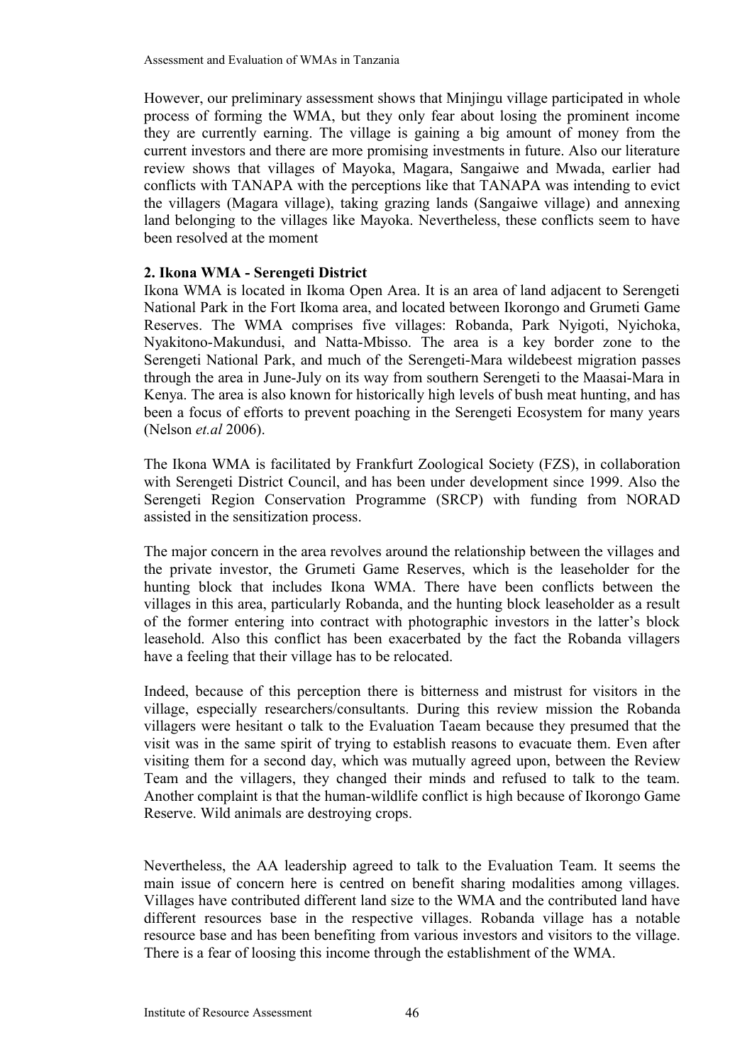However, our preliminary assessment shows that Minjingu village participated in whole process of forming the WMA, but they only fear about losing the prominent income they are currently earning. The village is gaining a big amount of money from the current investors and there are more promising investments in future. Also our literature review shows that villages of Mayoka, Magara, Sangaiwe and Mwada, earlier had conflicts with TANAPA with the perceptions like that TANAPA was intending to evict the villagers (Magara village), taking grazing lands (Sangaiwe village) and annexing land belonging to the villages like Mayoka. Nevertheless, these conflicts seem to have been resolved at the moment

**2. Ikona WMA - Serengeti District**

Ikona WMA is located in Ikoma Open Area. It is an area of land adjacent to Serengeti National Park in the Fort Ikoma area, and located between Ikorongo and Grumeti Game Reserves. The WMA comprises five villages: Robanda, Park Nyigoti, Nyichoka, Nyakitono-Makundusi, and Natta-Mbisso. The area is a key border zone to the Serengeti National Park, and much of the Serengeti-Mara wildebeest migration passes through the area in June-July on its way from southern Serengeti to the Maasai-Mara in Kenya. The area is also known for historically high levels of bush meat hunting, and has been a focus of efforts to prevent poaching in the Serengeti Ecosystem for many years (Nelson *et.al* 2006).

The Ikona WMA is facilitated by Frankfurt Zoological Society (FZS), in collaboration with Serengeti District Council, and has been under development since 1999. Also the Serengeti Region Conservation Programme (SRCP) with funding from NORAD assisted in the sensitization process.

The major concern in the area revolves around the relationship between the villages and the private investor, the Grumeti Game Reserves, which is the leaseholder for the hunting block that includes Ikona WMA. There have been conflicts between the villages in this area, particularly Robanda, and the hunting block leaseholder as a result of the former entering into contract with photographic investors in the latter's block leasehold. Also this conflict has been exacerbated by the fact the Robanda villagers have a feeling that their village has to be relocated.

Indeed, because of this perception there is bitterness and mistrust for visitors in the village, especially researchers/consultants. During this review mission the Robanda villagers were hesitant o talk to the Evaluation Taeam because they presumed that the visit was in the same spirit of trying to establish reasons to evacuate them. Even after visiting them for a second day, which was mutually agreed upon, between the Review Team and the villagers, they changed their minds and refused to talk to the team. Another complaint is that the human-wildlife conflict is high because of Ikorongo Game Reserve. Wild animals are destroying crops.

Nevertheless, the AA leadership agreed to talk to the Evaluation Team. It seems the main issue of concern here is centred on benefit sharing modalities among villages. Villages have contributed different land size to the WMA and the contributed land have different resources base in the respective villages. Robanda village has a notable resource base and has been benefiting from various investors and visitors to the village. There is a fear of loosing this income through the establishment of the WMA.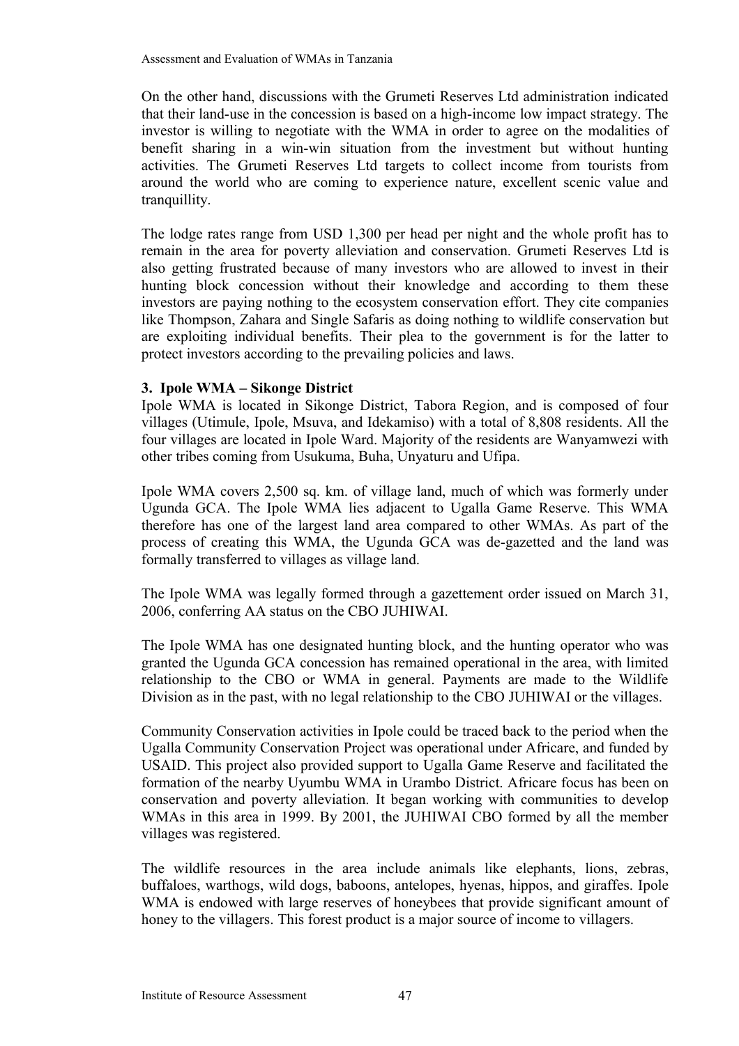On the other hand, discussions with the Grumeti Reserves Ltd administration indicated that their land-use in the concession is based on a high-income low impact strategy. The investor is willing to negotiate with the WMA in order to agree on the modalities of benefit sharing in a win-win situation from the investment but without hunting activities. The Grumeti Reserves Ltd targets to collect income from tourists from around the world who are coming to experience nature, excellent scenic value and tranquillity.

The lodge rates range from USD 1,300 per head per night and the whole profit has to remain in the area for poverty alleviation and conservation. Grumeti Reserves Ltd is also getting frustrated because of many investors who are allowed to invest in their hunting block concession without their knowledge and according to them these investors are paying nothing to the ecosystem conservation effort. They cite companies like Thompson, Zahara and Single Safaris as doing nothing to wildlife conservation but are exploiting individual benefits. Their plea to the government is for the latter to protect investors according to the prevailing policies and laws.

### 3. Ipole WMA – Sikonge District

Ipole WMA is located in Sikonge District, Tabora Region, and is composed of four villages (Utimule, Ipole, Msuva, and Idekamiso) with a total of 8,808 residents. All the four villages are located in Ipole Ward. Majority of the residents are Wanyamwezi with other tribes coming from Usukuma, Buha, Unyaturu and Ufipa.

Ipole WMA covers 2,500 sq. km. of village land, much of which was formerly under Ugunda GCA. The Ipole WMA lies adjacent to Ugalla Game Reserve. This WMA therefore has one of the largest land area compared to other WMAs. As part of the process of creating this WMA, the Ugunda GCA was de-gazetted and the land was formally transferred to villages as village land.

The Ipole WMA was legally formed through a gazettement order issued on March 31, 2006, conferring AA status on the CBO JUHIWAI.

The Ipole WMA has one designated hunting block, and the hunting operator who was granted the Ugunda GCA concession has remained operational in the area, with limited relationship to the CBO or WMA in general. Payments are made to the Wildlife Division as in the past, with no legal relationship to the CBO JUHIWAI or the villages.

Community Conservation activities in Ipole could be traced back to the period when the Ugalla Community Conservation Project was operational under Africare, and funded by USAID. This project also provided support to Ugalla Game Reserve and facilitated the formation of the nearby Uyumbu WMA in Urambo District. Africare focus has been on conservation and poverty alleviation. It began working with communities to develop WMAs in this area in 1999. By 2001, the JUHIWAI CBO formed by all the member villages was registered.

The wildlife resources in the area include animals like elephants, lions, zebras, buffaloes, warthogs, wild dogs, baboons, antelopes, hyenas, hippos, and giraffes. Ipole WMA is endowed with large reserves of honeybees that provide significant amount of honey to the villagers. This forest product is a major source of income to villagers.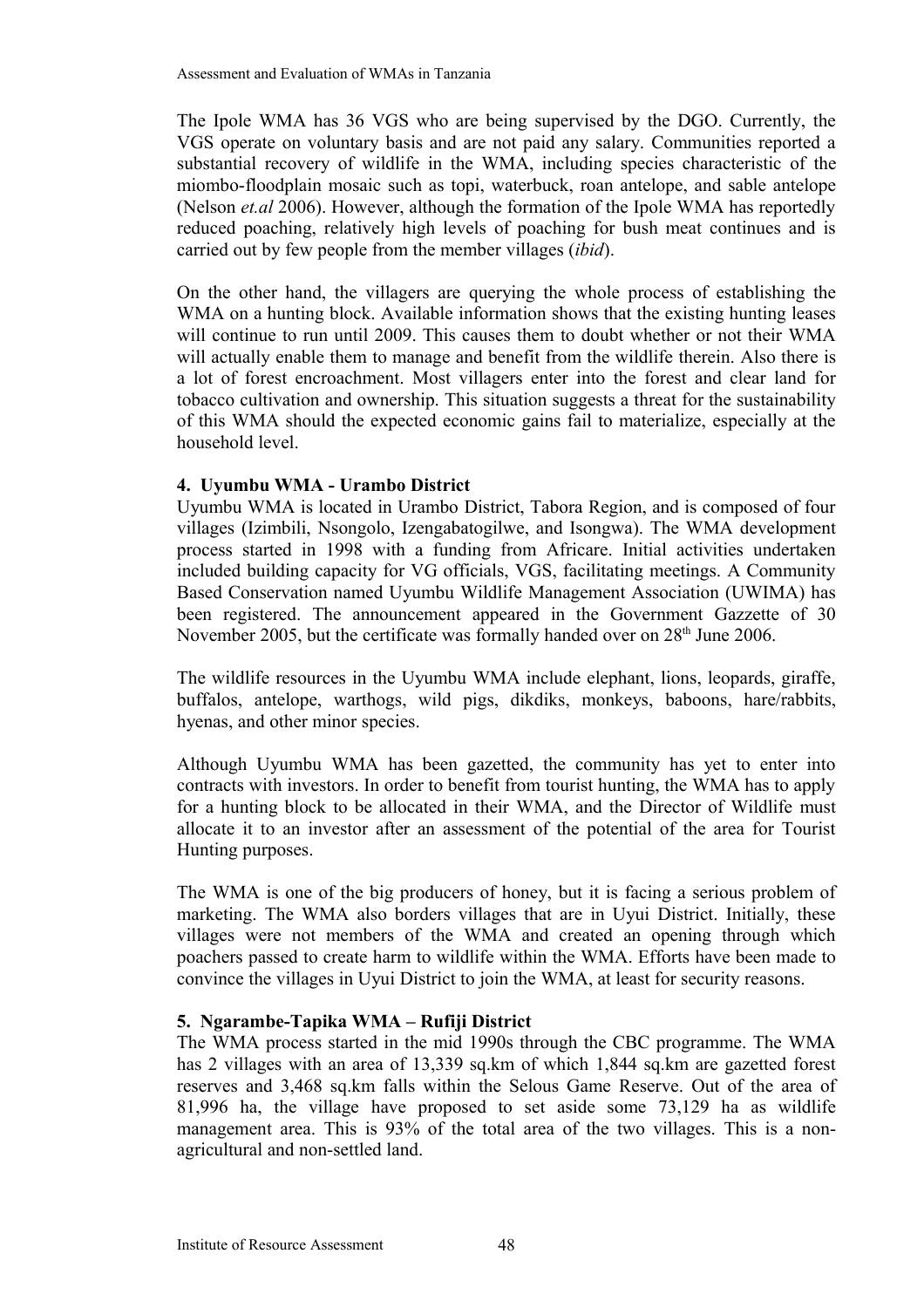The Ipole WMA has 36 VGS who are being supervised by the DGO. Currently, the VGS operate on voluntary basis and are not paid any salary. Communities reported a substantial recovery of wildlife in the WMA, including species characteristic of the miombo-floodplain mosaic such as topi, waterbuck, roan antelope, and sable antelope (Nelson *et.al* 2006). However, although the formation of the Ipole WMA has reportedly reduced poaching, relatively high levels of poaching for bush meat continues and is carried out by few people from the member villages (*ibid*).

On the other hand, the villagers are querying the whole process of establishing the WMA on a hunting block. Available information shows that the existing hunting leases will continue to run until 2009. This causes them to doubt whether or not their WMA will actually enable them to manage and benefit from the wildlife therein. Also there is a lot of forest encroachment. Most villagers enter into the forest and clear land for tobacco cultivation and ownership. This situation suggests a threat for the sustainability of this WMA should the expected economic gains fail to materialize, especially at the household level.

**4. Uyumbu WMA - Urambo District**

Uyumbu WMA is located in Urambo District, Tabora Region, and is composed of four villages (Izimbili, Nsongolo, Izengabatogilwe, and Isongwa). The WMA development process started in 1998 with a funding from Africare. Initial activities undertaken included building capacity for VG officials, VGS, facilitating meetings. A Community Based Conservation named Uyumbu Wildlife Management Association (UWIMA) has been registered. The announcement appeared in the Government Gazette of 30 November 2005, but the certificate was formally handed over on 28th June 2006.

The wildlife resources in the Uyumbu WMA include elephant, lions, leopards, giraffe, buffalos, antelope, warthogs, wild pigs, dikdiks, monkeys, baboons, hare/rabbits, hyenas, and other minor species.

Although Uyumbu WMA has been gazetted, the community has yet to enter into contracts with investors. In order to benefit from tourist hunting, the WMA has to apply for a hunting block to be allocated in their WMA, and the Director of Wildlife must allocate it to an investor after an assessment of the potential of the area for Tourist Hunting purposes.

The WMA is one of the big producers of honey, but it is facing a serious problem of marketing. The WMA also borders villages that are in Uyui District. Initially, these villages were not members of the WMA and created an opening through which poachers passed to create harm to wildlife within the WMA. Efforts have been made to convince the villages in Uyui District to join the WMA, at least for security reasons.

**5. Ngarambe-Tapika WMA – Rufiji District**

The WMA process started in the mid 1990s through the CBC programme. The WMA has 2 villages with an area of 13,339 sq.km of which 1,844 sq.km are gazetted forest reserves and 3,468 sq.km falls within the Selous Game Reserve. Out of the area of 81,996 ha, the village have proposed to set aside some 73,129 ha as wildlife management area. This is 93% of the total area of the two villages. This is a non-agricultural and non-settled land.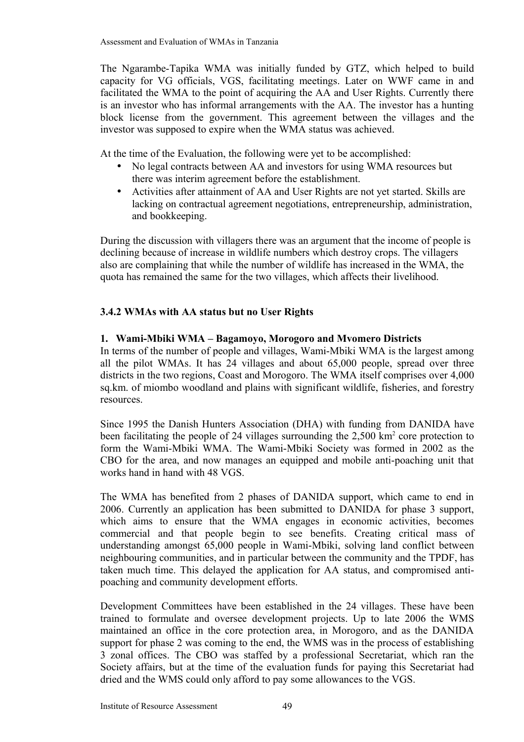The Ngarambe-Tapika WMA was initially funded by GTZ, which helped to build capacity for VG officials, VGS, facilitating meetings. Later on WWF came in and facilitated the WMA to the point of acquiring the AA and User Rights. Currently there is an investor who has informal arrangements with the AA. The investor has a hunting block license from the government. This agreement between the villages and the investor was supposed to expire when the WMA status was achieved.

At the time of the Evaluation, the following were yet to be accomplished:

- No legal contracts between AA and investors for using WMA resources but there was interim agreement before the establishment.
- Activities after attainment of AA and User Rights are not yet started. Skills are lacking on contractual agreement negotiations, entrepreneurship, administration, and bookkeeping.

During the discussion with villagers there was an argument that the income of people is declining because of increase in wildlife numbers which destroy crops. The villagers also are complaining that while the number of wildlife has increased in the WMA, the quota has remained the same for the two villages, which affects their livelihood.

### 3.4.2 WMAs with AA status but no User Rights

**1. Wami-Mbiki WMA – Bagamoyo, Morogoro and Mvomero Districts**

In terms of the number of people and villages, Wami-Mbiki WMA is the largest among all the pilot WMAs. It has 24 villages and about 65,000 people, spread over three districts in the two regions, Coast and Morogoro. The WMA itself comprises over 4,000 sq.km. of miombo woodland and plains with significant wildlife, fisheries, and forestry resources.

Since 1995 the Danish Hunters Association (DHA) with funding from DANIDA have been facilitating the people of 24 villages surrounding the 2,500 $km^2$ core protection to form the Wami-Mbiki WMA. The Wami-Mbiki Society was formed in 2002 as the CBO for the area, and now manages an equipped and mobile anti-poaching unit that works hand in hand with 48 VGS.

The WMA has benefited from 2 phases of DANIDA support, which came to end in 2006. Currently an application has been submitted to DANIDA for phase 3 support, which aims to ensure that the WMA engages in economic activities, becomes commercial and that people begin to see benefits. Creating critical mass of understanding amongst 65,000 people in Wami-Mbiki, solving land conflict between neighbouring communities, and in particular between the community and the TPDF, has taken much time. This delayed the application for AA status, and compromised anti-poaching and community development efforts.

Development Committees have been established in the 24 villages. These have been trained to formulate and oversee development projects. Up to late 2006 the WMS maintained an office in the core protection area, in Morogoro, and as the DANIDA support for phase 2 was coming to the end, the WMS was in the process of establishing 3 zonal offices. The CBO was staffed by a professional Secretariat, which ran the Society affairs, but at the time of the evaluation funds for paying this Secretariat had dried and the WMS could only afford to pay some allowances to the VGS.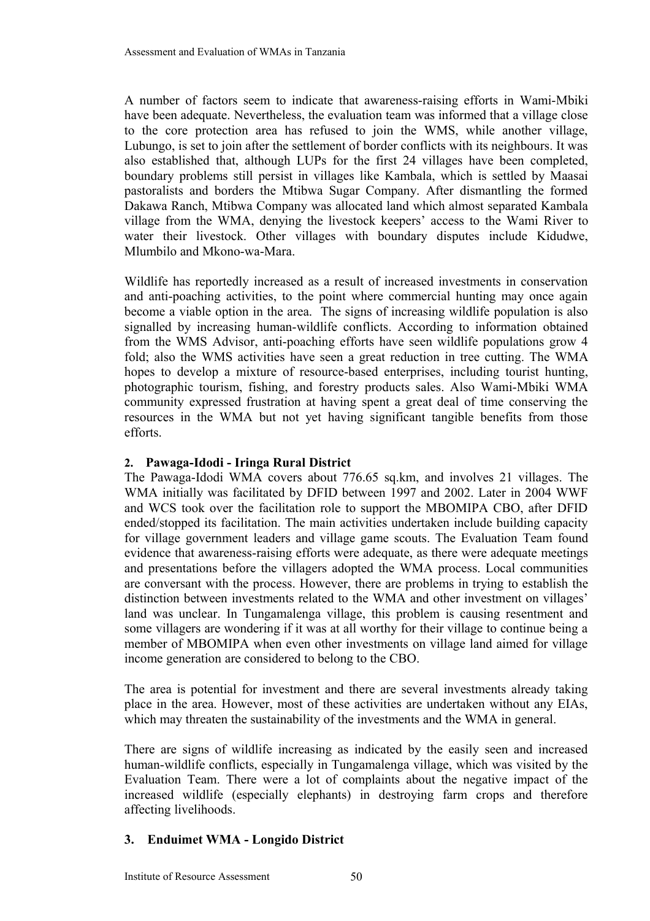A number of factors seem to indicate that awareness-raising efforts in Wami-Mbiki have been adequate. Nevertheless, the evaluation team was informed that a village close to the core protection area has refused to join the WMS, while another village, Lubungo, is set to join after the settlement of border conflicts with its neighbours. It was also established that, although LUPs for the first 24 villages have been completed, boundary problems still persist in villages like Kambala, which is settled by Maasai pastoralists and borders the Mtibwa Sugar Company. After dismantling the formed Dakawa Ranch, Mtibwa Company was allocated land which almost separated Kambala village from the WMA, denying the livestock keepers' access to the Wami River to water their livestock. Other villages with boundary disputes include Kidudwe, Mlumbilo and Mkono-wa-Mara.

Wildlife has reportedly increased as a result of increased investments in conservation and anti-poaching activities, to the point where commercial hunting may once again become a viable option in the area. The signs of increasing wildlife population is also signalled by increasing human-wildlife conflicts. According to information obtained from the WMS Advisor, anti-poaching efforts have seen wildlife populations grow 4 fold; also the WMS activities have seen a great reduction in tree cutting. The WMA hopes to develop a mixture of resource-based enterprises, including tourist hunting, photographic tourism, fishing, and forestry products sales. Also Wami-Mbiki WMA community expressed frustration at having spent a great deal of time conserving the resources in the WMA but not yet having significant tangible benefits from those efforts.

### 2. Pawaga-Idodi - Iringa Rural District

The Pawaga-Idodi WMA covers about 776.65 sq.km, and involves 21 villages. The WMA initially was facilitated by DFID between 1997 and 2002. Later in 2004 WWF and WCS took over the facilitation role to support the MBOMIPA CBO, after DFID ended/stopped its facilitation. The main activities undertaken include building capacity for village government leaders and village game scouts. The Evaluation Team found evidence that awareness-raising efforts were adequate, as there were adequate meetings and presentations before the villagers adopted the WMA process. Local communities are conversant with the process. However, there are problems in trying to establish the distinction between investments related to the WMA and other investment on villages' land was unclear. In Tungamalenga village, this problem is causing resentment and some villagers are wondering if it was at all worthy for their village to continue being a member of MBOMIPA when even other investments on village land aimed for village income generation are considered to belong to the CBO.

The area is potential for investment and there are several investments already taking place in the area. However, most of these activities are undertaken without any EIAs, which may threaten the sustainability of the investments and the WMA in general.

There are signs of wildlife increasing as indicated by the easily seen and increased human-wildlife conflicts, especially in Tungamalenga village, which was visited by the Evaluation Team. There were a lot of complaints about the negative impact of the increased wildlife (especially elephants) in destroying farm crops and therefore affecting livelihoods.

### 3. Enduimet WMA - Longido District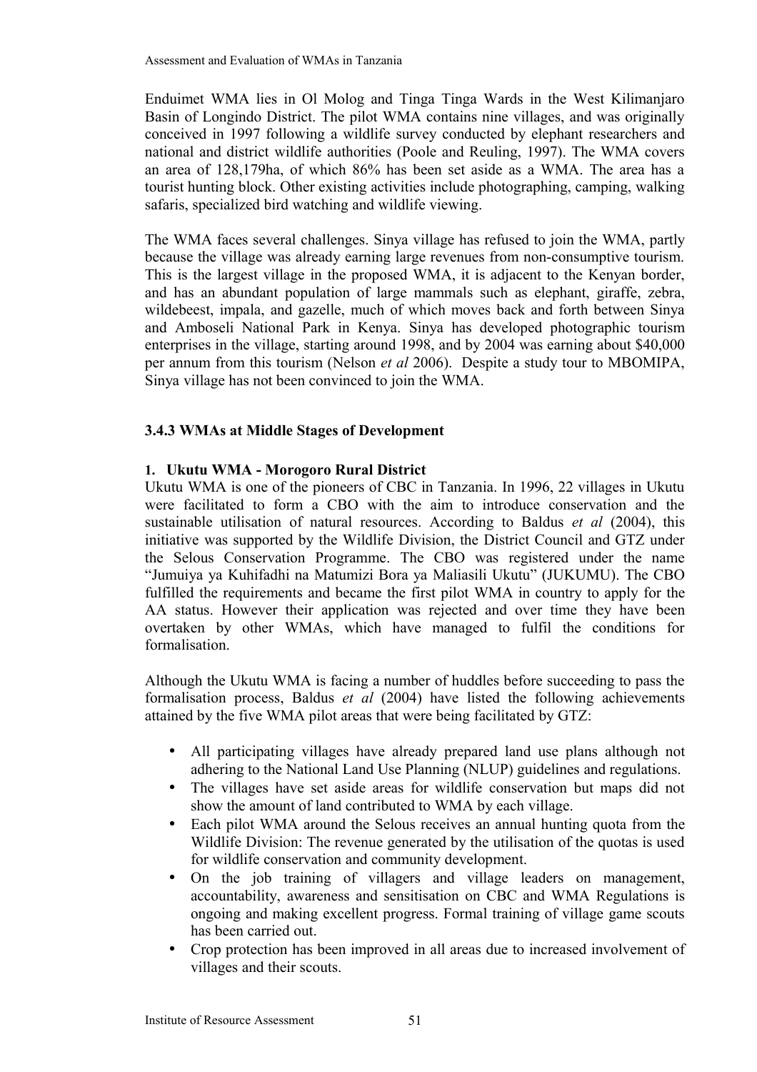Enduimet WMA lies in Ol Molog and Tinga Tinga Wards in the West Kilimanjaro Basin of Longindo District. The pilot WMA contains nine villages, and was originally conceived in 1997 following a wildlife survey conducted by elephant researchers and national and district wildlife authorities (Poole and Reuling, 1997). The WMA covers an area of 128,179ha, of which 86% has been set aside as a WMA. The area has a tourist hunting block. Other existing activities include photographing, camping, walking safaris, specialized bird watching and wildlife viewing.

The WMA faces several challenges. Sinya village has refused to join the WMA, partly because the village was already earning large revenues from non-consumptive tourism. This is the largest village in the proposed WMA, it is adjacent to the Kenyan border, and has an abundant population of large mammals such as elephant, giraffe, zebra, wildebeest, impala, and gazelle, much of which moves back and forth between Sinya and Amboseli National Park in Kenya. Sinya has developed photographic tourism enterprises in the village, starting around 1998, and by 2004 was earning about $40,000 per annum from this tourism (Nelson *et al* 2006). Despite a study tour to MBOMIPA, Sinya village has not been convinced to join the WMA.

### 3.4.3 WMAs at Middle Stages of Development

#### 1. Ukutu WMA - Morogoro Rural District

Ukutu WMA is one of the pioneers of CBC in Tanzania. In 1996, 22 villages in Ukutu were facilitated to form a CBO with the aim to introduce conservation and the sustainable utilisation of natural resources. According to Baldus *et al* (2004), this initiative was supported by the Wildlife Division, the District Council and GTZ under the Selous Conservation Programme. The CBO was registered under the name "Jumuiya ya Kuhifadhi na Matumizi Bora ya Maliasili Ukutu" (JUKUMU). The CBO fulfilled the requirements and became the first pilot WMA in country to apply for the AA status. However their application was rejected and over time they have been overtaken by other WMAs, which have managed to fulfil the conditions for formalisation.

Although the Ukutu WMA is facing a number of huddles before succeeding to pass the formalisation process, Baldus *et al* (2004) have listed the following achievements attained by the five WMA pilot areas that were being facilitated by GTZ:

- All participating villages have already prepared land use plans although not adhering to the National Land Use Planning (NLUP) guidelines and regulations.
- The villages have set aside areas for wildlife conservation but maps did not show the amount of land contributed to WMA by each village.
- Each pilot WMA around the Selous receives an annual hunting quota from the Wildlife Division: The revenue generated by the utilisation of the quotas is used for wildlife conservation and community development.
- On the job training of villagers and village leaders on management, accountability, awareness and sensitisation on CBC and WMA Regulations is ongoing and making excellent progress. Formal training of village game scouts has been carried out.
- Crop protection has been improved in all areas due to increased involvement of villages and their scouts.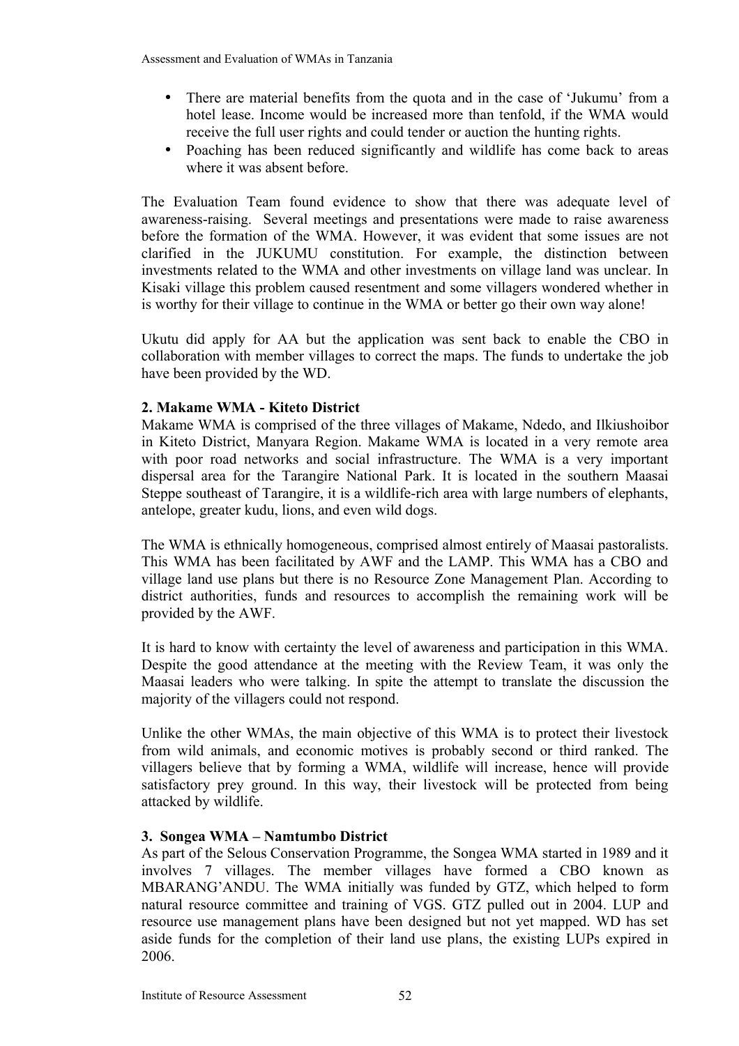- There are material benefits from the quota and in the case of 'Jukumu' from a hotel lease. Income would be increased more than tenfold, if the WMA would receive the full user rights and could tender or auction the hunting rights.
- Poaching has been reduced significantly and wildlife has come back to areas where it was absent before.

The Evaluation Team found evidence to show that there was adequate level of awareness-raising. Several meetings and presentations were made to raise awareness before the formation of the WMA. However, it was evident that some issues are not clarified in the JUKUMU constitution. For example, the distinction between investments related to the WMA and other investments on village land was unclear. In Kisaki village this problem caused resentment and some villagers wondered whether in is worthy for their village to continue in the WMA or better go their own way alone!

Ukutu did apply for AA but the application was sent back to enable the CBO in collaboration with member villages to correct the maps. The funds to undertake the job have been provided by the WD.

**2. Makame WMA - Kiteto District**

Makame WMA is comprised of the three villages of Makame, Ndedo, and Ilkiushoibor in Kiteto District, Manyara Region. Makame WMA is located in a very remote area with poor road networks and social infrastructure. The WMA is a very important dispersal area for the Tarangire National Park. It is located in the southern Maasai Steppe southeast of Tarangire, it is a wildlife-rich area with large numbers of elephants, antelope, greater kudu, lions, and even wild dogs.

The WMA is ethnically homogeneous, comprised almost entirely of Maasai pastoralists. This WMA has been facilitated by AWF and the LAMP. This WMA has a CBO and village land use plans but there is no Resource Zone Management Plan. According to district authorities, funds and resources to accomplish the remaining work will be provided by the AWF.

It is hard to know with certainty the level of awareness and participation in this WMA. Despite the good attendance at the meeting with the Review Team, it was only the Maasai leaders who were talking. In spite the attempt to translate the discussion the majority of the villagers could not respond.

Unlike the other WMAs, the main objective of this WMA is to protect their livestock from wild animals, and economic motives is probably second or third ranked. The villagers believe that by forming a WMA, wildlife will increase, hence will provide satisfactory prey ground. In this way, their livestock will be protected from being attacked by wildlife.

**3. Songea WMA – Namtumbo District**

As part of the Selous Conservation Programme, the Songea WMA started in 1989 and it involves 7 villages. The member villages have formed a CBO known as MBARANG'ANDU. The WMA initially was funded by GTZ, which helped to form natural resource committee and training of VGS. GTZ pulled out in 2004. LUP and resource use management plans have been designed but not yet mapped. WD has set aside funds for the completion of their land use plans, the existing LUPs expired in 2006.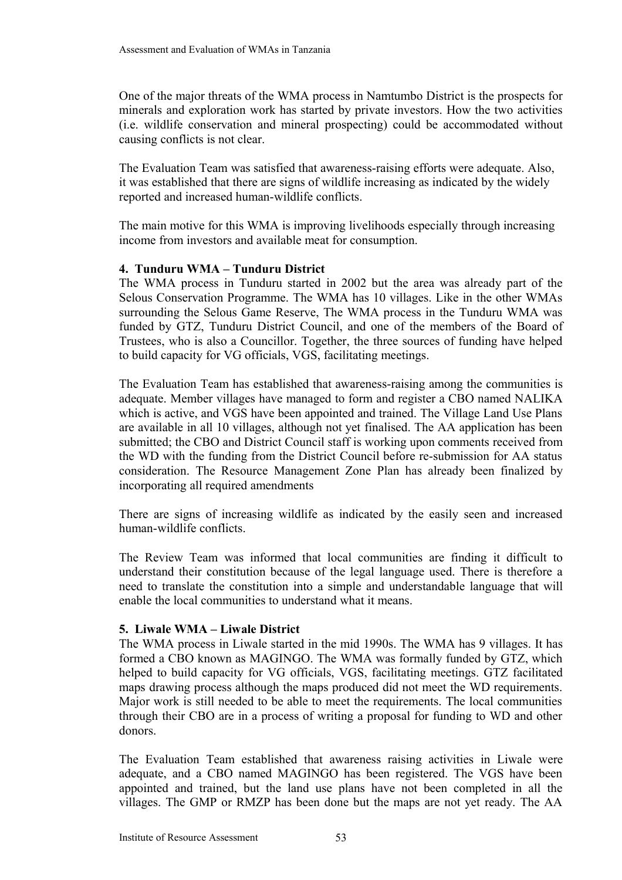One of the major threats of the WMA process in Namtumbo District is the prospects for minerals and exploration work has started by private investors. How the two activities (i.e. wildlife conservation and mineral prospecting) could be accommodated without causing conflicts is not clear.

The Evaluation Team was satisfied that awareness-raising efforts were adequate. Also, it was established that there are signs of wildlife increasing as indicated by the widely reported and increased human-wildlife conflicts.

The main motive for this WMA is improving livelihoods especially through increasing income from investors and available meat for consumption.

**4. Tunduru WMA – Tunduru District**

The WMA process in Tunduru started in 2002 but the area was already part of the Selous Conservation Programme. The WMA has 10 villages. Like in the other WMAs surrounding the Selous Game Reserve, The WMA process in the Tunduru WMA was funded by GTZ, Tunduru District Council, and one of the members of the Board of Trustees, who is also a Councillor. Together, the three sources of funding have helped to build capacity for VG officials, VGS, facilitating meetings.

The Evaluation Team has established that awareness-raising among the communities is adequate. Member villages have managed to form and register a CBO named NALIKA which is active, and VGS have been appointed and trained. The Village Land Use Plans are available in all 10 villages, although not yet finalised. The AA application has been submitted; the CBO and District Council staff is working upon comments received from the WD with the funding from the District Council before re-submission for AA status consideration. The Resource Management Zone Plan has already been finalized by incorporating all required amendments

There are signs of increasing wildlife as indicated by the easily seen and increased human-wildlife conflicts.

The Review Team was informed that local communities are finding it difficult to understand their constitution because of the legal language used. There is therefore a need to translate the constitution into a simple and understandable language that will enable the local communities to understand what it means.

**5. Liwale WMA – Liwale District**

The WMA process in Liwale started in the mid 1990s. The WMA has 9 villages. It has formed a CBO known as MAGINGO. The WMA was formally funded by GTZ, which helped to build capacity for VG officials, VGS, facilitating meetings. GTZ facilitated maps drawing process although the maps produced did not meet the WD requirements. Major work is still needed to be able to meet the requirements. The local communities through their CBO are in a process of writing a proposal for funding to WD and other donors.

The Evaluation Team established that awareness raising activities in Liwale were adequate, and a CBO named MAGINGO has been registered. The VGS have been appointed and trained, but the land use plans have not been completed in all the villages. The GMP or RMZP has been done but the maps are not yet ready. The AA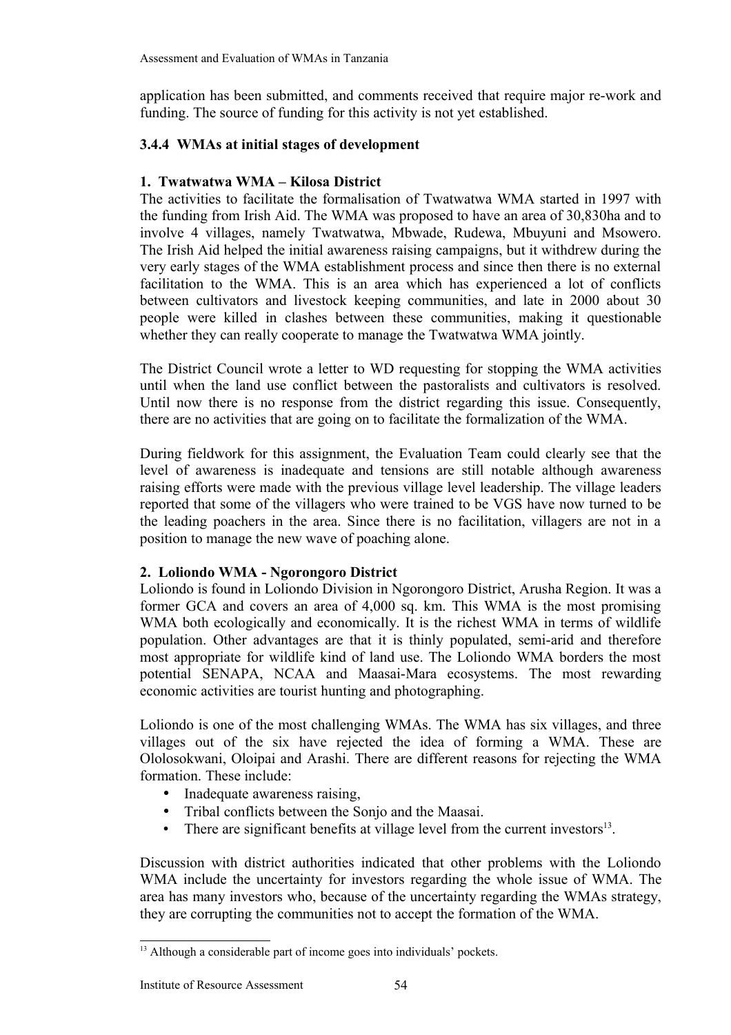application has been submitted, and comments received that require major re-work and funding. The source of funding for this activity is not yet established.

### 3.4.4 WMAs at initial stages of development

**1. Twatwatwa WMA – Kilosa District**

The activities to facilitate the formalisation of Twatwatwa WMA started in 1997 with the funding from Irish Aid. The WMA was proposed to have an area of 30,830ha and to involve 4 villages, namely Twatwatwa, Mbwade, Rudewa, Mbuyuni and Msowero. The Irish Aid helped the initial awareness raising campaigns, but it withdrew during the very early stages of the WMA establishment process and since then there is no external facilitation to the WMA. This is an area which has experienced a lot of conflicts between cultivators and livestock keeping communities, and late in 2000 about 30 people were killed in clashes between these communities, making it questionable whether they can really cooperate to manage the Twatwatwa WMA jointly.

The District Council wrote a letter to WD requesting for stopping the WMA activities until when the land use conflict between the pastoralists and cultivators is resolved. Until now there is no response from the district regarding this issue. Consequently, there are no activities that are going on to facilitate the formalization of the WMA.

During fieldwork for this assignment, the Evaluation Team could clearly see that the level of awareness is inadequate and tensions are still notable although awareness raising efforts were made with the previous village level leadership. The village leaders reported that some of the villagers who were trained to be VGS have now turned to be the leading poachers in the area. Since there is no facilitation, villagers are not in a position to manage the new wave of poaching alone.

**2. Loliondo WMA - Ngorongoro District**

Loliondo is found in Loliondo Division in Ngorongoro District, Arusha Region. It was a former GCA and covers an area of 4,000 sq. km. This WMA is the most promising WMA both ecologically and economically. It is the richest WMA in terms of wildlife population. Other advantages are that it is thinly populated, semi-arid and therefore most appropriate for wildlife kind of land use. The Loliondo WMA borders the most potential SENAPA, NCAA and Maasai-Mara ecosystems. The most rewarding economic activities are tourist hunting and photographing.

Loliondo is one of the most challenging WMAs. The WMA has six villages, and three villages out of the six have rejected the idea of forming a WMA. These are Ololosokwani, Oloipai and Arashi. There are different reasons for rejecting the WMA formation. These include:

- Inadequate awareness raising,
- Tribal conflicts between the Sonjo and the Maasai.
- There are significant benefits at village level from the current investors[13].

Discussion with district authorities indicated that other problems with the Loliondo WMA include the uncertainty for investors regarding the whole issue of WMA. The area has many investors who, because of the uncertainty regarding the WMAs strategy, they are corrupting the communities not to accept the formation of the WMA.

---

[13] Although a considerable part of income goes into individuals' pockets.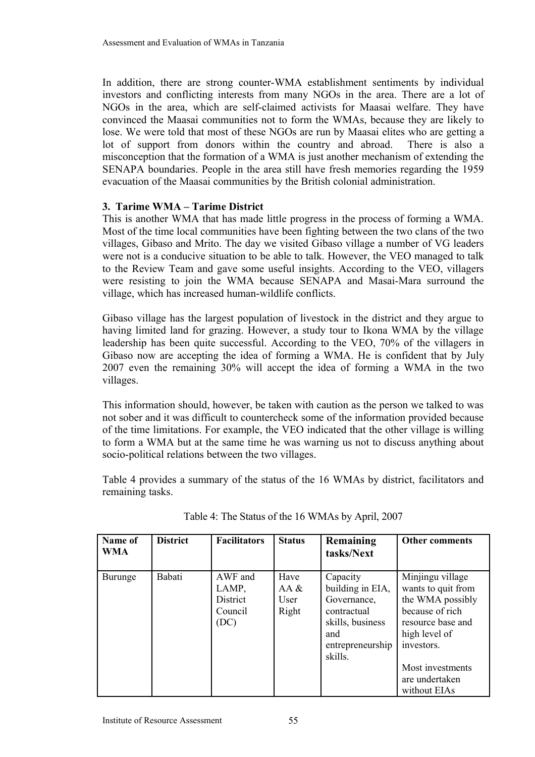In addition, there are strong counter-WMA establishment sentiments by individual investors and conflicting interests from many NGOs in the area. There are a lot of NGOs in the area, which are self-claimed activists for Maasai welfare. They have convinced the Maasai communities not to form the WMAs, because they are likely to lose. We were told that most of these NGOs are run by Maasai elites who are getting a lot of support from donors within the country and abroad. There is also a misconception that the formation of a WMA is just another mechanism of extending the SENAPA boundaries. People in the area still have fresh memories regarding the 1959 evacuation of the Maasai communities by the British colonial administration.

### 3. Tarime WMA – Tarime District

This is another WMA that has made little progress in the process of forming a WMA. Most of the time local communities have been fighting between the two clans of the two villages, Gibaso and Mrito. The day we visited Gibaso village a number of VG leaders were not is a conducive situation to be able to talk. However, the VEO managed to talk to the Review Team and gave some useful insights. According to the VEO, villagers were resisting to join the WMA because SENAPA and Masai-Mara surround the village, which has increased human-wildlife conflicts.

Gibaso village has the largest population of livestock in the district and they argue to having limited land for grazing. However, a study tour to Ikona WMA by the village leadership has been quite successful. According to the VEO, 70% of the villagers in Gibaso now are accepting the idea of forming a WMA. He is confident that by July 2007 even the remaining 30% will accept the idea of forming a WMA in the two villages.

This information should, however, be taken with caution as the person we talked to was not sober and it was difficult to countercheck some of the information provided because of the time limitations. For example, the VEO indicated that the other village is willing to form a WMA but at the same time he was warning us not to discuss anything about socio-political relations between the two villages.

Table 4 provides a summary of the status of the 16 WMAs by district, facilitators and remaining tasks.

Table 4: The Status of the 16 WMAs by April, 2007

| Name of WMA | District | Facilitators | Status | Remaining tasks/Next | Other comments |
|---|---|---|---|---|---|
| Burunge | Babati | AWF and LAMP, District Council (DC) | Have AA & User Right | Capacity building in EIA, Governance, contractual skills, business and entrepreneurship skills. | Minjingu village wants to quit from the WMA possibly because of rich resource base and high level of investors.<br><br>Most investments are undertaken without EIAs |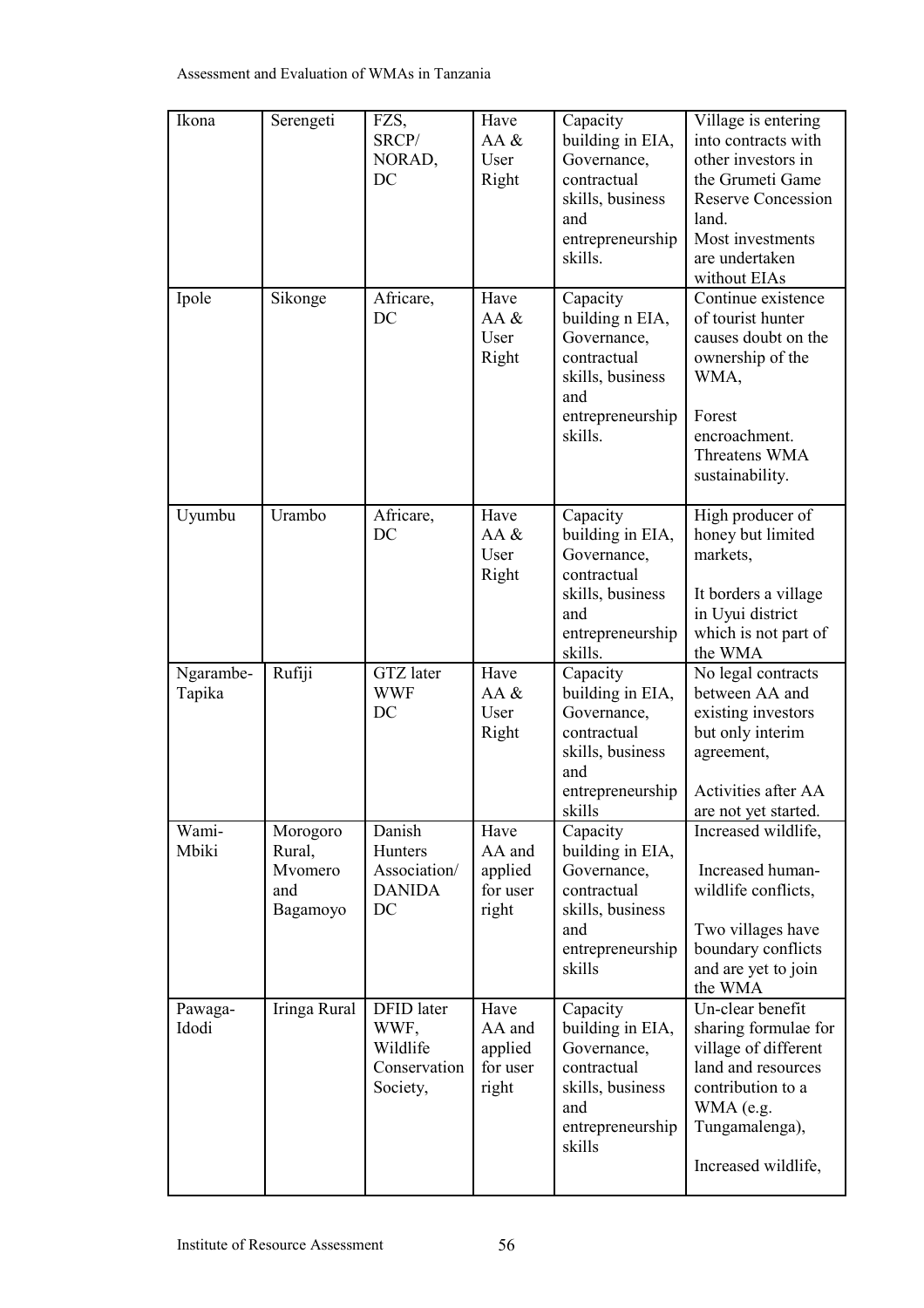| Ikona | Serengeti | FZS, SRCP/ NORAD, DC | Have AA & User Right | Capacity building in EIA, Governance, contractual skills, business and entrepreneurship skills. | Village is entering into contracts with other investors in the Grumeti Game Reserve Concession land. Most investments are undertaken without EIAs |
|---|---|---|---|---|---|
| Ipole | Sikonge | Africare, DC | Have AA & User Right | Capacity building n EIA, Governance, contractual skills, business and entrepreneurship skills. | Continue existence of tourist hunter causes doubt on the ownership of the WMA, <br><br> Forest encroachment. Threatens WMA sustainability. |
| Uyumbu | Urambo | Africare, DC | Have AA & User Right | Capacity building in EIA, Governance, contractual skills, business and entrepreneurship skills. | High producer of honey but limited markets, <br><br> It borders a village in Uyui district which is not part of the WMA |
| Ngarambe-Tapika | Rufiji | GTZ later WWF DC | Have AA & User Right | Capacity building in EIA, Governance, contractual skills, business and entrepreneurship skills | No legal contracts between AA and existing investors but only interim agreement, <br><br> Activities after AA are not yet started. |
| Wami-Mbiki | Morogoro Rural, Mvomero and Bagamoyo | Danish Hunters Association/ DANIDA DC | Have AA and applied for user right | Capacity building in EIA, Governance, contractual skills, business and entrepreneurship skills | Increased wildlife, <br><br> Increased human-wildlife conflicts, <br><br> Two villages have boundary conflicts and are yet to join the WMA |
| Pawaga-Idodi | Iringa Rural | DFID later WWF, Wildlife Conservation Society, | Have AA and applied for user right | Capacity building in EIA, Governance, contractual skills, business and entrepreneurship skills | Un-clear benefit sharing formulae for village of different land and resources contribution to a WMA (e.g. Tungamalenga), <br><br> Increased wildlife, |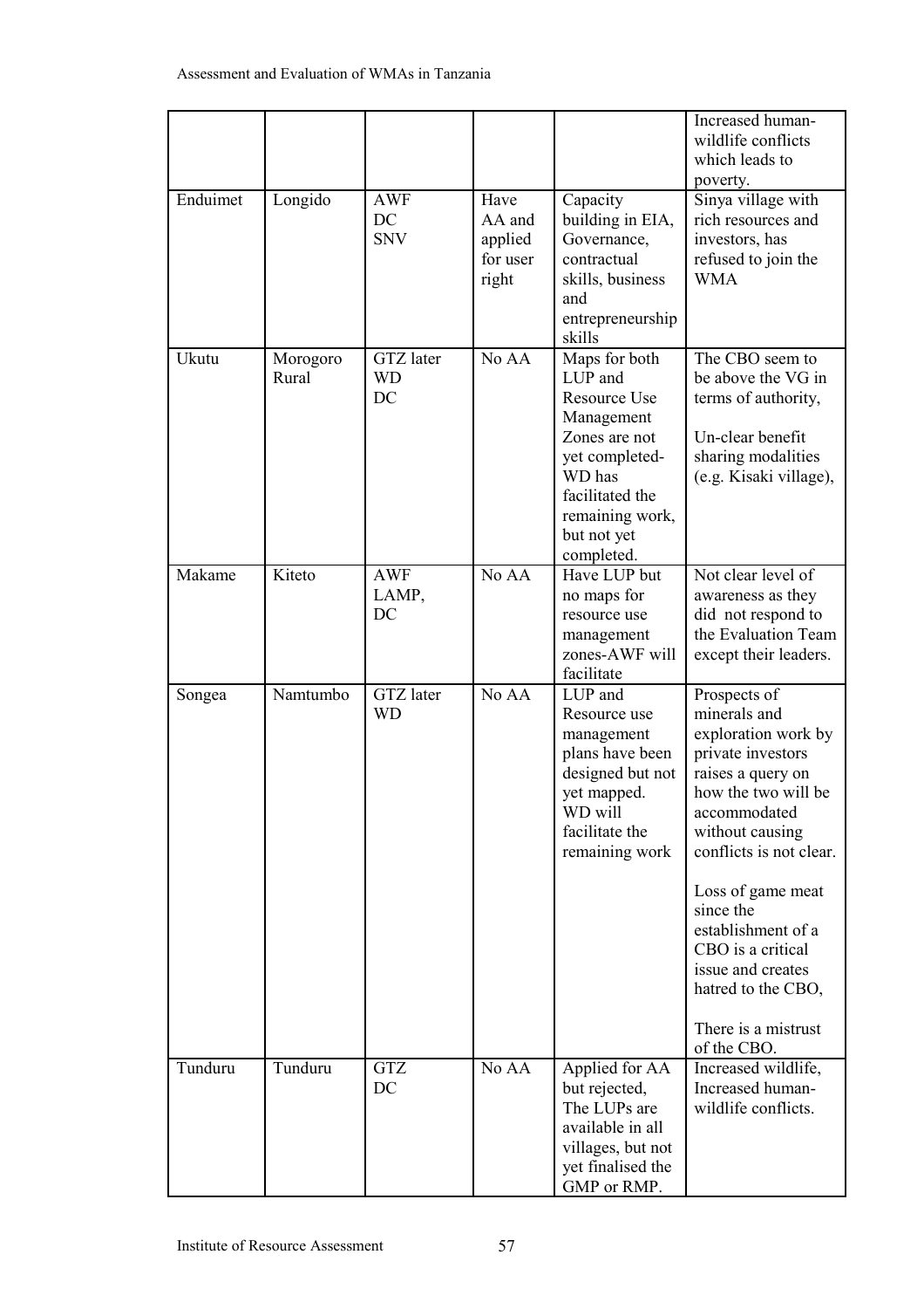| | | | | | Increased human-wildlife conflicts which leads to poverty. |
|---|---|---|---|---|---|
| Enduimet | Longido | AWF DC SNV | Have AA and applied for user right | Capacity building in EIA, Governance, contractual skills, business and entrepreneurship skills | Sinya village with rich resources and investors, has refused to join the WMA |
| Ukutu | Morogoro Rural | GTZ later WD DC | No AA | Maps for both LUP and Resource Use Management Zones are not yet completed-WD has facilitated the remaining work, but not yet completed. | The CBO seem to be above the VG in terms of authority, Un-clear benefit sharing modalities (e.g. Kisaki village), |
| Makame | Kiteto | AWF LAMP, DC | No AA | Have LUP but no maps for resource use management zones-AWF will facilitate | Not clear level of awareness as they did not respond to the Evaluation Team except their leaders. |
| Songea | Namtumbo | GTZ later WD | No AA | LUP and Resource use management plans have been designed but not yet mapped. WD will facilitate the remaining work | Prospects of minerals and exploration work by private investors raises a query on how the two will be accommodated without causing conflicts is not clear. Loss of game meat since the establishment of a CBO is a critical issue and creates hatred to the CBO, There is a mistrust of the CBO. |
| Tunduru | Tunduru | GTZ DC | No AA | Applied for AA but rejected, The LUPs are available in all villages, but not yet finalised the GMP or RMP. | Increased wildlife, Increased human-wildlife conflicts. |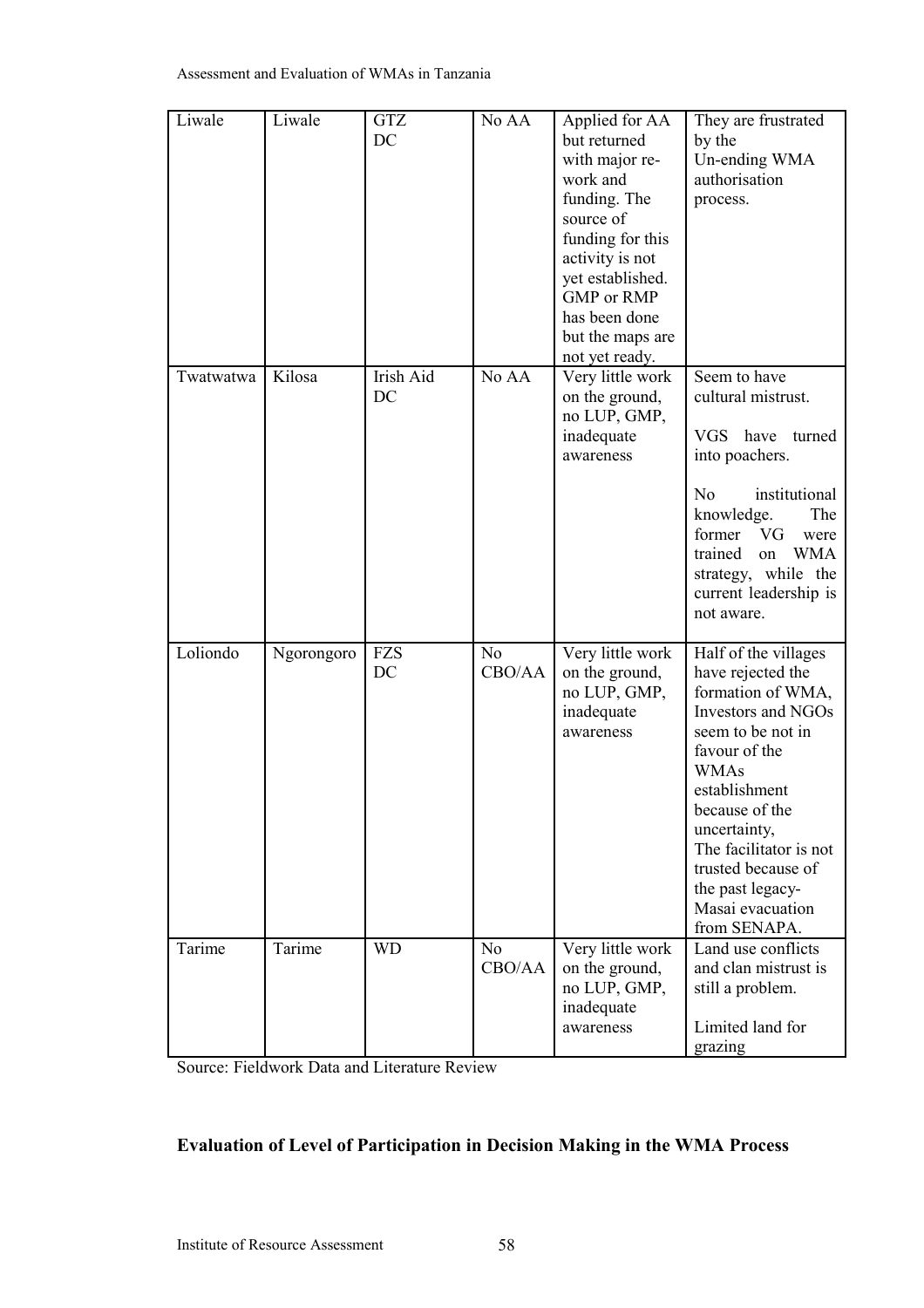| Liwale | Liwale | GTZ DC | No AA | Applied for AA but returned with major re-work and funding. The source of funding for this activity is not yet established. GMP or RMP has been done but the maps are not yet ready. | They are frustrated by the Un-ending WMA authorisation process. |
|---|---|---|---|---|---|
| Twatwatwa | Kilosa | Irish Aid DC | No AA | Very little work on the ground, no LUP, GMP, inadequate awareness | Seem to have cultural mistrust.<br><br>VGS have turned into poachers.<br><br>No institutional knowledge. The former VG were trained on WMA strategy, while the current leadership is not aware. |
| Loliondo | Ngorongoro | FZS DC | No CBO/AA | Very little work on the ground, no LUP, GMP, inadequate awareness | Half of the villages have rejected the formation of WMA, Investors and NGOs seem to be not in favour of the WMAs establishment because of the uncertainty, The facilitator is not trusted because of the past legacy- Masai evacuation from SENAPA. |
| Tarime | Tarime | WD | No CBO/AA | Very little work on the ground, no LUP, GMP, inadequate awareness | Land use conflicts and clan mistrust is still a problem.<br><br>Limited land for grazing |

Source: Fieldwork Data and Literature Review

## Evaluation of Level of Participation in Decision Making in the WMA Process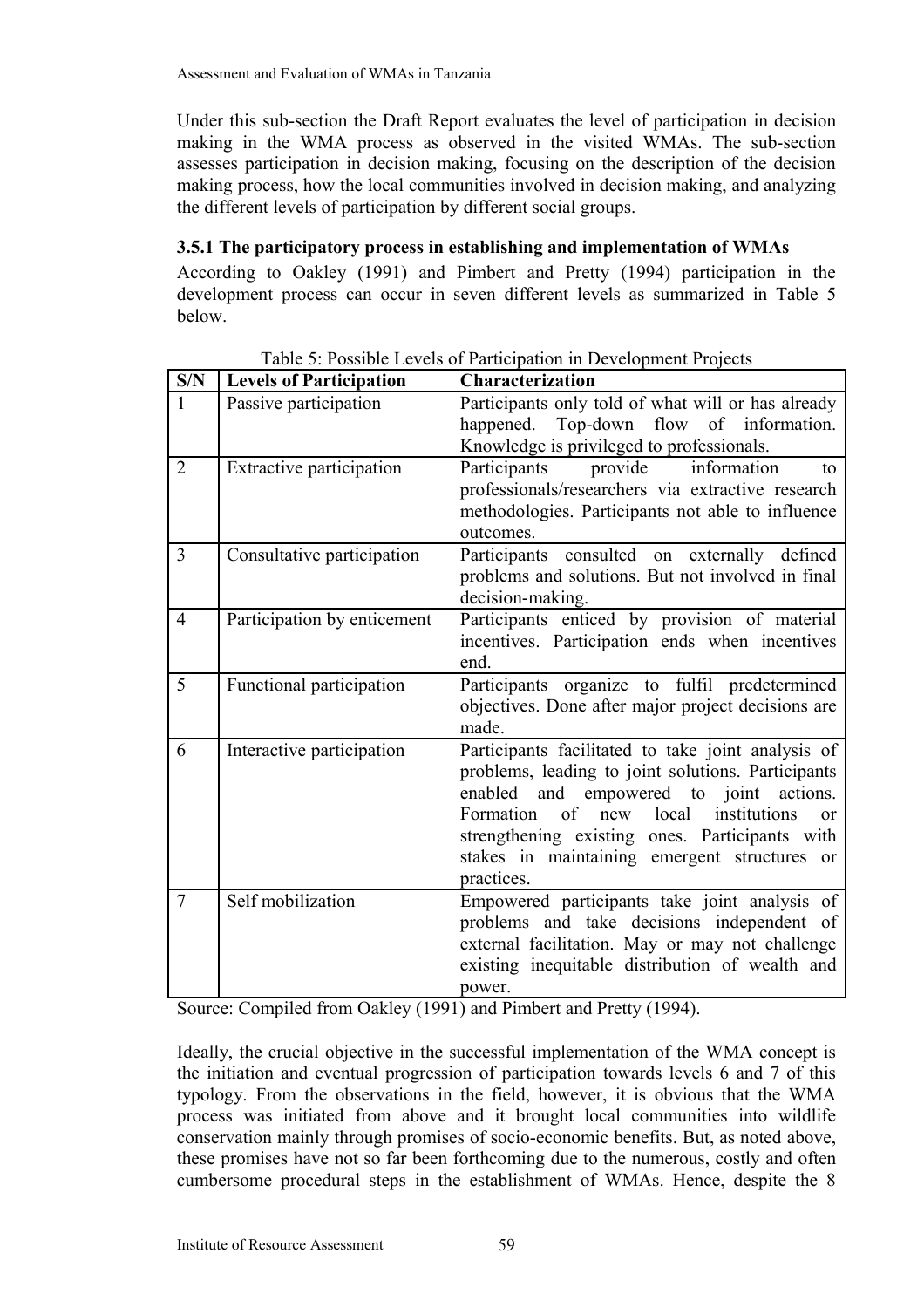Under this sub-section the Draft Report evaluates the level of participation in decision making in the WMA process as observed in the visited WMAs. The sub-section assesses participation in decision making, focusing on the description of the decision making process, how the local communities involved in decision making, and analyzing the different levels of participation by different social groups.

### 3.5.1 The participatory process in establishing and implementation of WMAs

According to Oakley (1991) and Pimbert and Pretty (1994) participation in the development process can occur in seven different levels as summarized in Table 5 below.

Table 5: Possible Levels of Participation in Development Projects

| S/N | Levels of Participation | Characterization |
|---|---|---|
| 1 | Passive participation | Participants only told of what will or has already happened. Top-down flow of information. Knowledge is privileged to professionals. |
| 2 | Extractive participation | Participants provide information to professionals/researchers via extractive research methodologies. Participants not able to influence outcomes. |
| 3 | Consultative participation | Participants consulted on externally defined problems and solutions. But not involved in final decision-making. |
| 4 | Participation by enticement | Participants enticed by provision of material incentives. Participation ends when incentives end. |
| 5 | Functional participation | Participants organize to fulfil predetermined objectives. Done after major project decisions are made. |
| 6 | Interactive participation | Participants facilitated to take joint analysis of problems, leading to joint solutions. Participants enabled and empowered to joint actions. Formation of new local institutions or strengthening existing ones. Participants with stakes in maintaining emergent structures or practices. |
| 7 | Self mobilization | Empowered participants take joint analysis of problems and take decisions independent of external facilitation. May or may not challenge existing inequitable distribution of wealth and power. |

Source: Compiled from Oakley (1991) and Pimbert and Pretty (1994).

Ideally, the crucial objective in the successful implementation of the WMA concept is the initiation and eventual progression of participation towards levels 6 and 7 of this typology. From the observations in the field, however, it is obvious that the WMA process was initiated from above and it brought local communities into wildlife conservation mainly through promises of socio-economic benefits. But, as noted above, these promises have not so far been forthcoming due to the numerous, costly and often cumbersome procedural steps in the establishment of WMAs. Hence, despite the 8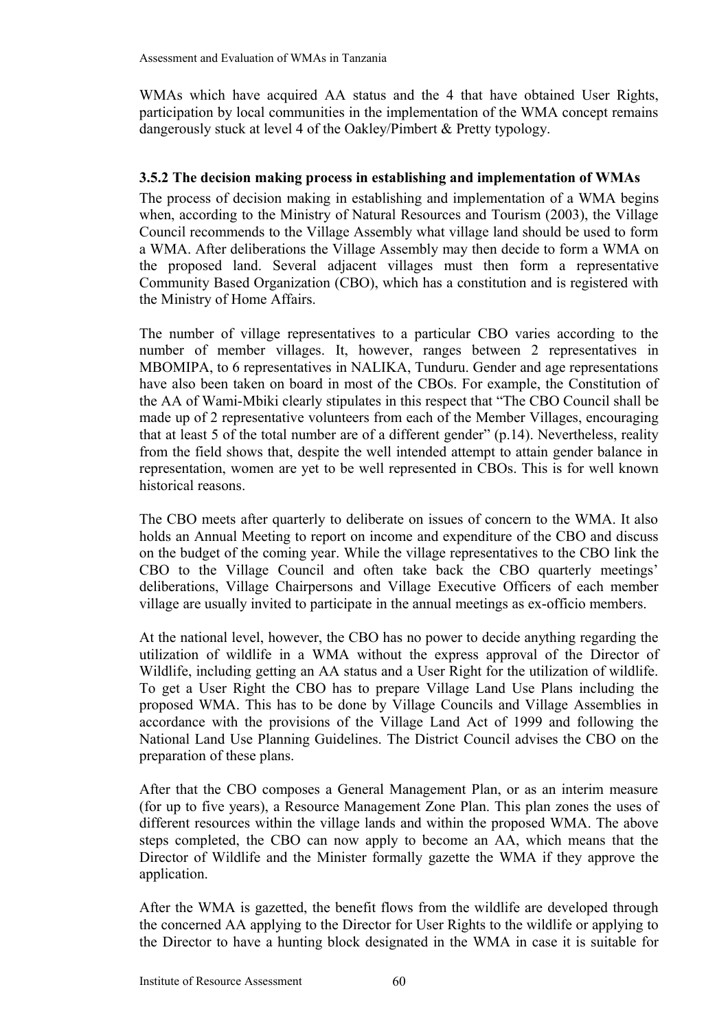WMAs which have acquired AA status and the 4 that have obtained User Rights, participation by local communities in the implementation of the WMA concept remains dangerously stuck at level 4 of the Oakley/Pimbert & Pretty typology.

### 3.5.2 The decision making process in establishing and implementation of WMAs

The process of decision making in establishing and implementation of a WMA begins when, according to the Ministry of Natural Resources and Tourism (2003), the Village Council recommends to the Village Assembly what village land should be used to form a WMA. After deliberations the Village Assembly may then decide to form a WMA on the proposed land. Several adjacent villages must then form a representative Community Based Organization (CBO), which has a constitution and is registered with the Ministry of Home Affairs.

The number of village representatives to a particular CBO varies according to the number of member villages. It, however, ranges between 2 representatives in MBOMIPA, to 6 representatives in NALIKA, Tunduru. Gender and age representations have also been taken on board in most of the CBOs. For example, the Constitution of the AA of Wami-Mbiki clearly stipulates in this respect that "The CBO Council shall be made up of 2 representative volunteers from each of the Member Villages, encouraging that at least 5 of the total number are of a different gender" (p.14). Nevertheless, reality from the field shows that, despite the well intended attempt to attain gender balance in representation, women are yet to be well represented in CBOs. This is for well known historical reasons.

The CBO meets after quarterly to deliberate on issues of concern to the WMA. It also holds an Annual Meeting to report on income and expenditure of the CBO and discuss on the budget of the coming year. While the village representatives to the CBO link the CBO to the Village Council and often take back the CBO quarterly meetings' deliberations, Village Chairpersons and Village Executive Officers of each member village are usually invited to participate in the annual meetings as ex-officio members.

At the national level, however, the CBO has no power to decide anything regarding the utilization of wildlife in a WMA without the express approval of the Director of Wildlife, including getting an AA status and a User Right for the utilization of wildlife. To get a User Right the CBO has to prepare Village Land Use Plans including the proposed WMA. This has to be done by Village Councils and Village Assemblies in accordance with the provisions of the Village Land Act of 1999 and following the National Land Use Planning Guidelines. The District Council advises the CBO on the preparation of these plans.

After that the CBO composes a General Management Plan, or as an interim measure (for up to five years), a Resource Management Zone Plan. This plan zones the uses of different resources within the village lands and within the proposed WMA. The above steps completed, the CBO can now apply to become an AA, which means that the Director of Wildlife and the Minister formally gazette the WMA if they approve the application.

After the WMA is gazetted, the benefit flows from the wildlife are developed through the concerned AA applying to the Director for User Rights to the wildlife or applying to the Director to have a hunting block designated in the WMA in case it is suitable for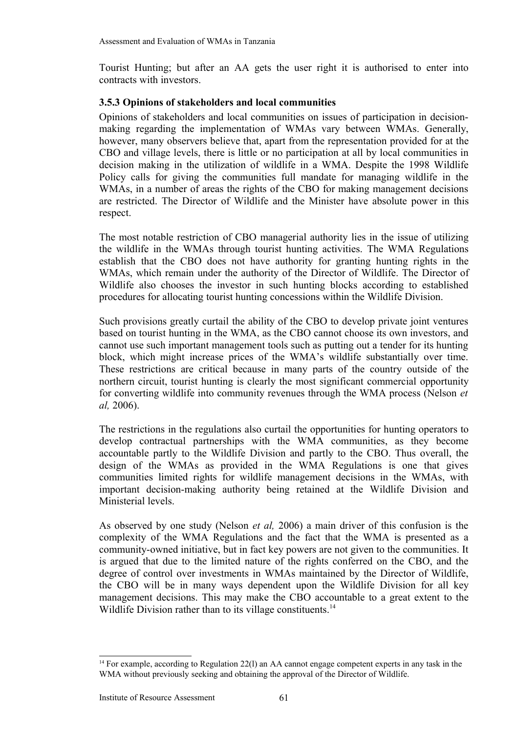Tourist Hunting; but after an AA gets the user right it is authorised to enter into contracts with investors.

### 3.5.3 Opinions of stakeholders and local communities

Opinions of stakeholders and local communities on issues of participation in decision-making regarding the implementation of WMAs vary between WMAs. Generally, however, many observers believe that, apart from the representation provided for at the CBO and village levels, there is little or no participation at all by local communities in decision making in the utilization of wildlife in a WMA. Despite the 1998 Wildlife Policy calls for giving the communities full mandate for managing wildlife in the WMAs, in a number of areas the rights of the CBO for making management decisions are restricted. The Director of Wildlife and the Minister have absolute power in this respect.

The most notable restriction of CBO managerial authority lies in the issue of utilizing the wildlife in the WMAs through tourist hunting activities. The WMA Regulations establish that the CBO does not have authority for granting hunting rights in the WMAs, which remain under the authority of the Director of Wildlife. The Director of Wildlife also chooses the investor in such hunting blocks according to established procedures for allocating tourist hunting concessions within the Wildlife Division.

Such provisions greatly curtail the ability of the CBO to develop private joint ventures based on tourist hunting in the WMA, as the CBO cannot choose its own investors, and cannot use such important management tools such as putting out a tender for its hunting block, which might increase prices of the WMA's wildlife substantially over time. These restrictions are critical because in many parts of the country outside of the northern circuit, tourist hunting is clearly the most significant commercial opportunity for converting wildlife into community revenues through the WMA process (Nelson *et al,* 2006).

The restrictions in the regulations also curtail the opportunities for hunting operators to develop contractual partnerships with the WMA communities, as they become accountable partly to the Wildlife Division and partly to the CBO. Thus overall, the design of the WMAs as provided in the WMA Regulations is one that gives communities limited rights for wildlife management decisions in the WMAs, with important decision-making authority being retained at the Wildlife Division and Ministerial levels.

As observed by one study (Nelson *et al,* 2006) a main driver of this confusion is the complexity of the WMA Regulations and the fact that the WMA is presented as a community-owned initiative, but in fact key powers are not given to the communities. It is argued that due to the limited nature of the rights conferred on the CBO, and the degree of control over investments in WMAs maintained by the Director of Wildlife, the CBO will be in many ways dependent upon the Wildlife Division for all key management decisions. This may make the CBO accountable to a great extent to the Wildlife Division rather than to its village constituents.[14]

[14] For example, according to Regulation 22(l) an AA cannot engage competent experts in any task in the WMA without previously seeking and obtaining the approval of the Director of Wildlife.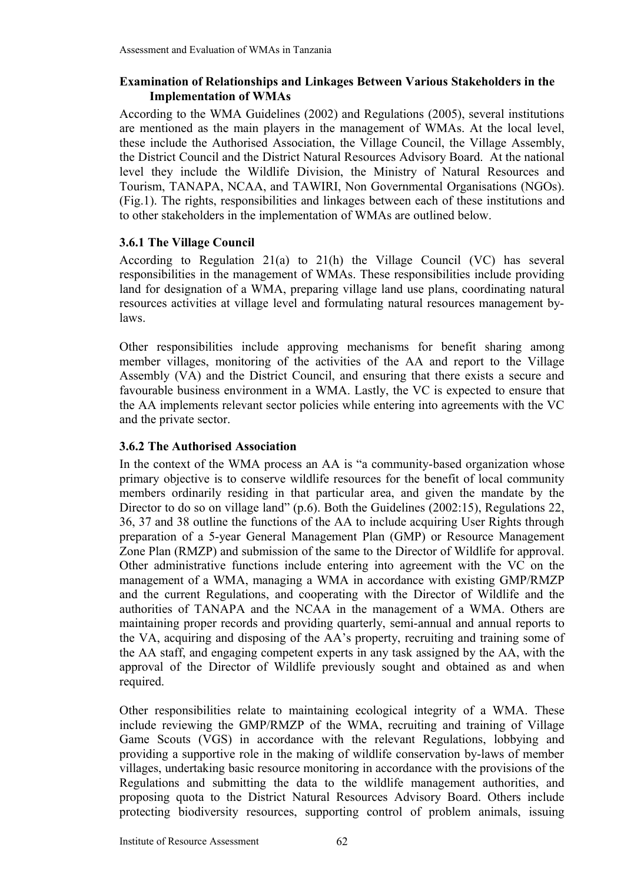### Examination of Relationships and Linkages Between Various Stakeholders in the Implementation of WMAs

According to the WMA Guidelines (2002) and Regulations (2005), several institutions are mentioned as the main players in the management of WMAs. At the local level, these include the Authorised Association, the Village Council, the Village Assembly, the District Council and the District Natural Resources Advisory Board. At the national level they include the Wildlife Division, the Ministry of Natural Resources and Tourism, TANAPA, NCAA, and TAWIRI, Non Governmental Organisations (NGOs). (Fig.1). The rights, responsibilities and linkages between each of these institutions and to other stakeholders in the implementation of WMAs are outlined below.

### 3.6.1 The Village Council

According to Regulation 21(a) to 21(h) the Village Council (VC) has several responsibilities in the management of WMAs. These responsibilities include providing land for designation of a WMA, preparing village land use plans, coordinating natural resources activities at village level and formulating natural resources management by-laws.

Other responsibilities include approving mechanisms for benefit sharing among member villages, monitoring of the activities of the AA and report to the Village Assembly (VA) and the District Council, and ensuring that there exists a secure and favourable business environment in a WMA. Lastly, the VC is expected to ensure that the AA implements relevant sector policies while entering into agreements with the VC and the private sector.

### 3.6.2 The Authorised Association

In the context of the WMA process an AA is "a community-based organization whose primary objective is to conserve wildlife resources for the benefit of local community members ordinarily residing in that particular area, and given the mandate by the Director to do so on village land" (p.6). Both the Guidelines (2002:15), Regulations 22, 36, 37 and 38 outline the functions of the AA to include acquiring User Rights through preparation of a 5-year General Management Plan (GMP) or Resource Management Zone Plan (RMZP) and submission of the same to the Director of Wildlife for approval. Other administrative functions include entering into agreement with the VC on the management of a WMA, managing a WMA in accordance with existing GMP/RMZP and the current Regulations, and cooperating with the Director of Wildlife and the authorities of TANAPA and the NCAA in the management of a WMA. Others are maintaining proper records and providing quarterly, semi-annual and annual reports to the VA, acquiring and disposing of the AA's property, recruiting and training some of the AA staff, and engaging competent experts in any task assigned by the AA, with the approval of the Director of Wildlife previously sought and obtained as and when required.

Other responsibilities relate to maintaining ecological integrity of a WMA. These include reviewing the GMP/RMZP of the WMA, recruiting and training of Village Game Scouts (VGS) in accordance with the relevant Regulations, lobbying and providing a supportive role in the making of wildlife conservation by-laws of member villages, undertaking basic resource monitoring in accordance with the provisions of the Regulations and submitting the data to the wildlife management authorities, and proposing quota to the District Natural Resources Advisory Board. Others include protecting biodiversity resources, supporting control of problem animals, issuing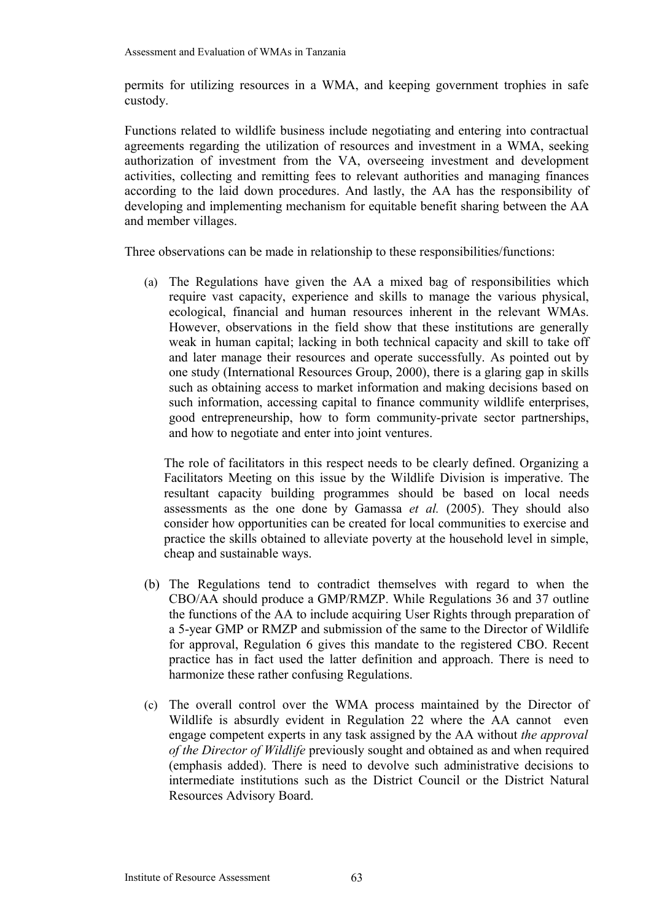permits for utilizing resources in a WMA, and keeping government trophies in safe custody.

Functions related to wildlife business include negotiating and entering into contractual agreements regarding the utilization of resources and investment in a WMA, seeking authorization of investment from the VA, overseeing investment and development activities, collecting and remitting fees to relevant authorities and managing finances according to the laid down procedures. And lastly, the AA has the responsibility of developing and implementing mechanism for equitable benefit sharing between the AA and member villages.

Three observations can be made in relationship to these responsibilities/functions:

(a) The Regulations have given the AA a mixed bag of responsibilities which require vast capacity, experience and skills to manage the various physical, ecological, financial and human resources inherent in the relevant WMAs. However, observations in the field show that these institutions are generally weak in human capital; lacking in both technical capacity and skill to take off and later manage their resources and operate successfully. As pointed out by one study (International Resources Group, 2000), there is a glaring gap in skills such as obtaining access to market information and making decisions based on such information, accessing capital to finance community wildlife enterprises, good entrepreneurship, how to form community-private sector partnerships, and how to negotiate and enter into joint ventures.

    The role of facilitators in this respect needs to be clearly defined. Organizing a Facilitators Meeting on this issue by the Wildlife Division is imperative. The resultant capacity building programmes should be based on local needs assessments as the one done by Gamassa *et al.* (2005). They should also consider how opportunities can be created for local communities to exercise and practice the skills obtained to alleviate poverty at the household level in simple, cheap and sustainable ways.

(b) The Regulations tend to contradict themselves with regard to when the CBO/AA should produce a GMP/RMZP. While Regulations 36 and 37 outline the functions of the AA to include acquiring User Rights through preparation of a 5-year GMP or RMZP and submission of the same to the Director of Wildlife for approval, Regulation 6 gives this mandate to the registered CBO. Recent practice has in fact used the latter definition and approach. There is need to harmonize these rather confusing Regulations.

(c) The overall control over the WMA process maintained by the Director of Wildlife is absurdly evident in Regulation 22 where the AA cannot even engage competent experts in any task assigned by the AA without *the approval of the Director of Wildlife* previously sought and obtained as and when required (emphasis added). There is need to devolve such administrative decisions to intermediate institutions such as the District Council or the District Natural Resources Advisory Board.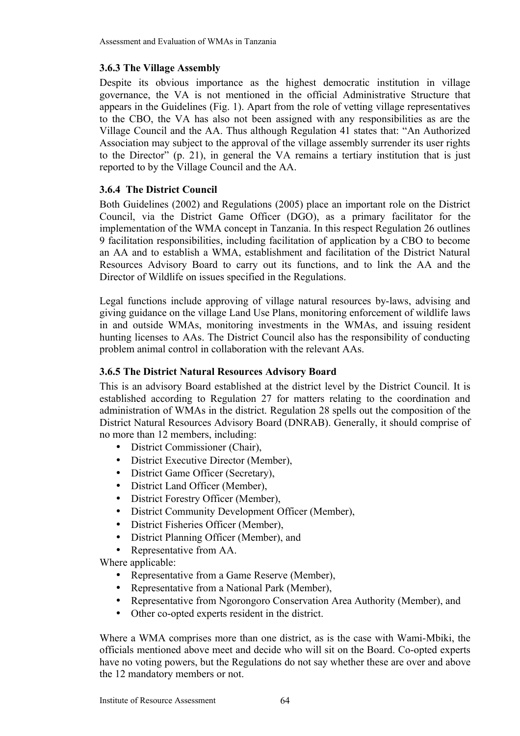### 3.6.3 The Village Assembly

Despite its obvious importance as the highest democratic institution in village governance, the VA is not mentioned in the official Administrative Structure that appears in the Guidelines (Fig. 1). Apart from the role of vetting village representatives to the CBO, the VA has also not been assigned with any responsibilities as are the Village Council and the AA. Thus although Regulation 41 states that: "An Authorized Association may subject to the approval of the village assembly surrender its user rights to the Director" (p. 21), in general the VA remains a tertiary institution that is just reported to by the Village Council and the AA.

### 3.6.4 The District Council

Both Guidelines (2002) and Regulations (2005) place an important role on the District Council, via the District Game Officer (DGO), as a primary facilitator for the implementation of the WMA concept in Tanzania. In this respect Regulation 26 outlines 9 facilitation responsibilities, including facilitation of application by a CBO to become an AA and to establish a WMA, establishment and facilitation of the District Natural Resources Advisory Board to carry out its functions, and to link the AA and the Director of Wildlife on issues specified in the Regulations.

Legal functions include approving of village natural resources by-laws, advising and giving guidance on the village Land Use Plans, monitoring enforcement of wildlife laws in and outside WMAs, monitoring investments in the WMAs, and issuing resident hunting licenses to AAs. The District Council also has the responsibility of conducting problem animal control in collaboration with the relevant AAs.

### 3.6.5 The District Natural Resources Advisory Board

This is an advisory Board established at the district level by the District Council. It is established according to Regulation 27 for matters relating to the coordination and administration of WMAs in the district. Regulation 28 spells out the composition of the District Natural Resources Advisory Board (DNRAB). Generally, it should comprise of no more than 12 members, including:

- District Commissioner (Chair),
- District Executive Director (Member),
- District Game Officer (Secretary),
- District Land Officer (Member),
- District Forestry Officer (Member),
- District Community Development Officer (Member),
- District Fisheries Officer (Member),
- District Planning Officer (Member), and
- Representative from AA.

Where applicable:

- Representative from a Game Reserve (Member),
- Representative from a National Park (Member),
- Representative from Ngorongoro Conservation Area Authority (Member), and
- Other co-opted experts resident in the district.

Where a WMA comprises more than one district, as is the case with Wami-Mbiki, the officials mentioned above meet and decide who will sit on the Board. Co-opted experts have no voting powers, but the Regulations do not say whether these are over and above the 12 mandatory members or not.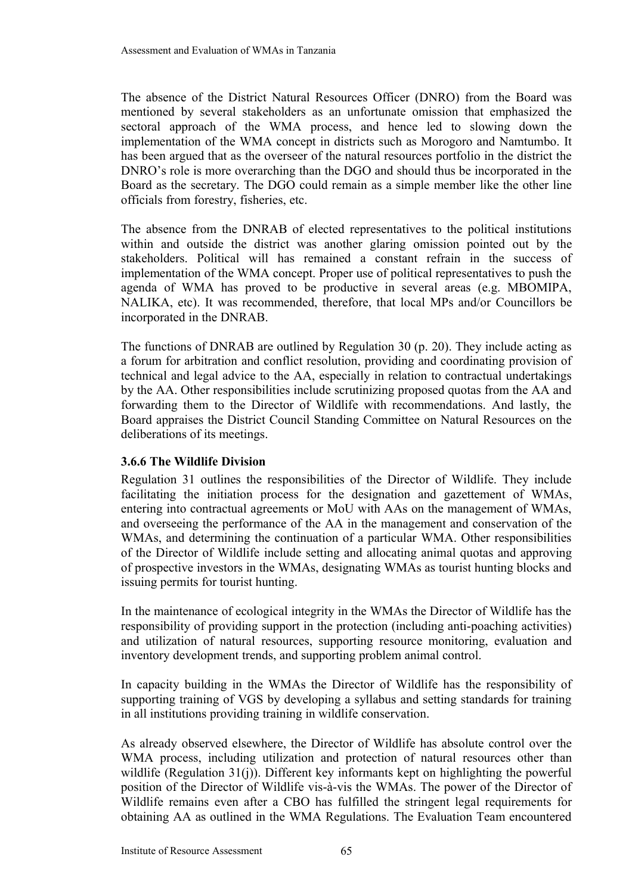The absence of the District Natural Resources Officer (DNRO) from the Board was mentioned by several stakeholders as an unfortunate omission that emphasized the sectoral approach of the WMA process, and hence led to slowing down the implementation of the WMA concept in districts such as Morogoro and Namtumbo. It has been argued that as the overseer of the natural resources portfolio in the district the DNRO's role is more overarching than the DGO and should thus be incorporated in the Board as the secretary. The DGO could remain as a simple member like the other line officials from forestry, fisheries, etc.

The absence from the DNRAB of elected representatives to the political institutions within and outside the district was another glaring omission pointed out by the stakeholders. Political will has remained a constant refrain in the success of implementation of the WMA concept. Proper use of political representatives to push the agenda of WMA has proved to be productive in several areas (e.g. MBOMIPA, NALIKA, etc). It was recommended, therefore, that local MPs and/or Councillors be incorporated in the DNRAB.

The functions of DNRAB are outlined by Regulation 30 (p. 20). They include acting as a forum for arbitration and conflict resolution, providing and coordinating provision of technical and legal advice to the AA, especially in relation to contractual undertakings by the AA. Other responsibilities include scrutinizing proposed quotas from the AA and forwarding them to the Director of Wildlife with recommendations. And lastly, the Board appraises the District Council Standing Committee on Natural Resources on the deliberations of its meetings.

### 3.6.6 The Wildlife Division

Regulation 31 outlines the responsibilities of the Director of Wildlife. They include facilitating the initiation process for the designation and gazettement of WMAs, entering into contractual agreements or MoU with AAs on the management of WMAs, and overseeing the performance of the AA in the management and conservation of the WMAs, and determining the continuation of a particular WMA. Other responsibilities of the Director of Wildlife include setting and allocating animal quotas and approving of prospective investors in the WMAs, designating WMAs as tourist hunting blocks and issuing permits for tourist hunting.

In the maintenance of ecological integrity in the WMAs the Director of Wildlife has the responsibility of providing support in the protection (including anti-poaching activities) and utilization of natural resources, supporting resource monitoring, evaluation and inventory development trends, and supporting problem animal control.

In capacity building in the WMAs the Director of Wildlife has the responsibility of supporting training of VGS by developing a syllabus and setting standards for training in all institutions providing training in wildlife conservation.

As already observed elsewhere, the Director of Wildlife has absolute control over the WMA process, including utilization and protection of natural resources other than wildlife (Regulation 31(j)). Different key informants kept on highlighting the powerful position of the Director of Wildlife vis-à-vis the WMAs. The power of the Director of Wildlife remains even after a CBO has fulfilled the stringent legal requirements for obtaining AA as outlined in the WMA Regulations. The Evaluation Team encountered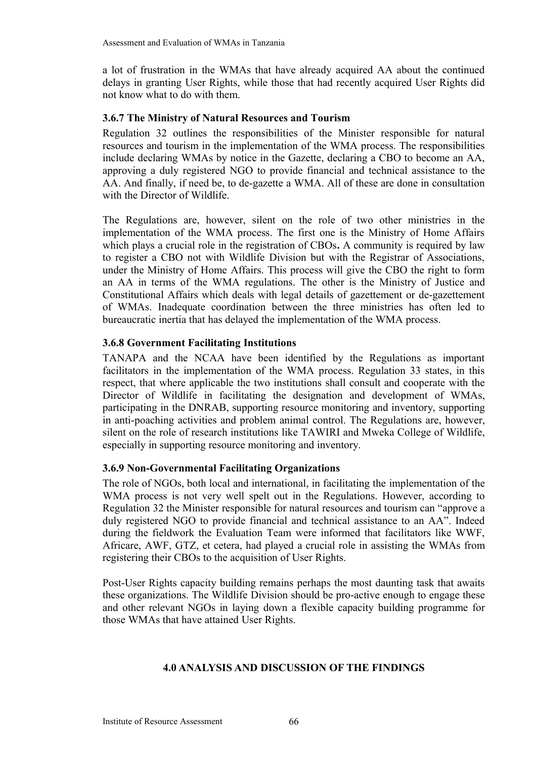a lot of frustration in the WMAs that have already acquired AA about the continued delays in granting User Rights, while those that had recently acquired User Rights did not know what to do with them.

### 3.6.7 The Ministry of Natural Resources and Tourism

Regulation 32 outlines the responsibilities of the Minister responsible for natural resources and tourism in the implementation of the WMA process. The responsibilities include declaring WMAs by notice in the Gazette, declaring a CBO to become an AA, approving a duly registered NGO to provide financial and technical assistance to the AA. And finally, if need be, to de-gazette a WMA. All of these are done in consultation with the Director of Wildlife.

The Regulations are, however, silent on the role of two other ministries in the implementation of the WMA process. The first one is the Ministry of Home Affairs which plays a crucial role in the registration of CBOs**.** A community is required by law to register a CBO not with Wildlife Division but with the Registrar of Associations, under the Ministry of Home Affairs. This process will give the CBO the right to form an AA in terms of the WMA regulations. The other is the Ministry of Justice and Constitutional Affairs which deals with legal details of gazettement or de-gazettement of WMAs. Inadequate coordination between the three ministries has often led to bureaucratic inertia that has delayed the implementation of the WMA process.

### 3.6.8 Government Facilitating Institutions

TANAPA and the NCAA have been identified by the Regulations as important facilitators in the implementation of the WMA process. Regulation 33 states, in this respect, that where applicable the two institutions shall consult and cooperate with the Director of Wildlife in facilitating the designation and development of WMAs, participating in the DNRAB, supporting resource monitoring and inventory, supporting in anti-poaching activities and problem animal control. The Regulations are, however, silent on the role of research institutions like TAWIRI and Mweka College of Wildlife, especially in supporting resource monitoring and inventory.

### 3.6.9 Non-Governmental Facilitating Organizations

The role of NGOs, both local and international, in facilitating the implementation of the WMA process is not very well spelt out in the Regulations. However, according to Regulation 32 the Minister responsible for natural resources and tourism can "approve a duly registered NGO to provide financial and technical assistance to an AA". Indeed during the fieldwork the Evaluation Team were informed that facilitators like WWF, Africare, AWF, GTZ, et cetera, had played a crucial role in assisting the WMAs from registering their CBOs to the acquisition of User Rights.

Post-User Rights capacity building remains perhaps the most daunting task that awaits these organizations. The Wildlife Division should be pro-active enough to engage these and other relevant NGOs in laying down a flexible capacity building programme for those WMAs that have attained User Rights.

## 4.0 ANALYSIS AND DISCUSSION OF THE FINDINGS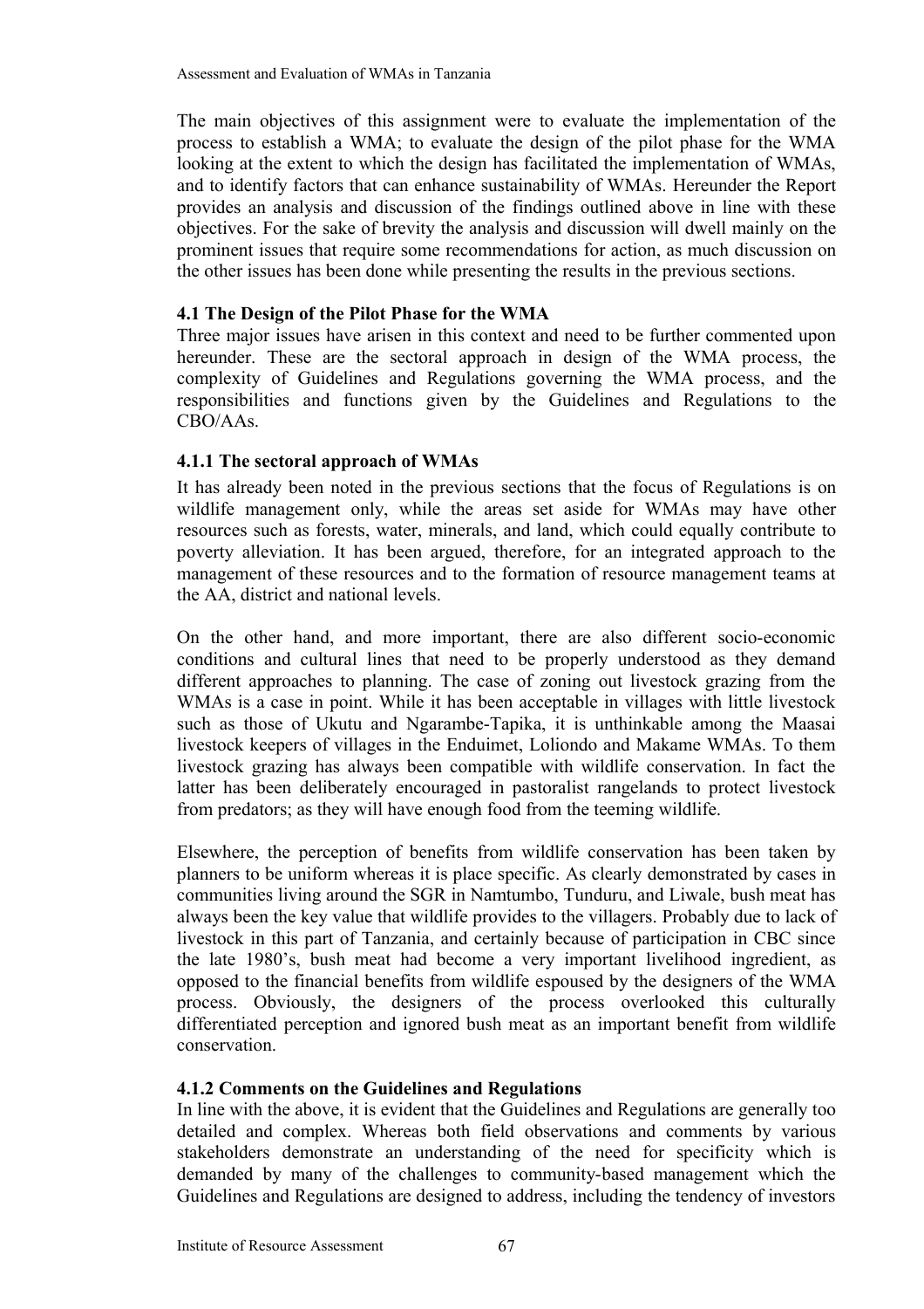The main objectives of this assignment were to evaluate the implementation of the process to establish a WMA; to evaluate the design of the pilot phase for the WMA looking at the extent to which the design has facilitated the implementation of WMAs, and to identify factors that can enhance sustainability of WMAs. Hereunder the Report provides an analysis and discussion of the findings outlined above in line with these objectives. For the sake of brevity the analysis and discussion will dwell mainly on the prominent issues that require some recommendations for action, as much discussion on the other issues has been done while presenting the results in the previous sections.

### 4.1 The Design of the Pilot Phase for the WMA

Three major issues have arisen in this context and need to be further commented upon hereunder. These are the sectoral approach in design of the WMA process, the complexity of Guidelines and Regulations governing the WMA process, and the responsibilities and functions given by the Guidelines and Regulations to the CBO/AAs.

#### 4.1.1 The sectoral approach of WMAs

It has already been noted in the previous sections that the focus of Regulations is on wildlife management only, while the areas set aside for WMAs may have other resources such as forests, water, minerals, and land, which could equally contribute to poverty alleviation. It has been argued, therefore, for an integrated approach to the management of these resources and to the formation of resource management teams at the AA, district and national levels.

On the other hand, and more important, there are also different socio-economic conditions and cultural lines that need to be properly understood as they demand different approaches to planning. The case of zoning out livestock grazing from the WMAs is a case in point. While it has been acceptable in villages with little livestock such as those of Ukutu and Ngarambe-Tapika, it is unthinkable among the Maasai livestock keepers of villages in the Enduimet, Loliondo and Makame WMAs. To them livestock grazing has always been compatible with wildlife conservation. In fact the latter has been deliberately encouraged in pastoralist rangelands to protect livestock from predators; as they will have enough food from the teeming wildlife.

Elsewhere, the perception of benefits from wildlife conservation has been taken by planners to be uniform whereas it is place specific. As clearly demonstrated by cases in communities living around the SGR in Namtumbo, Tunduru, and Liwale, bush meat has always been the key value that wildlife provides to the villagers. Probably due to lack of livestock in this part of Tanzania, and certainly because of participation in CBC since the late 1980's, bush meat had become a very important livelihood ingredient, as opposed to the financial benefits from wildlife espoused by the designers of the WMA process. Obviously, the designers of the process overlooked this culturally differentiated perception and ignored bush meat as an important benefit from wildlife conservation.

#### 4.1.2 Comments on the Guidelines and Regulations

In line with the above, it is evident that the Guidelines and Regulations are generally too detailed and complex. Whereas both field observations and comments by various stakeholders demonstrate an understanding of the need for specificity which is demanded by many of the challenges to community-based management which the Guidelines and Regulations are designed to address, including the tendency of investors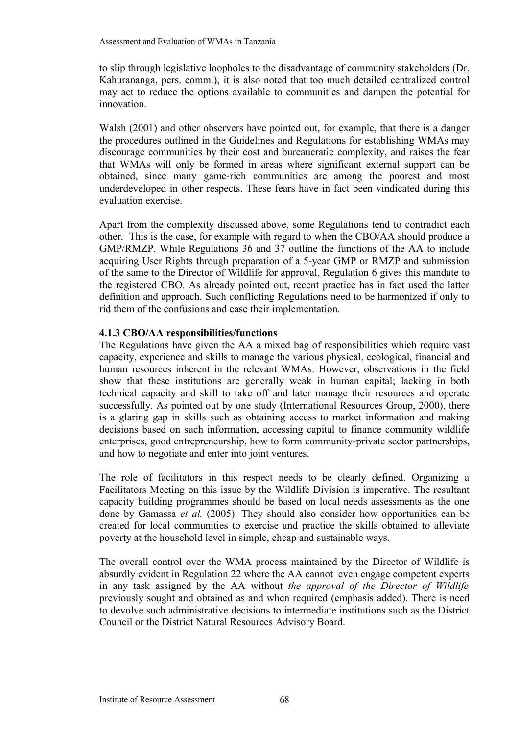to slip through legislative loopholes to the disadvantage of community stakeholders (Dr. Kahurananga, pers. comm.), it is also noted that too much detailed centralized control may act to reduce the options available to communities and dampen the potential for innovation.

Walsh (2001) and other observers have pointed out, for example, that there is a danger the procedures outlined in the Guidelines and Regulations for establishing WMAs may discourage communities by their cost and bureaucratic complexity, and raises the fear that WMAs will only be formed in areas where significant external support can be obtained, since many game-rich communities are among the poorest and most underdeveloped in other respects. These fears have in fact been vindicated during this evaluation exercise.

Apart from the complexity discussed above, some Regulations tend to contradict each other. This is the case, for example with regard to when the CBO/AA should produce a GMP/RMZP. While Regulations 36 and 37 outline the functions of the AA to include acquiring User Rights through preparation of a 5-year GMP or RMZP and submission of the same to the Director of Wildlife for approval, Regulation 6 gives this mandate to the registered CBO. As already pointed out, recent practice has in fact used the latter definition and approach. Such conflicting Regulations need to be harmonized if only to rid them of the confusions and ease their implementation.

### 4.1.3 CBO/AA responsibilities/functions

The Regulations have given the AA a mixed bag of responsibilities which require vast capacity, experience and skills to manage the various physical, ecological, financial and human resources inherent in the relevant WMAs. However, observations in the field show that these institutions are generally weak in human capital; lacking in both technical capacity and skill to take off and later manage their resources and operate successfully. As pointed out by one study (International Resources Group, 2000), there is a glaring gap in skills such as obtaining access to market information and making decisions based on such information, accessing capital to finance community wildlife enterprises, good entrepreneurship, how to form community-private sector partnerships, and how to negotiate and enter into joint ventures.

The role of facilitators in this respect needs to be clearly defined. Organizing a Facilitators Meeting on this issue by the Wildlife Division is imperative. The resultant capacity building programmes should be based on local needs assessments as the one done by Gamassa *et al.* (2005). They should also consider how opportunities can be created for local communities to exercise and practice the skills obtained to alleviate poverty at the household level in simple, cheap and sustainable ways.

The overall control over the WMA process maintained by the Director of Wildlife is absurdly evident in Regulation 22 where the AA cannot even engage competent experts in any task assigned by the AA without *the approval of the Director of Wildlife* previously sought and obtained as and when required (emphasis added). There is need to devolve such administrative decisions to intermediate institutions such as the District Council or the District Natural Resources Advisory Board.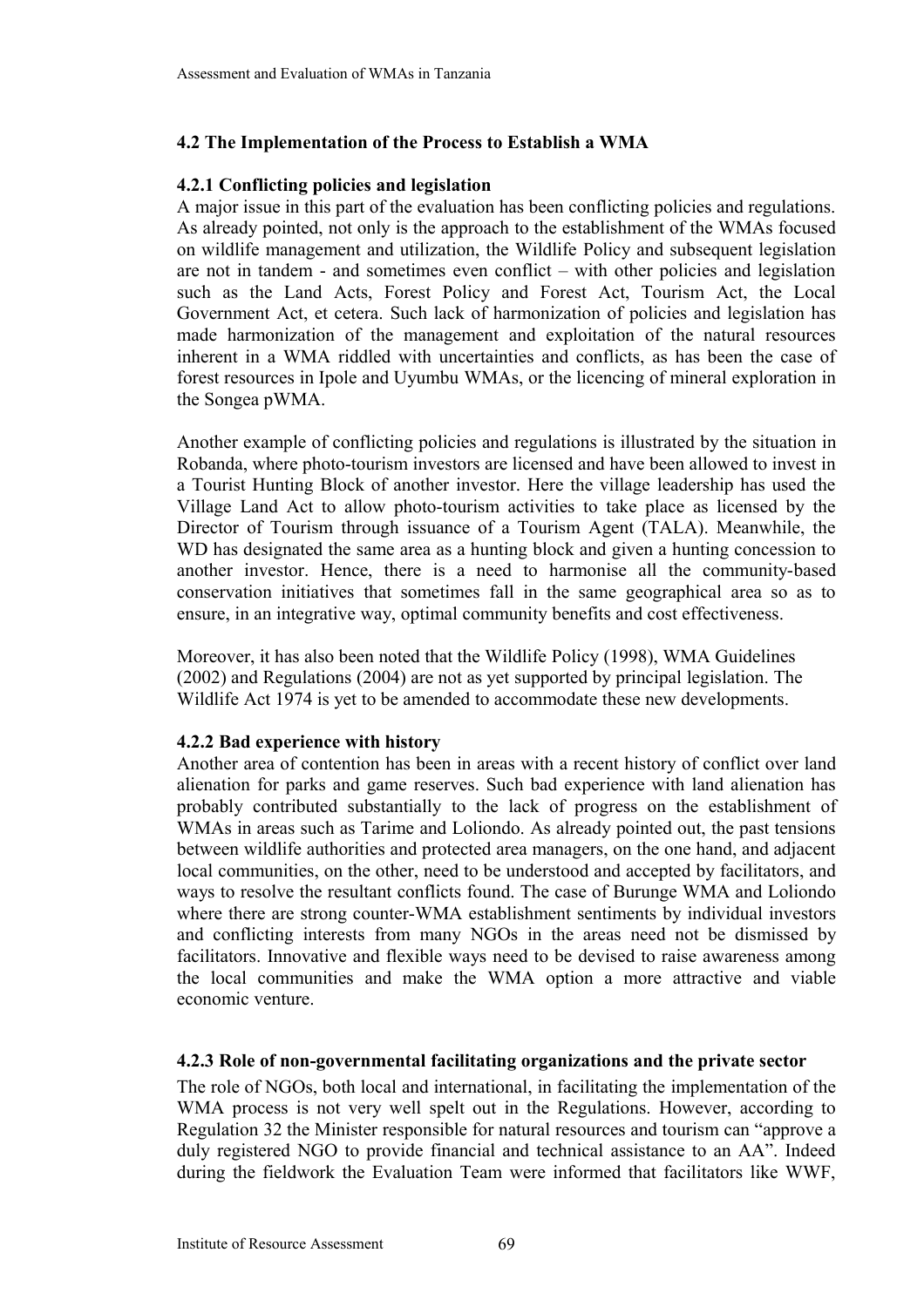## 4.2 The Implementation of the Process to Establish a WMA

### 4.2.1 Conflicting policies and legislation

A major issue in this part of the evaluation has been conflicting policies and regulations. As already pointed, not only is the approach to the establishment of the WMAs focused on wildlife management and utilization, the Wildlife Policy and subsequent legislation are not in tandem - and sometimes even conflict – with other policies and legislation such as the Land Acts, Forest Policy and Forest Act, Tourism Act, the Local Government Act, et cetera. Such lack of harmonization of policies and legislation has made harmonization of the management and exploitation of the natural resources inherent in a WMA riddled with uncertainties and conflicts, as has been the case of forest resources in Ipole and Uyumbu WMAs, or the licencing of mineral exploration in the Songea pWMA.

Another example of conflicting policies and regulations is illustrated by the situation in Robanda, where photo-tourism investors are licensed and have been allowed to invest in a Tourist Hunting Block of another investor. Here the village leadership has used the Village Land Act to allow photo-tourism activities to take place as licensed by the Director of Tourism through issuance of a Tourism Agent (TALA). Meanwhile, the WD has designated the same area as a hunting block and given a hunting concession to another investor. Hence, there is a need to harmonise all the community-based conservation initiatives that sometimes fall in the same geographical area so as to ensure, in an integrative way, optimal community benefits and cost effectiveness.

Moreover, it has also been noted that the Wildlife Policy (1998), WMA Guidelines (2002) and Regulations (2004) are not as yet supported by principal legislation. The Wildlife Act 1974 is yet to be amended to accommodate these new developments.

### 4.2.2 Bad experience with history

Another area of contention has been in areas with a recent history of conflict over land alienation for parks and game reserves. Such bad experience with land alienation has probably contributed substantially to the lack of progress on the establishment of WMAs in areas such as Tarime and Loliondo. As already pointed out, the past tensions between wildlife authorities and protected area managers, on the one hand, and adjacent local communities, on the other, need to be understood and accepted by facilitators, and ways to resolve the resultant conflicts found. The case of Burunge WMA and Loliondo where there are strong counter-WMA establishment sentiments by individual investors and conflicting interests from many NGOs in the areas need not be dismissed by facilitators. Innovative and flexible ways need to be devised to raise awareness among the local communities and make the WMA option a more attractive and viable economic venture.

### 4.2.3 Role of non-governmental facilitating organizations and the private sector

The role of NGOs, both local and international, in facilitating the implementation of the WMA process is not very well spelt out in the Regulations. However, according to Regulation 32 the Minister responsible for natural resources and tourism can "approve a duly registered NGO to provide financial and technical assistance to an AA". Indeed during the fieldwork the Evaluation Team were informed that facilitators like WWF,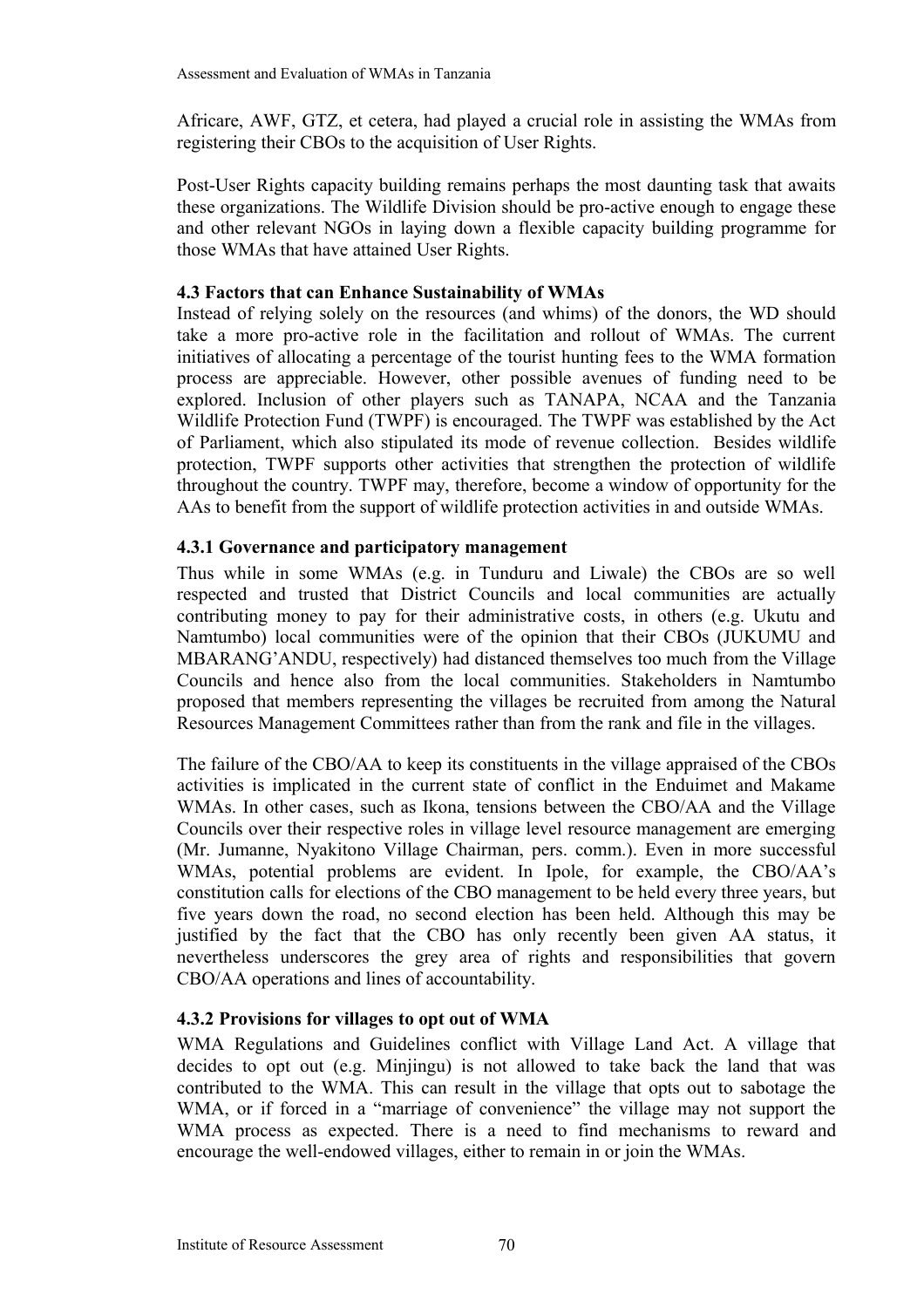Africare, AWF, GTZ, et cetera, had played a crucial role in assisting the WMAs from registering their CBOs to the acquisition of User Rights.

Post-User Rights capacity building remains perhaps the most daunting task that awaits these organizations. The Wildlife Division should be pro-active enough to engage these and other relevant NGOs in laying down a flexible capacity building programme for those WMAs that have attained User Rights.

### 4.3 Factors that can Enhance Sustainability of WMAs

Instead of relying solely on the resources (and whims) of the donors, the WD should take a more pro-active role in the facilitation and rollout of WMAs. The current initiatives of allocating a percentage of the tourist hunting fees to the WMA formation process are appreciable. However, other possible avenues of funding need to be explored. Inclusion of other players such as TANAPA, NCAA and the Tanzania Wildlife Protection Fund (TWPF) is encouraged. The TWPF was established by the Act of Parliament, which also stipulated its mode of revenue collection. Besides wildlife protection, TWPF supports other activities that strengthen the protection of wildlife throughout the country. TWPF may, therefore, become a window of opportunity for the AAs to benefit from the support of wildlife protection activities in and outside WMAs.

#### 4.3.1 Governance and participatory management

Thus while in some WMAs (e.g. in Tunduru and Liwale) the CBOs are so well respected and trusted that District Councils and local communities are actually contributing money to pay for their administrative costs, in others (e.g. Ukutu and Namtumbo) local communities were of the opinion that their CBOs (JUKUMU and MBARANG'ANDU, respectively) had distanced themselves too much from the Village Councils and hence also from the local communities. Stakeholders in Namtumbo proposed that members representing the villages be recruited from among the Natural Resources Management Committees rather than from the rank and file in the villages.

The failure of the CBO/AA to keep its constituents in the village appraised of the CBOs activities is implicated in the current state of conflict in the Enduimet and Makame WMAs. In other cases, such as Ikona, tensions between the CBO/AA and the Village Councils over their respective roles in village level resource management are emerging (Mr. Jumanne, Nyakitono Village Chairman, pers. comm.). Even in more successful WMAs, potential problems are evident. In Ipole, for example, the CBO/AA's constitution calls for elections of the CBO management to be held every three years, but five years down the road, no second election has been held. Although this may be justified by the fact that the CBO has only recently been given AA status, it nevertheless underscores the grey area of rights and responsibilities that govern CBO/AA operations and lines of accountability.

#### 4.3.2 Provisions for villages to opt out of WMA

WMA Regulations and Guidelines conflict with Village Land Act. A village that decides to opt out (e.g. Minjingu) is not allowed to take back the land that was contributed to the WMA. This can result in the village that opts out to sabotage the WMA, or if forced in a "marriage of convenience" the village may not support the WMA process as expected. There is a need to find mechanisms to reward and encourage the well-endowed villages, either to remain in or join the WMAs.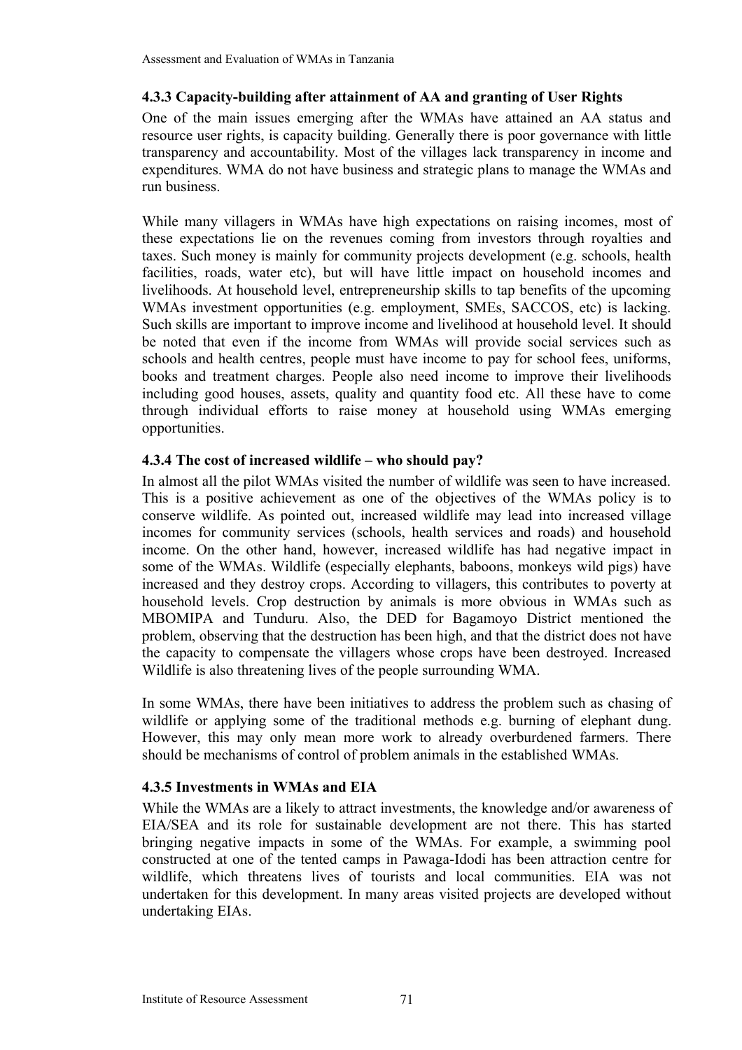### 4.3.3 Capacity-building after attainment of AA and granting of User Rights

One of the main issues emerging after the WMAs have attained an AA status and resource user rights, is capacity building. Generally there is poor governance with little transparency and accountability. Most of the villages lack transparency in income and expenditures. WMA do not have business and strategic plans to manage the WMAs and run business.

While many villagers in WMAs have high expectations on raising incomes, most of these expectations lie on the revenues coming from investors through royalties and taxes. Such money is mainly for community projects development (e.g. schools, health facilities, roads, water etc), but will have little impact on household incomes and livelihoods. At household level, entrepreneurship skills to tap benefits of the upcoming WMAs investment opportunities (e.g. employment, SMEs, SACCOS, etc) is lacking. Such skills are important to improve income and livelihood at household level. It should be noted that even if the income from WMAs will provide social services such as schools and health centres, people must have income to pay for school fees, uniforms, books and treatment charges. People also need income to improve their livelihoods including good houses, assets, quality and quantity food etc. All these have to come through individual efforts to raise money at household using WMAs emerging opportunities.

### 4.3.4 The cost of increased wildlife – who should pay?

In almost all the pilot WMAs visited the number of wildlife was seen to have increased. This is a positive achievement as one of the objectives of the WMAs policy is to conserve wildlife. As pointed out, increased wildlife may lead into increased village incomes for community services (schools, health services and roads) and household income. On the other hand, however, increased wildlife has had negative impact in some of the WMAs. Wildlife (especially elephants, baboons, monkeys wild pigs) have increased and they destroy crops. According to villagers, this contributes to poverty at household levels. Crop destruction by animals is more obvious in WMAs such as MBOMIPA and Tunduru. Also, the DED for Bagamoyo District mentioned the problem, observing that the destruction has been high, and that the district does not have the capacity to compensate the villagers whose crops have been destroyed. Increased Wildlife is also threatening lives of the people surrounding WMA.

In some WMAs, there have been initiatives to address the problem such as chasing of wildlife or applying some of the traditional methods e.g. burning of elephant dung. However, this may only mean more work to already overburdened farmers. There should be mechanisms of control of problem animals in the established WMAs.

### 4.3.5 Investments in WMAs and EIA

While the WMAs are a likely to attract investments, the knowledge and/or awareness of EIA/SEA and its role for sustainable development are not there. This has started bringing negative impacts in some of the WMAs. For example, a swimming pool constructed at one of the tented camps in Pawaga-Idodi has been attraction centre for wildlife, which threatens lives of tourists and local communities. EIA was not undertaken for this development. In many areas visited projects are developed without undertaking EIAs.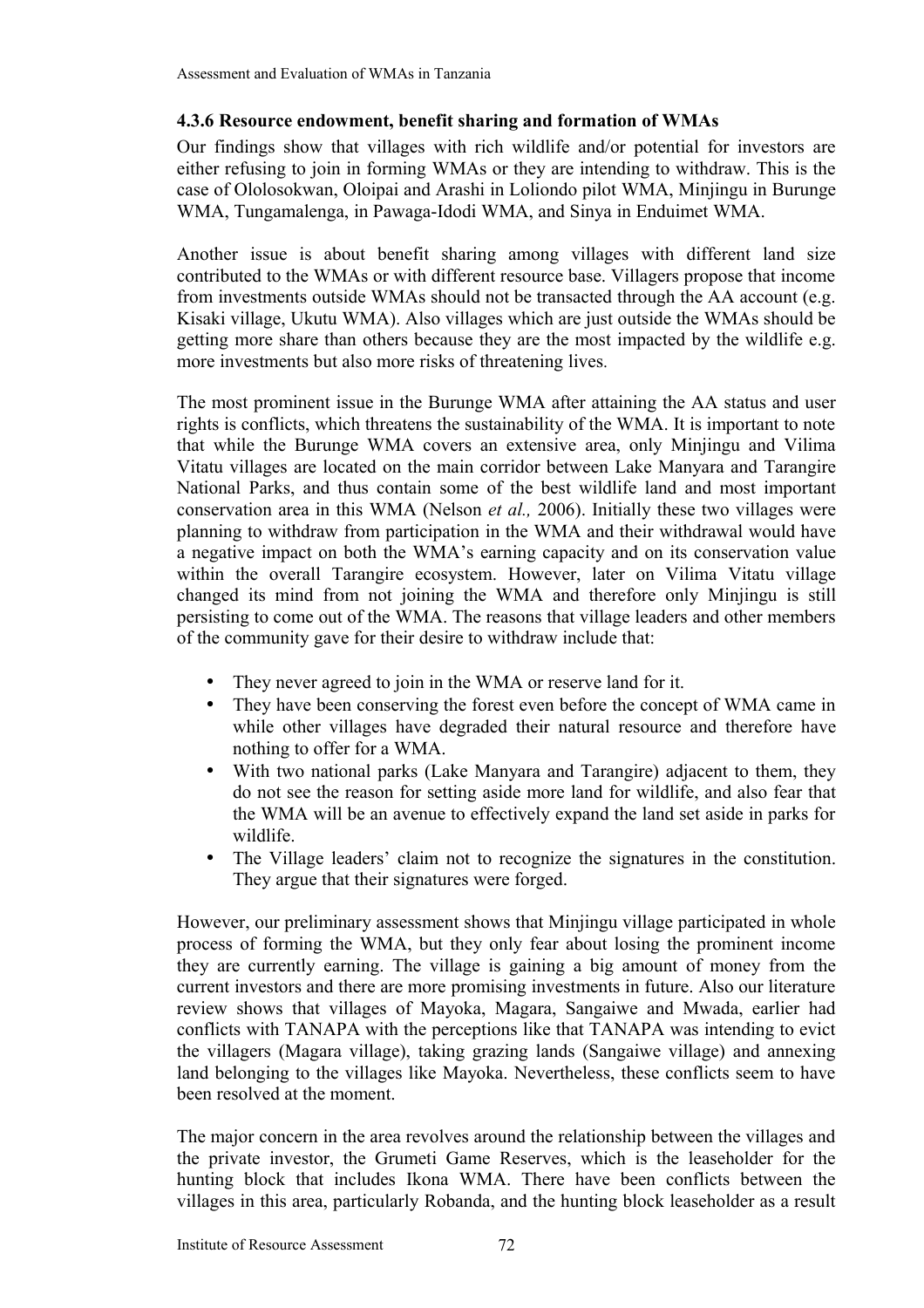### 4.3.6 Resource endowment, benefit sharing and formation of WMAs

Our findings show that villages with rich wildlife and/or potential for investors are either refusing to join in forming WMAs or they are intending to withdraw. This is the case of Ololosokwan, Oloipai and Arashi in Loliondo pilot WMA, Minjingu in Burunge WMA, Tungamalenga, in Pawaga-Idodi WMA, and Sinya in Enduimet WMA.

Another issue is about benefit sharing among villages with different land size contributed to the WMAs or with different resource base. Villagers propose that income from investments outside WMAs should not be transacted through the AA account (e.g. Kisaki village, Ukutu WMA). Also villages which are just outside the WMAs should be getting more share than others because they are the most impacted by the wildlife e.g. more investments but also more risks of threatening lives.

The most prominent issue in the Burunge WMA after attaining the AA status and user rights is conflicts, which threatens the sustainability of the WMA. It is important to note that while the Burunge WMA covers an extensive area, only Minjingu and Vilima Vitatu villages are located on the main corridor between Lake Manyara and Tarangire National Parks, and thus contain some of the best wildlife land and most important conservation area in this WMA (Nelson *et al.,* 2006). Initially these two villages were planning to withdraw from participation in the WMA and their withdrawal would have a negative impact on both the WMA's earning capacity and on its conservation value within the overall Tarangire ecosystem. However, later on Vilima Vitatu village changed its mind from not joining the WMA and therefore only Minjingu is still persisting to come out of the WMA. The reasons that village leaders and other members of the community gave for their desire to withdraw include that:

- They never agreed to join in the WMA or reserve land for it.
- They have been conserving the forest even before the concept of WMA came in while other villages have degraded their natural resource and therefore have nothing to offer for a WMA.
- With two national parks (Lake Manyara and Tarangire) adjacent to them, they do not see the reason for setting aside more land for wildlife, and also fear that the WMA will be an avenue to effectively expand the land set aside in parks for wildlife.
- The Village leaders' claim not to recognize the signatures in the constitution. They argue that their signatures were forged.

However, our preliminary assessment shows that Minjingu village participated in whole process of forming the WMA, but they only fear about losing the prominent income they are currently earning. The village is gaining a big amount of money from the current investors and there are more promising investments in future. Also our literature review shows that villages of Mayoka, Magara, Sangaiwe and Mwada, earlier had conflicts with TANAPA with the perceptions like that TANAPA was intending to evict the villagers (Magara village), taking grazing lands (Sangaiwe village) and annexing land belonging to the villages like Mayoka. Nevertheless, these conflicts seem to have been resolved at the moment.

The major concern in the area revolves around the relationship between the villages and the private investor, the Grumeti Game Reserves, which is the leaseholder for the hunting block that includes Ikona WMA. There have been conflicts between the villages in this area, particularly Robanda, and the hunting block leaseholder as a result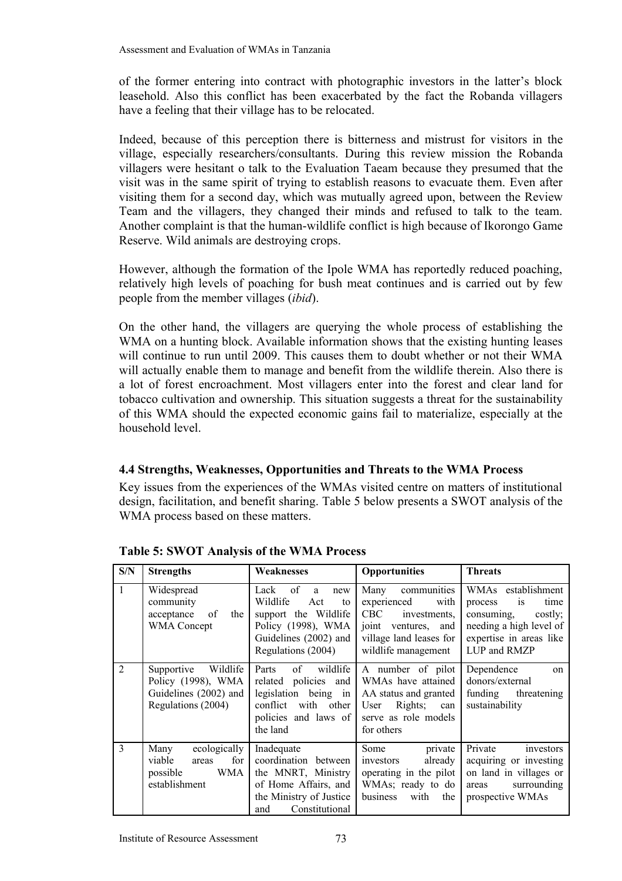of the former entering into contract with photographic investors in the latter's block leasehold. Also this conflict has been exacerbated by the fact the Robanda villagers have a feeling that their village has to be relocated.

Indeed, because of this perception there is bitterness and mistrust for visitors in the village, especially researchers/consultants. During this review mission the Robanda villagers were hesitant o talk to the Evaluation Taeam because they presumed that the visit was in the same spirit of trying to establish reasons to evacuate them. Even after visiting them for a second day, which was mutually agreed upon, between the Review Team and the villagers, they changed their minds and refused to talk to the team. Another complaint is that the human-wildlife conflict is high because of Ikorongo Game Reserve. Wild animals are destroying crops.

However, although the formation of the Ipole WMA has reportedly reduced poaching, relatively high levels of poaching for bush meat continues and is carried out by few people from the member villages (*ibid*).

On the other hand, the villagers are querying the whole process of establishing the WMA on a hunting block. Available information shows that the existing hunting leases will continue to run until 2009. This causes them to doubt whether or not their WMA will actually enable them to manage and benefit from the wildlife therein. Also there is a lot of forest encroachment. Most villagers enter into the forest and clear land for tobacco cultivation and ownership. This situation suggests a threat for the sustainability of this WMA should the expected economic gains fail to materialize, especially at the household level.

### 4.4 Strengths, Weaknesses, Opportunities and Threats to the WMA Process

Key issues from the experiences of the WMAs visited centre on matters of institutional design, facilitation, and benefit sharing. Table 5 below presents a SWOT analysis of the WMA process based on these matters.

**Table 5: SWOT Analysis of the WMA Process**

| S/N | Strengths | Weaknesses | Opportunities | Threats |
|---|---|---|---|---|
| 1 | Widespread community acceptance of the WMA Concept | Lack of a new Wildlife Act to support the Wildlife Policy (1998), WMA Guidelines (2002) and Regulations (2004) | Many communities experienced with CBC investments, joint ventures, and village land leases for wildlife management | WMAs establishment process is time consuming, costly; needing a high level of expertise in areas like LUP and RMZP |
| 2 | Supportive Wildlife Policy (1998), WMA Guidelines (2002) and Regulations (2004) | Parts of wildlife related policies and legislation being in conflict with other policies and laws of the land | A number of pilot WMAs have attained AA status and granted User Rights; can serve as role models for others | Dependence on donors/external funding threatening sustainability |
| 3 | Many ecologically viable areas for possible WMA establishment | Inadequate coordination between the MNRT, Ministry of Home Affairs, and the Ministry of Justice and Constitutional | Some private investors already operating in the pilot WMAs; ready to do business with the | Private investors acquiring or investing on land in villages or areas surrounding prospective WMAs |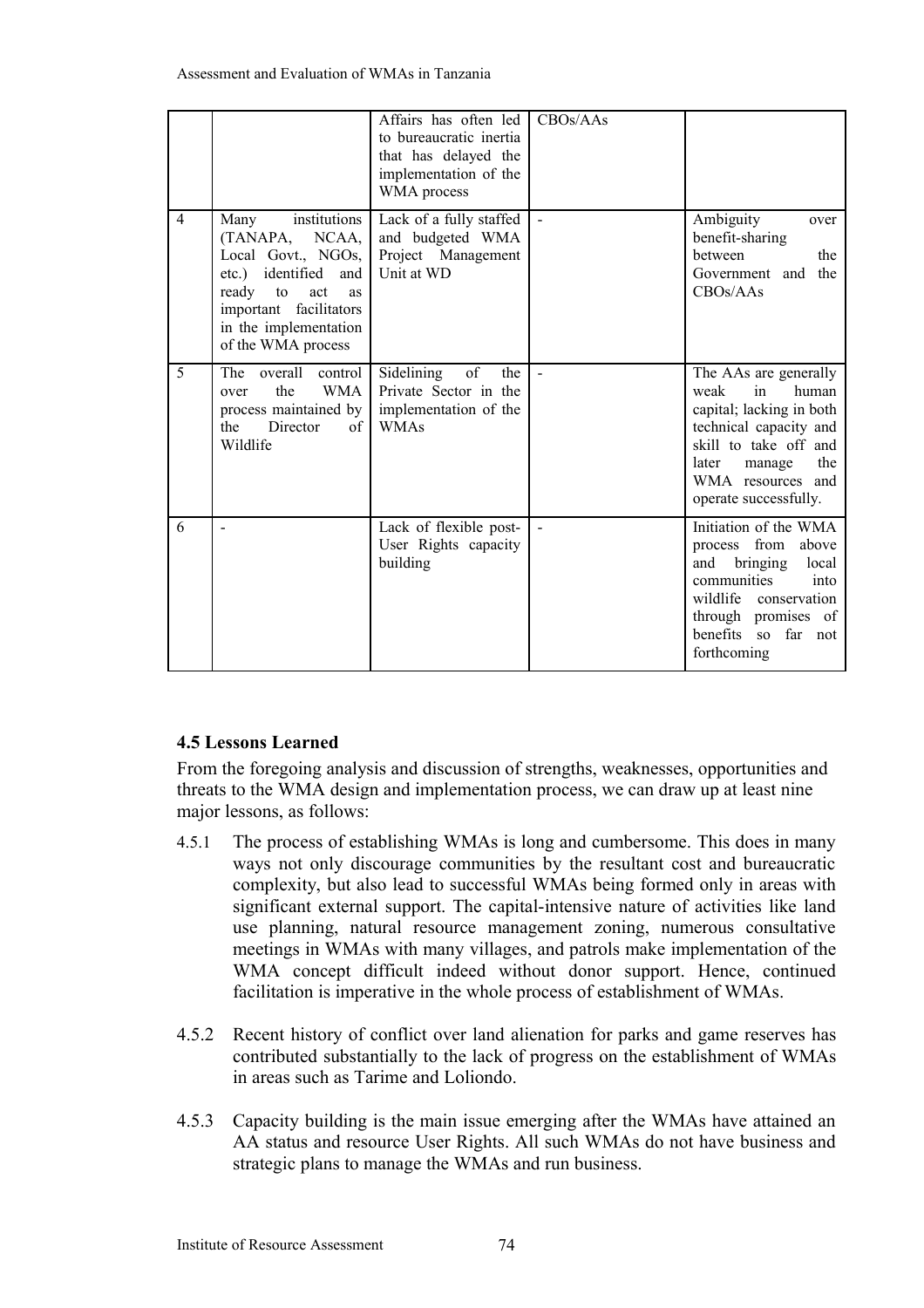| | | Affairs has often led to bureaucratic inertia that has delayed the implementation of the WMA process | CBOs/AAs | |
|---|---|---|---|---|
| 4 | Many institutions (TANAPA, NCAA, Local Govt., NGOs, etc.) identified and ready to act as important facilitators in the implementation of the WMA process | Lack of a fully staffed and budgeted WMA Project Management Unit at WD | - | Ambiguity over benefit-sharing between the Government and the CBOs/AAs |
| 5 | The overall control over the WMA process maintained by the Director of Wildlife | Sidelining of the Private Sector in the implementation of the WMAs | - | The AAs are generally weak in human capital; lacking in both technical capacity and skill to take off and later manage the WMA resources and operate successfully. |
| 6 | - | Lack of flexible post-User Rights capacity building | - | Initiation of the WMA process from above and bringing local communities into wildlife conservation through promises of benefits so far not forthcoming |

### 4.5 Lessons Learned

From the foregoing analysis and discussion of strengths, weaknesses, opportunities and threats to the WMA design and implementation process, we can draw up at least nine major lessons, as follows:

4.5.1 The process of establishing WMAs is long and cumbersome. This does in many ways not only discourage communities by the resultant cost and bureaucratic complexity, but also lead to successful WMAs being formed only in areas with significant external support. The capital-intensive nature of activities like land use planning, natural resource management zoning, numerous consultative meetings in WMAs with many villages, and patrols make implementation of the WMA concept difficult indeed without donor support. Hence, continued facilitation is imperative in the whole process of establishment of WMAs.

4.5.2 Recent history of conflict over land alienation for parks and game reserves has contributed substantially to the lack of progress on the establishment of WMAs in areas such as Tarime and Loliondo.

4.5.3 Capacity building is the main issue emerging after the WMAs have attained an AA status and resource User Rights. All such WMAs do not have business and strategic plans to manage the WMAs and run business.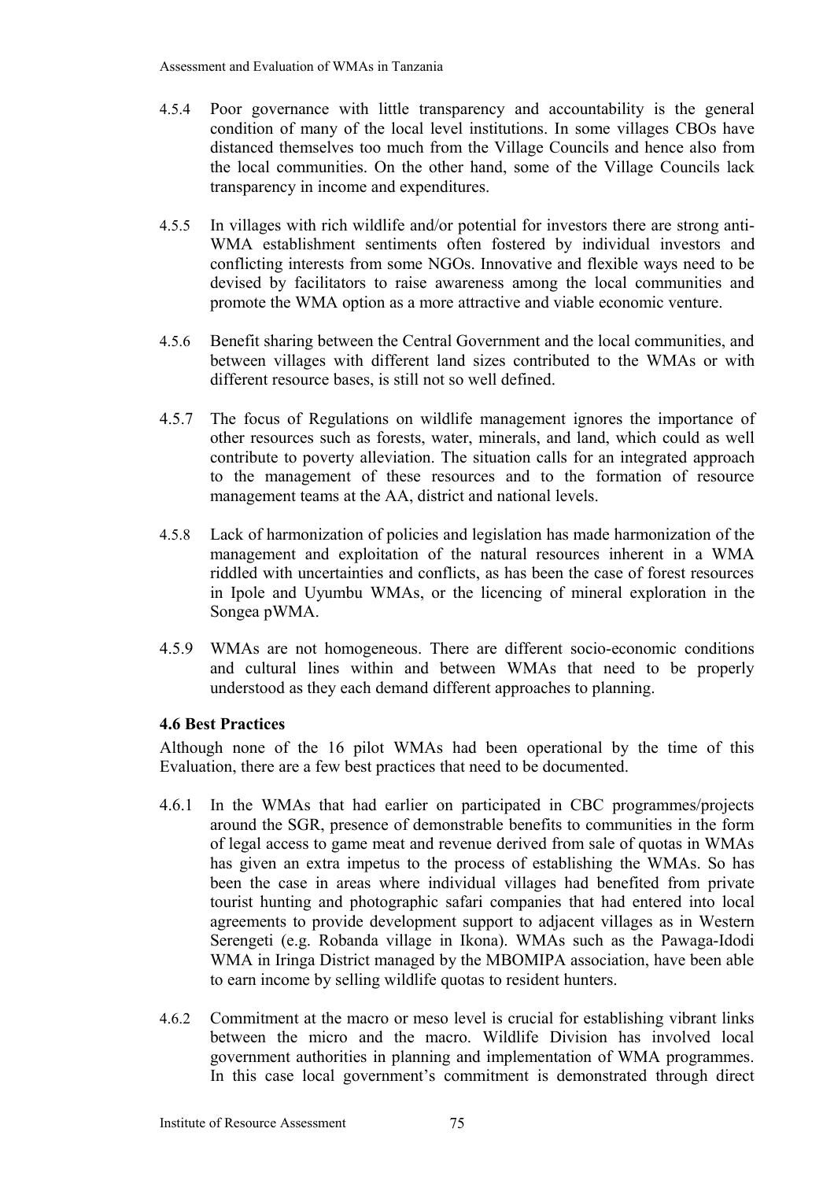4.5.4 Poor governance with little transparency and accountability is the general condition of many of the local level institutions. In some villages CBOs have distanced themselves too much from the Village Councils and hence also from the local communities. On the other hand, some of the Village Councils lack transparency in income and expenditures.

4.5.5 In villages with rich wildlife and/or potential for investors there are strong anti-WMA establishment sentiments often fostered by individual investors and conflicting interests from some NGOs. Innovative and flexible ways need to be devised by facilitators to raise awareness among the local communities and promote the WMA option as a more attractive and viable economic venture.

4.5.6 Benefit sharing between the Central Government and the local communities, and between villages with different land sizes contributed to the WMAs or with different resource bases, is still not so well defined.

4.5.7 The focus of Regulations on wildlife management ignores the importance of other resources such as forests, water, minerals, and land, which could as well contribute to poverty alleviation. The situation calls for an integrated approach to the management of these resources and to the formation of resource management teams at the AA, district and national levels.

4.5.8 Lack of harmonization of policies and legislation has made harmonization of the management and exploitation of the natural resources inherent in a WMA riddled with uncertainties and conflicts, as has been the case of forest resources in Ipole and Uyumbu WMAs, or the licencing of mineral exploration in the Songea pWMA.

4.5.9 WMAs are not homogeneous. There are different socio-economic conditions and cultural lines within and between WMAs that need to be properly understood as they each demand different approaches to planning.

### 4.6 Best Practices

Although none of the 16 pilot WMAs had been operational by the time of this Evaluation, there are a few best practices that need to be documented.

4.6.1 In the WMAs that had earlier on participated in CBC programmes/projects around the SGR, presence of demonstrable benefits to communities in the form of legal access to game meat and revenue derived from sale of quotas in WMAs has given an extra impetus to the process of establishing the WMAs. So has been the case in areas where individual villages had benefited from private tourist hunting and photographic safari companies that had entered into local agreements to provide development support to adjacent villages as in Western Serengeti (e.g. Robanda village in Ikona). WMAs such as the Pawaga-Idodi WMA in Iringa District managed by the MBOMIPA association, have been able to earn income by selling wildlife quotas to resident hunters.

4.6.2 Commitment at the macro or meso level is crucial for establishing vibrant links between the micro and the macro. Wildlife Division has involved local government authorities in planning and implementation of WMA programmes. In this case local government's commitment is demonstrated through direct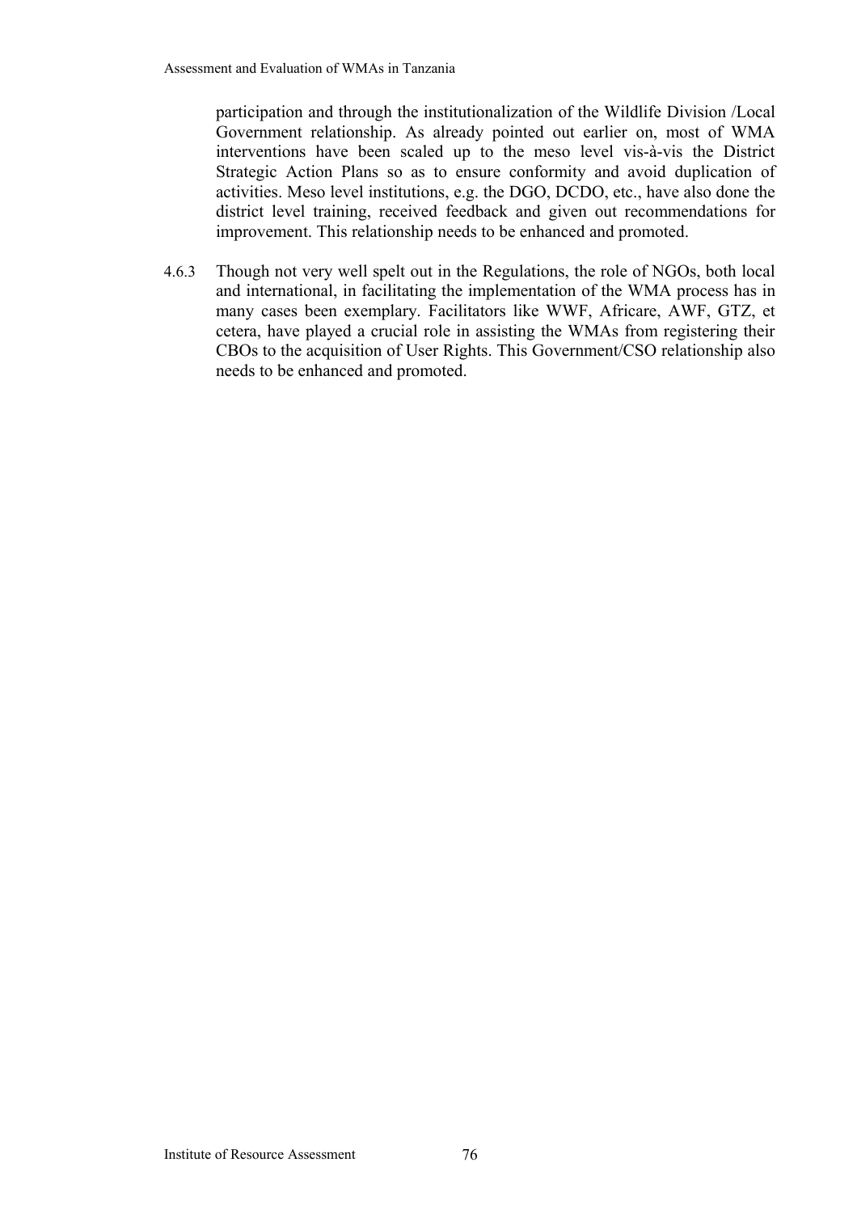participation and through the institutionalization of the Wildlife Division /Local Government relationship. As already pointed out earlier on, most of WMA interventions have been scaled up to the meso level vis-à-vis the District Strategic Action Plans so as to ensure conformity and avoid duplication of activities. Meso level institutions, e.g. the DGO, DCDO, etc., have also done the district level training, received feedback and given out recommendations for improvement. This relationship needs to be enhanced and promoted.

4.6.3 Though not very well spelt out in the Regulations, the role of NGOs, both local and international, in facilitating the implementation of the WMA process has in many cases been exemplary. Facilitators like WWF, Africare, AWF, GTZ, et cetera, have played a crucial role in assisting the WMAs from registering their CBOs to the acquisition of User Rights. This Government/CSO relationship also needs to be enhanced and promoted.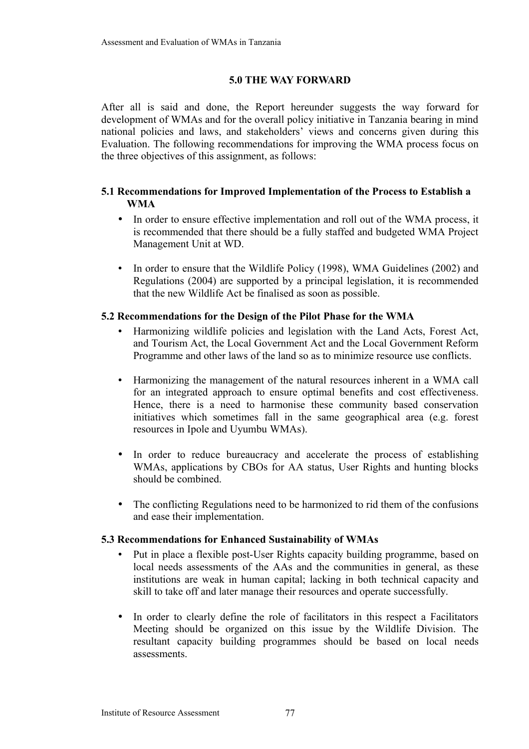# 5.0 THE WAY FORWARD

After all is said and done, the Report hereunder suggests the way forward for development of WMAs and for the overall policy initiative in Tanzania bearing in mind national policies and laws, and stakeholders' views and concerns given during this Evaluation. The following recommendations for improving the WMA process focus on the three objectives of this assignment, as follows:

## 5.1 Recommendations for Improved Implementation of the Process to Establish a WMA

- In order to ensure effective implementation and roll out of the WMA process, it is recommended that there should be a fully staffed and budgeted WMA Project Management Unit at WD.
- In order to ensure that the Wildlife Policy (1998), WMA Guidelines (2002) and Regulations (2004) are supported by a principal legislation, it is recommended that the new Wildlife Act be finalised as soon as possible.

## 5.2 Recommendations for the Design of the Pilot Phase for the WMA

- Harmonizing wildlife policies and legislation with the Land Acts, Forest Act, and Tourism Act, the Local Government Act and the Local Government Reform Programme and other laws of the land so as to minimize resource use conflicts.
- Harmonizing the management of the natural resources inherent in a WMA call for an integrated approach to ensure optimal benefits and cost effectiveness. Hence, there is a need to harmonise these community based conservation initiatives which sometimes fall in the same geographical area (e.g. forest resources in Ipole and Uyumbu WMAs).
- In order to reduce bureaucracy and accelerate the process of establishing WMAs, applications by CBOs for AA status, User Rights and hunting blocks should be combined.
- The conflicting Regulations need to be harmonized to rid them of the confusions and ease their implementation.

## 5.3 Recommendations for Enhanced Sustainability of WMAs

- Put in place a flexible post-User Rights capacity building programme, based on local needs assessments of the AAs and the communities in general, as these institutions are weak in human capital; lacking in both technical capacity and skill to take off and later manage their resources and operate successfully.
- In order to clearly define the role of facilitators in this respect a Facilitators Meeting should be organized on this issue by the Wildlife Division. The resultant capacity building programmes should be based on local needs assessments.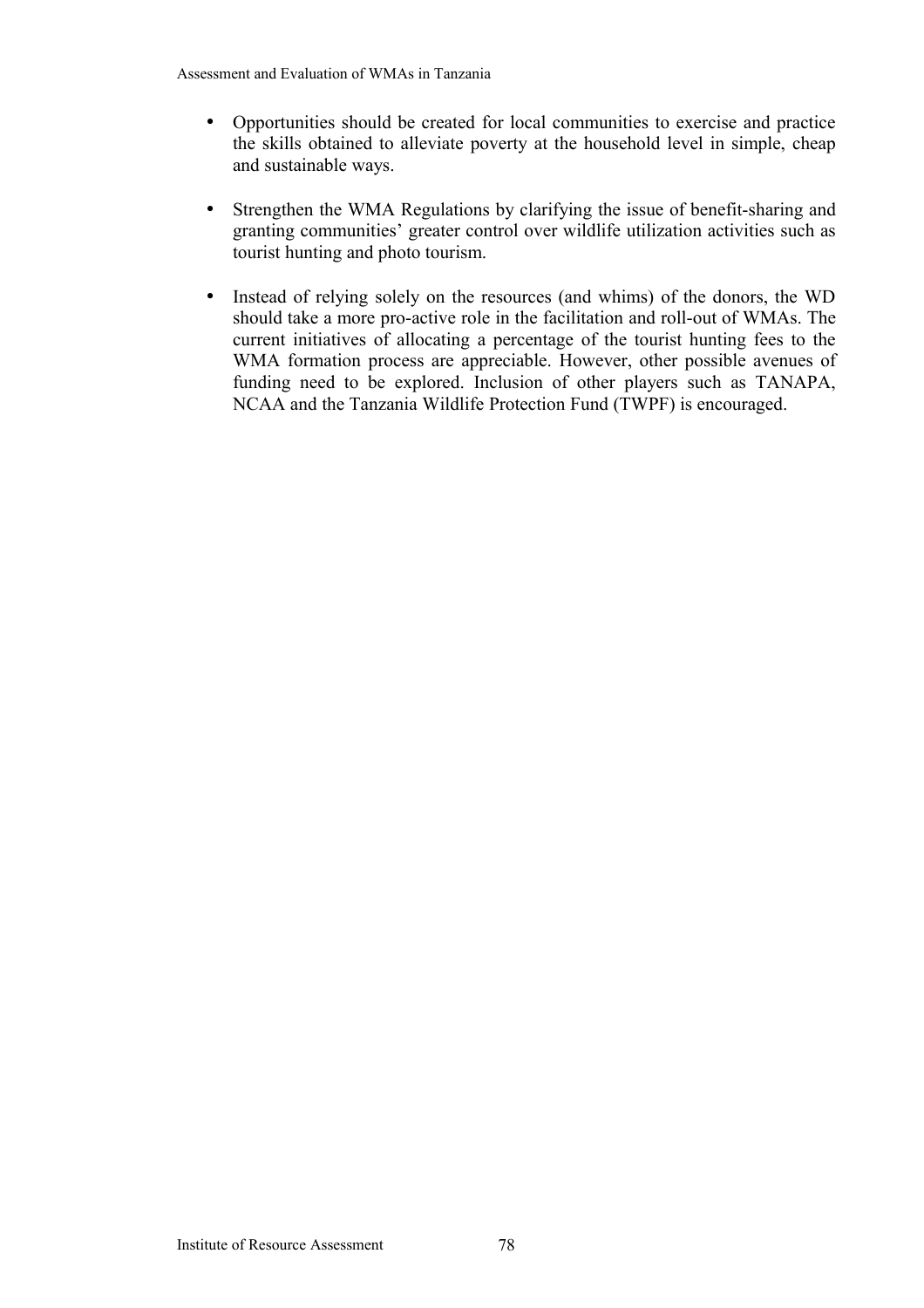- Opportunities should be created for local communities to exercise and practice the skills obtained to alleviate poverty at the household level in simple, cheap and sustainable ways.

- Strengthen the WMA Regulations by clarifying the issue of benefit-sharing and granting communities' greater control over wildlife utilization activities such as tourist hunting and photo tourism.

- Instead of relying solely on the resources (and whims) of the donors, the WD should take a more pro-active role in the facilitation and roll-out of WMAs. The current initiatives of allocating a percentage of the tourist hunting fees to the WMA formation process are appreciable. However, other possible avenues of funding need to be explored. Inclusion of other players such as TANAPA, NCAA and the Tanzania Wildlife Protection Fund (TWPF) is encouraged.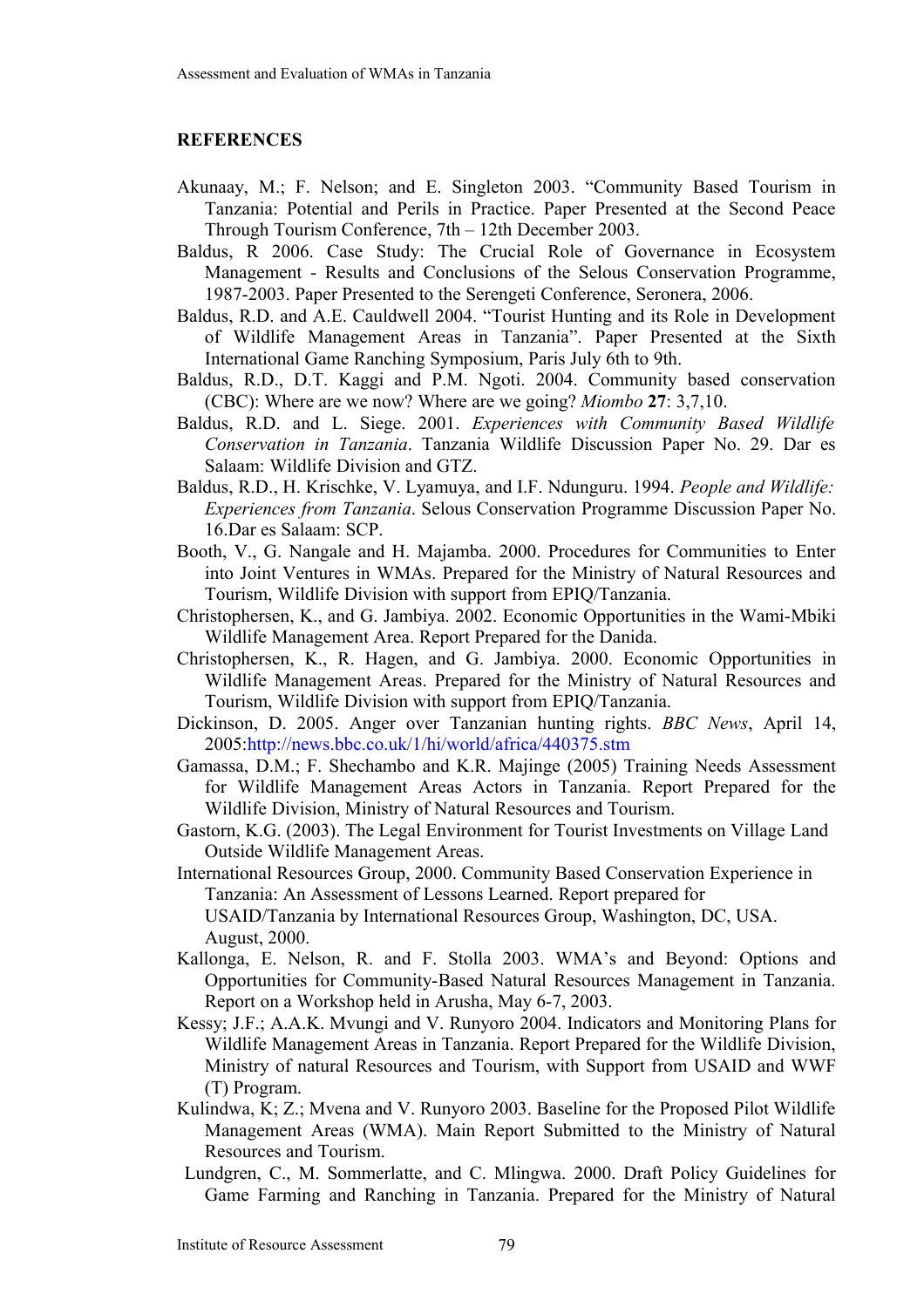## REFERENCES

Akunaay, M.; F. Nelson; and E. Singleton 2003. "Community Based Tourism in Tanzania: Potential and Perils in Practice. Paper Presented at the Second Peace Through Tourism Conference, 7th – 12th December 2003.

Baldus, R 2006. Case Study: The Crucial Role of Governance in Ecosystem Management - Results and Conclusions of the Selous Conservation Programme, 1987-2003. Paper Presented to the Serengeti Conference, Seronera, 2006.

Baldus, R.D. and A.E. Cauldwell 2004. "Tourist Hunting and its Role in Development of Wildlife Management Areas in Tanzania". Paper Presented at the Sixth International Game Ranching Symposium, Paris July 6th to 9th.

Baldus, R.D., D.T. Kaggi and P.M. Ngoti. 2004. Community based conservation (CBC): Where are we now? Where are we going? *Miombo* **27**: 3,7,10.

Baldus, R.D. and L. Siege. 2001. *Experiences with Community Based Wildlife Conservation in Tanzania*. Tanzania Wildlife Discussion Paper No. 29. Dar es Salaam: Wildlife Division and GTZ.

Baldus, R.D., H. Krischke, V. Lyamuya, and I.F. Ndunguru. 1994. *People and Wildlife: Experiences from Tanzania*. Selous Conservation Programme Discussion Paper No. 16.Dar es Salaam: SCP.

Booth, V., G. Nangale and H. Majamba. 2000. Procedures for Communities to Enter into Joint Ventures in WMAs. Prepared for the Ministry of Natural Resources and Tourism, Wildlife Division with support from EPIQ/Tanzania.

Christophersen, K., and G. Jambiya. 2002. Economic Opportunities in the Wami-Mbiki Wildlife Management Area. Report Prepared for the Danida.

Christophersen, K., R. Hagen, and G. Jambiya. 2000. Economic Opportunities in Wildlife Management Areas. Prepared for the Ministry of Natural Resources and Tourism, Wildlife Division with support from EPIQ/Tanzania.

Dickinson, D. 2005. Anger over Tanzanian hunting rights. *BBC News*, April 14, 2005:http://news.bbc.co.uk/1/hi/world/africa/440375.stm

Gamassa, D.M.; F. Shechambo and K.R. Majinge (2005) Training Needs Assessment for Wildlife Management Areas Actors in Tanzania. Report Prepared for the Wildlife Division, Ministry of Natural Resources and Tourism.

Gastorn, K.G. (2003). The Legal Environment for Tourist Investments on Village Land Outside Wildlife Management Areas.

International Resources Group, 2000. Community Based Conservation Experience in Tanzania: An Assessment of Lessons Learned. Report prepared for USAID/Tanzania by International Resources Group, Washington, DC, USA. August, 2000.

Kallonga, E. Nelson, R. and F. Stolla 2003. WMA's and Beyond: Options and Opportunities for Community-Based Natural Resources Management in Tanzania. Report on a Workshop held in Arusha, May 6-7, 2003.

Kessy; J.F.; A.A.K. Mvungi and V. Runyoro 2004. Indicators and Monitoring Plans for Wildlife Management Areas in Tanzania. Report Prepared for the Wildlife Division, Ministry of natural Resources and Tourism, with Support from USAID and WWF (T) Program.

Kulindwa, K; Z.; Mvena and V. Runyoro 2003. Baseline for the Proposed Pilot Wildlife Management Areas (WMA). Main Report Submitted to the Ministry of Natural Resources and Tourism.

Lundgren, C., M. Sommerlatte, and C. Mlingwa. 2000. Draft Policy Guidelines for Game Farming and Ranching in Tanzania. Prepared for the Ministry of Natural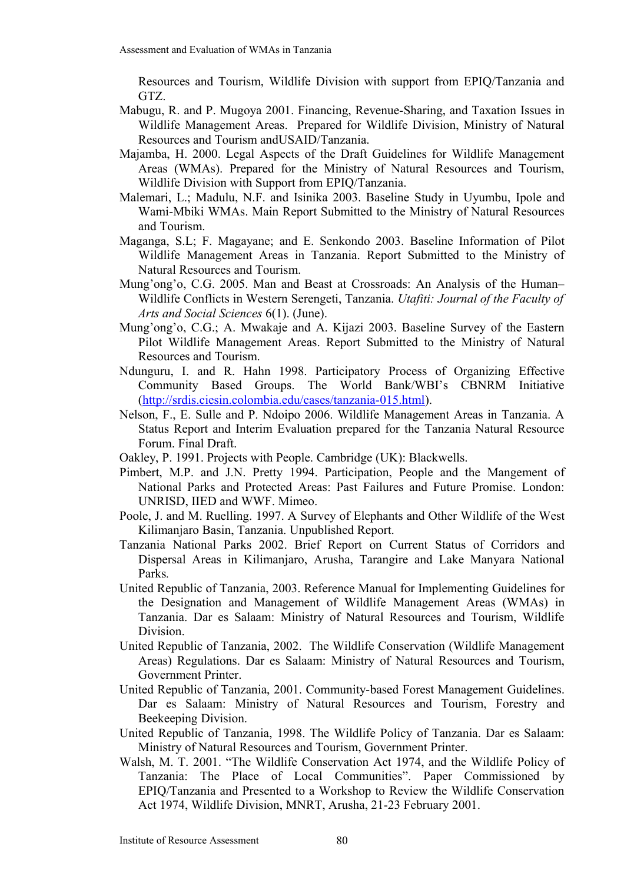Resources and Tourism, Wildlife Division with support from EPIQ/Tanzania and GTZ.

Mabugu, R. and P. Mugoya 2001. Financing, Revenue-Sharing, and Taxation Issues in Wildlife Management Areas. Prepared for Wildlife Division, Ministry of Natural Resources and Tourism andUSAID/Tanzania.

Majamba, H. 2000. Legal Aspects of the Draft Guidelines for Wildlife Management Areas (WMAs). Prepared for the Ministry of Natural Resources and Tourism, Wildlife Division with Support from EPIQ/Tanzania.

Malemari, L.; Madulu, N.F. and Isinika 2003. Baseline Study in Uyumbu, Ipole and Wami-Mbiki WMAs. Main Report Submitted to the Ministry of Natural Resources and Tourism.

Maganga, S.L; F. Magayane; and E. Senkondo 2003. Baseline Information of Pilot Wildlife Management Areas in Tanzania. Report Submitted to the Ministry of Natural Resources and Tourism.

Mung'ong'o, C.G. 2005. Man and Beast at Crossroads: An Analysis of the Human–Wildlife Conflicts in Western Serengeti, Tanzania. *Utafiti: Journal of the Faculty of Arts and Social Sciences* 6(1). (June).

Mung'ong'o, C.G.; A. Mwakaje and A. Kijazi 2003. Baseline Survey of the Eastern Pilot Wildlife Management Areas. Report Submitted to the Ministry of Natural Resources and Tourism.

Ndunguru, I. and R. Hahn 1998. Participatory Process of Organizing Effective Community Based Groups. The World Bank/WBI's CBNRM Initiative (http://srdis.ciesin.colombia.edu/cases/tanzania-015.html).

Nelson, F., E. Sulle and P. Ndoipo 2006. Wildlife Management Areas in Tanzania. A Status Report and Interim Evaluation prepared for the Tanzania Natural Resource Forum. Final Draft.

Oakley, P. 1991. Projects with People. Cambridge (UK): Blackwells.

Pimbert, M.P. and J.N. Pretty 1994. Participation, People and the Mangement of National Parks and Protected Areas: Past Failures and Future Promise. London: UNRISD, IIED and WWF. Mimeo.

Poole, J. and M. Ruelling. 1997. A Survey of Elephants and Other Wildlife of the West Kilimanjaro Basin, Tanzania. Unpublished Report.

Tanzania National Parks 2002. Brief Report on Current Status of Corridors and Dispersal Areas in Kilimanjaro, Arusha, Tarangire and Lake Manyara National Parks.

United Republic of Tanzania, 2003. Reference Manual for Implementing Guidelines for the Designation and Management of Wildlife Management Areas (WMAs) in Tanzania. Dar es Salaam: Ministry of Natural Resources and Tourism, Wildlife Division.

United Republic of Tanzania, 2002. The Wildlife Conservation (Wildlife Management Areas) Regulations. Dar es Salaam: Ministry of Natural Resources and Tourism, Government Printer.

United Republic of Tanzania, 2001. Community-based Forest Management Guidelines. Dar es Salaam: Ministry of Natural Resources and Tourism, Forestry and Beekeeping Division.

United Republic of Tanzania, 1998. The Wildlife Policy of Tanzania. Dar es Salaam: Ministry of Natural Resources and Tourism, Government Printer.

Walsh, M. T. 2001. "The Wildlife Conservation Act 1974, and the Wildlife Policy of Tanzania: The Place of Local Communities". Paper Commissioned by EPIQ/Tanzania and Presented to a Workshop to Review the Wildlife Conservation Act 1974, Wildlife Division, MNRT, Arusha, 21-23 February 2001.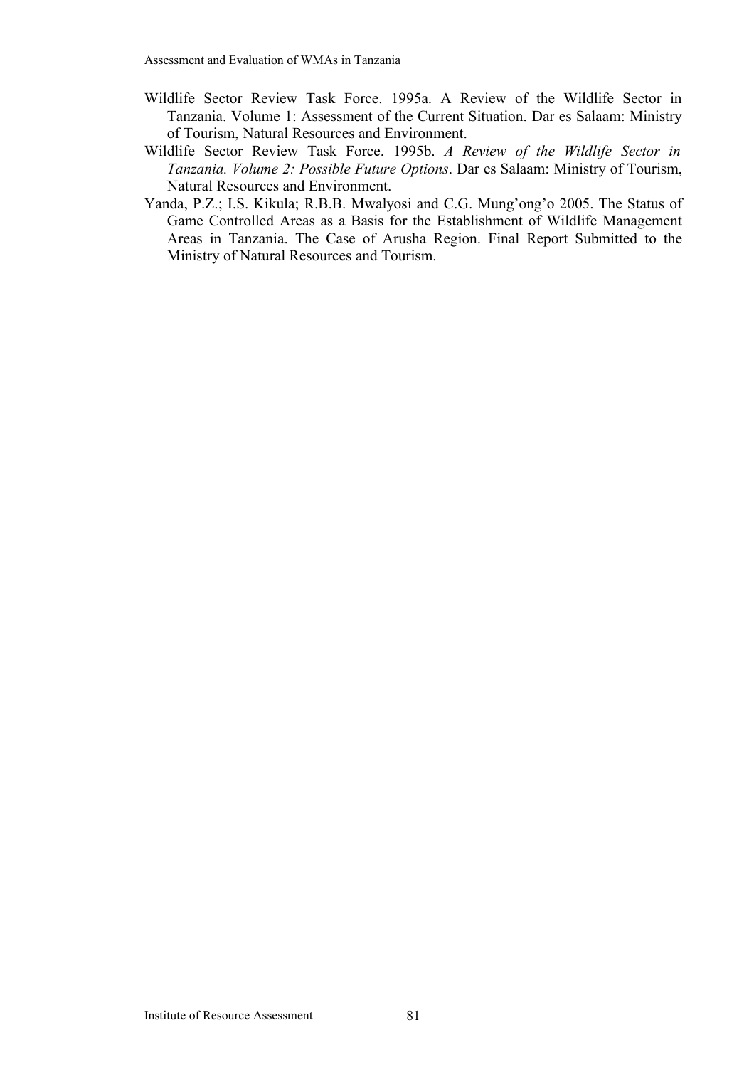Wildlife Sector Review Task Force. 1995a. A Review of the Wildlife Sector in Tanzania. Volume 1: Assessment of the Current Situation. Dar es Salaam: Ministry of Tourism, Natural Resources and Environment.

Wildlife Sector Review Task Force. 1995b. *A Review of the Wildlife Sector in Tanzania. Volume 2: Possible Future Options*. Dar es Salaam: Ministry of Tourism, Natural Resources and Environment.

Yanda, P.Z.; I.S. Kikula; R.B.B. Mwalyosi and C.G. Mung'ong'o 2005. The Status of Game Controlled Areas as a Basis for the Establishment of Wildlife Management Areas in Tanzania. The Case of Arusha Region. Final Report Submitted to the Ministry of Natural Resources and Tourism.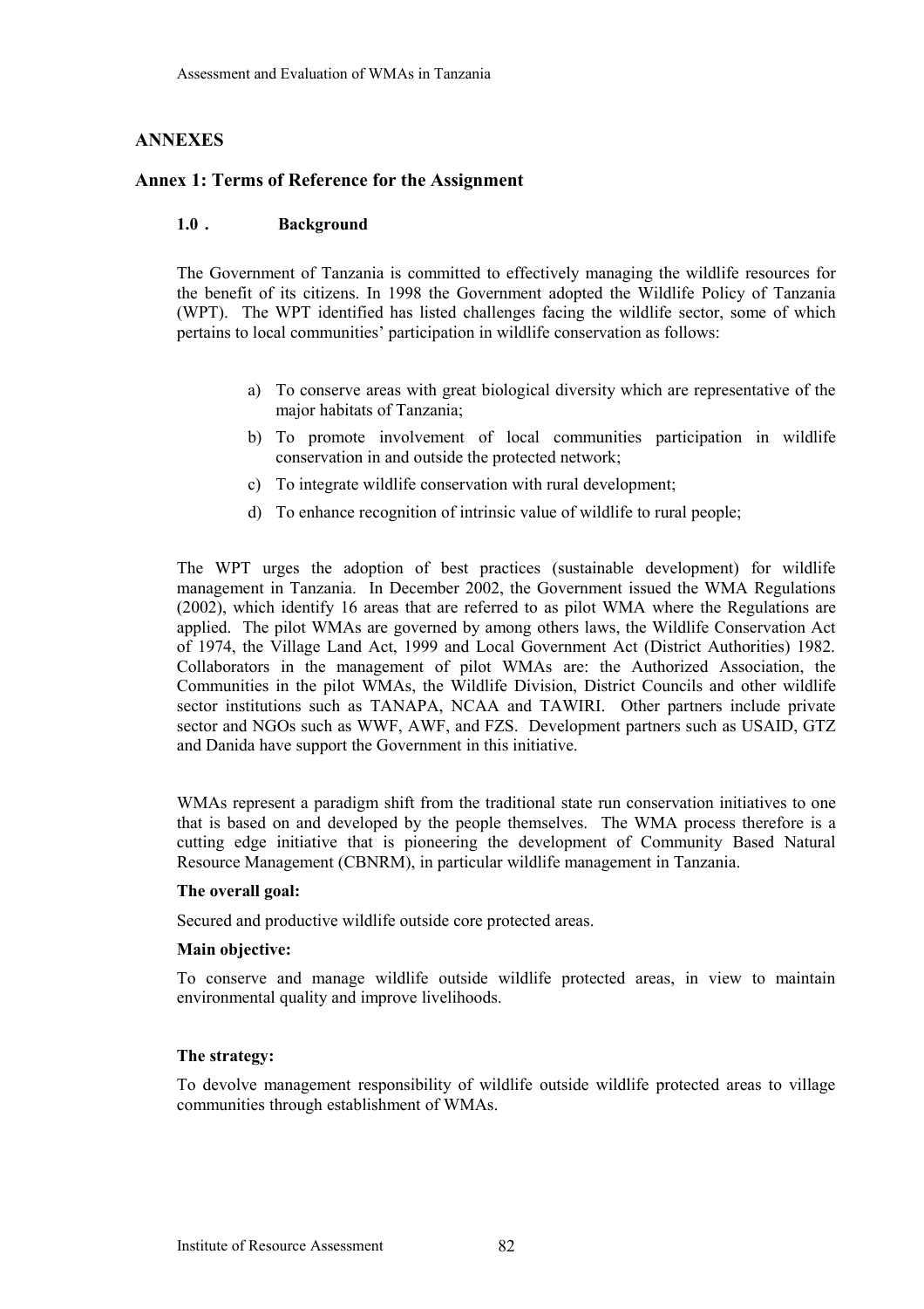# ANNEXES

## Annex 1: Terms of Reference for the Assignment

### 1.0 . Background

The Government of Tanzania is committed to effectively managing the wildlife resources for the benefit of its citizens. In 1998 the Government adopted the Wildlife Policy of Tanzania (WPT). The WPT identified has listed challenges facing the wildlife sector, some of which pertains to local communities' participation in wildlife conservation as follows:

a) To conserve areas with great biological diversity which are representative of the major habitats of Tanzania;
b) To promote involvement of local communities participation in wildlife conservation in and outside the protected network;
c) To integrate wildlife conservation with rural development;
d) To enhance recognition of intrinsic value of wildlife to rural people;

The WPT urges the adoption of best practices (sustainable development) for wildlife management in Tanzania. In December 2002, the Government issued the WMA Regulations (2002), which identify 16 areas that are referred to as pilot WMA where the Regulations are applied. The pilot WMAs are governed by among others laws, the Wildlife Conservation Act of 1974, the Village Land Act, 1999 and Local Government Act (District Authorities) 1982. Collaborators in the management of pilot WMAs are: the Authorized Association, the Communities in the pilot WMAs, the Wildlife Division, District Councils and other wildlife sector institutions such as TANAPA, NCAA and TAWIRI. Other partners include private sector and NGOs such as WWF, AWF, and FZS. Development partners such as USAID, GTZ and Danida have support the Government in this initiative.

WMAs represent a paradigm shift from the traditional state run conservation initiatives to one that is based on and developed by the people themselves. The WMA process therefore is a cutting edge initiative that is pioneering the development of Community Based Natural Resource Management (CBNRM), in particular wildlife management in Tanzania.

**The overall goal:**

Secured and productive wildlife outside core protected areas.

**Main objective:**

To conserve and manage wildlife outside wildlife protected areas, in view to maintain environmental quality and improve livelihoods.

**The strategy:**

To devolve management responsibility of wildlife outside wildlife protected areas to village communities through establishment of WMAs.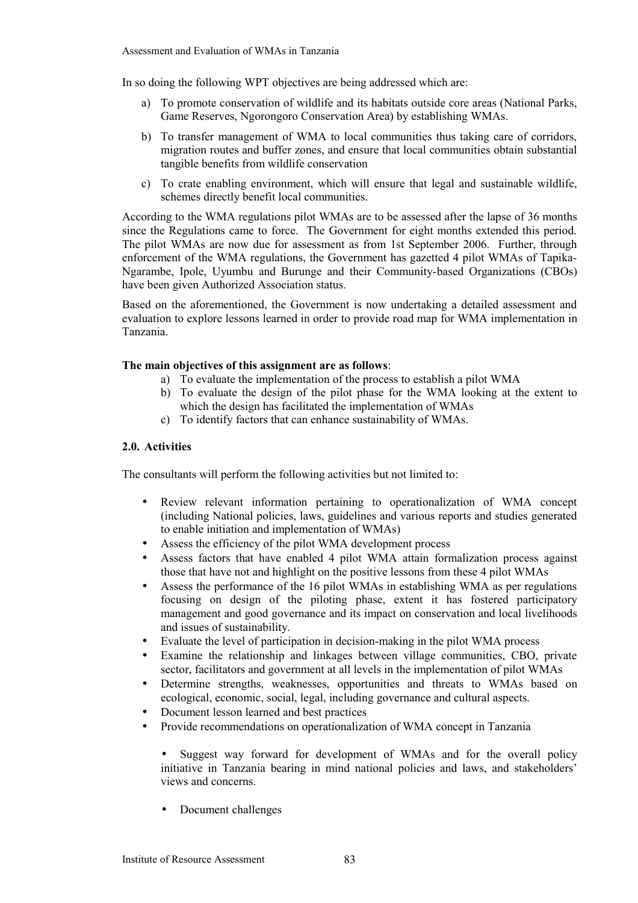In so doing the following WPT objectives are being addressed which are:

a) To promote conservation of wildlife and its habitats outside core areas (National Parks, Game Reserves, Ngorongoro Conservation Area) by establishing WMAs.

b) To transfer management of WMA to local communities thus taking care of corridors, migration routes and buffer zones, and ensure that local communities obtain substantial tangible benefits from wildlife conservation

c) To crate enabling environment, which will ensure that legal and sustainable wildlife, schemes directly benefit local communities.

According to the WMA regulations pilot WMAs are to be assessed after the lapse of 36 months since the Regulations came to force. The Government for eight months extended this period. The pilot WMAs are now due for assessment as from 1st September 2006. Further, through enforcement of the WMA regulations, the Government has gazetted 4 pilot WMAs of Tapika-Ngarambe, Ipole, Uyumbu and Burunge and their Community-based Organizations (CBOs) have been given Authorized Association status.

Based on the aforementioned, the Government is now undertaking a detailed assessment and evaluation to explore lessons learned in order to provide road map for WMA implementation in Tanzania.

**The main objectives of this assignment are as follows**:

a) To evaluate the implementation of the process to establish a pilot WMA
b) To evaluate the design of the pilot phase for the WMA looking at the extent to which the design has facilitated the implementation of WMAs
c) To identify factors that can enhance sustainability of WMAs.

### 2.0. Activities

The consultants will perform the following activities but not limited to:

- Review relevant information pertaining to operationalization of WMA concept (including National policies, laws, guidelines and various reports and studies generated to enable initiation and implementation of WMAs)
- Assess the efficiency of the pilot WMA development process
- Assess factors that have enabled 4 pilot WMA attain formalization process against those that have not and highlight on the positive lessons from these 4 pilot WMAs
- Assess the performance of the 16 pilot WMAs in establishing WMA as per regulations focusing on design of the piloting phase, extent it has fostered participatory management and good governance and its impact on conservation and local livelihoods and issues of sustainability.
- Evaluate the level of participation in decision-making in the pilot WMA process
- Examine the relationship and linkages between village communities, CBO, private sector, facilitators and government at all levels in the implementation of pilot WMAs
- Determine strengths, weaknesses, opportunities and threats to WMAs based on ecological, economic, social, legal, including governance and cultural aspects.
- Document lesson learned and best practices
- Provide recommendations on operationalization of WMA concept in Tanzania
    - Suggest way forward for development of WMAs and for the overall policy initiative in Tanzania bearing in mind national policies and laws, and stakeholders' views and concerns.
    - Document challenges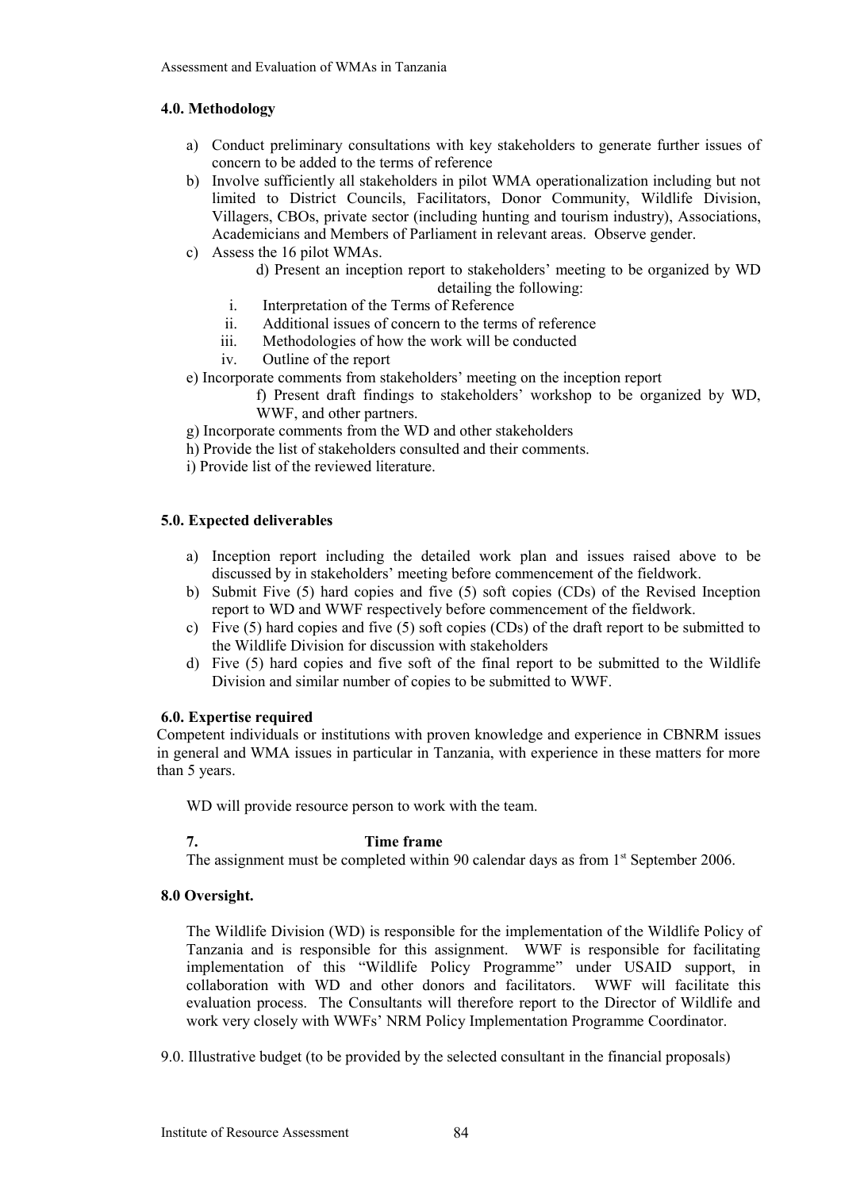### 4.0. Methodology

a) Conduct preliminary consultations with key stakeholders to generate further issues of concern to be added to the terms of reference
b) Involve sufficiently all stakeholders in pilot WMA operationalization including but not limited to District Councils, Facilitators, Donor Community, Wildlife Division, Villagers, CBOs, private sector (including hunting and tourism industry), Associations, Academicians and Members of Parliament in relevant areas. Observe gender.
c) Assess the 16 pilot WMAs.
d) Present an inception report to stakeholders' meeting to be organized by WD detailing the following:
   i. Interpretation of the Terms of Reference
   ii. Additional issues of concern to the terms of reference
   iii. Methodologies of how the work will be conducted
   iv. Outline of the report
e) Incorporate comments from stakeholders' meeting on the inception report
f) Present draft findings to stakeholders' workshop to be organized by WD, WWF, and other partners.
g) Incorporate comments from the WD and other stakeholders
h) Provide the list of stakeholders consulted and their comments.
i) Provide list of the reviewed literature.

### 5.0. Expected deliverables

a) Inception report including the detailed work plan and issues raised above to be discussed by in stakeholders' meeting before commencement of the fieldwork.
b) Submit Five (5) hard copies and five (5) soft copies (CDs) of the Revised Inception report to WD and WWF respectively before commencement of the fieldwork.
c) Five (5) hard copies and five (5) soft copies (CDs) of the draft report to be submitted to the Wildlife Division for discussion with stakeholders
d) Five (5) hard copies and five soft of the final report to be submitted to the Wildlife Division and similar number of copies to be submitted to WWF.

### 6.0. Expertise required

Competent individuals or institutions with proven knowledge and experience in CBNRM issues in general and WMA issues in particular in Tanzania, with experience in these matters for more than 5 years.

WD will provide resource person to work with the team.

### 7. Time frame

The assignment must be completed within 90 calendar days as from 1st September 2006.

### 8.0 Oversight.

The Wildlife Division (WD) is responsible for the implementation of the Wildlife Policy of Tanzania and is responsible for this assignment. WWF is responsible for facilitating implementation of this "Wildlife Policy Programme" under USAID support, in collaboration with WD and other donors and facilitators. WWF will facilitate this evaluation process. The Consultants will therefore report to the Director of Wildlife and work very closely with WWFs' NRM Policy Implementation Programme Coordinator.

9.0. Illustrative budget (to be provided by the selected consultant in the financial proposals)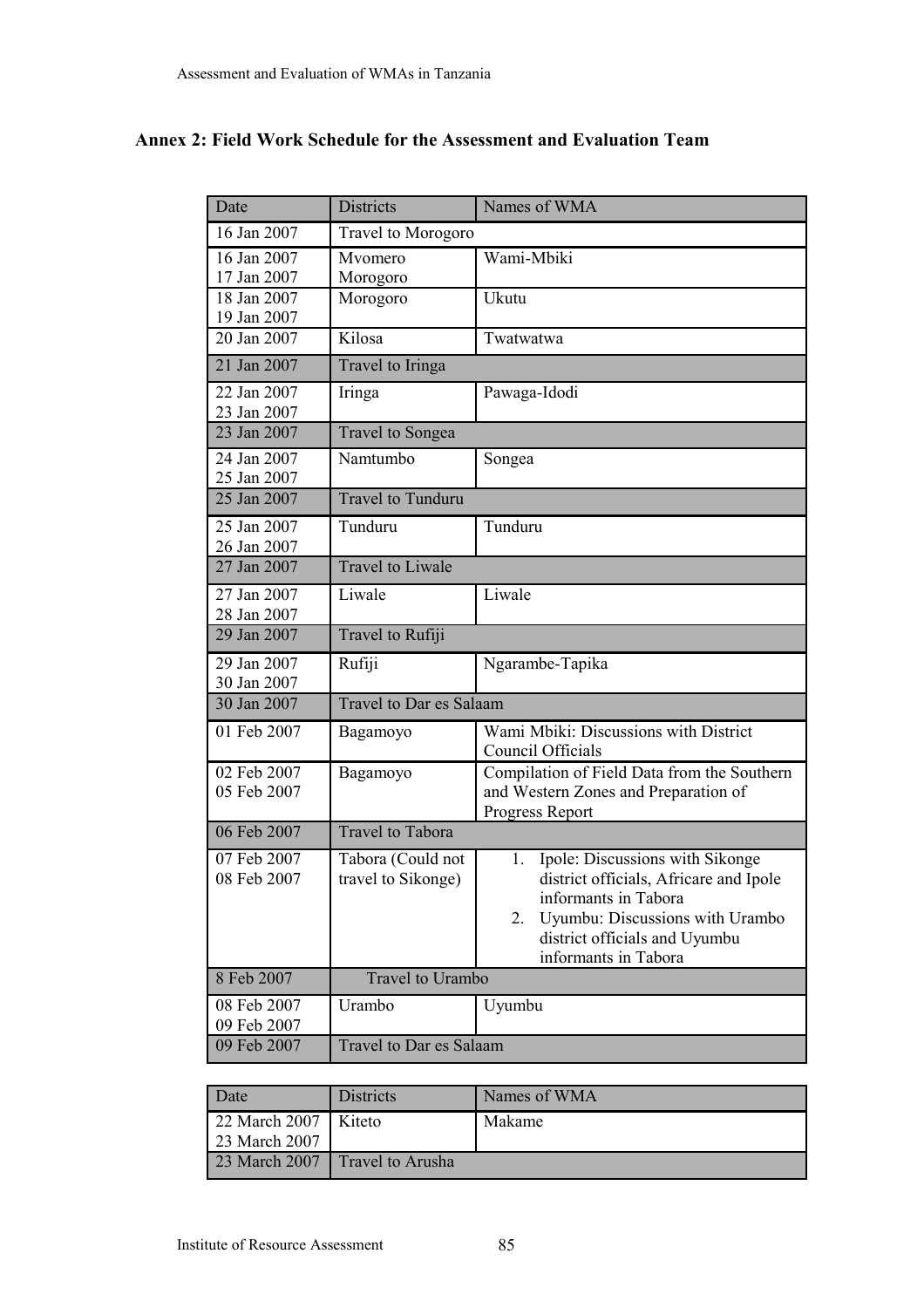## Annex 2: Field Work Schedule for the Assessment and Evaluation Team

| Date | Districts | Names of WMA |
|---|---|---|
| 16 Jan 2007 | Travel to Morogoro | |
| 16 Jan 2007<br>17 Jan 2007 | Mvomero<br>Morogoro | Wami-Mbiki |
| 18 Jan 2007<br>19 Jan 2007 | Morogoro | Ukutu |
| 20 Jan 2007 | Kilosa | Twatwatwa |
| 21 Jan 2007 | Travel to Iringa | |
| 22 Jan 2007<br>23 Jan 2007 | Iringa | Pawaga-Idodi |
| 23 Jan 2007 | Travel to Songea | |
| 24 Jan 2007<br>25 Jan 2007 | Namtumbo | Songea |
| 25 Jan 2007 | Travel to Tunduru | |
| 25 Jan 2007<br>26 Jan 2007 | Tunduru | Tunduru |
| 27 Jan 2007 | Travel to Liwale | |
| 27 Jan 2007<br>28 Jan 2007 | Liwale | Liwale |
| 29 Jan 2007 | Travel to Rufiji | |
| 29 Jan 2007<br>30 Jan 2007 | Rufiji | Ngarambe-Tapika |
| 30 Jan 2007 | Travel to Dar es Salaam | |
| 01 Feb 2007 | Bagamoyo | Wami Mbiki: Discussions with District Council Officials |
| 02 Feb 2007<br>05 Feb 2007 | Bagamoyo | Compilation of Field Data from the Southern and Western Zones and Preparation of Progress Report |
| 06 Feb 2007 | Travel to Tabora | |
| 07 Feb 2007<br>08 Feb 2007 | Tabora (Could not travel to Sikonge) | 1. Ipole: Discussions with Sikonge district officials, Africare and Ipole informants in Tabora<br>2. Uyumbu: Discussions with Urambo district officials and Uyumbu informants in Tabora |
| 8 Feb 2007 | Travel to Urambo | |
| 08 Feb 2007<br>09 Feb 2007 | Urambo | Uyumbu |
| 09 Feb 2007 | Travel to Dar es Salaam | |

| Date | Districts | Names of WMA |
|---|---|---|
| 22 March 2007<br>23 March 2007 | Kiteto | Makame |
| 23 March 2007 | Travel to Arusha | |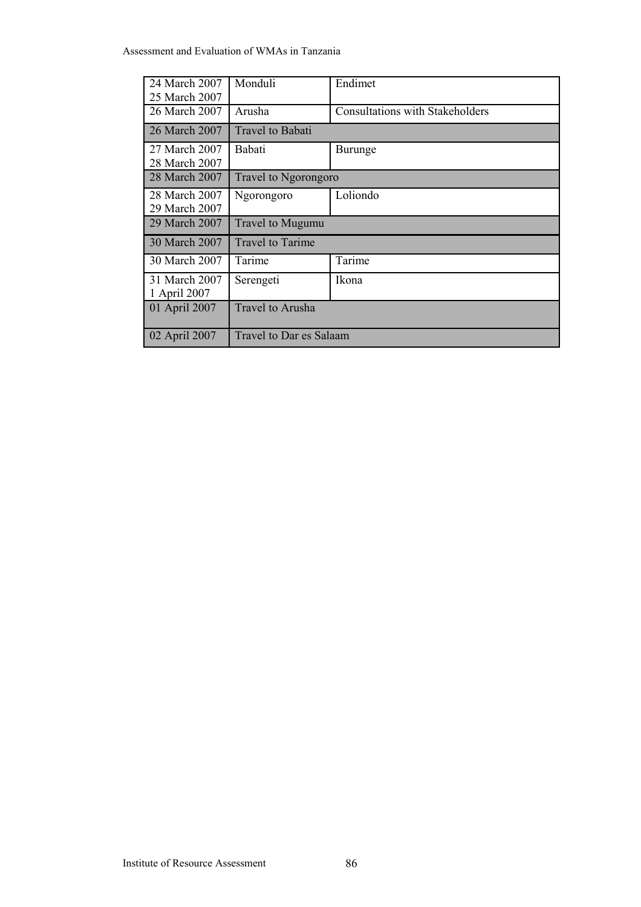| | | |
|---|---|---|
| 24 March 2007<br>25 March 2007 | Monduli | Endimet |
| 26 March 2007 | Arusha | Consultations with Stakeholders |
| 26 March 2007 | Travel to Babati | |
| 27 March 2007<br>28 March 2007 | Babati | Burunge |
| 28 March 2007 | Travel to Ngorongoro | |
| 28 March 2007<br>29 March 2007 | Ngorongoro | Loliondo |
| 29 March 2007 | Travel to Mugumu | |
| 30 March 2007 | Travel to Tarime | |
| 30 March 2007 | Tarime | Tarime |
| 31 March 2007<br>1 April 2007 | Serengeti | Ikona |
| 01 April 2007 | Travel to Arusha | |
| 02 April 2007 | Travel to Dar es Salaam | |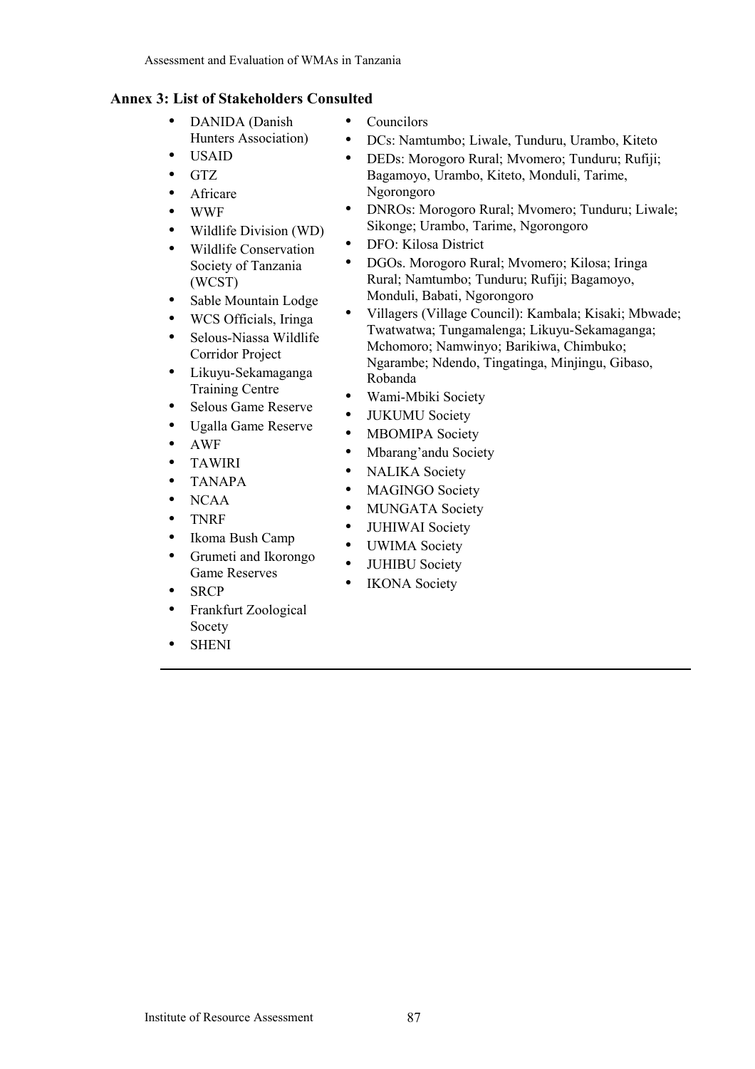## Annex 3: List of Stakeholders Consulted

- DANIDA (Danish Hunters Association)
- USAID
- GTZ
- Africare
- WWF
- Wildlife Division (WD)
- Wildlife Conservation Society of Tanzania (WCST)
- Sable Mountain Lodge
- WCS Officials, Iringa
- Selous-Niassa Wildlife Corridor Project
- Likuyu-Sekamaganga Training Centre
- Selous Game Reserve
- Ugalla Game Reserve
- AWF
- TAWIRI
- TANAPA
- NCAA
- TNRF
- Ikoma Bush Camp
- Grumeti and Ikorongo Game Reserves
- SRCP
- Frankfurt Zoological Socety
- SHENI
- Councilors
- DCs: Namtumbo; Liwale, Tunduru, Urambo, Kiteto
- DEDs: Morogoro Rural; Mvomero; Tunduru; Rufiji; Bagamoyo, Urambo, Kiteto, Monduli, Tarime, Ngorongoro
- DNROs: Morogoro Rural; Mvomero; Tunduru; Liwale; Sikonge; Urambo, Tarime, Ngorongoro
- DFO: Kilosa District
- DGOs. Morogoro Rural; Mvomero; Kilosa; Iringa Rural; Namtumbo; Tunduru; Rufiji; Bagamoyo, Monduli, Babati, Ngorongoro
- Villagers (Village Council): Kambala; Kisaki; Mbwade; Twatwatwa; Tungamalenga; Likuyu-Sekamaganga; Mchomoro; Namwinyo; Barikiwa, Chimbuko; Ngarambe; Ndendo, Tingatinga, Minjingu, Gibaso, Robanda
- Wami-Mbiki Society
- JUKUMU Society
- MBOMIPA Society
- Mbarang'andu Society
- NALIKA Society
- MAGINGO Society
- MUNGATA Society
- JUHIWAI Society
- UWIMA Society
- JUHIBU Society
- IKONA Society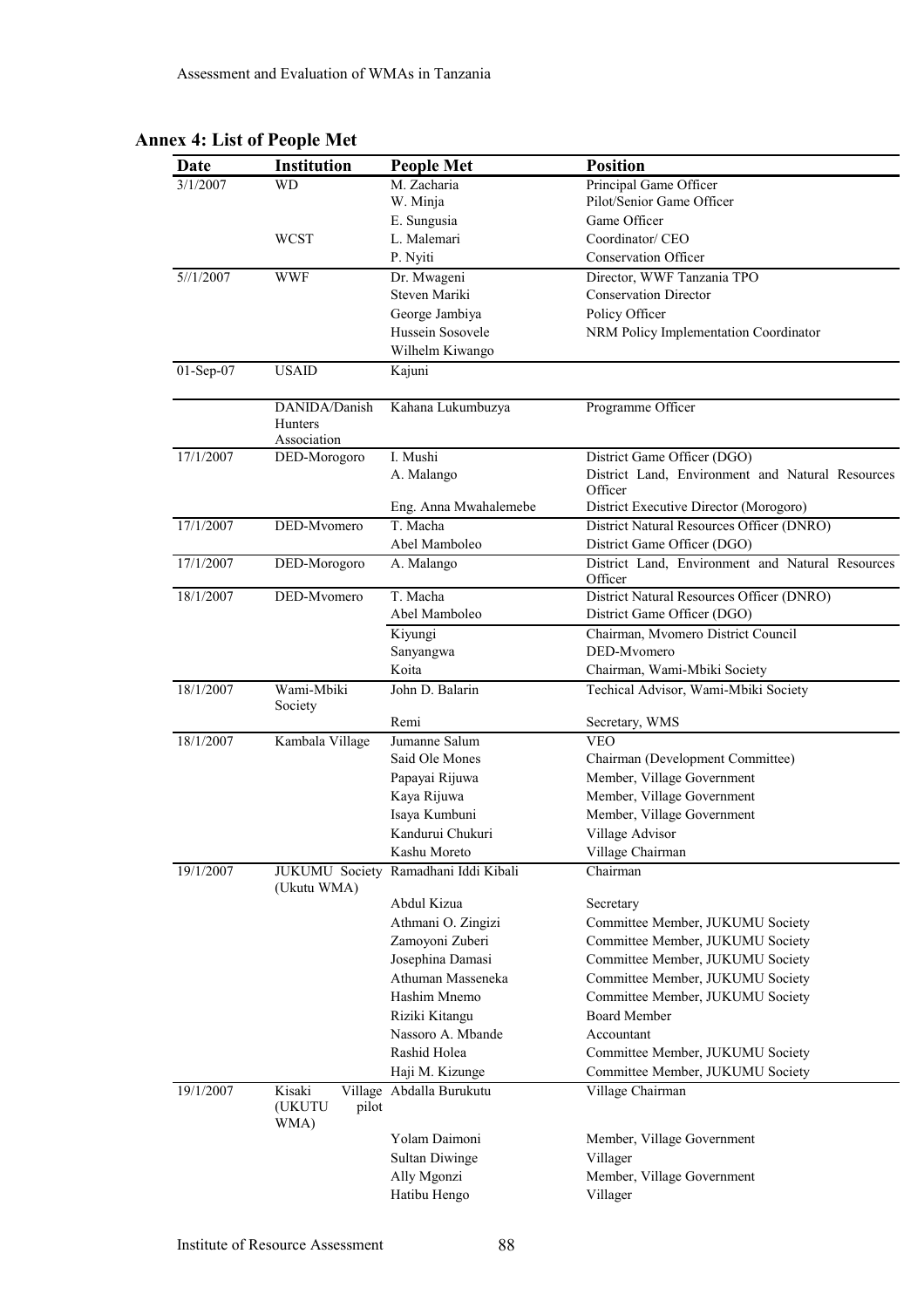## Annex 4: List of People Met

| Date | Institution | People Met | Position |
|---|---|---|---|
| 3/1/2007 | WD | M. Zacharia | Principal Game Officer |
| | | W. Minja | Pilot/Senior Game Officer |
| | | E. Sungusia | Game Officer |
| | WCST | L. Malemari | Coordinator/ CEO |
| | | P. Nyiti | Conservation Officer |
| 5//1/2007 | WWF | Dr. Mwageni | Director, WWF Tanzania TPO |
| | | Steven Mariki | Conservation Director |
| | | George Jambiya | Policy Officer |
| | | Hussein Sosovele | NRM Policy Implementation Coordinator |
| | | Wilhelm Kiwango | |
| 01-Sep-07 | USAID | Kajuni | |
| | DANIDA/Danish Hunters Association | Kahana Lukumbuzya | Programme Officer |
| 17/1/2007 | DED-Morogoro | I. Mushi | District Game Officer (DGO) |
| | | A. Malango | District Land, Environment and Natural Resources Officer |
| | | Eng. Anna Mwahalemebe | District Executive Director (Morogoro) |
| 17/1/2007 | DED-Mvomero | T. Macha | District Natural Resources Officer (DNRO) |
| | | Abel Mamboleo | District Game Officer (DGO) |
| 17/1/2007 | DED-Morogoro | A. Malango | District Land, Environment and Natural Resources Officer |
| 18/1/2007 | DED-Mvomero | T. Macha | District Natural Resources Officer (DNRO) |
| | | Abel Mamboleo | District Game Officer (DGO) |
| | | Kiyungi | Chairman, Mvomero District Council |
| | | Sanyangwa | DED-Mvomero |
| | | Koita | Chairman, Wami-Mbiki Society |
| 18/1/2007 | Wami-Mbiki Society | John D. Balarin | Techical Advisor, Wami-Mbiki Society |
| | | Remi | Secretary, WMS |
| 18/1/2007 | Kambala Village | Jumanne Salum | VEO |
| | | Said Ole Mones | Chairman (Development Committee) |
| | | Papayai Rijuwa | Member, Village Government |
| | | Kaya Rijuwa | Member, Village Government |
| | | Isaya Kumbuni | Member, Village Government |
| | | Kandurui Chukuri | Village Advisor |
| | | Kashu Moreto | Village Chairman |
| 19/1/2007 | JUKUMU Society (Ukutu WMA) | Ramadhani Iddi Kibali | Chairman |
| | | Abdul Kizua | Secretary |
| | | Athmani O. Zingizi | Committee Member, JUKUMU Society |
| | | Zamoyoni Zuberi | Committee Member, JUKUMU Society |
| | | Josephina Damasi | Committee Member, JUKUMU Society |
| | | Athuman Masseneka | Committee Member, JUKUMU Society |
| | | Hashim Mnemo | Committee Member, JUKUMU Society |
| | | Riziki Kitangu | Board Member |
| | | Nassoro A. Mbande | Accountant |
| | | Rashid Holea | Committee Member, JUKUMU Society |
| | | Haji M. Kizunge | Committee Member, JUKUMU Society |
| 19/1/2007 | Kisaki Village (UKUTU pilot WMA) | Abdalla Burukutu | Village Chairman |
| | | Yolam Daimoni | Member, Village Government |
| | | Sultan Diwinge | Villager |
| | | Ally Mgonzi | Member, Village Government |
| | | Hatibu Hengo | Villager |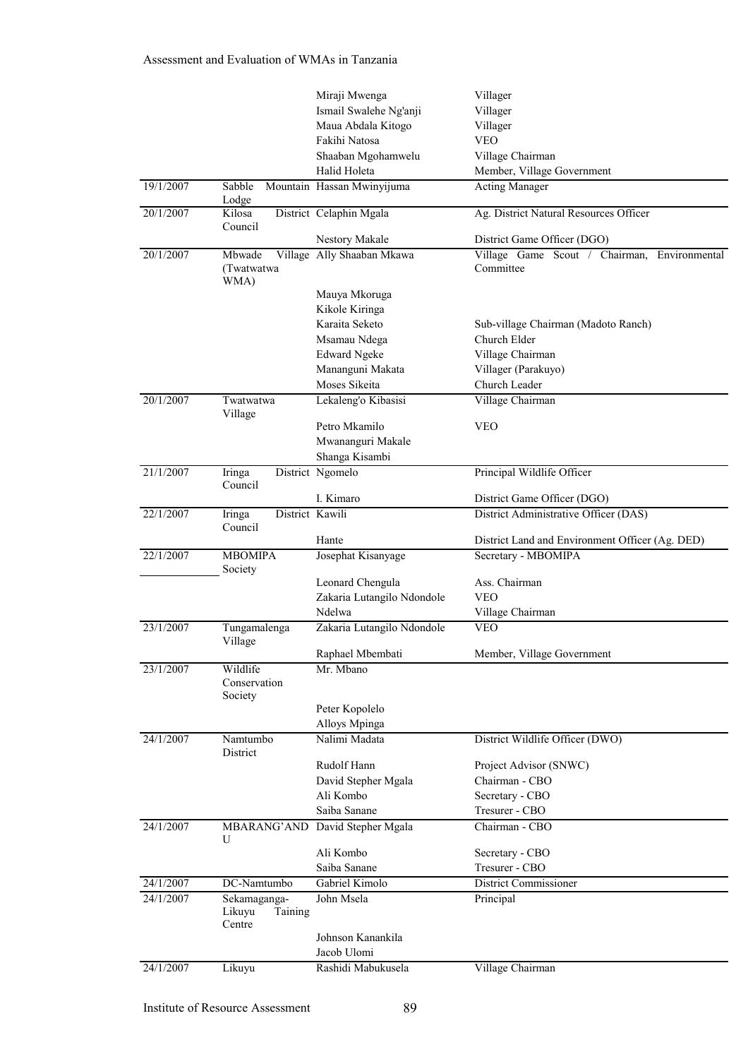| | | | |
|---|---|---|---|
| | | Miraji Mwenga | Villager |
| | | Ismail Swalehe Ng'anji | Villager |
| | | Maua Abdala Kitogo | Villager |
| | | Fakihi Natosa | VEO |
| | | Shaaban Mgohamwelu | Village Chairman |
| | | Halid Holeta | Member, Village Government |
| 19/1/2007 | Sabble Mountain Lodge | Hassan Mwinyijuma | Acting Manager |
| 20/1/2007 | Kilosa District Council | Celaphin Mgala | Ag. District Natural Resources Officer |
| | | Nestory Makale | District Game Officer (DGO) |
| 20/1/2007 | Mbwade Village (Twatwatwa WMA) | Ally Shaaban Mkawa | Village Game Scout / Chairman, Environmental Committee |
| | | Mauya Mkoruga | |
| | | Kikole Kiringa | |
| | | Karaita Seketo | Sub-village Chairman (Madoto Ranch) |
| | | Msamau Ndega | Church Elder |
| | | Edward Ngeke | Village Chairman |
| | | Mananguni Makata | Villager (Parakuyo) |
| | | Moses Sikeita | Church Leader |
| 20/1/2007 | Twatwatwa Village | Lekaleng'o Kibasisi | Village Chairman |
| | | Petro Mkamilo | VEO |
| | | Mwananguri Makale | |
| | | Shanga Kisambi | |
| 21/1/2007 | Iringa District Council | Ngomelo | Principal Wildlife Officer |
| | | I. Kimaro | District Game Officer (DGO) |
| 22/1/2007 | Iringa District Council | Kawili | District Administrative Officer (DAS) |
| | | Hante | District Land and Environment Officer (Ag. DED) |
| 22/1/2007 | MBOMIPA Society | Josephat Kisanyage | Secretary - MBOMIPA |
| | | Leonard Chengula | Ass. Chairman |
| | | Zakaria Lutangilo Ndondole | VEO |
| | | Ndelwa | Village Chairman |
| 23/1/2007 | Tungamalenga Village | Zakaria Lutangilo Ndondole | VEO |
| | | Raphael Mbembati | Member, Village Government |
| 23/1/2007 | Wildlife Conservation Society | Mr. Mbano | |
| | | Peter Kopolelo | |
| | | Alloys Mpinga | |
| 24/1/2007 | Namtumbo District | Nalimi Madata | District Wildlife Officer (DWO) |
| | | Rudolf Hann | Project Advisor (SNWC) |
| | | David Stepher Mgala | Chairman - CBO |
| | | Ali Kombo | Secretary - CBO |
| | | Saiba Sanane | Tresurer - CBO |
| 24/1/2007 | MBARANG'ANDU | David Stepher Mgala | Chairman - CBO |
| | | Ali Kombo | Secretary - CBO |
| | | Saiba Sanane | Tresurer - CBO |
| 24/1/2007 | DC-Namtumbo | Gabriel Kimolo | District Commissioner |
| 24/1/2007 | Sekamaganga-Likuyu Taining Centre | John Msela | Principal |
| | | Johnson Kanankila | |
| | | Jacob Ulomi | |
| 24/1/2007 | Likuyu | Rashidi Mabukusela | Village Chairman |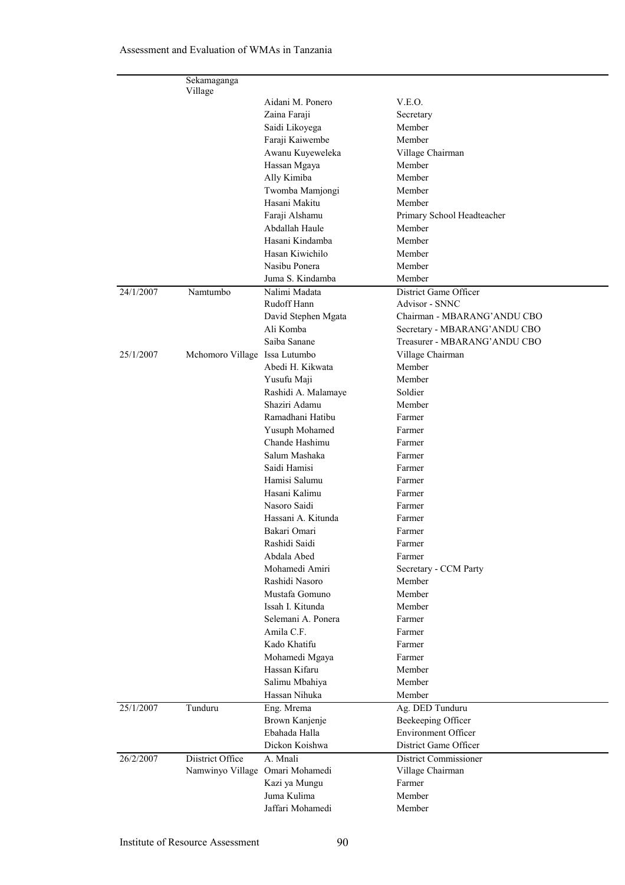| | | | |
|---|---|---|---|
| | Sekamaganga Village | | |
| | | Aidani M. Ponero | V.E.O. |
| | | Zaina Faraji | Secretary |
| | | Saidi Likoyega | Member |
| | | Faraji Kaiwembe | Member |
| | | Awanu Kuyeweleka | Village Chairman |
| | | Hassan Mgaya | Member |
| | | Ally Kimiba | Member |
| | | Twomba Mamjongi | Member |
| | | Hasani Makitu | Member |
| | | Faraji Alshamu | Primary School Headteacher |
| | | Abdallah Haule | Member |
| | | Hasani Kindamba | Member |
| | | Hasan Kiwichilo | Member |
| | | Nasibu Ponera | Member |
| | | Juma S. Kindamba | Member |
| 24/1/2007 | Namtumbo | Nalimi Madata | District Game Officer |
| | | Rudoff Hann | Advisor - SNNC |
| | | David Stephen Mgata | Chairman - MBARANG'ANDU CBO |
| | | Ali Komba | Secretary - MBARANG'ANDU CBO |
| | | Saiba Sanane | Treasurer - MBARANG'ANDU CBO |
| 25/1/2007 | Mchomoro Village | Issa Lutumbo | Village Chairman |
| | | Abedi H. Kikwata | Member |
| | | Yusufu Maji | Member |
| | | Rashidi A. Malamaye | Soldier |
| | | Shaziri Adamu | Member |
| | | Ramadhani Hatibu | Farmer |
| | | Yusuph Mohamed | Farmer |
| | | Chande Hashimu | Farmer |
| | | Salum Mashaka | Farmer |
| | | Saidi Hamisi | Farmer |
| | | Hamisi Salumu | Farmer |
| | | Hasani Kalimu | Farmer |
| | | Nasoro Saidi | Farmer |
| | | Hassani A. Kitunda | Farmer |
| | | Bakari Omari | Farmer |
| | | Rashidi Saidi | Farmer |
| | | Abdala Abed | Farmer |
| | | Mohamedi Amiri | Secretary - CCM Party |
| | | Rashidi Nasoro | Member |
| | | Mustafa Gomuno | Member |
| | | Issah I. Kitunda | Member |
| | | Selemani A. Ponera | Farmer |
| | | Amila C.F. | Farmer |
| | | Kado Khatifu | Farmer |
| | | Mohamedi Mgaya | Farmer |
| | | Hassan Kifaru | Member |
| | | Salimu Mbahiya | Member |
| | | Hassan Nihuka | Member |
| 25/1/2007 | Tunduru | Eng. Mrema | Ag. DED Tunduru |
| | | Brown Kanjenje | Beekeeping Officer |
| | | Ebahada Halla | Environment Officer |
| | | Dickon Koishwa | District Game Officer |
| 26/2/2007 | Diistrict Office | A. Mnali | District Commissioner |
| | Namwinyo Village | Omari Mohamedi | Village Chairman |
| | | Kazi ya Mungu | Farmer |
| | | Juma Kulima | Member |
| | | Jaffari Mohamedi | Member |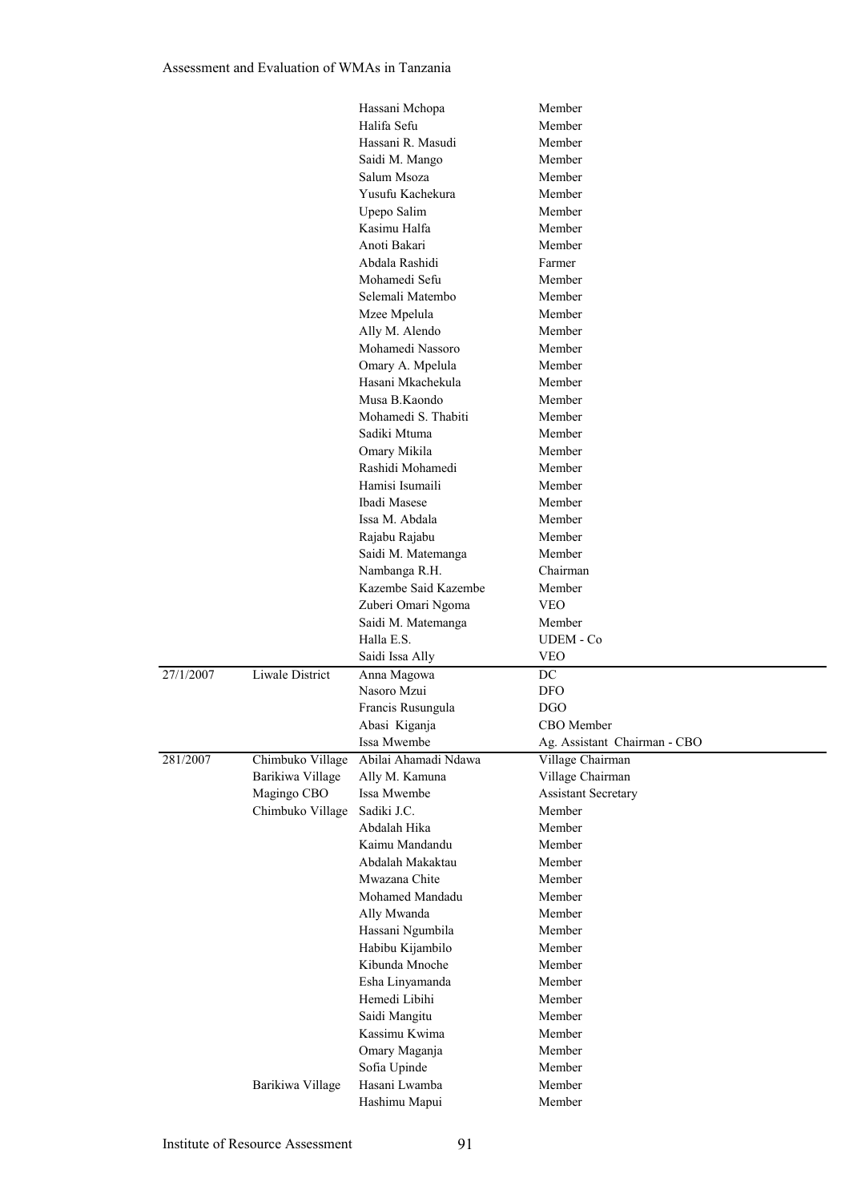| | | | |
|---|---|---|---|
| | | Hassani Mchopa | Member |
| | | Halifa Sefu | Member |
| | | Hassani R. Masudi | Member |
| | | Saidi M. Mango | Member |
| | | Salum Msoza | Member |
| | | Yusufu Kachekura | Member |
| | | Upepo Salim | Member |
| | | Kasimu Halfa | Member |
| | | Anoti Bakari | Member |
| | | Abdala Rashidi | Farmer |
| | | Mohamedi Sefu | Member |
| | | Selemali Matembo | Member |
| | | Mzee Mpelula | Member |
| | | Ally M. Alendo | Member |
| | | Mohamedi Nassoro | Member |
| | | Omary A. Mpelula | Member |
| | | Hasani Mkachekula | Member |
| | | Musa B.Kaondo | Member |
| | | Mohamedi S. Thabiti | Member |
| | | Sadiki Mtuma | Member |
| | | Omary Mikila | Member |
| | | Rashidi Mohamedi | Member |
| | | Hamisi Isumaili | Member |
| | | Ibadi Masese | Member |
| | | Issa M. Abdala | Member |
| | | Rajabu Rajabu | Member |
| | | Saidi M. Matemanga | Member |
| | | Nambanga R.H. | Chairman |
| | | Kazembe Said Kazembe | Member |
| | | Zuberi Omari Ngoma | VEO |
| | | Saidi M. Matemanga | Member |
| | | Halla E.S. | UDEM - Co |
| | | Saidi Issa Ally | VEO |
| 27/1/2007 | Liwale District | Anna Magowa | DC |
| | | Nasoro Mzui | DFO |
| | | Francis Rusungula | DGO |
| | | Abasi Kiganja | CBO Member |
| | | Issa Mwembe | Ag. Assistant Chairman - CBO |
| 281/2007 | Chimbuko Village | Abilai Ahamadi Ndawa | Village Chairman |
| | Barikiwa Village | Ally M. Kamuna | Village Chairman |
| | Magingo CBO | Issa Mwembe | Assistant Secretary |
| | Chimbuko Village | Sadiki J.C. | Member |
| | | Abdalah Hika | Member |
| | | Kaimu Mandandu | Member |
| | | Abdalah Makaktau | Member |
| | | Mwazana Chite | Member |
| | | Mohamed Mandadu | Member |
| | | Ally Mwanda | Member |
| | | Hassani Ngumbila | Member |
| | | Habibu Kijambilo | Member |
| | | Kibunda Mnoche | Member |
| | | Esha Linyamanda | Member |
| | | Hemedi Libihi | Member |
| | | Saidi Mangitu | Member |
| | | Kassimu Kwima | Member |
| | | Omary Maganja | Member |
| | | Sofia Upinde | Member |
| | Barikiwa Village | Hasani Lwamba | Member |
| | | Hashimu Mapui | Member |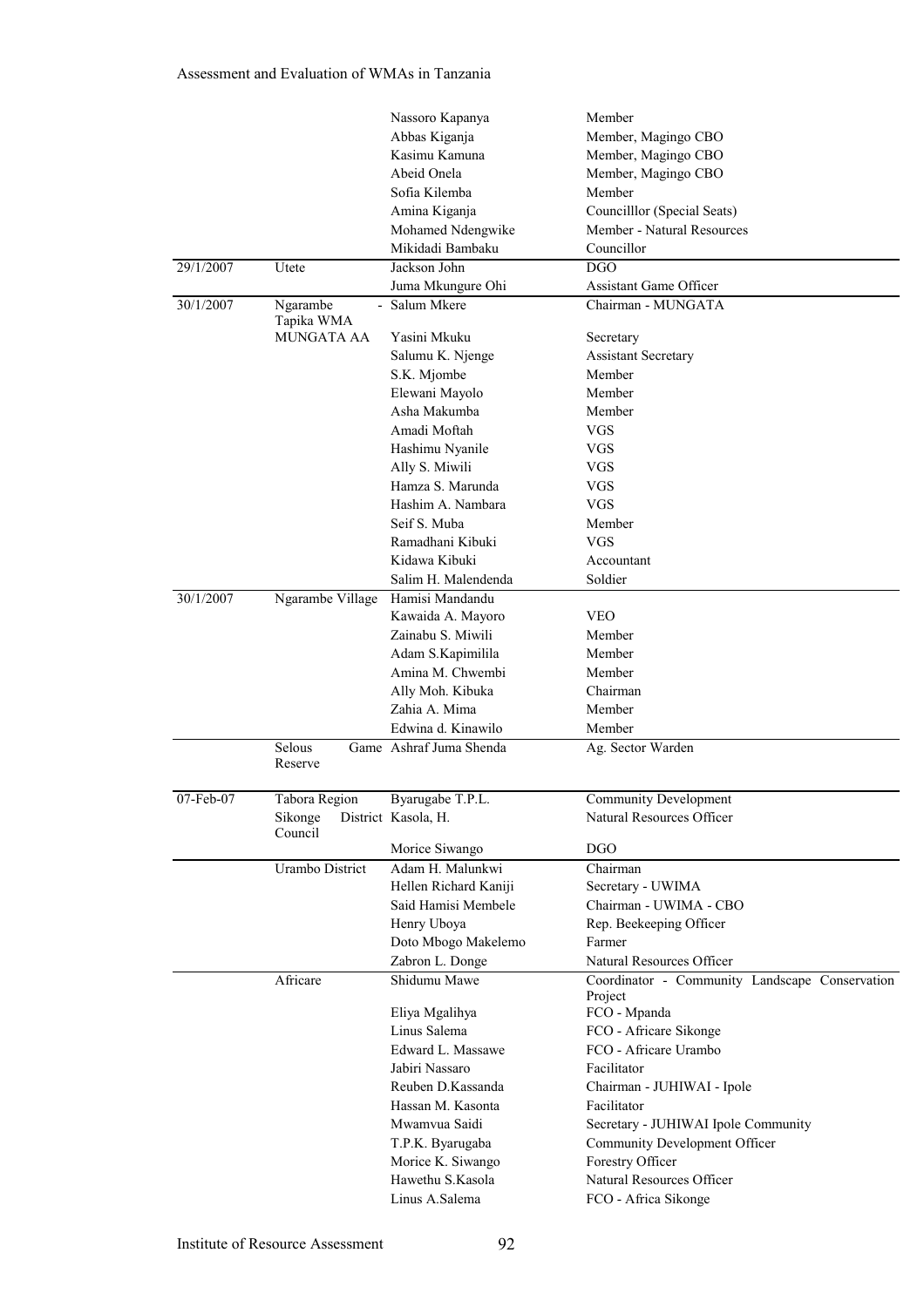| | | | |
|---|---|---|---|
| | | Nassoro Kapanya | Member |
| | | Abbas Kiganja | Member, Magingo CBO |
| | | Kasimu Kamuna | Member, Magingo CBO |
| | | Abeid Onela | Member, Magingo CBO |
| | | Sofia Kilemba | Member |
| | | Amina Kiganja | Councilllor (Special Seats) |
| | | Mohamed Ndengwike | Member - Natural Resources |
| | | Mikidadi Bambaku | Councillor |
| 29/1/2007 | Utete | Jackson John | DGO |
| | | Juma Mkungure Ohi | Assistant Game Officer |
| 30/1/2007 | Ngarambe - Tapika WMA | Salum Mkere | Chairman - MUNGATA |
| | MUNGATA AA | Yasini Mkuku | Secretary |
| | | Salumu K. Njenge | Assistant Secretary |
| | | S.K. Mjombe | Member |
| | | Elewani Mayolo | Member |
| | | Asha Makumba | Member |
| | | Amadi Moftah | VGS |
| | | Hashimu Nyanile | VGS |
| | | Ally S. Miwili | VGS |
| | | Hamza S. Marunda | VGS |
| | | Hashim A. Nambara | VGS |
| | | Seif S. Muba | Member |
| | | Ramadhani Kibuki | VGS |
| | | Kidawa Kibuki | Accountant |
| | | Salim H. Malendenda | Soldier |
| 30/1/2007 | Ngarambe Village | Hamisi Mandandu | |
| | | Kawaida A. Mayoro | VEO |
| | | Zainabu S. Miwili | Member |
| | | Adam S.Kapimilila | Member |
| | | Amina M. Chwembi | Member |
| | | Ally Moh. Kibuka | Chairman |
| | | Zahia A. Mima | Member |
| | | Edwina d. Kinawilo | Member |
| | Selous Game Reserve | Ashraf Juma Shenda | Ag. Sector Warden |
| 07-Feb-07 | Tabora Region | Byarugabe T.P.L. | Community Development |
| | Sikonge District Council | Kasola, H. | Natural Resources Officer |
| | | Morice Siwango | DGO |
| | Urambo District | Adam H. Malunkwi | Chairman |
| | | Hellen Richard Kaniji | Secretary - UWIMA |
| | | Said Hamisi Membele | Chairman - UWIMA - CBO |
| | | Henry Uboya | Rep. Beekeeping Officer |
| | | Doto Mbogo Makelemo | Farmer |
| | | Zabron L. Donge | Natural Resources Officer |
| | Africare | Shidumu Mawe | Coordinator - Community Landscape Conservation Project |
| | | Eliya Mgalihya | FCO - Mpanda |
| | | Linus Salema | FCO - Africare Sikonge |
| | | Edward L. Massawe | FCO - Africare Urambo |
| | | Jabiri Nassaro | Facilitator |
| | | Reuben D.Kassanda | Chairman - JUHIWAI - Ipole |
| | | Hassan M. Kasonta | Facilitator |
| | | Mwamvua Saidi | Secretary - JUHIWAI Ipole Community |
| | | T.P.K. Byarugaba | Community Development Officer |
| | | Morice K. Siwango | Forestry Officer |
| | | Hawethu S.Kasola | Natural Resources Officer |
| | | Linus A.Salema | FCO - Africa Sikonge |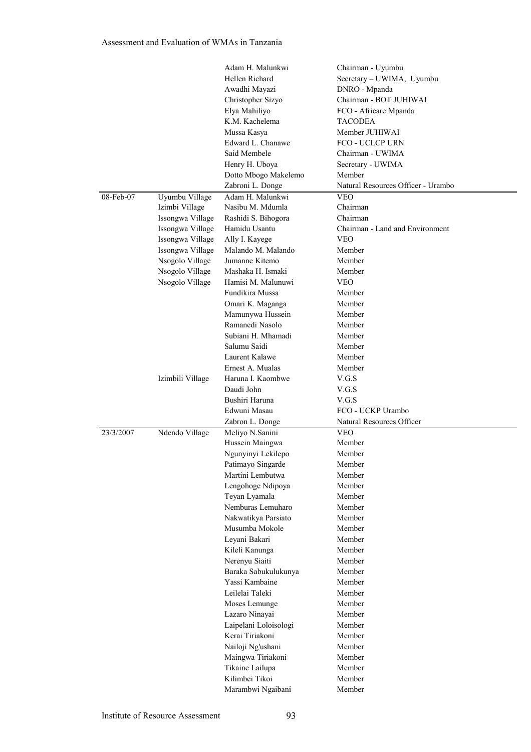| | | | |
|---|---|---|---|
| | | Adam H. Malunkwi | Chairman - Uyumbu |
| | | Hellen Richard | Secretary – UWIMA, Uyumbu |
| | | Awadhi Mayazi | DNRO - Mpanda |
| | | Christopher Sizyo | Chairman - BOT JUHIWAI |
| | | Elya Mahiliyo | FCO - Africare Mpanda |
| | | K.M. Kachelema | TACODEA |
| | | Mussa Kasya | Member JUHIWAI |
| | | Edward L. Chanawe | FCO - UCLCP URN |
| | | Said Membele | Chairman - UWIMA |
| | | Henry H. Uboya | Secretary - UWIMA |
| | | Dotto Mbogo Makelemo | Member |
| | | Zabroni L. Donge | Natural Resources Officer - Urambo |
| 08-Feb-07 | Uyumbu Village | Adam H. Malunkwi | VEO |
| | Izimbi Village | Nasibu M. Mdumla | Chairman |
| | Issongwa Village | Rashidi S. Bihogora | Chairman |
| | Issongwa Village | Hamidu Usantu | Chairman - Land and Environment |
| | Issongwa Village | Ally I. Kayege | VEO |
| | Issongwa Village | Malando M. Malando | Member |
| | Nsogolo Village | Jumanne Kitemo | Member |
| | Nsogolo Village | Mashaka H. Ismaki | Member |
| | Nsogolo Village | Hamisi M. Malunuwi | VEO |
| | | Fundikira Mussa | Member |
| | | Omari K. Maganga | Member |
| | | Mamunywa Hussein | Member |
| | | Ramanedi Nasolo | Member |
| | | Subiani H. Mhamadi | Member |
| | | Salumu Saidi | Member |
| | | Laurent Kalawe | Member |
| | | Ernest A. Mualas | Member |
| | Izimbili Village | Haruna I. Kaombwe | V.G.S |
| | | Daudi John | V.G.S |
| | | Bushiri Haruna | V.G.S |
| | | Edwuni Masau | FCO - UCKP Urambo |
| | | Zabron L. Donge | Natural Resources Officer |
| 23/3/2007 | Ndendo Village | Meliyo N.Sanini | VEO |
| | | Hussein Maingwa | Member |
| | | Ngunyinyi Lekilepo | Member |
| | | Patimayo Singarde | Member |
| | | Martini Lembutwa | Member |
| | | Lengohoge Ndipoya | Member |
| | | Teyan Lyamala | Member |
| | | Nemburas Lemuharo | Member |
| | | Nakwatikya Parsiato | Member |
| | | Musumba Mokole | Member |
| | | Leyani Bakari | Member |
| | | Kileli Kanunga | Member |
| | | Nerenyu Siaiti | Member |
| | | Baraka Sabukulukunya | Member |
| | | Yassi Kambaine | Member |
| | | Leilelai Taleki | Member |
| | | Moses Lemunge | Member |
| | | Lazaro Ninayai | Member |
| | | Laipelani Loloisologi | Member |
| | | Kerai Tiriakoni | Member |
| | | Nailoji Ng'ushani | Member |
| | | Maingwa Tiriakoni | Member |
| | | Tikaine Lailupa | Member |
| | | Kilimbei Tikoi | Member |
| | | Marambwi Ngaibani | Member |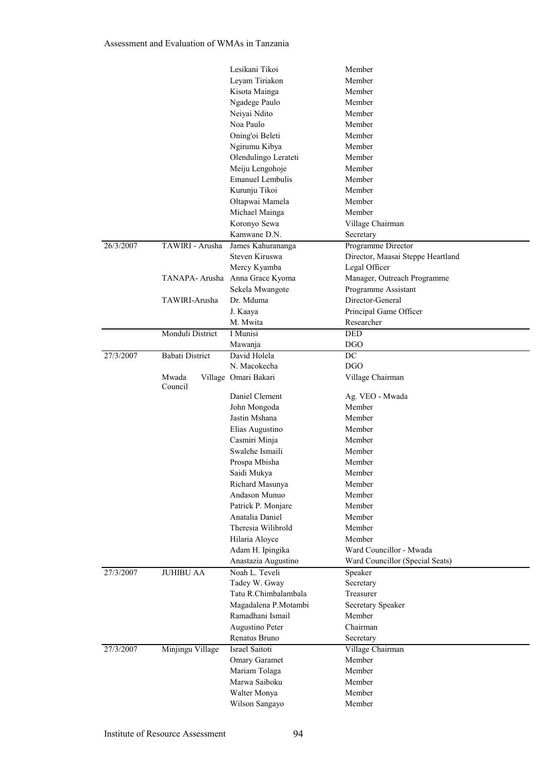| | | | |
|---|---|---|---|
| | | Lesikani Tikoi | Member |
| | | Leyam Tiriakon | Member |
| | | Kisota Mainga | Member |
| | | Ngadege Paulo | Member |
| | | Neiyai Ndito | Member |
| | | Noa Paulo | Member |
| | | Oning'oi Beleti | Member |
| | | Ngirumu Kibya | Member |
| | | Olendulingo Lerateti | Member |
| | | Meiju Lengohoje | Member |
| | | Emanuel Lembulis | Member |
| | | Kurunju Tikoi | Member |
| | | Oltapwai Mamela | Member |
| | | Michael Mainga | Member |
| | | Koronyo Sewa | Village Chairman |
| | | Kamwane D.N. | Secretary |
| 26/3/2007 | TAWIRI - Arusha | James Kahurananga | Programme Director |
| | | Steven Kiruswa | Director, Maasai Steppe Heartland |
| | | Mercy Kyamba | Legal Officer |
| | TANAPA- Arusha | Anna Grace Kyoma | Manager, Outreach Programme |
| | | Sekela Mwangote | Programme Assistant |
| | TAWIRI-Arusha | Dr. Mduma | Director-General |
| | | J. Kaaya | Principal Game Officer |
| | | M. Mwita | Researcher |
| | Monduli District | I Munisi | DED |
| | | Mawanja | DGO |
| 27/3/2007 | Babati District | David Holela | DC |
| | | N. Macokecha | DGO |
| | Mwada Village Council | Omari Bakari | Village Chairman |
| | | Daniel Clement | Ag. VEO - Mwada |
| | | John Mongoda | Member |
| | | Jastin Mshana | Member |
| | | Elias Augustino | Member |
| | | Casmiri Minja | Member |
| | | Swalehe Ismaili | Member |
| | | Prospa Mbisha | Member |
| | | Saidi Mukya | Member |
| | | Richard Masunya | Member |
| | | Andason Munuo | Member |
| | | Patrick P. Monjare | Member |
| | | Anatalia Daniel | Member |
| | | Theresia Wilibrold | Member |
| | | Hilaria Aloyce | Member |
| | | Adam H. Ipingika | Ward Councillor - Mwada |
| | | Anastazia Augustino | Ward Councillor (Special Seats) |
| 27/3/2007 | JUHIBU AA | Noah L. Teveli | Speaker |
| | | Tadey W. Gway | Secretary |
| | | Tatu R.Chimbalambala | Treasurer |
| | | Magadalena P.Motambi | Secretary Speaker |
| | | Ramadhani Ismail | Member |
| | | Augustino Peter | Chairman |
| | | Renatus Bruno | Secretary |
| 27/3/2007 | Minjingu Village | Israel Saitoti | Village Chairman |
| | | Omary Garamet | Member |
| | | Mariam Tolaga | Member |
| | | Marwa Saiboku | Member |
| | | Walter Monya | Member |
| | | Wilson Sangayo | Member |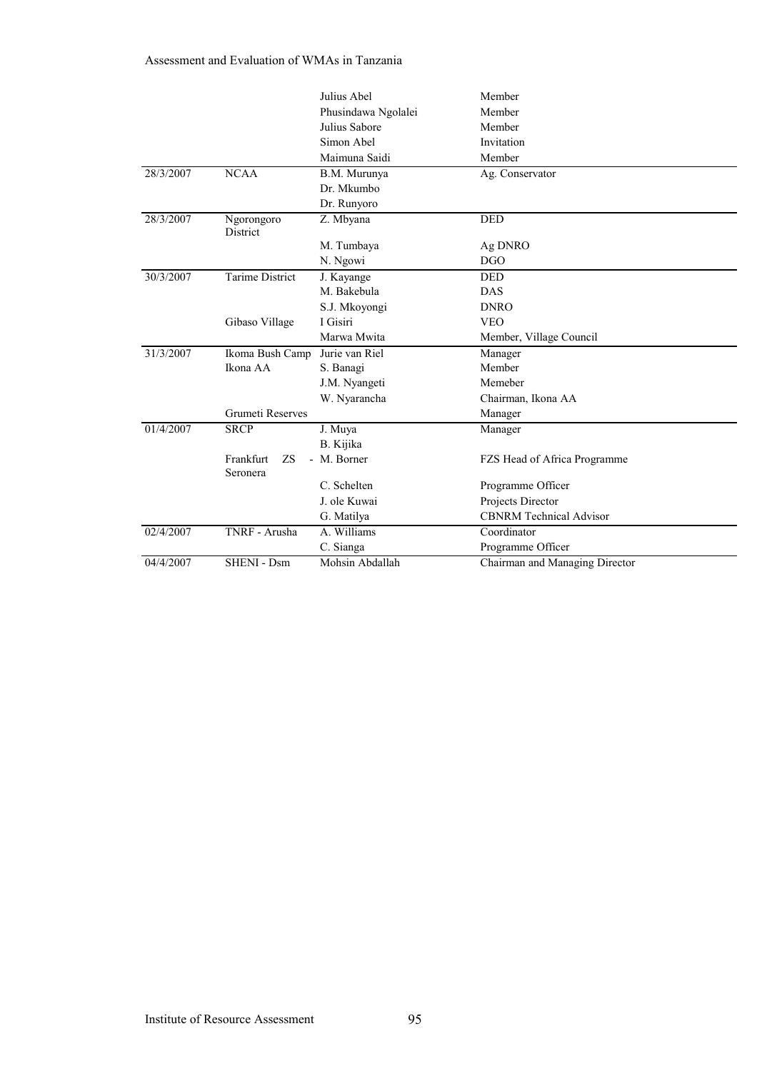| | | | |
|---|---|---|---|
| | | Julius Abel | Member |
| | | Phusindawa Ngolalei | Member |
| | | Julius Sabore | Member |
| | | Simon Abel | Invitation |
| | | Maimuna Saidi | Member |
| 28/3/2007 | NCAA | B.M. Murunya | Ag. Conservator |
| | | Dr. Mkumbo | |
| | | Dr. Runyoro | |
| 28/3/2007 | Ngorongoro District | Z. Mbyana | DED |
| | | M. Tumbaya | Ag DNRO |
| | | N. Ngowi | DGO |
| 30/3/2007 | Tarime District | J. Kayange | DED |
| | | M. Bakebula | DAS |
| | | S.J. Mkoyongi | DNRO |
| | Gibaso Village | I Gisiri | VEO |
| | | Marwa Mwita | Member, Village Council |
| 31/3/2007 | Ikoma Bush Camp | Jurie van Riel | Manager |
| | Ikona AA | S. Banagi | Member |
| | | J.M. Nyangeti | Memeber |
| | | W. Nyarancha | Chairman, Ikona AA |
| | Grumeti Reserves | | Manager |
| 01/4/2007 | SRCP | J. Muya | Manager |
| | | B. Kijika | |
| | Frankfurt ZS - Seronera | M. Borner | FZS Head of Africa Programme |
| | | C. Schelten | Programme Officer |
| | | J. ole Kuwai | Projects Director |
| | | G. Matilya | CBNRM Technical Advisor |
| 02/4/2007 | TNRF - Arusha | A. Williams | Coordinator |
| | | C. Sianga | Programme Officer |
| 04/4/2007 | SHENI - Dsm | Mohsin Abdallah | Chairman and Managing Director |